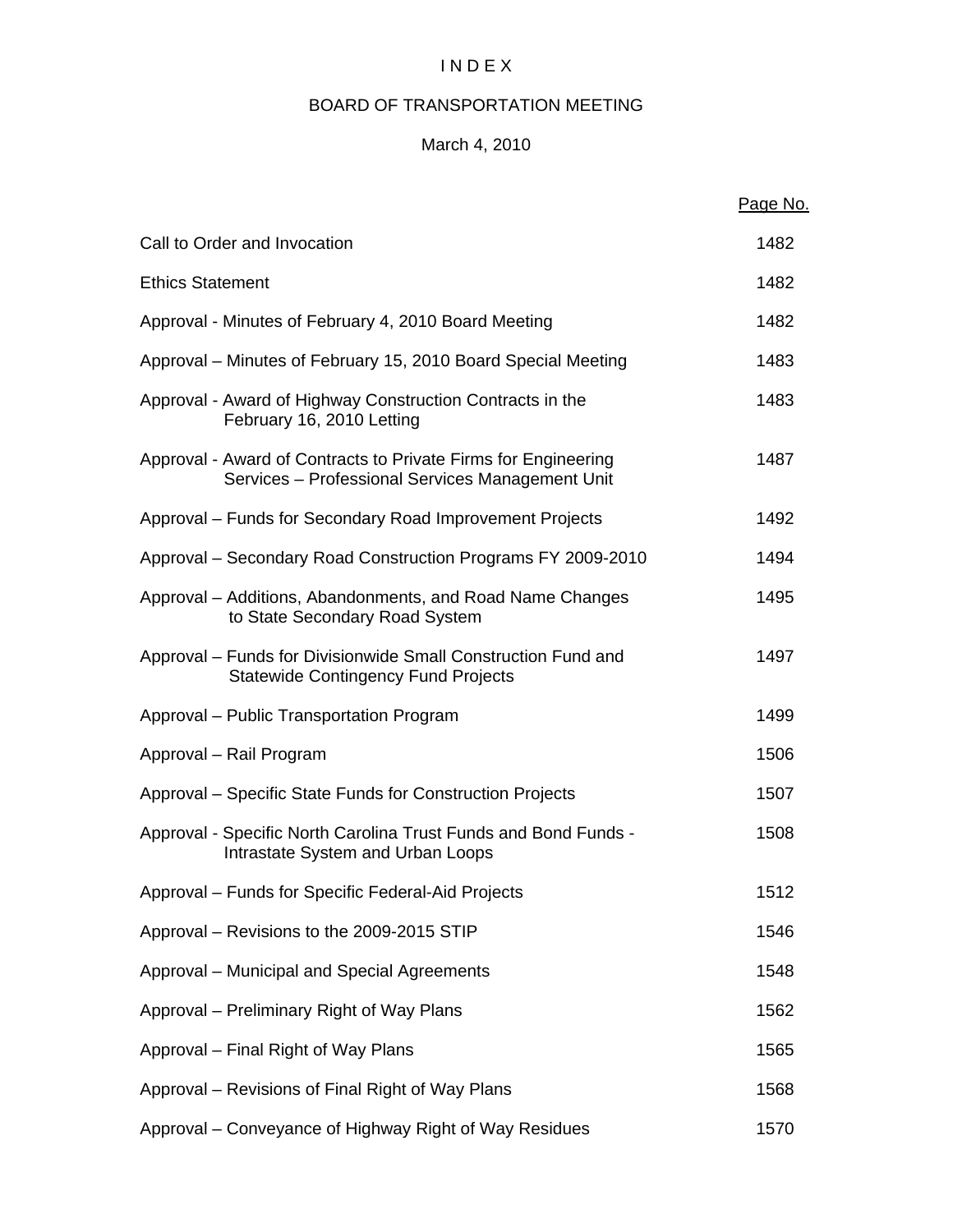# I N D E X

## BOARD OF TRANSPORTATION MEETING

## March 4, 2010

| | Page No. |
|---|---|
| Call to Order and Invocation | 1482 |
| Ethics Statement | 1482 |
| Approval - Minutes of February 4, 2010 Board Meeting | 1482 |
| Approval – Minutes of February 15, 2010 Board Special Meeting | 1483 |
| Approval - Award of Highway Construction Contracts in the February 16, 2010 Letting | 1483 |
| Approval - Award of Contracts to Private Firms for Engineering Services – Professional Services Management Unit | 1487 |
| Approval – Funds for Secondary Road Improvement Projects | 1492 |
| Approval – Secondary Road Construction Programs FY 2009-2010 | 1494 |
| Approval – Additions, Abandonments, and Road Name Changes to State Secondary Road System | 1495 |
| Approval – Funds for Divisionwide Small Construction Fund and Statewide Contingency Fund Projects | 1497 |
| Approval – Public Transportation Program | 1499 |
| Approval – Rail Program | 1506 |
| Approval – Specific State Funds for Construction Projects | 1507 |
| Approval - Specific North Carolina Trust Funds and Bond Funds - Intrastate System and Urban Loops | 1508 |
| Approval – Funds for Specific Federal-Aid Projects | 1512 |
| Approval – Revisions to the 2009-2015 STIP | 1546 |
| Approval – Municipal and Special Agreements | 1548 |
| Approval – Preliminary Right of Way Plans | 1562 |
| Approval – Final Right of Way Plans | 1565 |
| Approval – Revisions of Final Right of Way Plans | 1568 |
| Approval – Conveyance of Highway Right of Way Residues | 1570 |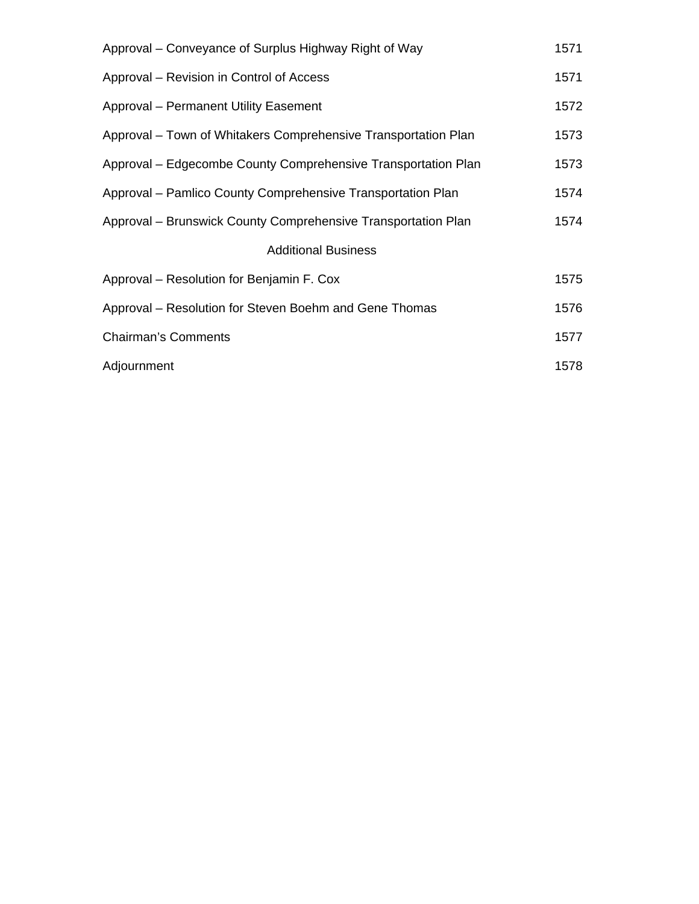| | |
|---|---|
| Approval – Conveyance of Surplus Highway Right of Way | 1571 |
| Approval – Revision in Control of Access | 1571 |
| Approval – Permanent Utility Easement | 1572 |
| Approval – Town of Whitakers Comprehensive Transportation Plan | 1573 |
| Approval – Edgecombe County Comprehensive Transportation Plan | 1573 |
| Approval – Pamlico County Comprehensive Transportation Plan | 1574 |
| Approval – Brunswick County Comprehensive Transportation Plan | 1574 |
| Additional Business | |
| Approval – Resolution for Benjamin F. Cox | 1575 |
| Approval – Resolution for Steven Boehm and Gene Thomas | 1576 |
| Chairman's Comments | 1577 |
| Adjournment | 1578 |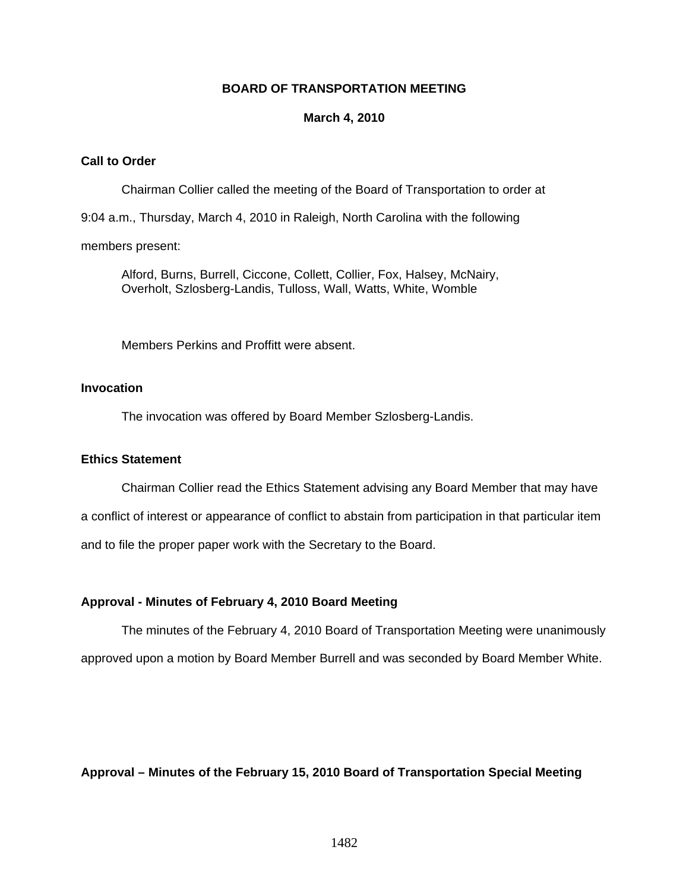## BOARD OF TRANSPORTATION MEETING

**March 4, 2010**

### Call to Order

Chairman Collier called the meeting of the Board of Transportation to order at 9:04 a.m., Thursday, March 4, 2010 in Raleigh, North Carolina with the following members present:

Alford, Burns, Burrell, Ciccone, Collett, Collier, Fox, Halsey, McNairy, Overholt, Szlosberg-Landis, Tulloss, Wall, Watts, White, Womble

Members Perkins and Proffitt were absent.

### Invocation

The invocation was offered by Board Member Szlosberg-Landis.

### Ethics Statement

Chairman Collier read the Ethics Statement advising any Board Member that may have a conflict of interest or appearance of conflict to abstain from participation in that particular item and to file the proper paper work with the Secretary to the Board.

### Approval - Minutes of February 4, 2010 Board Meeting

The minutes of the February 4, 2010 Board of Transportation Meeting were unanimously approved upon a motion by Board Member Burrell and was seconded by Board Member White.

### Approval – Minutes of the February 15, 2010 Board of Transportation Special Meeting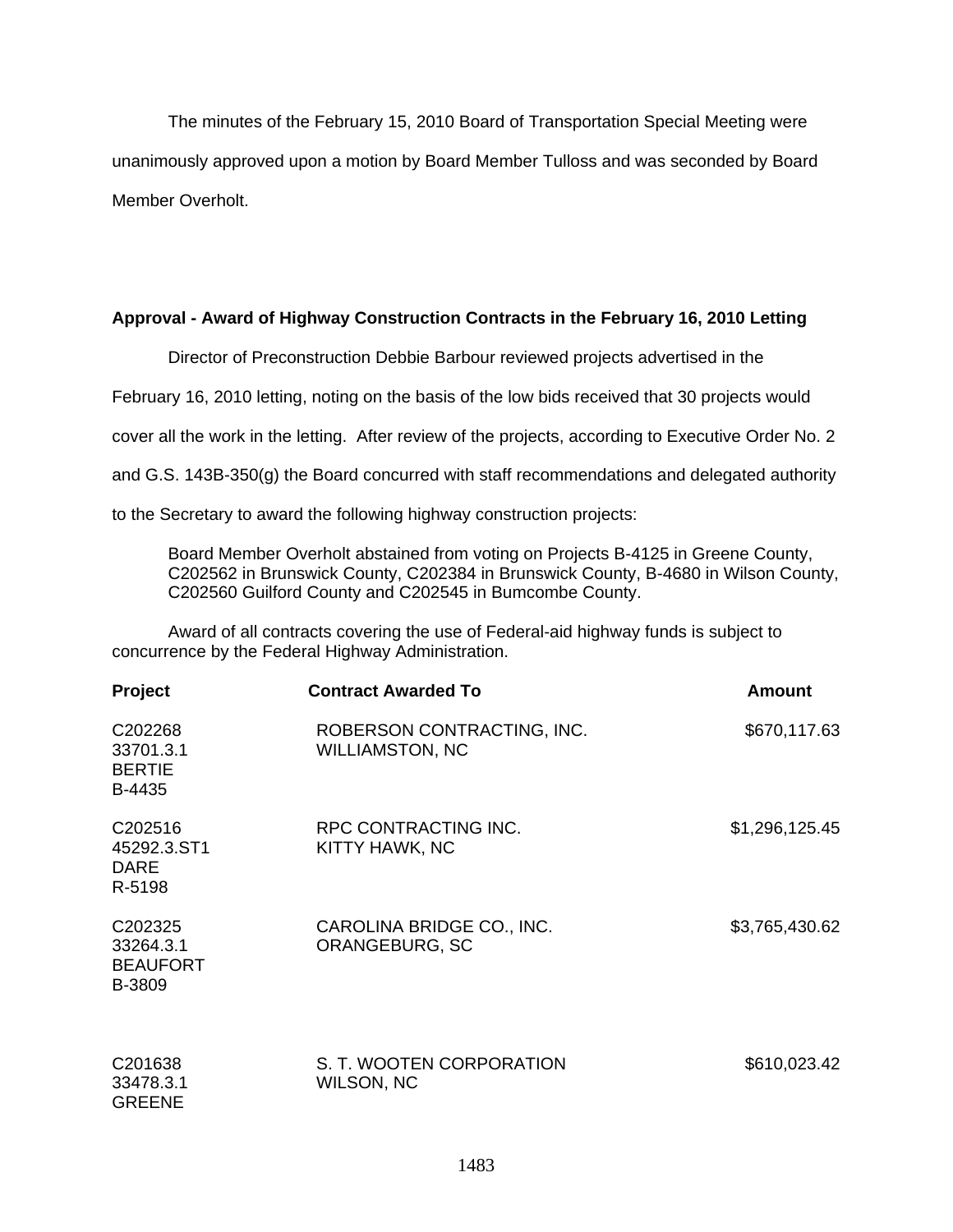The minutes of the February 15, 2010 Board of Transportation Special Meeting were unanimously approved upon a motion by Board Member Tulloss and was seconded by Board Member Overholt.

**Approval - Award of Highway Construction Contracts in the February 16, 2010 Letting**

Director of Preconstruction Debbie Barbour reviewed projects advertised in the February 16, 2010 letting, noting on the basis of the low bids received that 30 projects would cover all the work in the letting. After review of the projects, according to Executive Order No. 2 and G.S. 143B-350(g) the Board concurred with staff recommendations and delegated authority to the Secretary to award the following highway construction projects:

Board Member Overholt abstained from voting on Projects B-4125 in Greene County, C202562 in Brunswick County, C202384 in Brunswick County, B-4680 in Wilson County, C202560 Guilford County and C202545 in Bumcombe County.

Award of all contracts covering the use of Federal-aid highway funds is subject to concurrence by the Federal Highway Administration.

| Project | Contract Awarded To | Amount |
|---|---|---|
| C202268<br>33701.3.1<br>BERTIE<br>B-4435 | ROBERSON CONTRACTING, INC.<br>WILLIAMSTON, NC | $670,117.63 |
| C202516<br>45292.3.ST1<br>DARE<br>R-5198 | RPC CONTRACTING INC.<br>KITTY HAWK, NC | $1,296,125.45 |
| C202325<br>33264.3.1<br>BEAUFORT<br>B-3809 | CAROLINA BRIDGE CO., INC.<br>ORANGEBURG, SC | $3,765,430.62 |
| C201638<br>33478.3.1<br>GREENE | S. T. WOOTEN CORPORATION<br>WILSON, NC | $610,023.42 |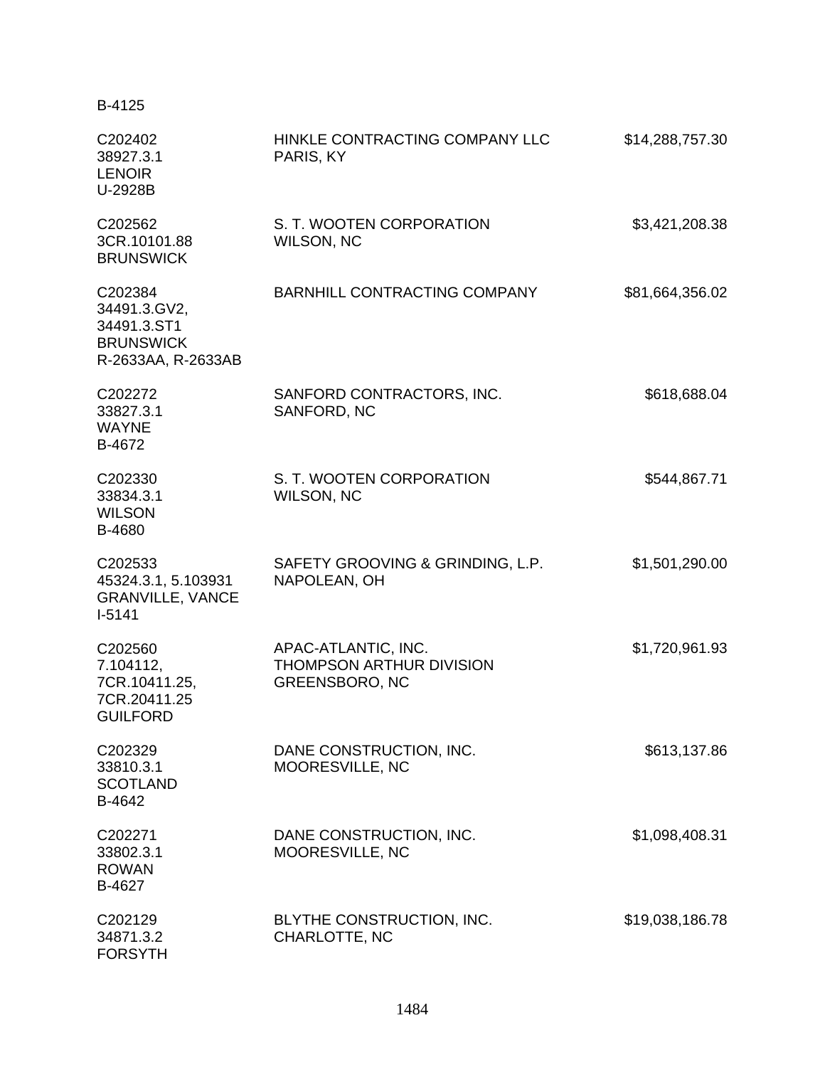B-4125

| | | |
|---|---|---|
| C202402<br>38927.3.1<br>LENOIR<br>U-2928B | HINKLE CONTRACTING COMPANY LLC<br>PARIS, KY | $14,288,757.30 |
| C202562<br>3CR.10101.88<br>BRUNSWICK | S. T. WOOTEN CORPORATION<br>WILSON, NC | $3,421,208.38 |
| C202384<br>34491.3.GV2,<br>34491.3.ST1<br>BRUNSWICK<br>R-2633AA, R-2633AB | BARNHILL CONTRACTING COMPANY | $81,664,356.02 |
| C202272<br>33827.3.1<br>WAYNE<br>B-4672 | SANFORD CONTRACTORS, INC.<br>SANFORD, NC | $618,688.04 |
| C202330<br>33834.3.1<br>WILSON<br>B-4680 | S. T. WOOTEN CORPORATION<br>WILSON, NC | $544,867.71 |
| C202533<br>45324.3.1, 5.103931<br>GRANVILLE, VANCE<br>I-5141 | SAFETY GROOVING & GRINDING, L.P.<br>NAPOLEAN, OH | $1,501,290.00 |
| C202560<br>7.104112,<br>7CR.10411.25,<br>7CR.20411.25<br>GUILFORD | APAC-ATLANTIC, INC.<br>THOMPSON ARTHUR DIVISION<br>GREENSBORO, NC | $1,720,961.93 |
| C202329<br>33810.3.1<br>SCOTLAND<br>B-4642 | DANE CONSTRUCTION, INC.<br>MOORESVILLE, NC | $613,137.86 |
| C202271<br>33802.3.1<br>ROWAN<br>B-4627 | DANE CONSTRUCTION, INC.<br>MOORESVILLE, NC | $1,098,408.31 |
| C202129<br>34871.3.2<br>FORSYTH | BLYTHE CONSTRUCTION, INC.<br>CHARLOTTE, NC | $19,038,186.78 |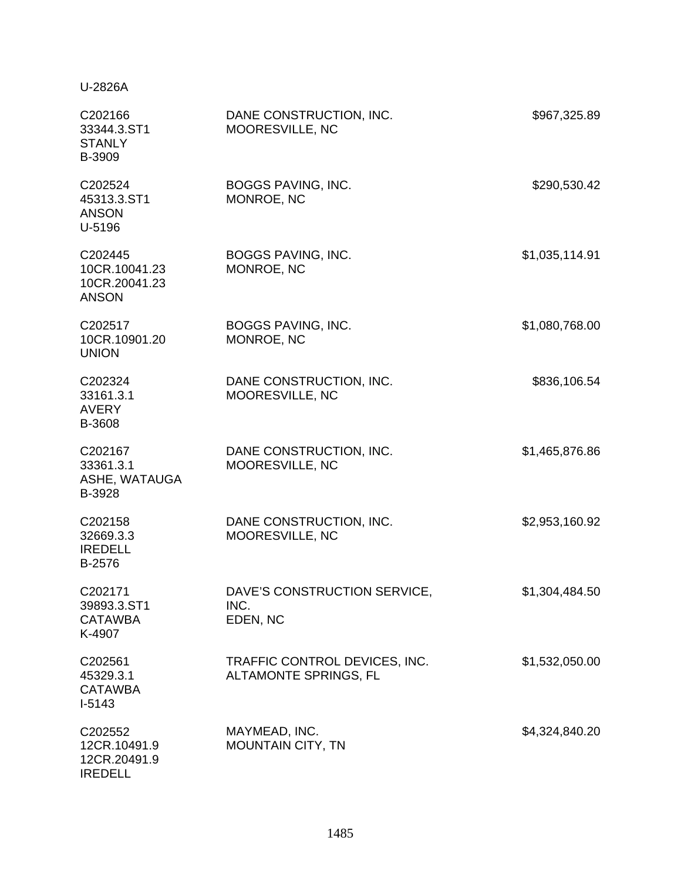U-2826A

| | | |
|---|---|---|
| C202166<br>33344.3.ST1<br>STANLY<br>B-3909 | DANE CONSTRUCTION, INC.<br>MOORESVILLE, NC | $967,325.89 |
| C202524<br>45313.3.ST1<br>ANSON<br>U-5196 | BOGGS PAVING, INC.<br>MONROE, NC | $290,530.42 |
| C202445<br>10CR.10041.23<br>10CR.20041.23<br>ANSON | BOGGS PAVING, INC.<br>MONROE, NC | $1,035,114.91 |
| C202517<br>10CR.10901.20<br>UNION | BOGGS PAVING, INC.<br>MONROE, NC | $1,080,768.00 |
| C202324<br>33161.3.1<br>AVERY<br>B-3608 | DANE CONSTRUCTION, INC.<br>MOORESVILLE, NC | $836,106.54 |
| C202167<br>33361.3.1<br>ASHE, WATAUGA<br>B-3928 | DANE CONSTRUCTION, INC.<br>MOORESVILLE, NC | $1,465,876.86 |
| C202158<br>32669.3.3<br>IREDELL<br>B-2576 | DANE CONSTRUCTION, INC.<br>MOORESVILLE, NC | $2,953,160.92 |
| C202171<br>39893.3.ST1<br>CATAWBA<br>K-4907 | DAVE'S CONSTRUCTION SERVICE, INC.<br>EDEN, NC | $1,304,484.50 |
| C202561<br>45329.3.1<br>CATAWBA<br>I-5143 | TRAFFIC CONTROL DEVICES, INC.<br>ALTAMONTE SPRINGS, FL | $1,532,050.00 |
| C202552<br>12CR.10491.9<br>12CR.20491.9<br>IREDELL | MAYMEAD, INC.<br>MOUNTAIN CITY, TN | $4,324,840.20 |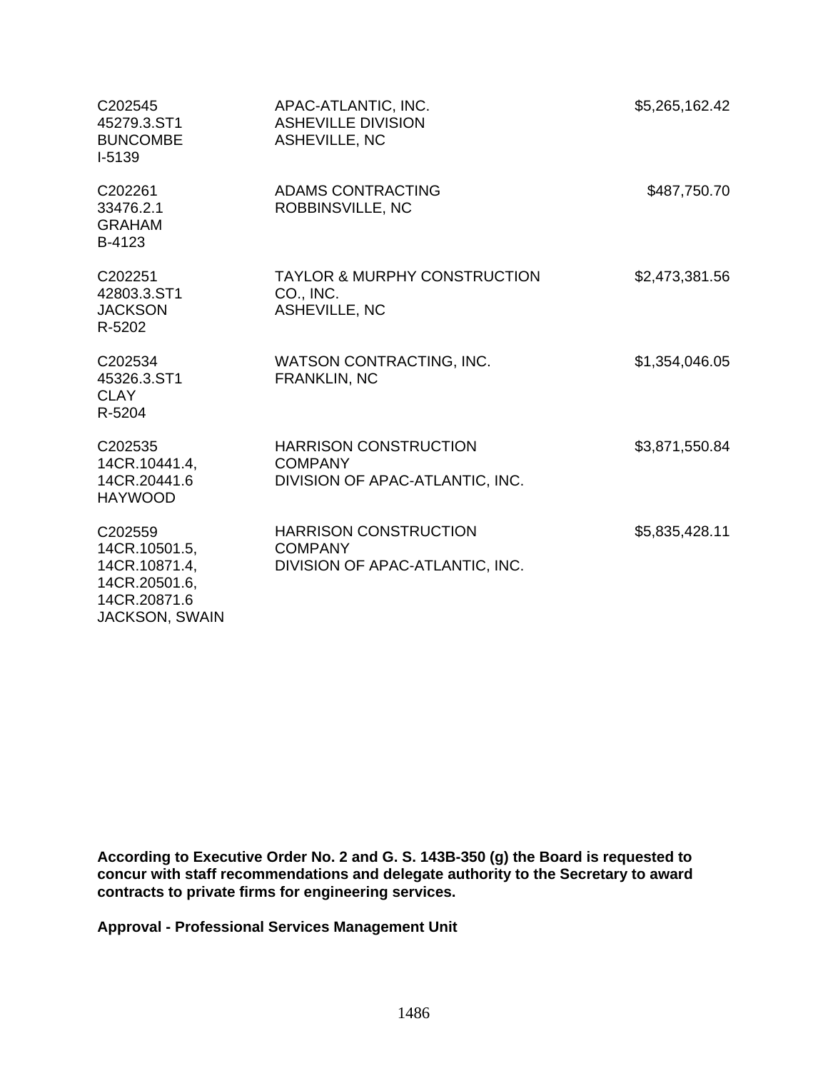| | | |
|---|---|---|
| C202545<br>45279.3.ST1<br>BUNCOMBE<br>I-5139 | APAC-ATLANTIC, INC.<br>ASHEVILLE DIVISION<br>ASHEVILLE, NC | $5,265,162.42 |
| C202261<br>33476.2.1<br>GRAHAM<br>B-4123 | ADAMS CONTRACTING<br>ROBBINSVILLE, NC | $487,750.70 |
| C202251<br>42803.3.ST1<br>JACKSON<br>R-5202 | TAYLOR & MURPHY CONSTRUCTION<br>CO., INC.<br>ASHEVILLE, NC | $2,473,381.56 |
| C202534<br>45326.3.ST1<br>CLAY<br>R-5204 | WATSON CONTRACTING, INC.<br>FRANKLIN, NC | $1,354,046.05 |
| C202535<br>14CR.10441.4,<br>14CR.20441.6<br>HAYWOOD | HARRISON CONSTRUCTION<br>COMPANY<br>DIVISION OF APAC-ATLANTIC, INC. | $3,871,550.84 |
| C202559<br>14CR.10501.5,<br>14CR.10871.4,<br>14CR.20501.6,<br>14CR.20871.6<br>JACKSON, SWAIN | HARRISON CONSTRUCTION<br>COMPANY<br>DIVISION OF APAC-ATLANTIC, INC. | $5,835,428.11 |

**According to Executive Order No. 2 and G. S. 143B-350 (g) the Board is requested to concur with staff recommendations and delegate authority to the Secretary to award contracts to private firms for engineering services.**

**Approval - Professional Services Management Unit**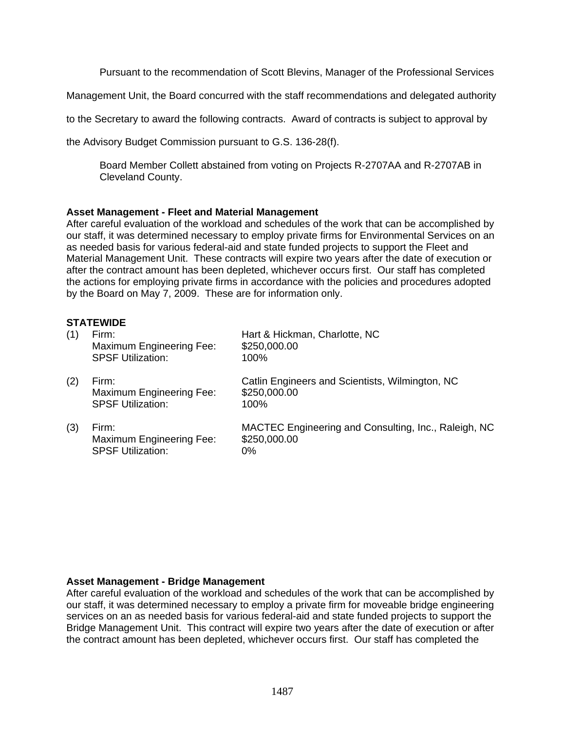Pursuant to the recommendation of Scott Blevins, Manager of the Professional Services Management Unit, the Board concurred with the staff recommendations and delegated authority to the Secretary to award the following contracts. Award of contracts is subject to approval by the Advisory Budget Commission pursuant to G.S. 136-28(f).

Board Member Collett abstained from voting on Projects R-2707AA and R-2707AB in Cleveland County.

**Asset Management - Fleet and Material Management**
After careful evaluation of the workload and schedules of the work that can be accomplished by our staff, it was determined necessary to employ private firms for Environmental Services on an as needed basis for various federal-aid and state funded projects to support the Fleet and Material Management Unit. These contracts will expire two years after the date of execution or after the contract amount has been depleted, whichever occurs first. Our staff has completed the actions for employing private firms in accordance with the policies and procedures adopted by the Board on May 7, 2009. These are for information only.

**STATEWIDE**

(1) Firm: Hart & Hickman, Charlotte, NC
Maximum Engineering Fee: $250,000.00
SPSF Utilization: 100%

(2) Firm: Catlin Engineers and Scientists, Wilmington, NC
Maximum Engineering Fee: $250,000.00
SPSF Utilization: 100%

(3) Firm: MACTEC Engineering and Consulting, Inc., Raleigh, NC
Maximum Engineering Fee: $250,000.00
SPSF Utilization: 0%

**Asset Management - Bridge Management**
After careful evaluation of the workload and schedules of the work that can be accomplished by our staff, it was determined necessary to employ a private firm for moveable bridge engineering services on an as needed basis for various federal-aid and state funded projects to support the Bridge Management Unit. This contract will expire two years after the date of execution or after the contract amount has been depleted, whichever occurs first. Our staff has completed the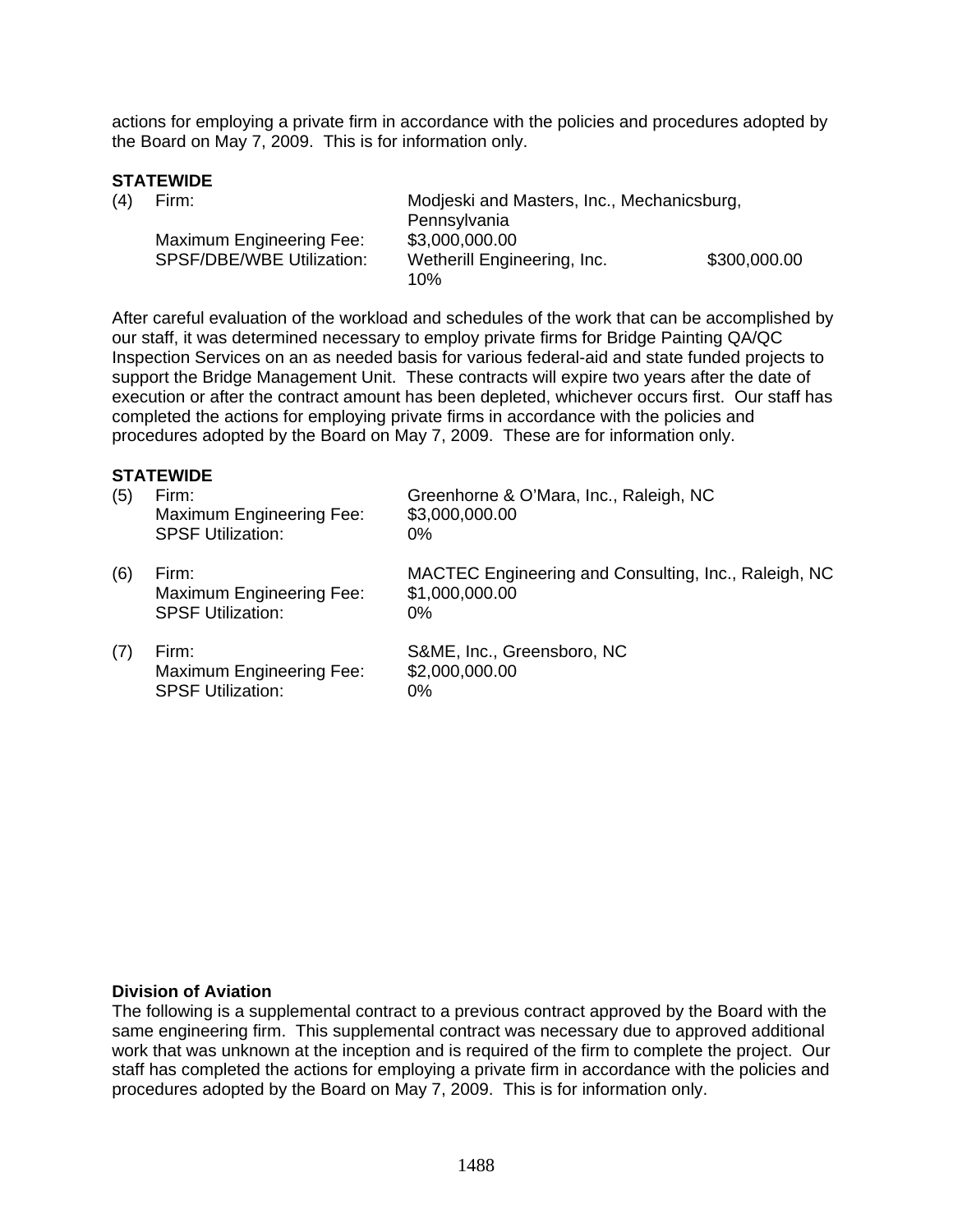actions for employing a private firm in accordance with the policies and procedures adopted by the Board on May 7, 2009. This is for information only.

**STATEWIDE**

(4) Firm: Modjeski and Masters, Inc., Mechanicsburg, Pennsylvania
Maximum Engineering Fee: $3,000,000.00
SPSF/DBE/WBE Utilization: Wetherill Engineering, Inc. $300,000.00 10%

After careful evaluation of the workload and schedules of the work that can be accomplished by our staff, it was determined necessary to employ private firms for Bridge Painting QA/QC Inspection Services on an as needed basis for various federal-aid and state funded projects to support the Bridge Management Unit. These contracts will expire two years after the date of execution or after the contract amount has been depleted, whichever occurs first. Our staff has completed the actions for employing private firms in accordance with the policies and procedures adopted by the Board on May 7, 2009. These are for information only.

**STATEWIDE**

(5) Firm: Greenhorne & O'Mara, Inc., Raleigh, NC
Maximum Engineering Fee: $3,000,000.00
SPSF Utilization: 0%

(6) Firm: MACTEC Engineering and Consulting, Inc., Raleigh, NC
Maximum Engineering Fee: $1,000,000.00
SPSF Utilization: 0%

(7) Firm: S&ME, Inc., Greensboro, NC
Maximum Engineering Fee: $2,000,000.00
SPSF Utilization: 0%

**Division of Aviation**

The following is a supplemental contract to a previous contract approved by the Board with the same engineering firm. This supplemental contract was necessary due to approved additional work that was unknown at the inception and is required of the firm to complete the project. Our staff has completed the actions for employing a private firm in accordance with the policies and procedures adopted by the Board on May 7, 2009. This is for information only.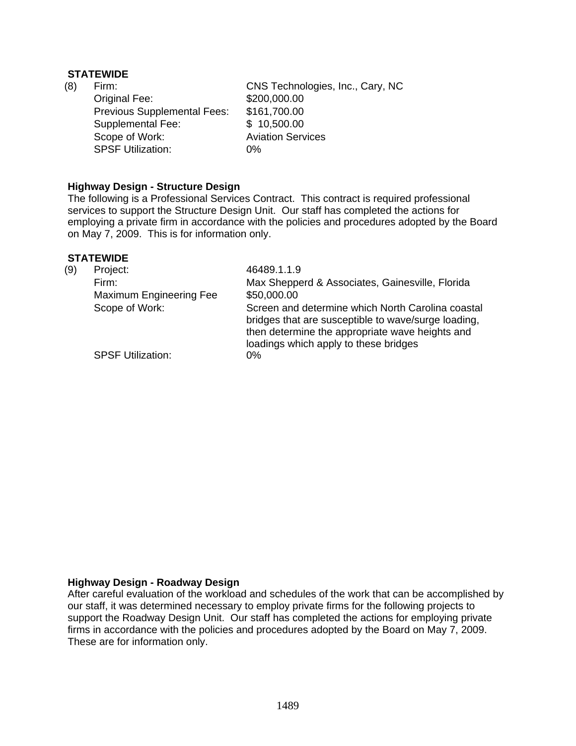**STATEWIDE**

(8) Firm: CNS Technologies, Inc., Cary, NC
Original Fee: $200,000.00
Previous Supplemental Fees: $161,700.00
Supplemental Fee: $ 10,500.00
Scope of Work: Aviation Services
SPSF Utilization: 0%

**Highway Design - Structure Design**

The following is a Professional Services Contract. This contract is required professional services to support the Structure Design Unit. Our staff has completed the actions for employing a private firm in accordance with the policies and procedures adopted by the Board on May 7, 2009. This is for information only.

**STATEWIDE**

(9) Project: 46489.1.1.9
Firm: Max Shepperd & Associates, Gainesville, Florida
Maximum Engineering Fee $50,000.00
Scope of Work: Screen and determine which North Carolina coastal bridges that are susceptible to wave/surge loading, then determine the appropriate wave heights and loadings which apply to these bridges
SPSF Utilization: 0%

**Highway Design - Roadway Design**

After careful evaluation of the workload and schedules of the work that can be accomplished by our staff, it was determined necessary to employ private firms for the following projects to support the Roadway Design Unit. Our staff has completed the actions for employing private firms in accordance with the policies and procedures adopted by the Board on May 7, 2009. These are for information only.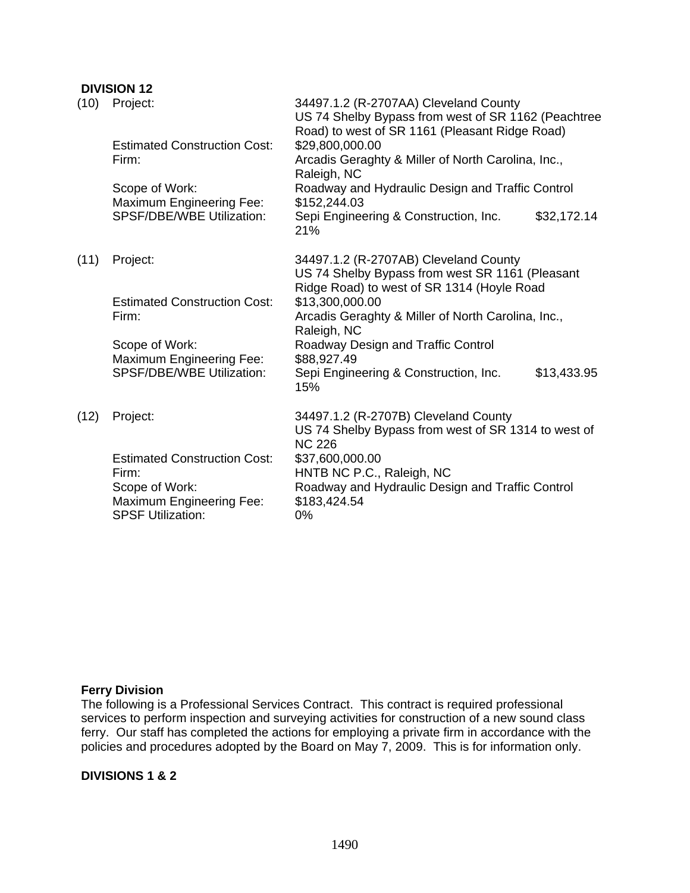**DIVISION 12**

(10) Project: 34497.1.2 (R-2707AA) Cleveland County
US 74 Shelby Bypass from west of SR 1162 (Peachtree Road) to west of SR 1161 (Pleasant Ridge Road)

Estimated Construction Cost: $29,800,000.00

Firm: Arcadis Geraghty & Miller of North Carolina, Inc., Raleigh, NC

Scope of Work: Roadway and Hydraulic Design and Traffic Control

Maximum Engineering Fee: $152,244.03

SPSF/DBE/WBE Utilization: Sepi Engineering & Construction, Inc. $32,172.14
21%

(11) Project: 34497.1.2 (R-2707AB) Cleveland County
US 74 Shelby Bypass from west SR 1161 (Pleasant Ridge Road) to west of SR 1314 (Hoyle Road

Estimated Construction Cost: $13,300,000.00

Firm: Arcadis Geraghty & Miller of North Carolina, Inc., Raleigh, NC

Scope of Work: Roadway Design and Traffic Control

Maximum Engineering Fee: $88,927.49

SPSF/DBE/WBE Utilization: Sepi Engineering & Construction, Inc. $13,433.95
15%

(12) Project: 34497.1.2 (R-2707B) Cleveland County
US 74 Shelby Bypass from west of SR 1314 to west of NC 226

Estimated Construction Cost: $37,600,000.00

Firm: HNTB NC P.C., Raleigh, NC

Scope of Work: Roadway and Hydraulic Design and Traffic Control

Maximum Engineering Fee: $183,424.54

SPSF Utilization: 0%

**Ferry Division**

The following is a Professional Services Contract. This contract is required professional services to perform inspection and surveying activities for construction of a new sound class ferry. Our staff has completed the actions for employing a private firm in accordance with the policies and procedures adopted by the Board on May 7, 2009. This is for information only.

**DIVISIONS 1 & 2**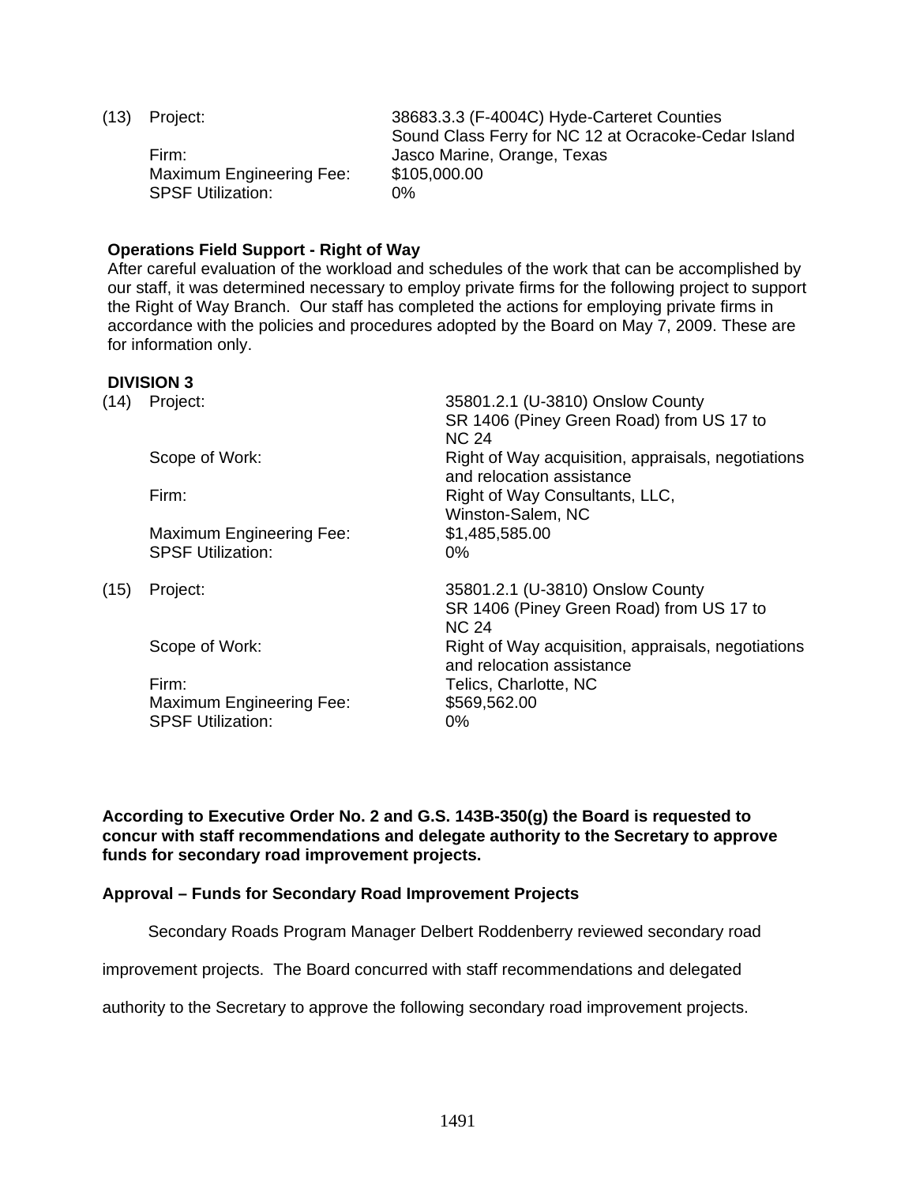(13) Project: 38683.3.3 (F-4004C) Hyde-Carteret Counties Sound Class Ferry for NC 12 at Ocracoke-Cedar Island
Firm: Jasco Marine, Orange, Texas
Maximum Engineering Fee: $105,000.00
SPSF Utilization: 0%

**Operations Field Support - Right of Way**

After careful evaluation of the workload and schedules of the work that can be accomplished by our staff, it was determined necessary to employ private firms for the following project to support the Right of Way Branch. Our staff has completed the actions for employing private firms in accordance with the policies and procedures adopted by the Board on May 7, 2009. These are for information only.

**DIVISION 3**

(14) Project: 35801.2.1 (U-3810) Onslow County SR 1406 (Piney Green Road) from US 17 to NC 24
Scope of Work: Right of Way acquisition, appraisals, negotiations and relocation assistance
Firm: Right of Way Consultants, LLC, Winston-Salem, NC
Maximum Engineering Fee: $1,485,585.00
SPSF Utilization: 0%

(15) Project: 35801.2.1 (U-3810) Onslow County SR 1406 (Piney Green Road) from US 17 to NC 24
Scope of Work: Right of Way acquisition, appraisals, negotiations and relocation assistance
Firm: Telics, Charlotte, NC
Maximum Engineering Fee: $569,562.00
SPSF Utilization: 0%

**According to Executive Order No. 2 and G.S. 143B-350(g) the Board is requested to concur with staff recommendations and delegate authority to the Secretary to approve funds for secondary road improvement projects.**

**Approval – Funds for Secondary Road Improvement Projects**

Secondary Roads Program Manager Delbert Roddenberry reviewed secondary road improvement projects. The Board concurred with staff recommendations and delegated authority to the Secretary to approve the following secondary road improvement projects.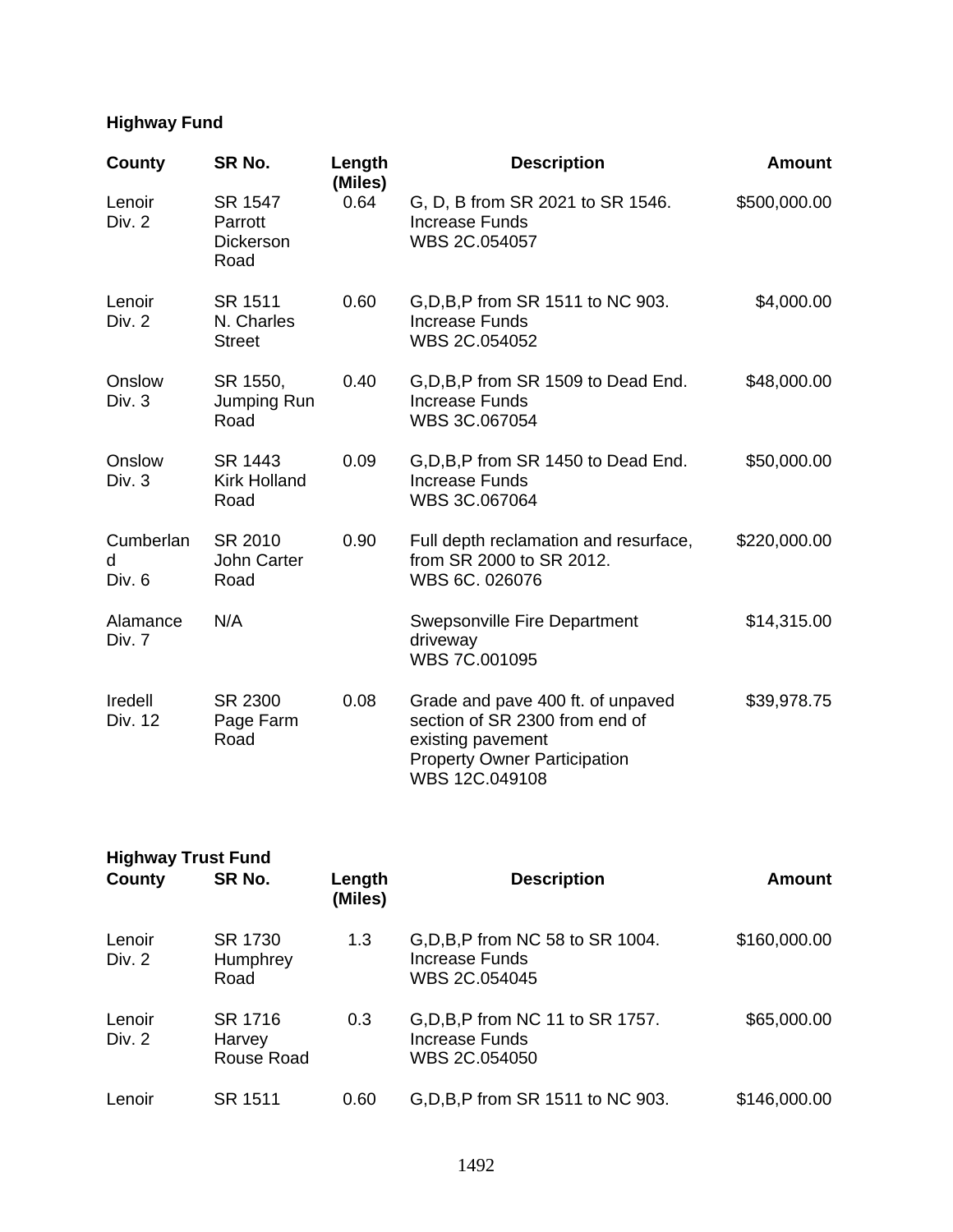**Highway Fund**

| County | SR No. | Length (Miles) | Description | Amount |
|---|---|---|---|---|
| Lenoir Div. 2 | SR 1547 Parrott Dickerson Road | 0.64 | G, D, B from SR 2021 to SR 1546. Increase Funds WBS 2C.054057 | $500,000.00 |
| Lenoir Div. 2 | SR 1511 N. Charles Street | 0.60 | G,D,B,P from SR 1511 to NC 903. Increase Funds WBS 2C.054052 | $4,000.00 |
| Onslow Div. 3 | SR 1550, Jumping Run Road | 0.40 | G,D,B,P from SR 1509 to Dead End. Increase Funds WBS 3C.067054 | $48,000.00 |
| Onslow Div. 3 | SR 1443 Kirk Holland Road | 0.09 | G,D,B,P from SR 1450 to Dead End. Increase Funds WBS 3C.067064 | $50,000.00 |
| Cumberland Div. 6 | SR 2010 John Carter Road | 0.90 | Full depth reclamation and resurface, from SR 2000 to SR 2012. WBS 6C. 026076 | $220,000.00 |
| Alamance Div. 7 | N/A | | Swepsonville Fire Department driveway WBS 7C.001095 | $14,315.00 |
| Iredell Div. 12 | SR 2300 Page Farm Road | 0.08 | Grade and pave 400 ft. of unpaved section of SR 2300 from end of existing pavement Property Owner Participation WBS 12C.049108 | $39,978.75 |

**Highway Trust Fund**

| County | SR No. | Length (Miles) | Description | Amount |
|---|---|---|---|---|
| Lenoir Div. 2 | SR 1730 Humphrey Road | 1.3 | G,D,B,P from NC 58 to SR 1004. Increase Funds WBS 2C.054045 | $160,000.00 |
| Lenoir Div. 2 | SR 1716 Harvey Rouse Road | 0.3 | G,D,B,P from NC 11 to SR 1757. Increase Funds WBS 2C.054050 | $65,000.00 |
| Lenoir | SR 1511 | 0.60 | G,D,B,P from SR 1511 to NC 903. | $146,000.00 |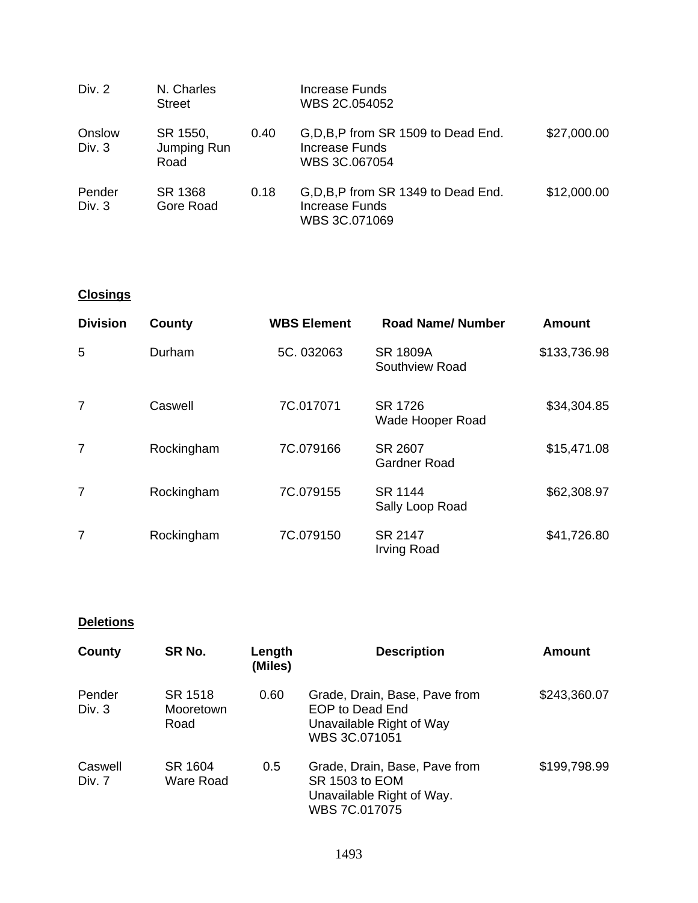| | | | | |
|---|---|---|---|---|
| Div. 2 | N. Charles Street | | Increase Funds<br>WBS 2C.054052 | |
| Onslow<br>Div. 3 | SR 1550, Jumping Run Road | 0.40 | G,D,B,P from SR 1509 to Dead End.<br>Increase Funds<br>WBS 3C.067054 | $27,000.00 |
| Pender<br>Div. 3 | SR 1368<br>Gore Road | 0.18 | G,D,B,P from SR 1349 to Dead End.<br>Increase Funds<br>WBS 3C.071069 | $12,000.00 |

**Closings**

| Division | County | WBS Element | Road Name/ Number | Amount |
|---|---|---|---|---|
| 5 | Durham | 5C. 032063 | SR 1809A<br>Southview Road | $133,736.98 |
| 7 | Caswell | 7C.017071 | SR 1726<br>Wade Hooper Road | $34,304.85 |
| 7 | Rockingham | 7C.079166 | SR 2607<br>Gardner Road | $15,471.08 |
| 7 | Rockingham | 7C.079155 | SR 1144<br>Sally Loop Road | $62,308.97 |
| 7 | Rockingham | 7C.079150 | SR 2147<br>Irving Road | $41,726.80 |

**Deletions**

| County | SR No. | Length (Miles) | Description | Amount |
|---|---|---|---|---|
| Pender<br>Div. 3 | SR 1518<br>Mooretown Road | 0.60 | Grade, Drain, Base, Pave from EOP to Dead End<br>Unavailable Right of Way<br>WBS 3C.071051 | $243,360.07 |
| Caswell<br>Div. 7 | SR 1604<br>Ware Road | 0.5 | Grade, Drain, Base, Pave from SR 1503 to EOM<br>Unavailable Right of Way.<br>WBS 7C.017075 | $199,798.99 |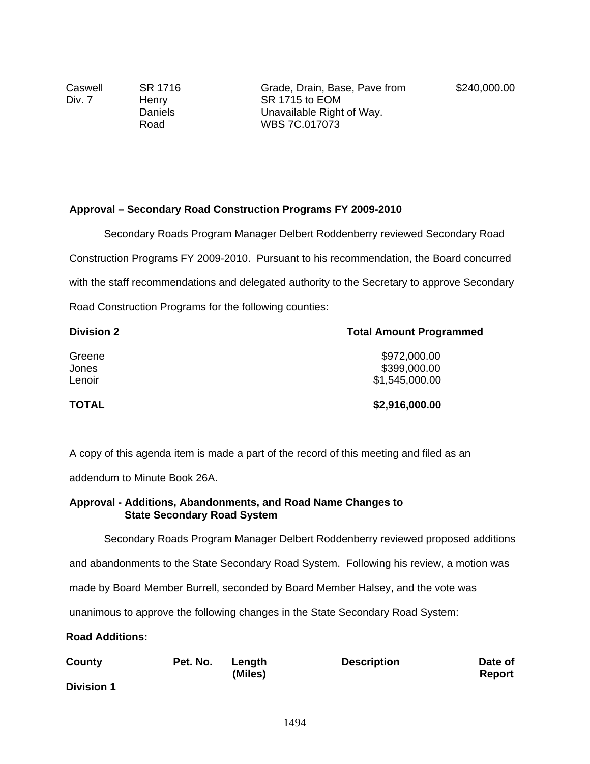| | | | |
|---|---|---|---|
| Caswell<br>Div. 7 | SR 1716<br>Henry<br>Daniels<br>Road | Grade, Drain, Base, Pave from<br>SR 1715 to EOM<br>Unavailable Right of Way.<br>WBS 7C.017073 | $240,000.00 |

**Approval – Secondary Road Construction Programs FY 2009-2010**

Secondary Roads Program Manager Delbert Roddenberry reviewed Secondary Road Construction Programs FY 2009-2010. Pursuant to his recommendation, the Board concurred with the staff recommendations and delegated authority to the Secretary to approve Secondary Road Construction Programs for the following counties:

| **Division 2** | **Total Amount Programmed** |
|---|---|
| Greene | $972,000.00 |
| Jones | $399,000.00 |
| Lenoir | $1,545,000.00 |
| **TOTAL** | **$2,916,000.00** |

A copy of this agenda item is made a part of the record of this meeting and filed as an addendum to Minute Book 26A.

**Approval - Additions, Abandonments, and Road Name Changes to State Secondary Road System**

Secondary Roads Program Manager Delbert Roddenberry reviewed proposed additions and abandonments to the State Secondary Road System. Following his review, a motion was made by Board Member Burrell, seconded by Board Member Halsey, and the vote was unanimous to approve the following changes in the State Secondary Road System:

**Road Additions:**

| **County** | **Pet. No.** | **Length (Miles)** | **Description** | **Date of Report** |
|---|---|---|---|---|
| **Division 1** | | | | |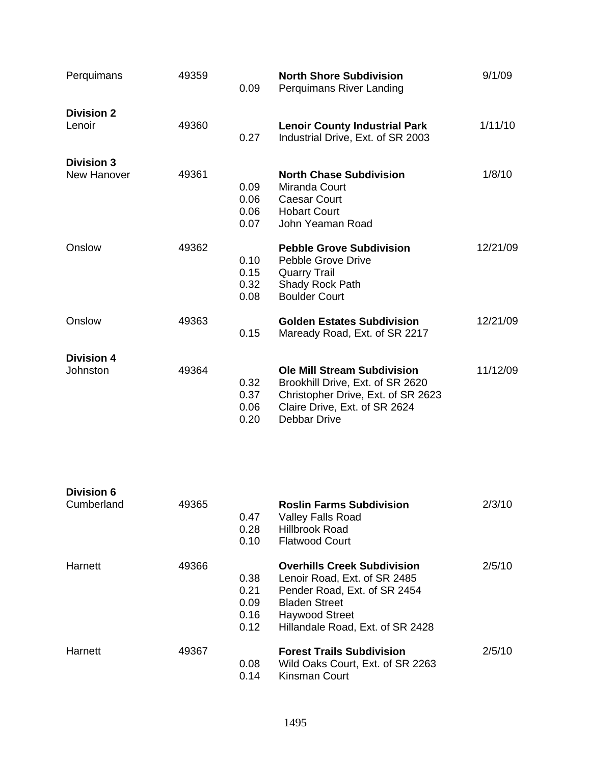| County | Number | Miles | Subdivision / Road | Date |
|---|---|---|---|---|
| Perquimans | 49359 | | **North Shore Subdivision** | 9/1/09 |
| | | 0.09 | Perquimans River Landing | |
| **Division 2** | | | | |
| Lenoir | 49360 | | **Lenoir County Industrial Park** | 1/11/10 |
| | | 0.27 | Industrial Drive, Ext. of SR 2003 | |
| **Division 3** | | | | |
| New Hanover | 49361 | | **North Chase Subdivision** | 1/8/10 |
| | | 0.09 | Miranda Court | |
| | | 0.06 | Caesar Court | |
| | | 0.06 | Hobart Court | |
| | | 0.07 | John Yeaman Road | |
| Onslow | 49362 | | **Pebble Grove Subdivision** | 12/21/09 |
| | | 0.10 | Pebble Grove Drive | |
| | | 0.15 | Quarry Trail | |
| | | 0.32 | Shady Rock Path | |
| | | 0.08 | Boulder Court | |
| Onslow | 49363 | | **Golden Estates Subdivision** | 12/21/09 |
| | | 0.15 | Maready Road, Ext. of SR 2217 | |
| **Division 4** | | | | |
| Johnston | 49364 | | **Ole Mill Stream Subdivision** | 11/12/09 |
| | | 0.32 | Brookhill Drive, Ext. of SR 2620 | |
| | | 0.37 | Christopher Drive, Ext. of SR 2623 | |
| | | 0.06 | Claire Drive, Ext. of SR 2624 | |
| | | 0.20 | Debbar Drive | |
| **Division 6** | | | | |
| Cumberland | 49365 | | **Roslin Farms Subdivision** | 2/3/10 |
| | | 0.47 | Valley Falls Road | |
| | | 0.28 | Hillbrook Road | |
| | | 0.10 | Flatwood Court | |
| Harnett | 49366 | | **Overhills Creek Subdivision** | 2/5/10 |
| | | 0.38 | Lenoir Road, Ext. of SR 2485 | |
| | | 0.21 | Pender Road, Ext. of SR 2454 | |
| | | 0.09 | Bladen Street | |
| | | 0.16 | Haywood Street | |
| | | 0.12 | Hillandale Road, Ext. of SR 2428 | |
| Harnett | 49367 | | **Forest Trails Subdivision** | 2/5/10 |
| | | 0.08 | Wild Oaks Court, Ext. of SR 2263 | |
| | | 0.14 | Kinsman Court | |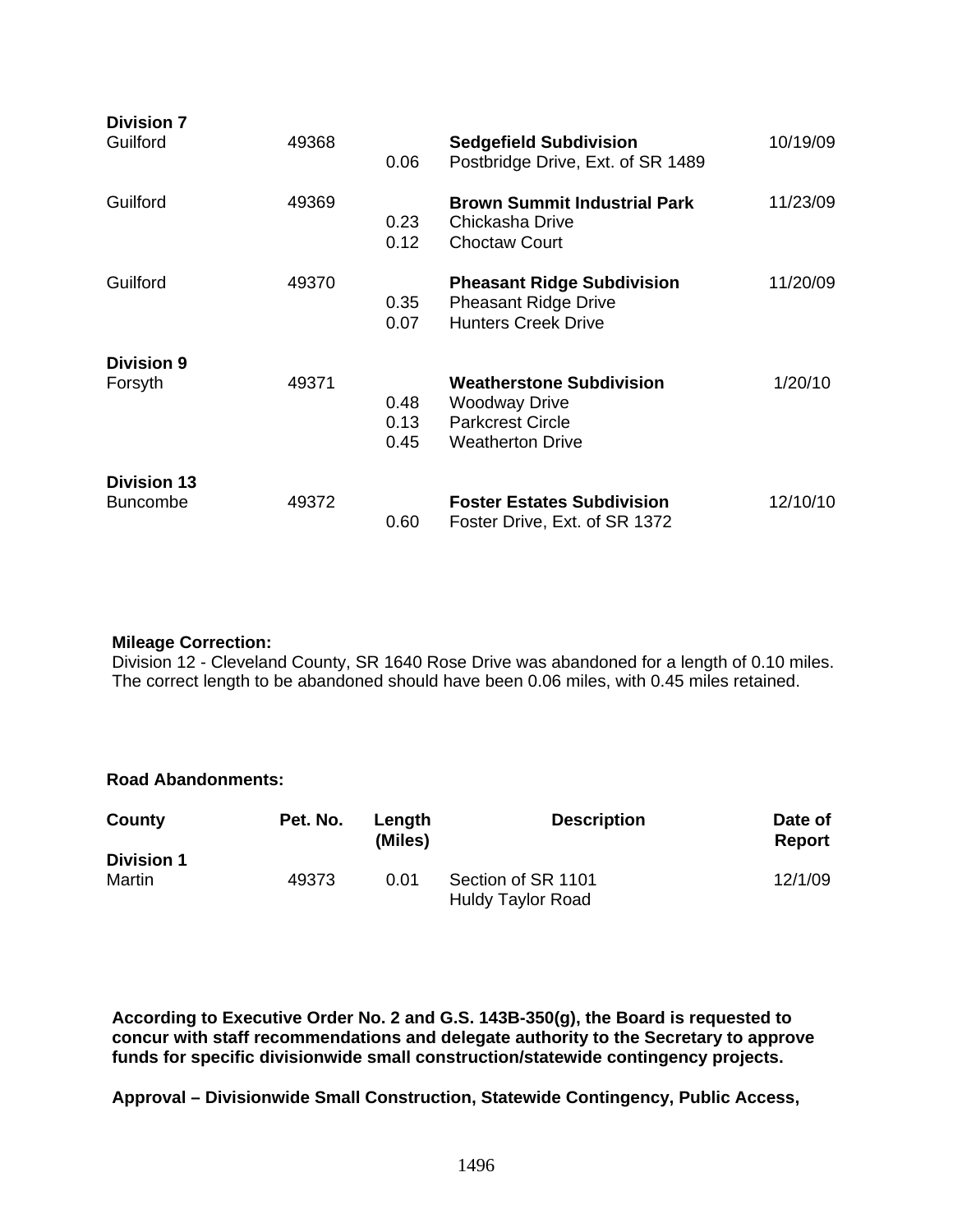| County | Pet. No. | Length (Miles) | Description | Date of Report |
|---|---|---|---|---|
| **Division 7** | | | | |
| Guilford | 49368 | | **Sedgefield Subdivision** | 10/19/09 |
| | | 0.06 | Postbridge Drive, Ext. of SR 1489 | |
| Guilford | 49369 | | **Brown Summit Industrial Park** | 11/23/09 |
| | | 0.23 | Chickasha Drive | |
| | | 0.12 | Choctaw Court | |
| Guilford | 49370 | | **Pheasant Ridge Subdivision** | 11/20/09 |
| | | 0.35 | Pheasant Ridge Drive | |
| | | 0.07 | Hunters Creek Drive | |
| **Division 9** | | | | |
| Forsyth | 49371 | | **Weatherstone Subdivision** | 1/20/10 |
| | | 0.48 | Woodway Drive | |
| | | 0.13 | Parkcrest Circle | |
| | | 0.45 | Weatherton Drive | |
| **Division 13** | | | | |
| Buncombe | 49372 | | **Foster Estates Subdivision** | 12/10/10 |
| | | 0.60 | Foster Drive, Ext. of SR 1372 | |

**Mileage Correction:**
Division 12 - Cleveland County, SR 1640 Rose Drive was abandoned for a length of 0.10 miles. The correct length to be abandoned should have been 0.06 miles, with 0.45 miles retained.

**Road Abandonments:**

| County | Pet. No. | Length (Miles) | Description | Date of Report |
|---|---|---|---|---|
| **Division 1** | | | | |
| Martin | 49373 | 0.01 | Section of SR 1101 Huldy Taylor Road | 12/1/09 |

**According to Executive Order No. 2 and G.S. 143B-350(g), the Board is requested to concur with staff recommendations and delegate authority to the Secretary to approve funds for specific divisionwide small construction/statewide contingency projects.**

**Approval – Divisionwide Small Construction, Statewide Contingency, Public Access,**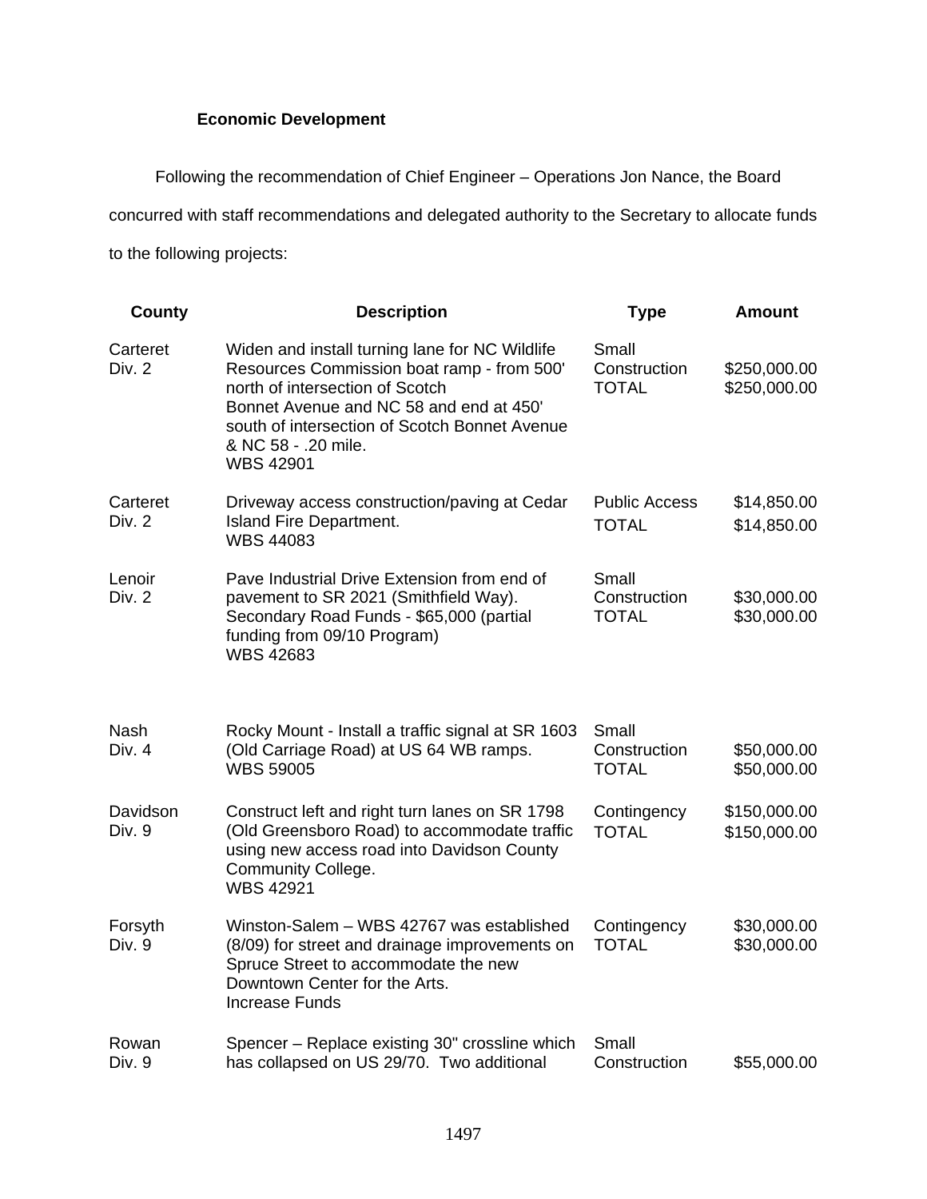**Economic Development**

Following the recommendation of Chief Engineer – Operations Jon Nance, the Board concurred with staff recommendations and delegated authority to the Secretary to allocate funds to the following projects:

| County | Description | Type | Amount |
|---|---|---|---|
| Carteret Div. 2 | Widen and install turning lane for NC Wildlife Resources Commission boat ramp - from 500' north of intersection of Scotch Bonnet Avenue and NC 58 and end at 450' south of intersection of Scotch Bonnet Avenue & NC 58 - .20 mile. WBS 42901 | Small Construction<br>TOTAL | $250,000.00<br>$250,000.00 |
| Carteret Div. 2 | Driveway access construction/paving at Cedar Island Fire Department. WBS 44083 | Public Access<br>TOTAL | $14,850.00<br>$14,850.00 |
| Lenoir Div. 2 | Pave Industrial Drive Extension from end of pavement to SR 2021 (Smithfield Way). Secondary Road Funds - $65,000 (partial funding from 09/10 Program) WBS 42683 | Small Construction<br>TOTAL | $30,000.00<br>$30,000.00 |
| Nash Div. 4 | Rocky Mount - Install a traffic signal at SR 1603 (Old Carriage Road) at US 64 WB ramps. WBS 59005 | Small Construction<br>TOTAL | $50,000.00<br>$50,000.00 |
| Davidson Div. 9 | Construct left and right turn lanes on SR 1798 (Old Greensboro Road) to accommodate traffic using new access road into Davidson County Community College. WBS 42921 | Contingency<br>TOTAL | $150,000.00<br>$150,000.00 |
| Forsyth Div. 9 | Winston-Salem – WBS 42767 was established (8/09) for street and drainage improvements on Spruce Street to accommodate the new Downtown Center for the Arts. Increase Funds | Contingency<br>TOTAL | $30,000.00<br>$30,000.00 |
| Rowan Div. 9 | Spencer – Replace existing 30" crossline which has collapsed on US 29/70. Two additional | Small Construction | $55,000.00 |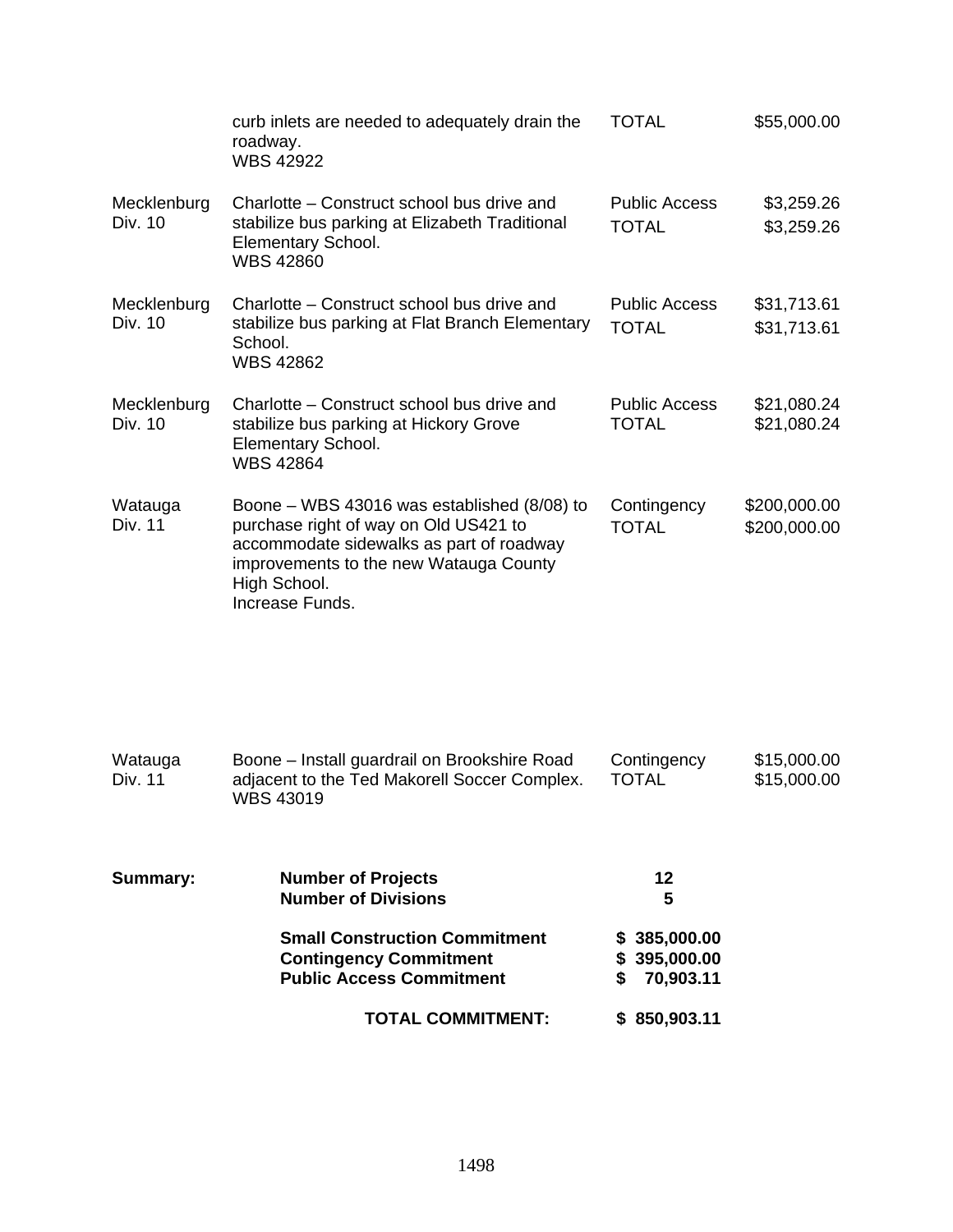| | | | |
|---|---|---|---|
| | curb inlets are needed to adequately drain the roadway.<br>WBS 42922 | TOTAL | $55,000.00 |
| Mecklenburg<br>Div. 10 | Charlotte – Construct school bus drive and stabilize bus parking at Elizabeth Traditional Elementary School.<br>WBS 42860 | Public Access<br>TOTAL | $3,259.26<br>$3,259.26 |
| Mecklenburg<br>Div. 10 | Charlotte – Construct school bus drive and stabilize bus parking at Flat Branch Elementary School.<br>WBS 42862 | Public Access<br>TOTAL | $31,713.61<br>$31,713.61 |
| Mecklenburg<br>Div. 10 | Charlotte – Construct school bus drive and stabilize bus parking at Hickory Grove Elementary School.<br>WBS 42864 | Public Access<br>TOTAL | $21,080.24<br>$21,080.24 |
| Watauga<br>Div. 11 | Boone – WBS 43016 was established (8/08) to purchase right of way on Old US421 to accommodate sidewalks as part of roadway improvements to the new Watauga County High School.<br>Increase Funds. | Contingency<br>TOTAL | $200,000.00<br>$200,000.00 |
| Watauga<br>Div. 11 | Boone – Install guardrail on Brookshire Road adjacent to the Ted Makorell Soccer Complex.<br>WBS 43019 | Contingency<br>TOTAL | $15,000.00<br>$15,000.00 |

| **Summary:** | | |
|---|---|---|
| | **Number of Projects** | **12** |
| | **Number of Divisions** | **5** |
| | **Small Construction Commitment** | **$ 385,000.00** |
| | **Contingency Commitment** | **$ 395,000.00** |
| | **Public Access Commitment** | **$ 70,903.11** |
| | **TOTAL COMMITMENT:** | **$ 850,903.11** |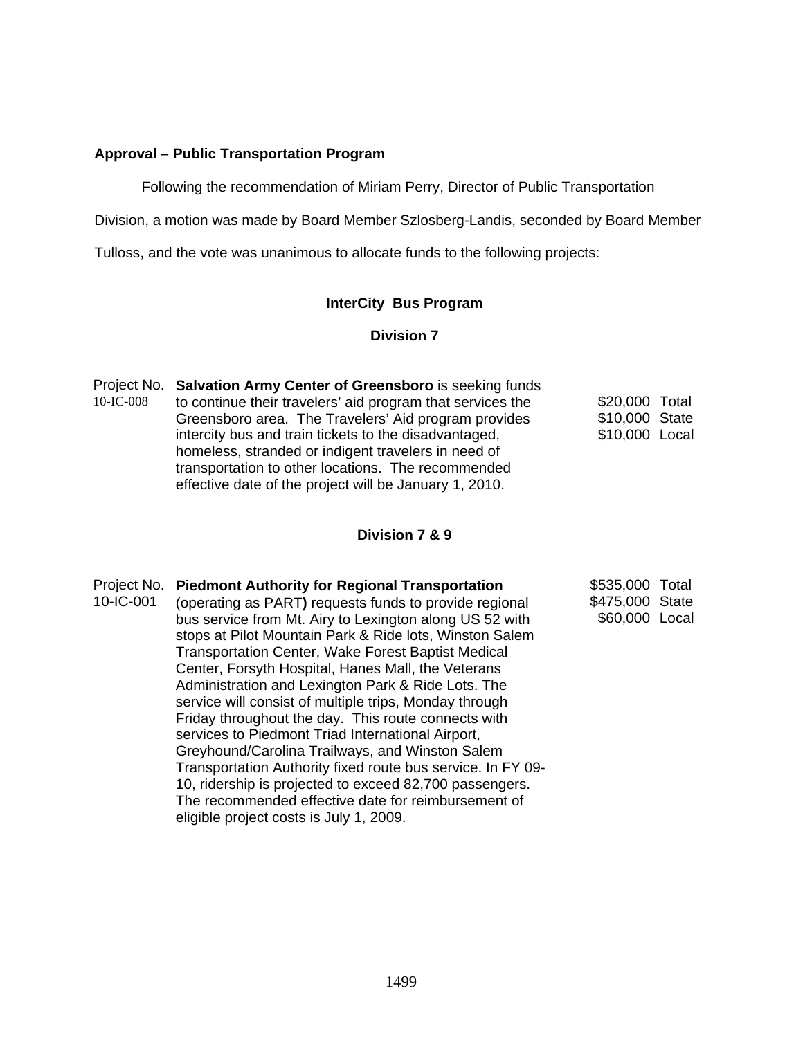**Approval – Public Transportation Program**

Following the recommendation of Miriam Perry, Director of Public Transportation Division, a motion was made by Board Member Szlosberg-Landis, seconded by Board Member Tulloss, and the vote was unanimous to allocate funds to the following projects:

**InterCity Bus Program**

**Division 7**

| Project No. | Description | Amount |
|---|---|---|
| 10-IC-008 | **Salvation Army Center of Greensboro** is seeking funds to continue their travelers' aid program that services the Greensboro area. The Travelers' Aid program provides intercity bus and train tickets to the disadvantaged, homeless, stranded or indigent travelers in need of transportation to other locations. The recommended effective date of the project will be January 1, 2010. | \$20,000 Total<br>\$10,000 State<br>\$10,000 Local |

**Division 7 & 9**

| Project No. | Description | Amount |
|---|---|---|
| 10-IC-001 | **Piedmont Authority for Regional Transportation** (operating as PART**)** requests funds to provide regional bus service from Mt. Airy to Lexington along US 52 with stops at Pilot Mountain Park & Ride lots, Winston Salem Transportation Center, Wake Forest Baptist Medical Center, Forsyth Hospital, Hanes Mall, the Veterans Administration and Lexington Park & Ride Lots. The service will consist of multiple trips, Monday through Friday throughout the day. This route connects with services to Piedmont Triad International Airport, Greyhound/Carolina Trailways, and Winston Salem Transportation Authority fixed route bus service. In FY 09-10, ridership is projected to exceed 82,700 passengers. The recommended effective date for reimbursement of eligible project costs is July 1, 2009. | \$535,000 Total<br>\$475,000 State<br>\$60,000 Local |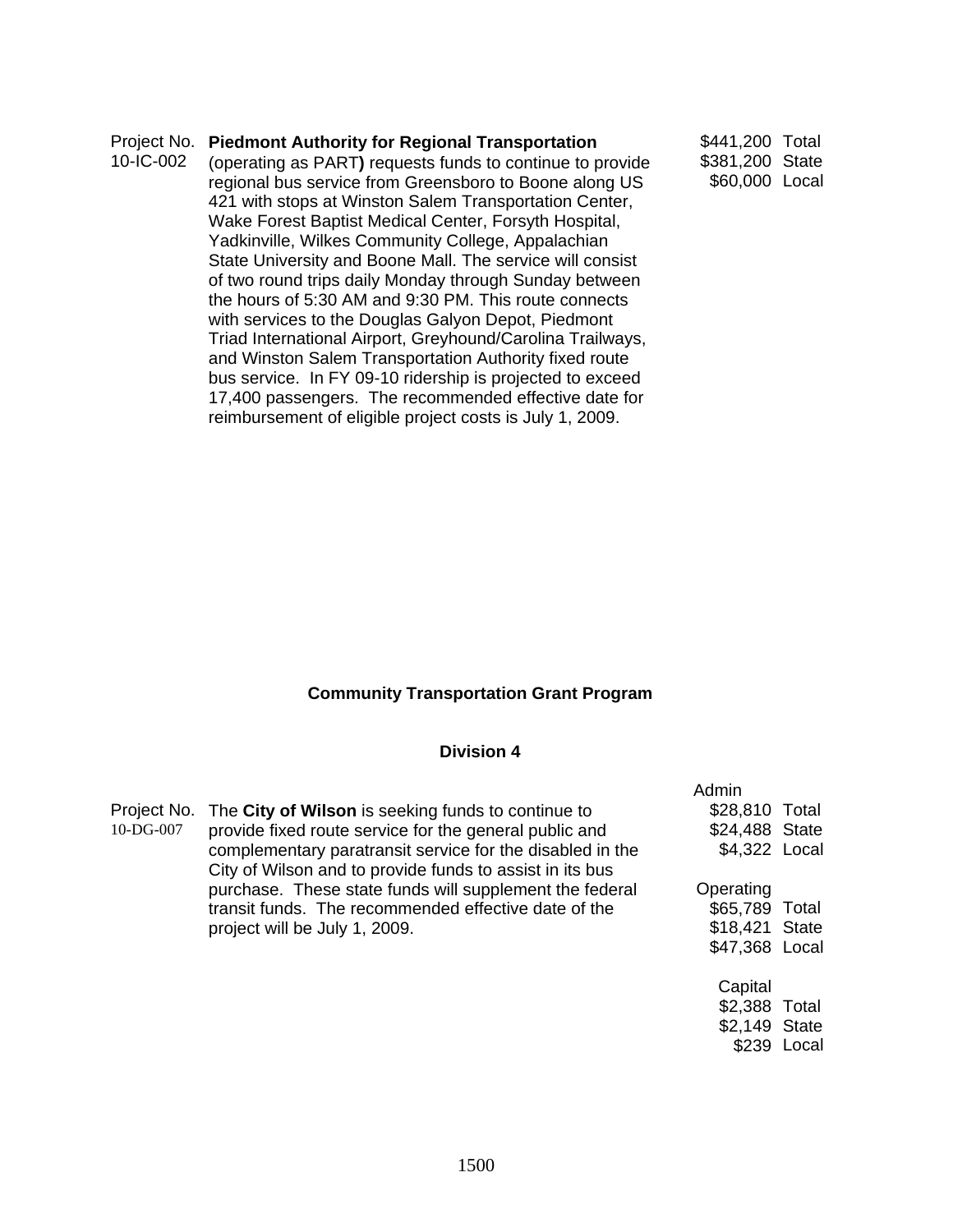Project No. 10-IC-002

**Piedmont Authority for Regional Transportation** (operating as PART**)** requests funds to continue to provide regional bus service from Greensboro to Boone along US 421 with stops at Winston Salem Transportation Center, Wake Forest Baptist Medical Center, Forsyth Hospital, Yadkinville, Wilkes Community College, Appalachian State University and Boone Mall. The service will consist of two round trips daily Monday through Sunday between the hours of 5:30 AM and 9:30 PM. This route connects with services to the Douglas Galyon Depot, Piedmont Triad International Airport, Greyhound/Carolina Trailways, and Winston Salem Transportation Authority fixed route bus service. In FY 09-10 ridership is projected to exceed 17,400 passengers. The recommended effective date for reimbursement of eligible project costs is July 1, 2009.

| | |
|---|---|
| $441,200 | Total |
| $381,200 | State |
| $60,000 | Local |

## Community Transportation Grant Program

### Division 4

Project No. 10-DG-007

The **City of Wilson** is seeking funds to continue to provide fixed route service for the general public and complementary paratransit service for the disabled in the City of Wilson and to provide funds to assist in its bus purchase. These state funds will supplement the federal transit funds. The recommended effective date of the project will be July 1, 2009.

| | |
|---|---|
| **Admin** | |
| $28,810 | Total |
| $24,488 | State |
| $4,322 | Local |
| **Operating** | |
| $65,789 | Total |
| $18,421 | State |
| $47,368 | Local |
| **Capital** | |
| $2,388 | Total |
| $2,149 | State |
| $239 | Local |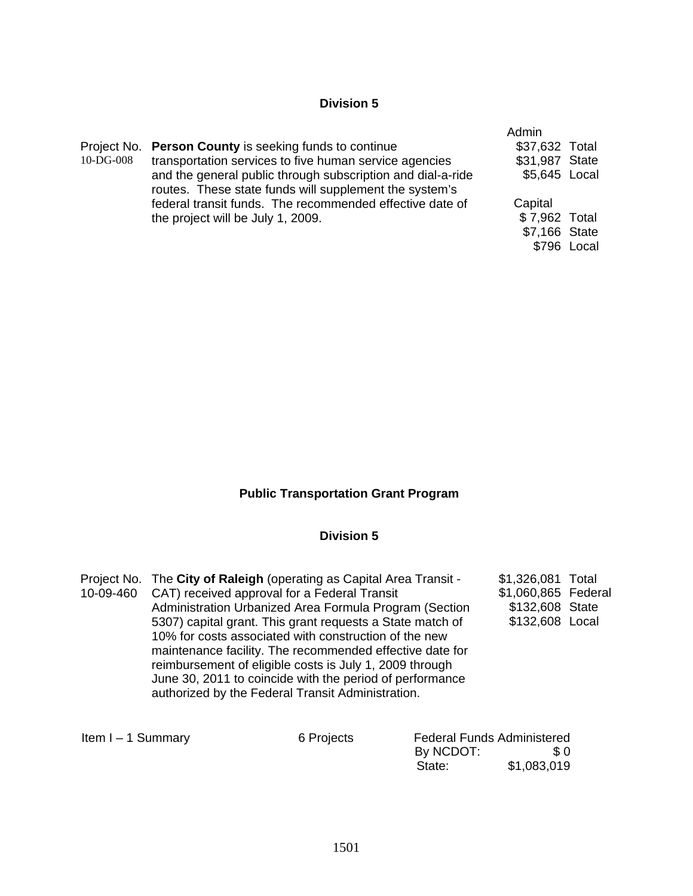**Division 5**

Project No. 10-DG-008

**Person County** is seeking funds to continue transportation services to five human service agencies and the general public through subscription and dial-a-ride routes. These state funds will supplement the system's federal transit funds. The recommended effective date of the project will be July 1, 2009.

| Admin | |
|---|---|
| $37,632 | Total |
| $31,987 | State |
| $5,645 | Local |

| Capital | |
|---|---|
| $ 7,962 | Total |
| $7,166 | State |
| $796 | Local |

**Public Transportation Grant Program**

**Division 5**

Project No. 10-09-460

The **City of Raleigh** (operating as Capital Area Transit - CAT) received approval for a Federal Transit Administration Urbanized Area Formula Program (Section 5307) capital grant. This grant requests a State match of 10% for costs associated with construction of the new maintenance facility. The recommended effective date for reimbursement of eligible costs is July 1, 2009 through June 30, 2011 to coincide with the period of performance authorized by the Federal Transit Administration.

| | |
|---|---|
| $1,326,081 | Total |
| $1,060,865 | Federal |
| $132,608 | State |
| $132,608 | Local |

| Item I – 1 Summary | 6 Projects | Federal Funds Administered By NCDOT: | $ 0 |
|---|---|---|---|
| | | State: | $1,083,019 |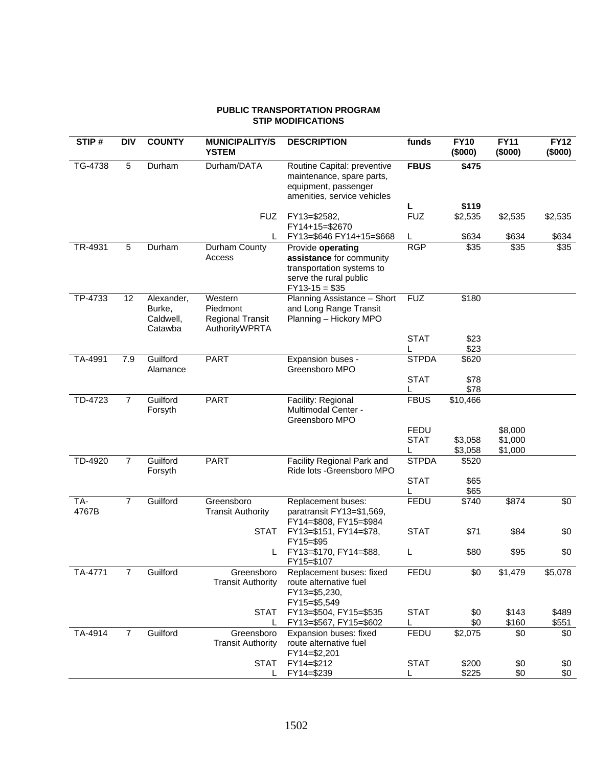**PUBLIC TRANSPORTATION PROGRAM**
**STIP MODIFICATIONS**

| STIP # | DIV | COUNTY | MUNICIPALITY/SYSTEM | DESCRIPTION | funds | FY10 ($000) | FY11 ($000) | FY12 ($000) |
|---|---|---|---|---|---|---|---|---|
| TG-4738 | 5 | Durham | Durham/DATA | Routine Capital: preventive maintenance, spare parts, equipment, passenger amenities, service vehicles | **FBUS** | **$475** | | |
| | | | | | **L** | **$119** | | |
| | | | FUZ | FY13=$2582, FY14+15=$2670 | FUZ | $2,535 | $2,535 | $2,535 |
| | | | L | FY13=$646 FY14+15=$668 | L | $634 | $634 | $634 |
| TR-4931 | 5 | Durham | Durham County Access | Provide **operating assistance** for community transportation systems to serve the rural public FY13-15 = $35 | RGP | $35 | $35 | $35 |
| TP-4733 | 12 | Alexander, Burke, Caldwell, Catawba | Western Piedmont Regional Transit AuthorityWPRTA | Planning Assistance – Short and Long Range Transit Planning – Hickory MPO | FUZ | $180 | | |
| | | | | | STAT | $23 | | |
| | | | | | L | $23 | | |
| TA-4991 | 7.9 | Guilford Alamance | PART | Expansion buses - Greensboro MPO | STPDA | $620 | | |
| | | | | | STAT | $78 | | |
| | | | | | L | $78 | | |
| TD-4723 | 7 | Guilford Forsyth | PART | Facility: Regional Multimodal Center - Greensboro MPO | FBUS | $10,466 | | |
| | | | | | FEDU | | $8,000 | |
| | | | | | STAT | $3,058 | $1,000 | |
| | | | | | L | $3,058 | $1,000 | |
| TD-4920 | 7 | Guilford Forsyth | PART | Facility Regional Park and Ride lots -Greensboro MPO | STPDA | $520 | | |
| | | | | | STAT | $65 | | |
| | | | | | L | $65 | | |
| TA-4767B | 7 | Guilford | Greensboro Transit Authority | Replacement buses: paratransit FY13=$1,569, FY14=$808, FY15=$984 | FEDU | $740 | $874 | $0 |
| | | | STAT | FY13=$151, FY14=$78, FY15=$95 | STAT | $71 | $84 | $0 |
| | | | L | FY13=$170, FY14=$88, FY15=$107 | L | $80 | $95 | $0 |
| TA-4771 | 7 | Guilford | Greensboro Transit Authority | Replacement buses: fixed route alternative fuel FY13=$5,230, FY15=$5,549 | FEDU | $0 | $1,479 | $5,078 |
| | | | STAT | FY13=$504, FY15=$535 | STAT | $0 | $143 | $489 |
| | | | L | FY13=$567, FY15=$602 | L | $0 | $160 | $551 |
| TA-4914 | 7 | Guilford | Greensboro Transit Authority | Expansion buses: fixed route alternative fuel FY14=$2,201 | FEDU | $2,075 | $0 | $0 |
| | | | STAT | FY14=$212 | STAT | $200 | $0 | $0 |
| | | | L | FY14=$239 | L | $225 | $0 | $0 |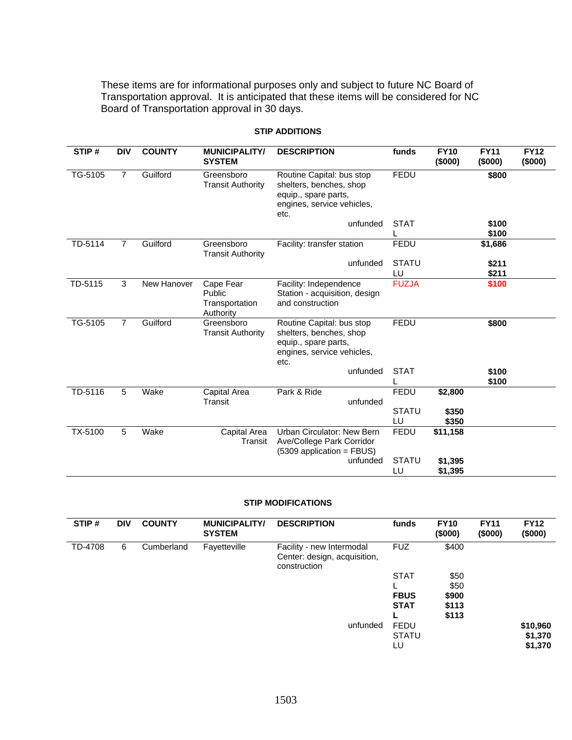These items are for informational purposes only and subject to future NC Board of Transportation approval. It is anticipated that these items will be considered for NC Board of Transportation approval in 30 days.

**STIP ADDITIONS**

| STIP # | DIV | COUNTY | MUNICIPALITY/ SYSTEM | DESCRIPTION | funds | FY10 ($000) | FY11 ($000) | FY12 ($000) |
|---|---|---|---|---|---|---|---|---|
| TG-5105 | 7 | Guilford | Greensboro Transit Authority | Routine Capital: bus stop shelters, benches, shop equip., spare parts, engines, service vehicles, etc. | FEDU | | **$800** | |
| | | | | unfunded | STAT | | **$100** | |
| | | | | | L | | **$100** | |
| TD-5114 | 7 | Guilford | Greensboro Transit Authority | Facility: transfer station | FEDU | | **$1,686** | |
| | | | | unfunded | STATU | | **$211** | |
| | | | | | LU | | **$211** | |
| TD-5115 | 3 | New Hanover | Cape Fear Public Transportation Authority | Facility: Independence Station - acquisition, design and construction | FUZJA | | **$100** | |
| TG-5105 | 7 | Guilford | Greensboro Transit Authority | Routine Capital: bus stop shelters, benches, shop equip., spare parts, engines, service vehicles, etc. | FEDU | | **$800** | |
| | | | | unfunded | STAT | | **$100** | |
| | | | | | L | | **$100** | |
| TD-5116 | 5 | Wake | Capital Area Transit | Park & Ride | FEDU | **$2,800** | | |
| | | | | unfunded | STATU | **$350** | | |
| | | | | | LU | **$350** | | |
| TX-5100 | 5 | Wake | Capital Area Transit | Urban Circulator: New Bern Ave/College Park Corridor (5309 application = FBUS) | FEDU | **$11,158** | | |
| | | | | unfunded | STATU | **$1,395** | | |
| | | | | | LU | **$1,395** | | |

**STIP MODIFICATIONS**

| STIP # | DIV | COUNTY | MUNICIPALITY/ SYSTEM | DESCRIPTION | funds | FY10 ($000) | FY11 ($000) | FY12 ($000) |
|---|---|---|---|---|---|---|---|---|
| TD-4708 | 6 | Cumberland | Fayetteville | Facility - new Intermodal Center: design, acquisition, construction | FUZ | $400 | | |
| | | | | | STAT | $50 | | |
| | | | | | L | $50 | | |
| | | | | | **FBUS** | **$900** | | |
| | | | | | **STAT** | **$113** | | |
| | | | | | **L** | **$113** | | |
| | | | | unfunded | FEDU | | | **$10,960** |
| | | | | | STATU | | | **$1,370** |
| | | | | | LU | | | **$1,370** |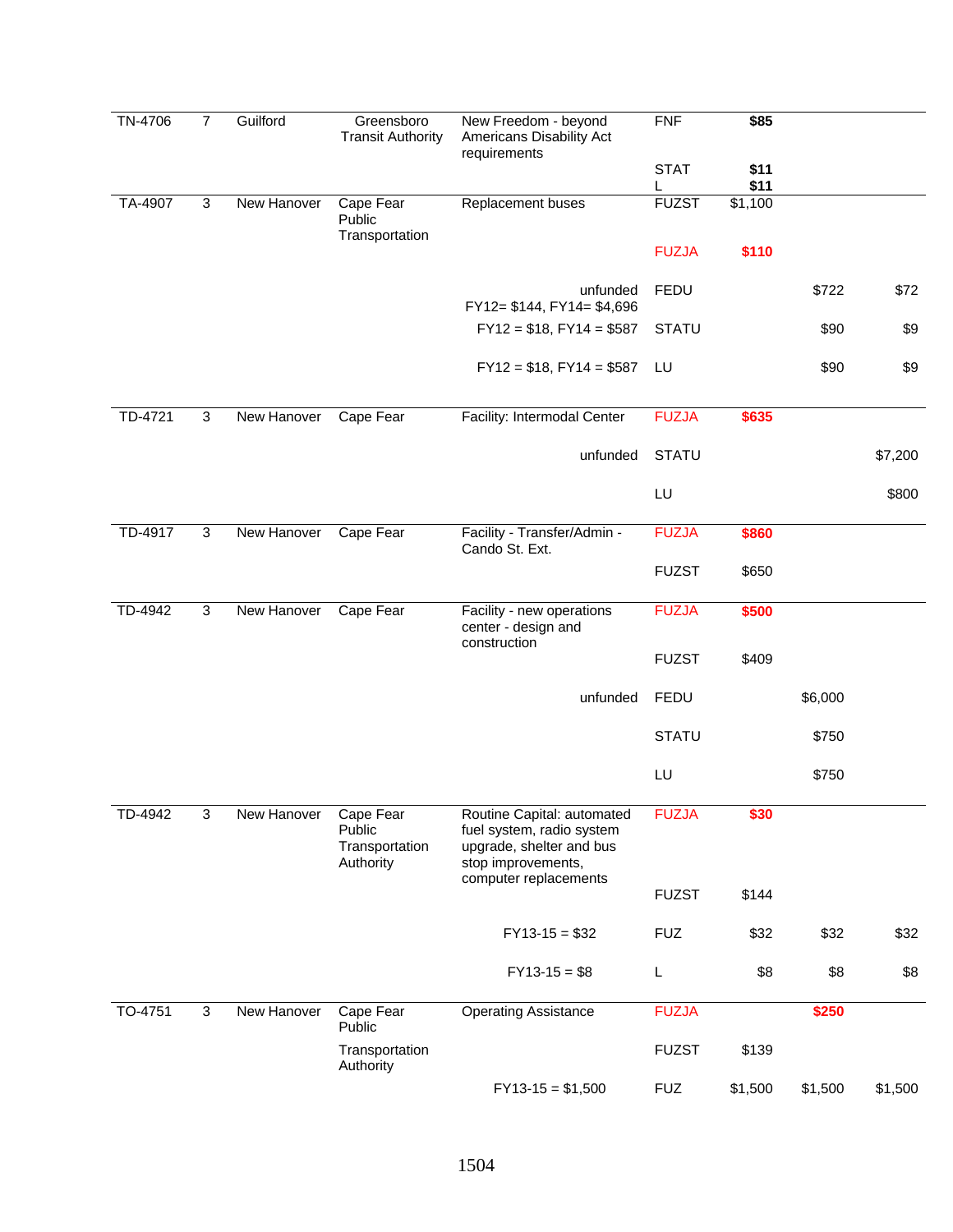| | | | | | | | | |
|---|---|---|---|---|---|---|---|---|
| TN-4706 | 7 | Guilford | Greensboro Transit Authority | New Freedom - beyond Americans Disability Act requirements | FNF | **$85** | | |
| | | | | | STAT | **$11** | | |
| | | | | | L | **$11** | | |
| TA-4907 | 3 | New Hanover | Cape Fear Public Transportation | Replacement buses | FUZST | $1,100 | | |
| | | | | | FUZJA | **$110** | | |
| | | | | unfunded FY12= $144, FY14= $4,696 | FEDU | | $722 | $72 |
| | | | | FY12 = $18, FY14 = $587 | STATU | | $90 | $9 |
| | | | | FY12 = $18, FY14 = $587 | LU | | $90 | $9 |
| TD-4721 | 3 | New Hanover | Cape Fear | Facility: Intermodal Center | FUZJA | **$635** | | |
| | | | | unfunded | STATU | | | $7,200 |
| | | | | | LU | | | $800 |
| TD-4917 | 3 | New Hanover | Cape Fear | Facility - Transfer/Admin - Cando St. Ext. | FUZJA | **$860** | | |
| | | | | | FUZST | $650 | | |
| TD-4942 | 3 | New Hanover | Cape Fear | Facility - new operations center - design and construction | FUZJA | **$500** | | |
| | | | | | FUZST | $409 | | |
| | | | | unfunded | FEDU | | $6,000 | |
| | | | | | STATU | | $750 | |
| | | | | | LU | | $750 | |
| TD-4942 | 3 | New Hanover | Cape Fear Public Transportation Authority | Routine Capital: automated fuel system, radio system upgrade, shelter and bus stop improvements, computer replacements | FUZJA | **$30** | | |
| | | | | | FUZST | $144 | | |
| | | | | FY13-15 = $32 | FUZ | $32 | $32 | $32 |
| | | | | FY13-15 = $8 | L | $8 | $8 | $8 |
| TO-4751 | 3 | New Hanover | Cape Fear Public Transportation Authority | Operating Assistance | FUZJA | | **$250** | |
| | | | | | FUZST | $139 | | |
| | | | | FY13-15 = $1,500 | FUZ | $1,500 | $1,500 | $1,500 |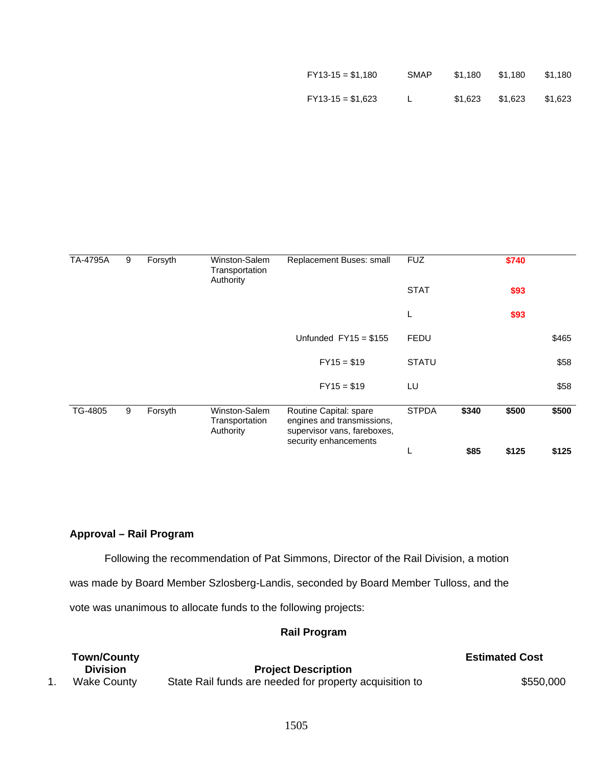| | | | | | | | | |
|---|---|---|---|---|---|---|---|---|
| | | | | FY13-15 = $1,180 | SMAP | $1,180 | $1,180 | $1,180 |
| | | | | FY13-15 = $1,623 | L | $1,623 | $1,623 | $1,623 |

| | | | | | | | | |
|---|---|---|---|---|---|---|---|---|
| TA-4795A | 9 | Forsyth | Winston-Salem Transportation Authority | Replacement Buses: small | FUZ | | **$740** | |
| | | | | | STAT | | **$93** | |
| | | | | | L | | **$93** | |
| | | | | Unfunded FY15 = $155 | FEDU | | | $465 |
| | | | | FY15 = $19 | STATU | | | $58 |
| | | | | FY15 = $19 | LU | | | $58 |
| TG-4805 | 9 | Forsyth | Winston-Salem Transportation Authority | Routine Capital: spare engines and transmissions, supervisor vans, fareboxes, security enhancements | STPDA | **$340** | **$500** | **$500** |
| | | | | | L | **$85** | **$125** | **$125** |

**Approval – Rail Program**

Following the recommendation of Pat Simmons, Director of the Rail Division, a motion was made by Board Member Szlosberg-Landis, seconded by Board Member Tulloss, and the vote was unanimous to allocate funds to the following projects:

**Rail Program**

| | Town/County Division | Project Description | Estimated Cost |
|---|---|---|---|
| 1. | Wake County | State Rail funds are needed for property acquisition to | $550,000 |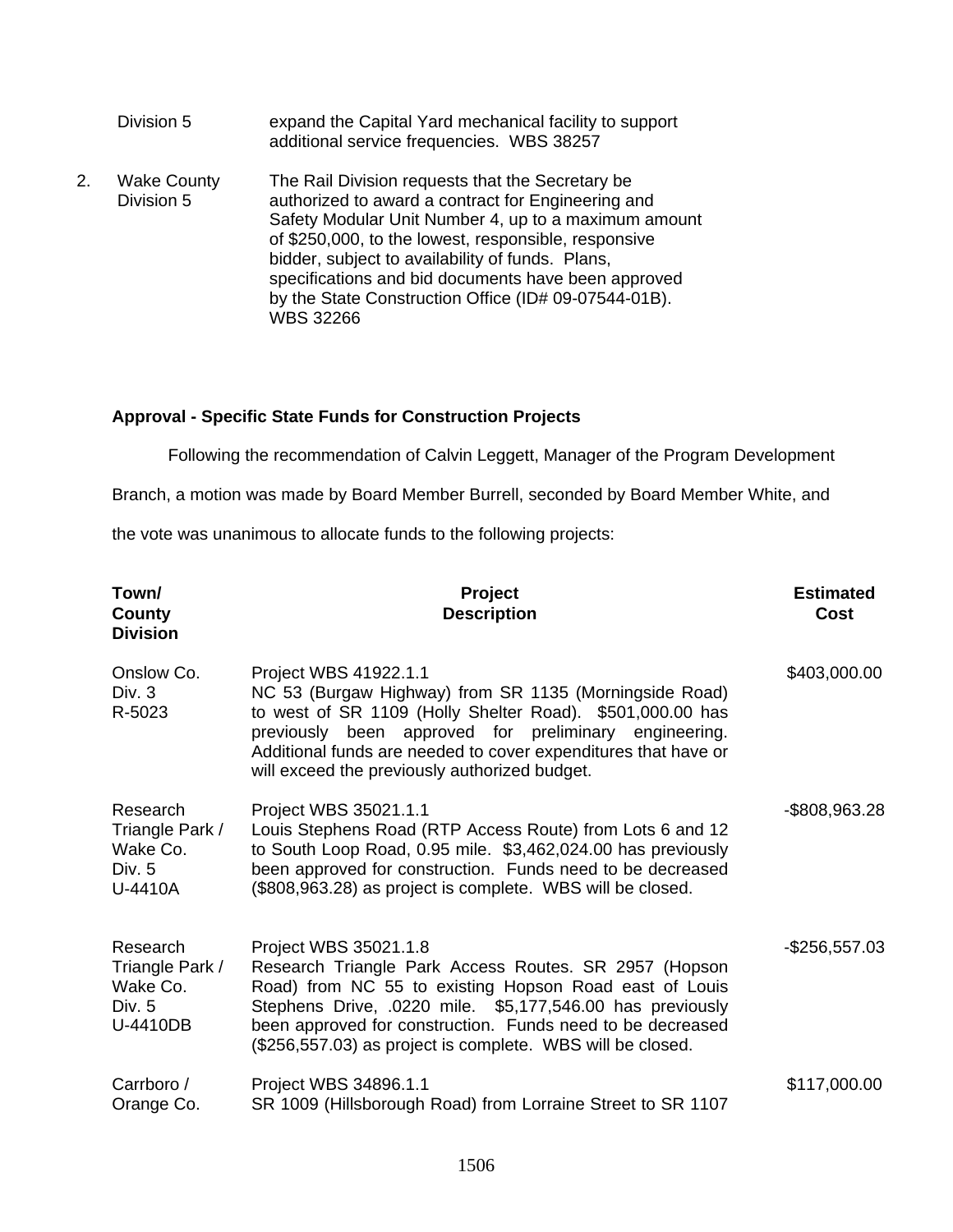| | | |
|---|---|---|
| | Division 5 | expand the Capital Yard mechanical facility to support additional service frequencies. WBS 38257 |
| 2. | Wake County Division 5 | The Rail Division requests that the Secretary be authorized to award a contract for Engineering and Safety Modular Unit Number 4, up to a maximum amount of $250,000, to the lowest, responsible, responsive bidder, subject to availability of funds. Plans, specifications and bid documents have been approved by the State Construction Office (ID# 09-07544-01B). WBS 32266 |

**Approval - Specific State Funds for Construction Projects**

Following the recommendation of Calvin Leggett, Manager of the Program Development Branch, a motion was made by Board Member Burrell, seconded by Board Member White, and the vote was unanimous to allocate funds to the following projects:

| Town/ County Division | Project Description | Estimated Cost |
|---|---|---|
| Onslow Co. Div. 3 R-5023 | Project WBS 41922.1.1 NC 53 (Burgaw Highway) from SR 1135 (Morningside Road) to west of SR 1109 (Holly Shelter Road). $501,000.00 has previously been approved for preliminary engineering. Additional funds are needed to cover expenditures that have or will exceed the previously authorized budget. | $403,000.00 |
| Research Triangle Park / Wake Co. Div. 5 U-4410A | Project WBS 35021.1.1 Louis Stephens Road (RTP Access Route) from Lots 6 and 12 to South Loop Road, 0.95 mile. $3,462,024.00 has previously been approved for construction. Funds need to be decreased ($808,963.28) as project is complete. WBS will be closed. | -$808,963.28 |
| Research Triangle Park / Wake Co. Div. 5 U-4410DB | Project WBS 35021.1.8 Research Triangle Park Access Routes. SR 2957 (Hopson Road) from NC 55 to existing Hopson Road east of Louis Stephens Drive, .0220 mile. $5,177,546.00 has previously been approved for construction. Funds need to be decreased ($256,557.03) as project is complete. WBS will be closed. | -$256,557.03 |
| Carrboro / Orange Co. | Project WBS 34896.1.1 SR 1009 (Hillsborough Road) from Lorraine Street to SR 1107 | $117,000.00 |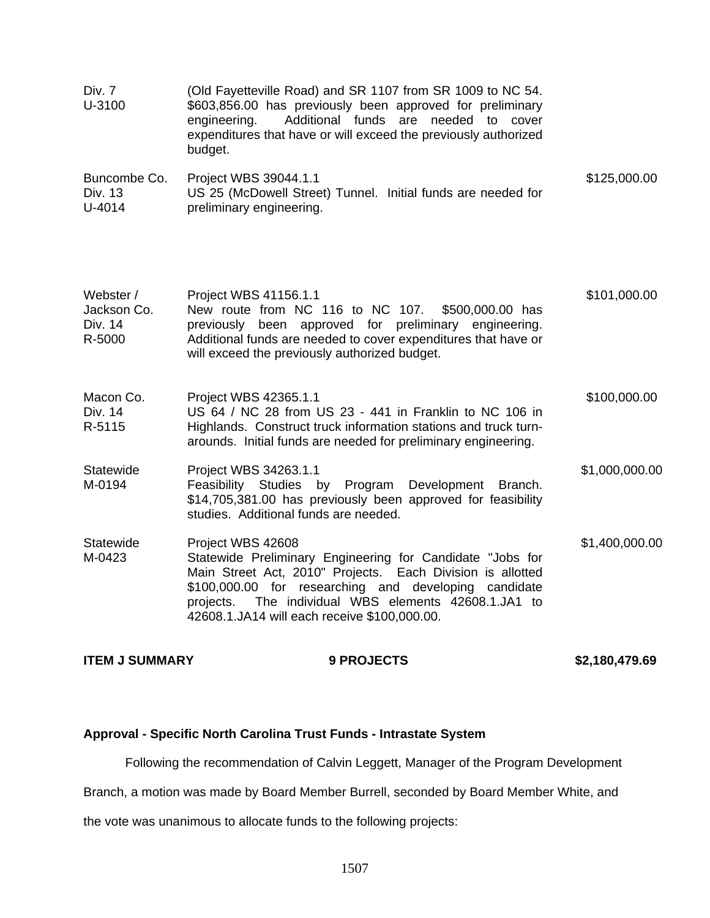| | | |
|---|---|---|
| Div. 7<br>U-3100 | (Old Fayetteville Road) and SR 1107 from SR 1009 to NC 54. $603,856.00 has previously been approved for preliminary engineering. Additional funds are needed to cover expenditures that have or will exceed the previously authorized budget. | |
| Buncombe Co.<br>Div. 13<br>U-4014 | Project WBS 39044.1.1<br>US 25 (McDowell Street) Tunnel. Initial funds are needed for preliminary engineering. | $125,000.00 |
| Webster /<br>Jackson Co.<br>Div. 14<br>R-5000 | Project WBS 41156.1.1<br>New route from NC 116 to NC 107. $500,000.00 has previously been approved for preliminary engineering. Additional funds are needed to cover expenditures that have or will exceed the previously authorized budget. | $101,000.00 |
| Macon Co.<br>Div. 14<br>R-5115 | Project WBS 42365.1.1<br>US 64 / NC 28 from US 23 - 441 in Franklin to NC 106 in Highlands. Construct truck information stations and truck turn-arounds. Initial funds are needed for preliminary engineering. | $100,000.00 |
| Statewide<br>M-0194 | Project WBS 34263.1.1<br>Feasibility Studies by Program Development Branch. $14,705,381.00 has previously been approved for feasibility studies. Additional funds are needed. | $1,000,000.00 |
| Statewide<br>M-0423 | Project WBS 42608<br>Statewide Preliminary Engineering for Candidate "Jobs for Main Street Act, 2010" Projects. Each Division is allotted $100,000.00 for researching and developing candidate projects. The individual WBS elements 42608.1.JA1 to 42608.1.JA14 will each receive $100,000.00. | $1,400,000.00 |

**ITEM J SUMMARY** **9 PROJECTS** **$2,180,479.69**

**Approval - Specific North Carolina Trust Funds - Intrastate System**

Following the recommendation of Calvin Leggett, Manager of the Program Development Branch, a motion was made by Board Member Burrell, seconded by Board Member White, and the vote was unanimous to allocate funds to the following projects: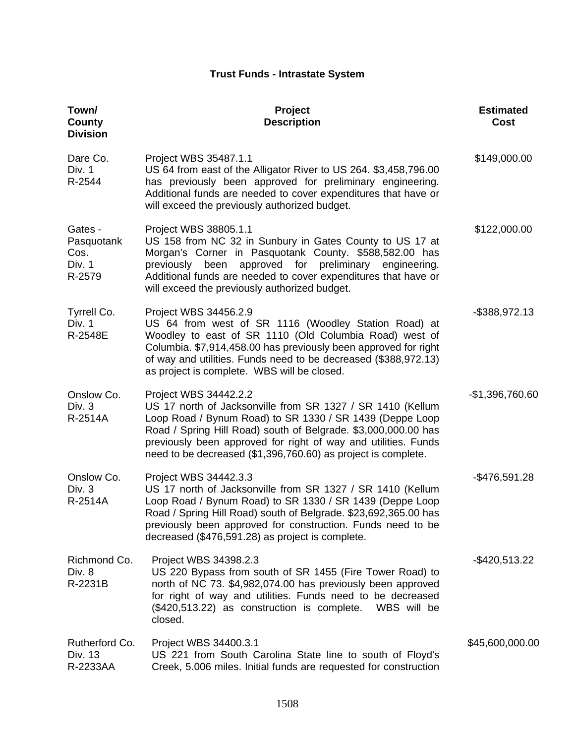## Trust Funds - Intrastate System

| Town/ County Division | Project Description | Estimated Cost |
|---|---|---|
| Dare Co.<br>Div. 1<br>R-2544 | Project WBS 35487.1.1<br>US 64 from east of the Alligator River to US 264. $3,458,796.00 has previously been approved for preliminary engineering. Additional funds are needed to cover expenditures that have or will exceed the previously authorized budget. | $149,000.00 |
| Gates - Pasquotank Cos.<br>Div. 1<br>R-2579 | Project WBS 38805.1.1<br>US 158 from NC 32 in Sunbury in Gates County to US 17 at Morgan's Corner in Pasquotank County. $588,582.00 has previously been approved for preliminary engineering. Additional funds are needed to cover expenditures that have or will exceed the previously authorized budget. | $122,000.00 |
| Tyrrell Co.<br>Div. 1<br>R-2548E | Project WBS 34456.2.9<br>US 64 from west of SR 1116 (Woodley Station Road) at Woodley to east of SR 1110 (Old Columbia Road) west of Columbia. $7,914,458.00 has previously been approved for right of way and utilities. Funds need to be decreased ($388,972.13) as project is complete. WBS will be closed. | -$388,972.13 |
| Onslow Co.<br>Div. 3<br>R-2514A | Project WBS 34442.2.2<br>US 17 north of Jacksonville from SR 1327 / SR 1410 (Kellum Loop Road / Bynum Road) to SR 1330 / SR 1439 (Deppe Loop Road / Spring Hill Road) south of Belgrade. $3,000,000.00 has previously been approved for right of way and utilities. Funds need to be decreased ($1,396,760.60) as project is complete. | -$1,396,760.60 |
| Onslow Co.<br>Div. 3<br>R-2514A | Project WBS 34442.3.3<br>US 17 north of Jacksonville from SR 1327 / SR 1410 (Kellum Loop Road / Bynum Road) to SR 1330 / SR 1439 (Deppe Loop Road / Spring Hill Road) south of Belgrade. $23,692,365.00 has previously been approved for construction. Funds need to be decreased ($476,591.28) as project is complete. | -$476,591.28 |
| Richmond Co.<br>Div. 8<br>R-2231B | Project WBS 34398.2.3<br>US 220 Bypass from south of SR 1455 (Fire Tower Road) to north of NC 73. $4,982,074.00 has previously been approved for right of way and utilities. Funds need to be decreased ($420,513.22) as construction is complete. WBS will be closed. | -$420,513.22 |
| Rutherford Co.<br>Div. 13<br>R-2233AA | Project WBS 34400.3.1<br>US 221 from South Carolina State line to south of Floyd's Creek, 5.006 miles. Initial funds are requested for construction | $45,600,000.00 |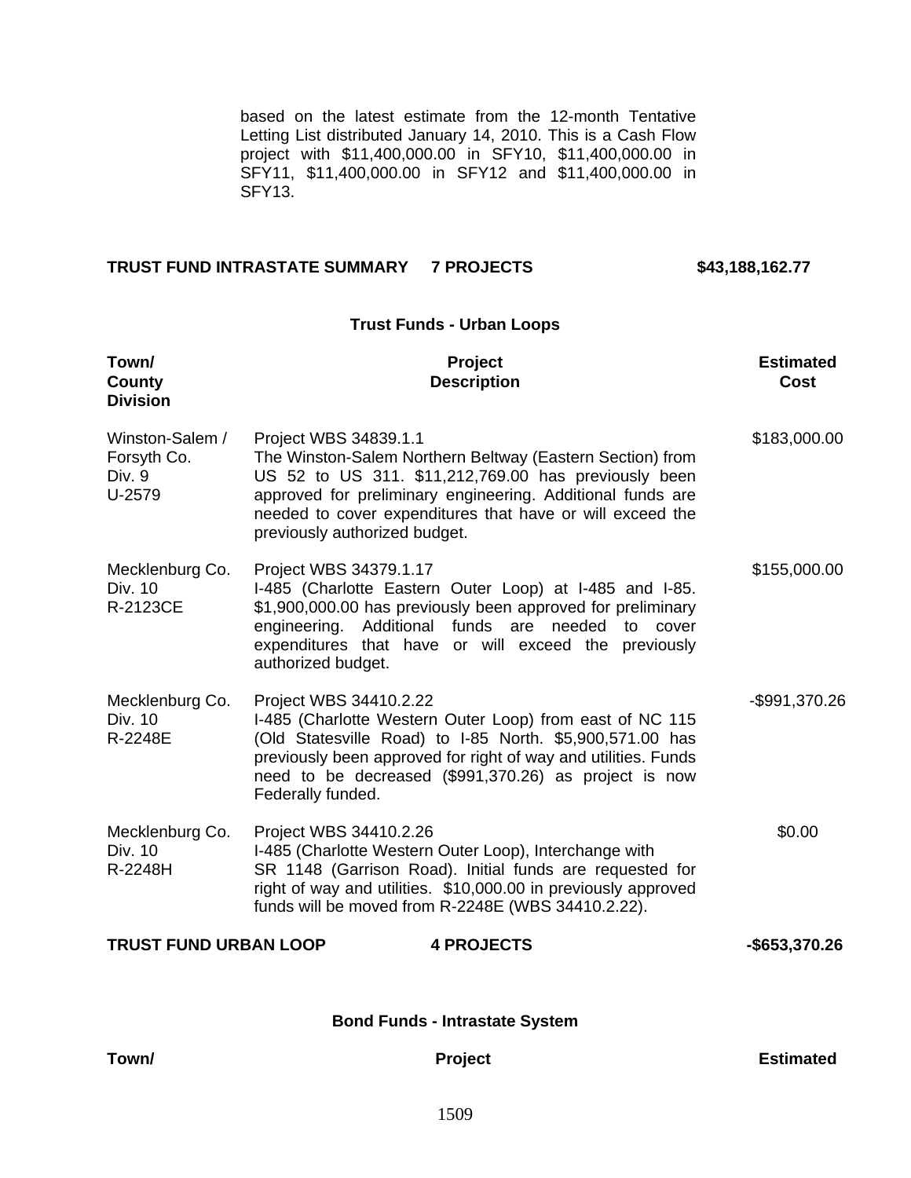based on the latest estimate from the 12-month Tentative Letting List distributed January 14, 2010. This is a Cash Flow project with $11,400,000.00 in SFY10, $11,400,000.00 in SFY11, $11,400,000.00 in SFY12 and $11,400,000.00 in SFY13.

**TRUST FUND INTRASTATE SUMMARY 7 PROJECTS $43,188,162.77**

### Trust Funds - Urban Loops

| Town/ County Division | Project Description | Estimated Cost |
|---|---|---|
| Winston-Salem / Forsyth Co. Div. 9 U-2579 | Project WBS 34839.1.1 The Winston-Salem Northern Beltway (Eastern Section) from US 52 to US 311. $11,212,769.00 has previously been approved for preliminary engineering. Additional funds are needed to cover expenditures that have or will exceed the previously authorized budget. | $183,000.00 |
| Mecklenburg Co. Div. 10 R-2123CE | Project WBS 34379.1.17 I-485 (Charlotte Eastern Outer Loop) at I-485 and I-85. $1,900,000.00 has previously been approved for preliminary engineering. Additional funds are needed to cover expenditures that have or will exceed the previously authorized budget. | $155,000.00 |
| Mecklenburg Co. Div. 10 R-2248E | Project WBS 34410.2.22 I-485 (Charlotte Western Outer Loop) from east of NC 115 (Old Statesville Road) to I-85 North. $5,900,571.00 has previously been approved for right of way and utilities. Funds need to be decreased ($991,370.26) as project is now Federally funded. | -$991,370.26 |
| Mecklenburg Co. Div. 10 R-2248H | Project WBS 34410.2.26 I-485 (Charlotte Western Outer Loop), Interchange with SR 1148 (Garrison Road). Initial funds are requested for right of way and utilities. $10,000.00 in previously approved funds will be moved from R-2248E (WBS 34410.2.22). | $0.00 |

**TRUST FUND URBAN LOOP 4 PROJECTS -$653,370.26**

### Bond Funds - Intrastate System

| Town/ | Project | Estimated |
|---|---|---|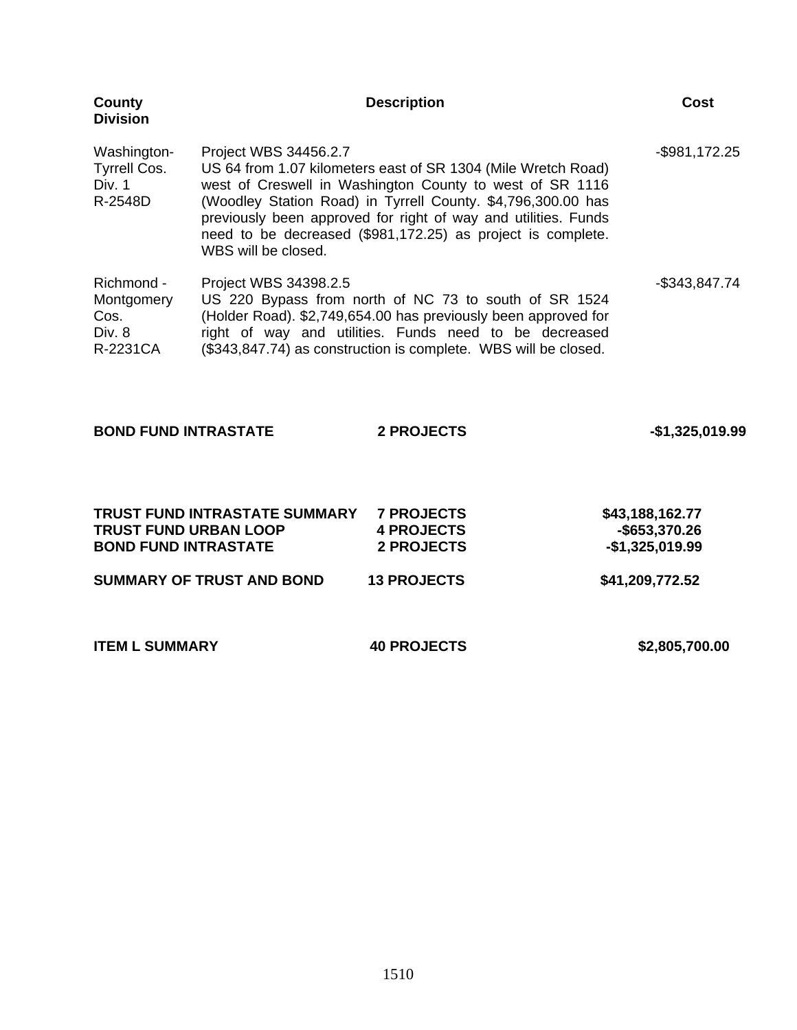| County Division | Description | Cost |
|---|---|---|
| Washington-Tyrrell Cos. Div. 1 R-2548D | Project WBS 34456.2.7 US 64 from 1.07 kilometers east of SR 1304 (Mile Wretch Road) west of Creswell in Washington County to west of SR 1116 (Woodley Station Road) in Tyrrell County. $4,796,300.00 has previously been approved for right of way and utilities. Funds need to be decreased ($981,172.25) as project is complete. WBS will be closed. | -$981,172.25 |
| Richmond - Montgomery Cos. Div. 8 R-2231CA | Project WBS 34398.2.5 US 220 Bypass from north of NC 73 to south of SR 1524 (Holder Road). $2,749,654.00 has previously been approved for right of way and utilities. Funds need to be decreased ($343,847.74) as construction is complete. WBS will be closed. | -$343,847.74 |

| | | |
|---|---|---|
| **BOND FUND INTRASTATE** | **2 PROJECTS** | **-$1,325,019.99** |

| | | |
|---|---|---|
| **TRUST FUND INTRASTATE SUMMARY** | **7 PROJECTS** | **$43,188,162.77** |
| **TRUST FUND URBAN LOOP** | **4 PROJECTS** | **-$653,370.26** |
| **BOND FUND INTRASTATE** | **2 PROJECTS** | **-$1,325,019.99** |
| **SUMMARY OF TRUST AND BOND** | **13 PROJECTS** | **$41,209,772.52** |

| | | |
|---|---|---|
| **ITEM L SUMMARY** | **40 PROJECTS** | **$2,805,700.00** |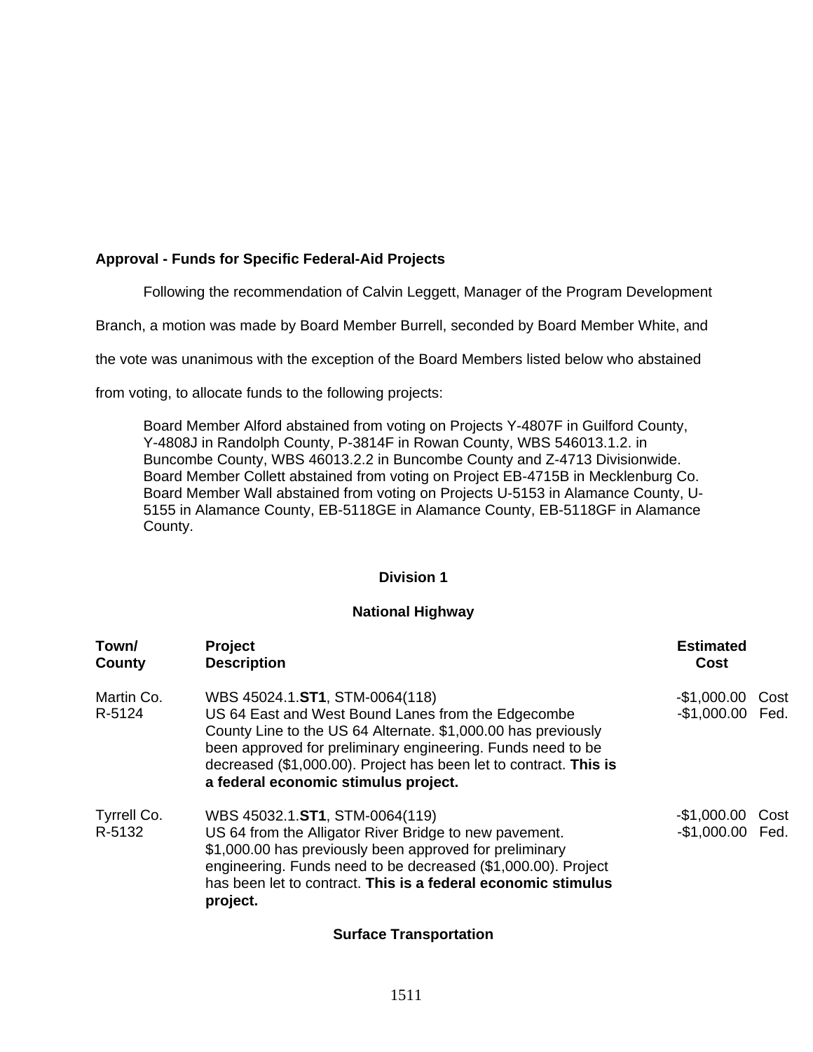**Approval - Funds for Specific Federal-Aid Projects**

Following the recommendation of Calvin Leggett, Manager of the Program Development Branch, a motion was made by Board Member Burrell, seconded by Board Member White, and the vote was unanimous with the exception of the Board Members listed below who abstained from voting, to allocate funds to the following projects:

> Board Member Alford abstained from voting on Projects Y-4807F in Guilford County, Y-4808J in Randolph County, P-3814F in Rowan County, WBS 546013.1.2. in Buncombe County, WBS 46013.2.2 in Buncombe County and Z-4713 Divisionwide.
> Board Member Collett abstained from voting on Project EB-4715B in Mecklenburg Co.
> Board Member Wall abstained from voting on Projects U-5153 in Alamance County, U-5155 in Alamance County, EB-5118GE in Alamance County, EB-5118GF in Alamance County.

**Division 1**

**National Highway**

| Town/ County | Project Description | Estimated Cost | |
|---|---|---|---|
| Martin Co. R-5124 | WBS 45024.1.**ST1**, STM-0064(118) US 64 East and West Bound Lanes from the Edgecombe County Line to the US 64 Alternate. $1,000.00 has previously been approved for preliminary engineering. Funds need to be decreased ($1,000.00). Project has been let to contract. **This is a federal economic stimulus project.** | -$1,000.00<br>-$1,000.00 | Cost<br>Fed. |
| Tyrrell Co. R-5132 | WBS 45032.1.**ST1**, STM-0064(119) US 64 from the Alligator River Bridge to new pavement. $1,000.00 has previously been approved for preliminary engineering. Funds need to be decreased ($1,000.00). Project has been let to contract. **This is a federal economic stimulus project.** | -$1,000.00<br>-$1,000.00 | Cost<br>Fed. |

**Surface Transportation**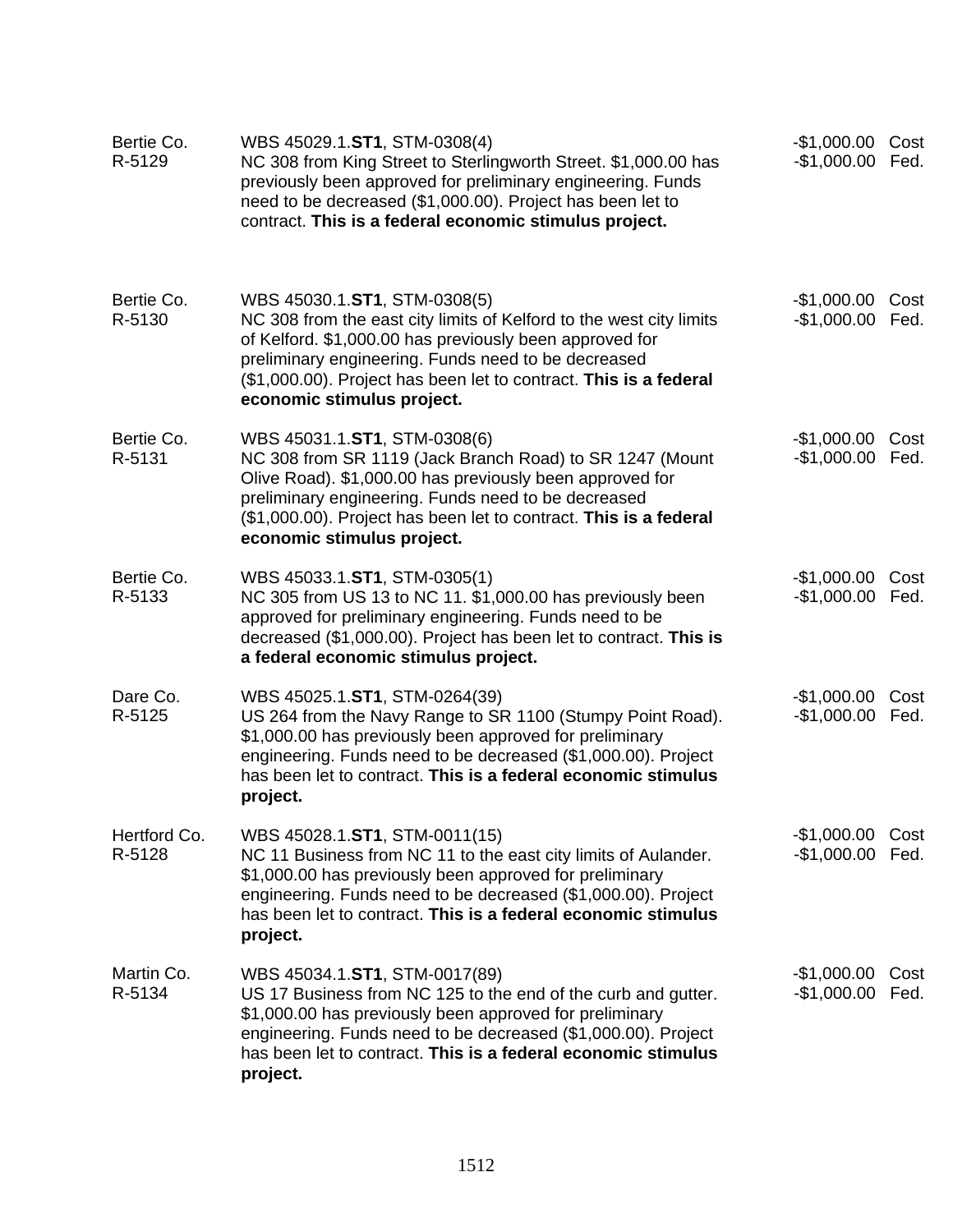| | | | |
|---|---|---|---|
| Bertie Co.<br>R-5129 | WBS 45029.1.**ST1**, STM-0308(4)<br>NC 308 from King Street to Sterlingworth Street. $1,000.00 has previously been approved for preliminary engineering. Funds need to be decreased ($1,000.00). Project has been let to contract. **This is a federal economic stimulus project.** | -$1,000.00<br>-$1,000.00 | Cost<br>Fed. |
| Bertie Co.<br>R-5130 | WBS 45030.1.**ST1**, STM-0308(5)<br>NC 308 from the east city limits of Kelford to the west city limits of Kelford. $1,000.00 has previously been approved for preliminary engineering. Funds need to be decreased ($1,000.00). Project has been let to contract. **This is a federal economic stimulus project.** | -$1,000.00<br>-$1,000.00 | Cost<br>Fed. |
| Bertie Co.<br>R-5131 | WBS 45031.1.**ST1**, STM-0308(6)<br>NC 308 from SR 1119 (Jack Branch Road) to SR 1247 (Mount Olive Road). $1,000.00 has previously been approved for preliminary engineering. Funds need to be decreased ($1,000.00). Project has been let to contract. **This is a federal economic stimulus project.** | -$1,000.00<br>-$1,000.00 | Cost<br>Fed. |
| Bertie Co.<br>R-5133 | WBS 45033.1.**ST1**, STM-0305(1)<br>NC 305 from US 13 to NC 11. $1,000.00 has previously been approved for preliminary engineering. Funds need to be decreased ($1,000.00). Project has been let to contract. **This is a federal economic stimulus project.** | -$1,000.00<br>-$1,000.00 | Cost<br>Fed. |
| Dare Co.<br>R-5125 | WBS 45025.1.**ST1**, STM-0264(39)<br>US 264 from the Navy Range to SR 1100 (Stumpy Point Road). $1,000.00 has previously been approved for preliminary engineering. Funds need to be decreased ($1,000.00). Project has been let to contract. **This is a federal economic stimulus project.** | -$1,000.00<br>-$1,000.00 | Cost<br>Fed. |
| Hertford Co.<br>R-5128 | WBS 45028.1.**ST1**, STM-0011(15)<br>NC 11 Business from NC 11 to the east city limits of Aulander. $1,000.00 has previously been approved for preliminary engineering. Funds need to be decreased ($1,000.00). Project has been let to contract. **This is a federal economic stimulus project.** | -$1,000.00<br>-$1,000.00 | Cost<br>Fed. |
| Martin Co.<br>R-5134 | WBS 45034.1.**ST1**, STM-0017(89)<br>US 17 Business from NC 125 to the end of the curb and gutter. $1,000.00 has previously been approved for preliminary engineering. Funds need to be decreased ($1,000.00). Project has been let to contract. **This is a federal economic stimulus project.** | -$1,000.00<br>-$1,000.00 | Cost<br>Fed. |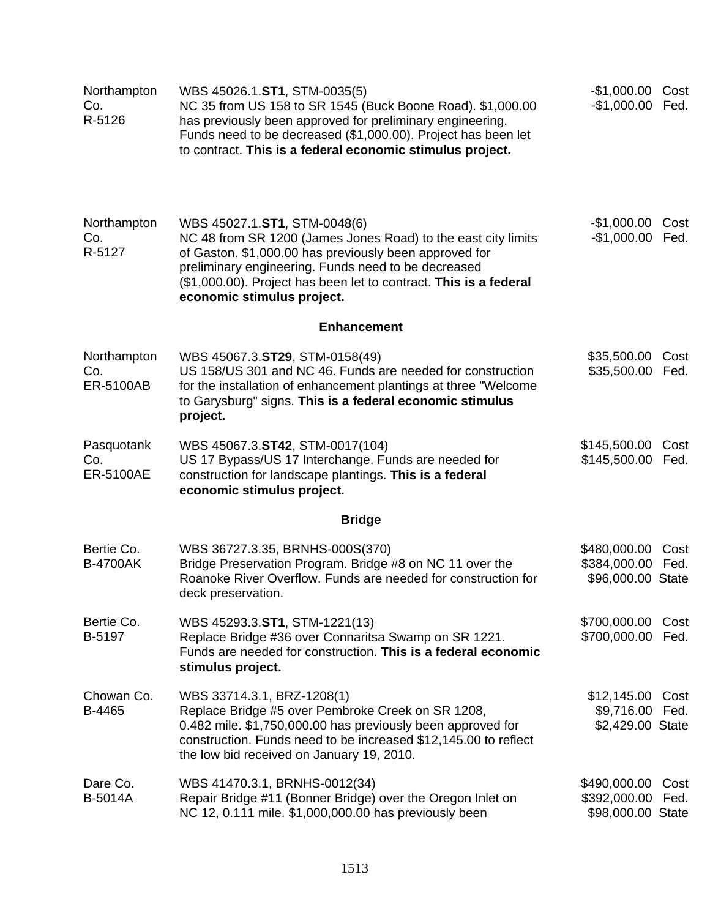| | | |
|---|---|---|
| Northampton Co.<br>R-5126 | WBS 45026.1.**ST1**, STM-0035(5)<br>NC 35 from US 158 to SR 1545 (Buck Boone Road). $1,000.00 has previously been approved for preliminary engineering. Funds need to be decreased ($1,000.00). Project has been let to contract. **This is a federal economic stimulus project.** | -$1,000.00 Cost<br>-$1,000.00 Fed. |
| Northampton Co.<br>R-5127 | WBS 45027.1.**ST1**, STM-0048(6)<br>NC 48 from SR 1200 (James Jones Road) to the east city limits of Gaston. $1,000.00 has previously been approved for preliminary engineering. Funds need to be decreased ($1,000.00). Project has been let to contract. **This is a federal economic stimulus project.** | -$1,000.00 Cost<br>-$1,000.00 Fed. |

**Enhancement**

| | | |
|---|---|---|
| Northampton Co.<br>ER-5100AB | WBS 45067.3.**ST29**, STM-0158(49)<br>US 158/US 301 and NC 46. Funds are needed for construction for the installation of enhancement plantings at three "Welcome to Garysburg" signs. **This is a federal economic stimulus project.** | $35,500.00 Cost<br>$35,500.00 Fed. |
| Pasquotank Co.<br>ER-5100AE | WBS 45067.3.**ST42**, STM-0017(104)<br>US 17 Bypass/US 17 Interchange. Funds are needed for construction for landscape plantings. **This is a federal economic stimulus project.** | $145,500.00 Cost<br>$145,500.00 Fed. |

**Bridge**

| | | |
|---|---|---|
| Bertie Co.<br>B-4700AK | WBS 36727.3.35, BRNHS-000S(370)<br>Bridge Preservation Program. Bridge #8 on NC 11 over the Roanoke River Overflow. Funds are needed for construction for deck preservation. | $480,000.00 Cost<br>$384,000.00 Fed.<br>$96,000.00 State |
| Bertie Co.<br>B-5197 | WBS 45293.3.**ST1**, STM-1221(13)<br>Replace Bridge #36 over Connaritsa Swamp on SR 1221. Funds are needed for construction. **This is a federal economic stimulus project.** | $700,000.00 Cost<br>$700,000.00 Fed. |
| Chowan Co.<br>B-4465 | WBS 33714.3.1, BRZ-1208(1)<br>Replace Bridge #5 over Pembroke Creek on SR 1208, 0.482 mile. $1,750,000.00 has previously been approved for construction. Funds need to be increased $12,145.00 to reflect the low bid received on January 19, 2010. | $12,145.00 Cost<br>$9,716.00 Fed.<br>$2,429.00 State |
| Dare Co.<br>B-5014A | WBS 41470.3.1, BRNHS-0012(34)<br>Repair Bridge #11 (Bonner Bridge) over the Oregon Inlet on NC 12, 0.111 mile. $1,000,000.00 has previously been | $490,000.00 Cost<br>$392,000.00 Fed.<br>$98,000.00 State |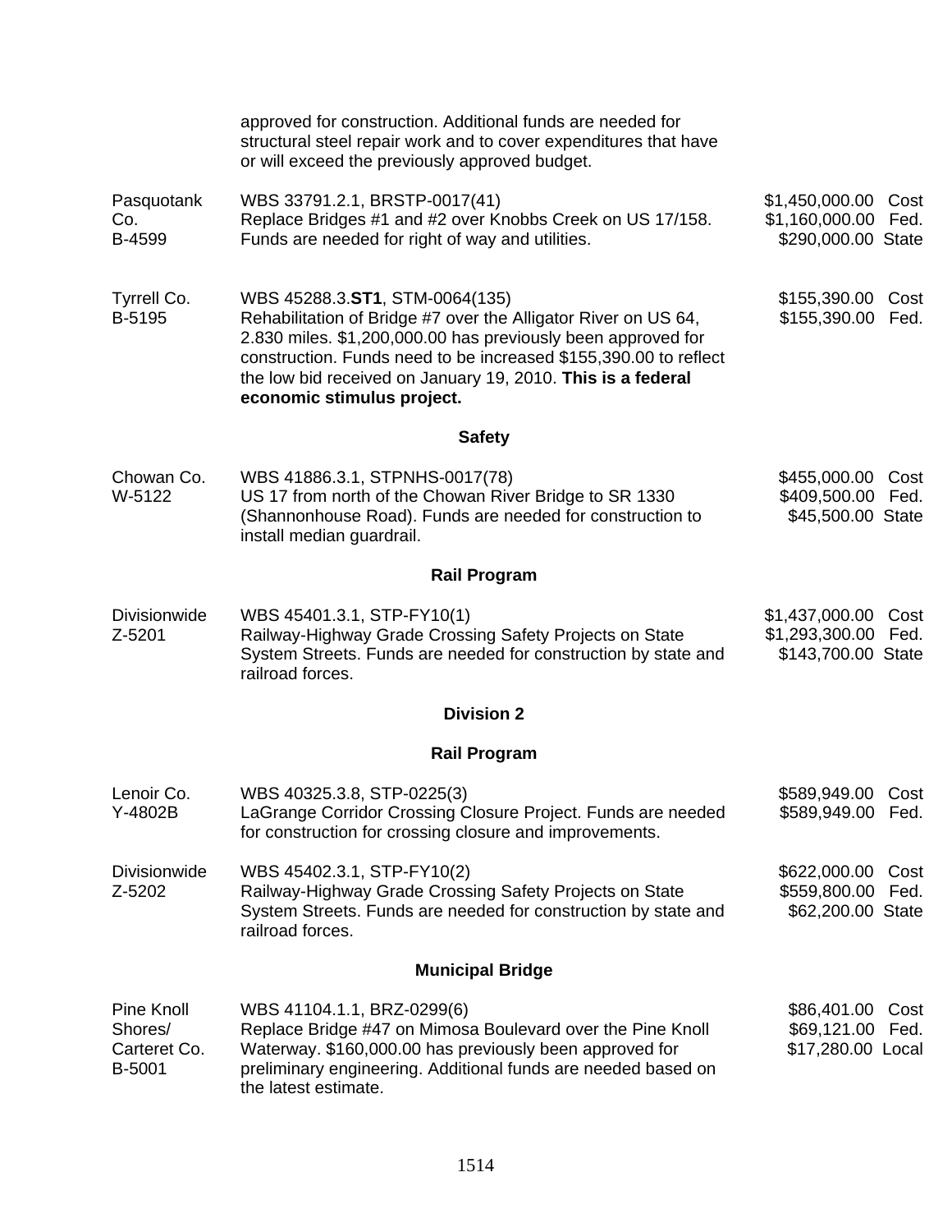approved for construction. Additional funds are needed for structural steel repair work and to cover expenditures that have or will exceed the previously approved budget.

| | | |
|---|---|---|
| Pasquotank Co.<br>B-4599 | WBS 33791.2.1, BRSTP-0017(41)<br>Replace Bridges #1 and #2 over Knobbs Creek on US 17/158. Funds are needed for right of way and utilities. | $1,450,000.00 Cost<br>$1,160,000.00 Fed.<br>$290,000.00 State |
| Tyrrell Co.<br>B-5195 | WBS 45288.3.**ST1**, STM-0064(135)<br>Rehabilitation of Bridge #7 over the Alligator River on US 64, 2.830 miles. $1,200,000.00 has previously been approved for construction. Funds need to be increased $155,390.00 to reflect the low bid received on January 19, 2010. **This is a federal economic stimulus project.** | $155,390.00 Cost<br>$155,390.00 Fed. |

### Safety

| | | |
|---|---|---|
| Chowan Co.<br>W-5122 | WBS 41886.3.1, STPNHS-0017(78)<br>US 17 from north of the Chowan River Bridge to SR 1330 (Shannonhouse Road). Funds are needed for construction to install median guardrail. | $455,000.00 Cost<br>$409,500.00 Fed.<br>$45,500.00 State |

### Rail Program

| | | |
|---|---|---|
| Divisionwide<br>Z-5201 | WBS 45401.3.1, STP-FY10(1)<br>Railway-Highway Grade Crossing Safety Projects on State System Streets. Funds are needed for construction by state and railroad forces. | $1,437,000.00 Cost<br>$1,293,300.00 Fed.<br>$143,700.00 State |

## Division 2

### Rail Program

| | | |
|---|---|---|
| Lenoir Co.<br>Y-4802B | WBS 40325.3.8, STP-0225(3)<br>LaGrange Corridor Crossing Closure Project. Funds are needed for construction for crossing closure and improvements. | $589,949.00 Cost<br>$589,949.00 Fed. |
| Divisionwide<br>Z-5202 | WBS 45402.3.1, STP-FY10(2)<br>Railway-Highway Grade Crossing Safety Projects on State System Streets. Funds are needed for construction by state and railroad forces. | $622,000.00 Cost<br>$559,800.00 Fed.<br>$62,200.00 State |

### Municipal Bridge

| | | |
|---|---|---|
| Pine Knoll Shores/<br>Carteret Co.<br>B-5001 | WBS 41104.1.1, BRZ-0299(6)<br>Replace Bridge #47 on Mimosa Boulevard over the Pine Knoll Waterway. $160,000.00 has previously been approved for preliminary engineering. Additional funds are needed based on the latest estimate. | $86,401.00 Cost<br>$69,121.00 Fed.<br>$17,280.00 Local |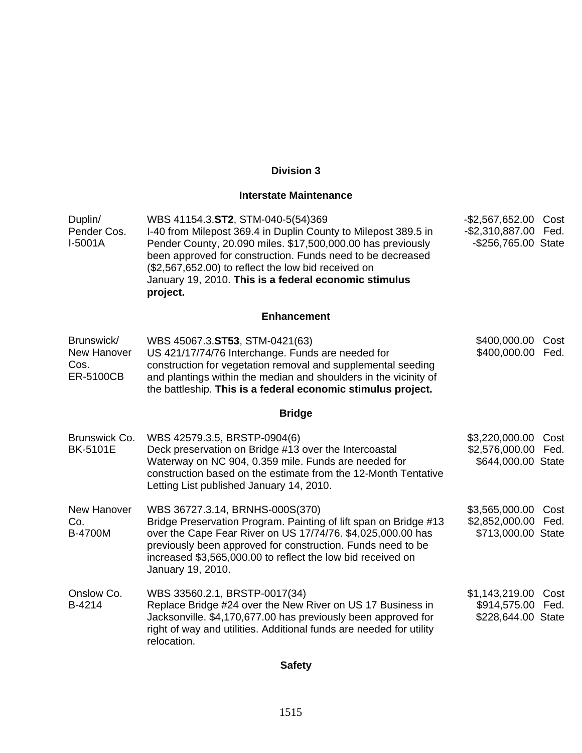## Division 3

### Interstate Maintenance

| | | |
|---|---|---|
| Duplin/ Pender Cos. I-5001A | WBS 41154.3.**ST2**, STM-040-5(54)369 I-40 from Milepost 369.4 in Duplin County to Milepost 389.5 in Pender County, 20.090 miles. $17,500,000.00 has previously been approved for construction. Funds need to be decreased ($2,567,652.00) to reflect the low bid received on January 19, 2010. **This is a federal economic stimulus project.** | -$2,567,652.00 Cost<br>-$2,310,887.00 Fed.<br>-$256,765.00 State |

### Enhancement

| | | |
|---|---|---|
| Brunswick/ New Hanover Cos. ER-5100CB | WBS 45067.3.**ST53**, STM-0421(63) US 421/17/74/76 Interchange. Funds are needed for construction for vegetation removal and supplemental seeding and plantings within the median and shoulders in the vicinity of the battleship. **This is a federal economic stimulus project.** | $400,000.00 Cost<br>$400,000.00 Fed. |

### Bridge

| | | |
|---|---|---|
| Brunswick Co. BK-5101E | WBS 42579.3.5, BRSTP-0904(6) Deck preservation on Bridge #13 over the Intercoastal Waterway on NC 904, 0.359 mile. Funds are needed for construction based on the estimate from the 12-Month Tentative Letting List published January 14, 2010. | $3,220,000.00 Cost<br>$2,576,000.00 Fed.<br>$644,000.00 State |
| New Hanover Co. B-4700M | WBS 36727.3.14, BRNHS-000S(370) Bridge Preservation Program. Painting of lift span on Bridge #13 over the Cape Fear River on US 17/74/76. $4,025,000.00 has previously been approved for construction. Funds need to be increased $3,565,000.00 to reflect the low bid received on January 19, 2010. | $3,565,000.00 Cost<br>$2,852,000.00 Fed.<br>$713,000.00 State |
| Onslow Co. B-4214 | WBS 33560.2.1, BRSTP-0017(34) Replace Bridge #24 over the New River on US 17 Business in Jacksonville. $4,170,677.00 has previously been approved for right of way and utilities. Additional funds are needed for utility relocation. | $1,143,219.00 Cost<br>$914,575.00 Fed.<br>$228,644.00 State |

### Safety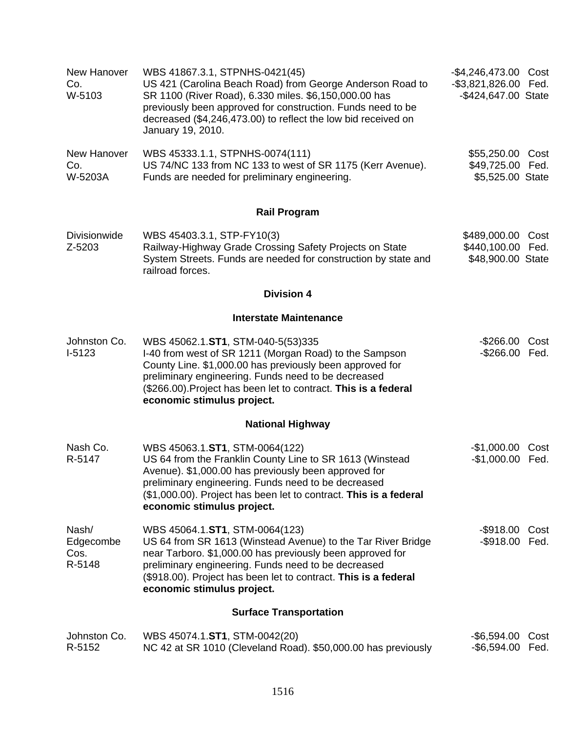| | | |
|---|---|---|
| New Hanover Co.<br>W-5103 | WBS 41867.3.1, STPNHS-0421(45)<br>US 421 (Carolina Beach Road) from George Anderson Road to SR 1100 (River Road), 6.330 miles. $6,150,000.00 has previously been approved for construction. Funds need to be decreased ($4,246,473.00) to reflect the low bid received on January 19, 2010. | -$4,246,473.00 Cost<br>-$3,821,826.00 Fed.<br>-$424,647.00 State |
| New Hanover Co.<br>W-5203A | WBS 45333.1.1, STPNHS-0074(111)<br>US 74/NC 133 from NC 133 to west of SR 1175 (Kerr Avenue). Funds are needed for preliminary engineering. | $55,250.00 Cost<br>$49,725.00 Fed.<br>$5,525.00 State |

### Rail Program

| | | |
|---|---|---|
| Divisionwide<br>Z-5203 | WBS 45403.3.1, STP-FY10(3)<br>Railway-Highway Grade Crossing Safety Projects on State System Streets. Funds are needed for construction by state and railroad forces. | $489,000.00 Cost<br>$440,100.00 Fed.<br>$48,900.00 State |

## Division 4

### Interstate Maintenance

| | | |
|---|---|---|
| Johnston Co.<br>I-5123 | WBS 45062.1.**ST1**, STM-040-5(53)335<br>I-40 from west of SR 1211 (Morgan Road) to the Sampson County Line. $1,000.00 has previously been approved for preliminary engineering. Funds need to be decreased ($266.00).Project has been let to contract. **This is a federal economic stimulus project.** | -$266.00 Cost<br>-$266.00 Fed. |

### National Highway

| | | |
|---|---|---|
| Nash Co.<br>R-5147 | WBS 45063.1.**ST1**, STM-0064(122)<br>US 64 from the Franklin County Line to SR 1613 (Winstead Avenue). $1,000.00 has previously been approved for preliminary engineering. Funds need to be decreased ($1,000.00). Project has been let to contract. **This is a federal economic stimulus project.** | -$1,000.00 Cost<br>-$1,000.00 Fed. |
| Nash/ Edgecombe Cos.<br>R-5148 | WBS 45064.1.**ST1**, STM-0064(123)<br>US 64 from SR 1613 (Winstead Avenue) to the Tar River Bridge near Tarboro. $1,000.00 has previously been approved for preliminary engineering. Funds need to be decreased ($918.00). Project has been let to contract. **This is a federal economic stimulus project.** | -$918.00 Cost<br>-$918.00 Fed. |

### Surface Transportation

| | | |
|---|---|---|
| Johnston Co.<br>R-5152 | WBS 45074.1.**ST1**, STM-0042(20)<br>NC 42 at SR 1010 (Cleveland Road). $50,000.00 has previously | -$6,594.00 Cost<br>-$6,594.00 Fed. |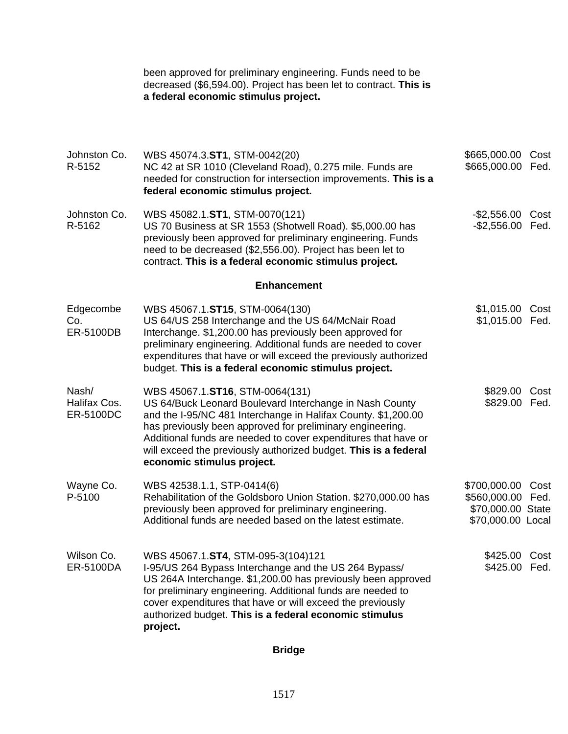been approved for preliminary engineering. Funds need to be decreased ($6,594.00). Project has been let to contract. **This is a federal economic stimulus project.**

| | | | |
|---|---|---|---|
| Johnston Co.<br>R-5152 | WBS 45074.3.**ST1**, STM-0042(20)<br>NC 42 at SR 1010 (Cleveland Road), 0.275 mile. Funds are needed for construction for intersection improvements. **This is a federal economic stimulus project.** | $665,000.00<br>$665,000.00 | Cost<br>Fed. |
| Johnston Co.<br>R-5162 | WBS 45082.1.**ST1**, STM-0070(121)<br>US 70 Business at SR 1553 (Shotwell Road). $5,000.00 has previously been approved for preliminary engineering. Funds need to be decreased ($2,556.00). Project has been let to contract. **This is a federal economic stimulus project.** | -$2,556.00<br>-$2,556.00 | Cost<br>Fed. |

**Enhancement**

| | | | |
|---|---|---|---|
| Edgecombe Co.<br>ER-5100DB | WBS 45067.1.**ST15**, STM-0064(130)<br>US 64/US 258 Interchange and the US 64/McNair Road Interchange. $1,200.00 has previously been approved for preliminary engineering. Additional funds are needed to cover expenditures that have or will exceed the previously authorized budget. **This is a federal economic stimulus project.** | $1,015.00<br>$1,015.00 | Cost<br>Fed. |
| Nash/<br>Halifax Cos.<br>ER-5100DC | WBS 45067.1.**ST16**, STM-0064(131)<br>US 64/Buck Leonard Boulevard Interchange in Nash County and the I-95/NC 481 Interchange in Halifax County. $1,200.00 has previously been approved for preliminary engineering. Additional funds are needed to cover expenditures that have or will exceed the previously authorized budget. **This is a federal economic stimulus project.** | $829.00<br>$829.00 | Cost<br>Fed. |
| Wayne Co.<br>P-5100 | WBS 42538.1.1, STP-0414(6)<br>Rehabilitation of the Goldsboro Union Station. $270,000.00 has previously been approved for preliminary engineering. Additional funds are needed based on the latest estimate. | $700,000.00<br>$560,000.00<br>$70,000.00<br>$70,000.00 | Cost<br>Fed.<br>State<br>Local |
| Wilson Co.<br>ER-5100DA | WBS 45067.1.**ST4**, STM-095-3(104)121<br>I-95/US 264 Bypass Interchange and the US 264 Bypass/ US 264A Interchange. $1,200.00 has previously been approved for preliminary engineering. Additional funds are needed to cover expenditures that have or will exceed the previously authorized budget. **This is a federal economic stimulus project.** | $425.00<br>$425.00 | Cost<br>Fed. |

**Bridge**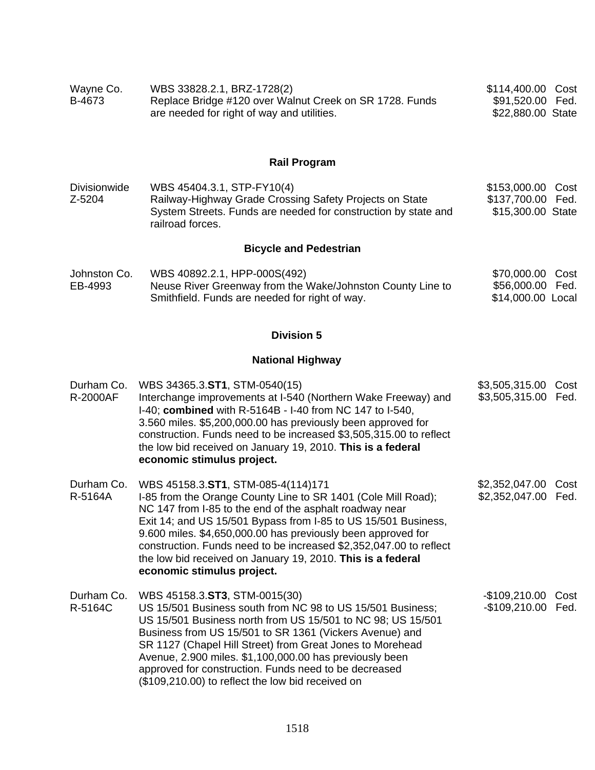| | | |
|---|---|---|
| Wayne Co.<br>B-4673 | WBS 33828.2.1, BRZ-1728(2)<br>Replace Bridge #120 over Walnut Creek on SR 1728. Funds are needed for right of way and utilities. | $114,400.00 Cost<br>$91,520.00 Fed.<br>$22,880.00 State |

## Rail Program

| | | |
|---|---|---|
| Divisionwide<br>Z-5204 | WBS 45404.3.1, STP-FY10(4)<br>Railway-Highway Grade Crossing Safety Projects on State System Streets. Funds are needed for construction by state and railroad forces. | $153,000.00 Cost<br>$137,700.00 Fed.<br>$15,300.00 State |

## Bicycle and Pedestrian

| | | |
|---|---|---|
| Johnston Co.<br>EB-4993 | WBS 40892.2.1, HPP-000S(492)<br>Neuse River Greenway from the Wake/Johnston County Line to Smithfield. Funds are needed for right of way. | $70,000.00 Cost<br>$56,000.00 Fed.<br>$14,000.00 Local |

## Division 5

## National Highway

| | | |
|---|---|---|
| Durham Co.<br>R-2000AF | WBS 34365.3.**ST1**, STM-0540(15)<br>Interchange improvements at I-540 (Northern Wake Freeway) and I-40; **combined** with R-5164B - I-40 from NC 147 to I-540, 3.560 miles. $5,200,000.00 has previously been approved for construction. Funds need to be increased $3,505,315.00 to reflect the low bid received on January 19, 2010. **This is a federal economic stimulus project.** | $3,505,315.00 Cost<br>$3,505,315.00 Fed. |
| Durham Co.<br>R-5164A | WBS 45158.3.**ST1**, STM-085-4(114)171<br>I-85 from the Orange County Line to SR 1401 (Cole Mill Road); NC 147 from I-85 to the end of the asphalt roadway near Exit 14; and US 15/501 Bypass from I-85 to US 15/501 Business, 9.600 miles. $4,650,000.00 has previously been approved for construction. Funds need to be increased $2,352,047.00 to reflect the low bid received on January 19, 2010. **This is a federal economic stimulus project.** | $2,352,047.00 Cost<br>$2,352,047.00 Fed. |
| Durham Co.<br>R-5164C | WBS 45158.3.**ST3**, STM-0015(30)<br>US 15/501 Business south from NC 98 to US 15/501 Business; US 15/501 Business north from US 15/501 to NC 98; US 15/501 Business from US 15/501 to SR 1361 (Vickers Avenue) and SR 1127 (Chapel Hill Street) from Great Jones to Morehead Avenue, 2.900 miles. $1,100,000.00 has previously been approved for construction. Funds need to be decreased ($109,210.00) to reflect the low bid received on | -$109,210.00 Cost<br>-$109,210.00 Fed. |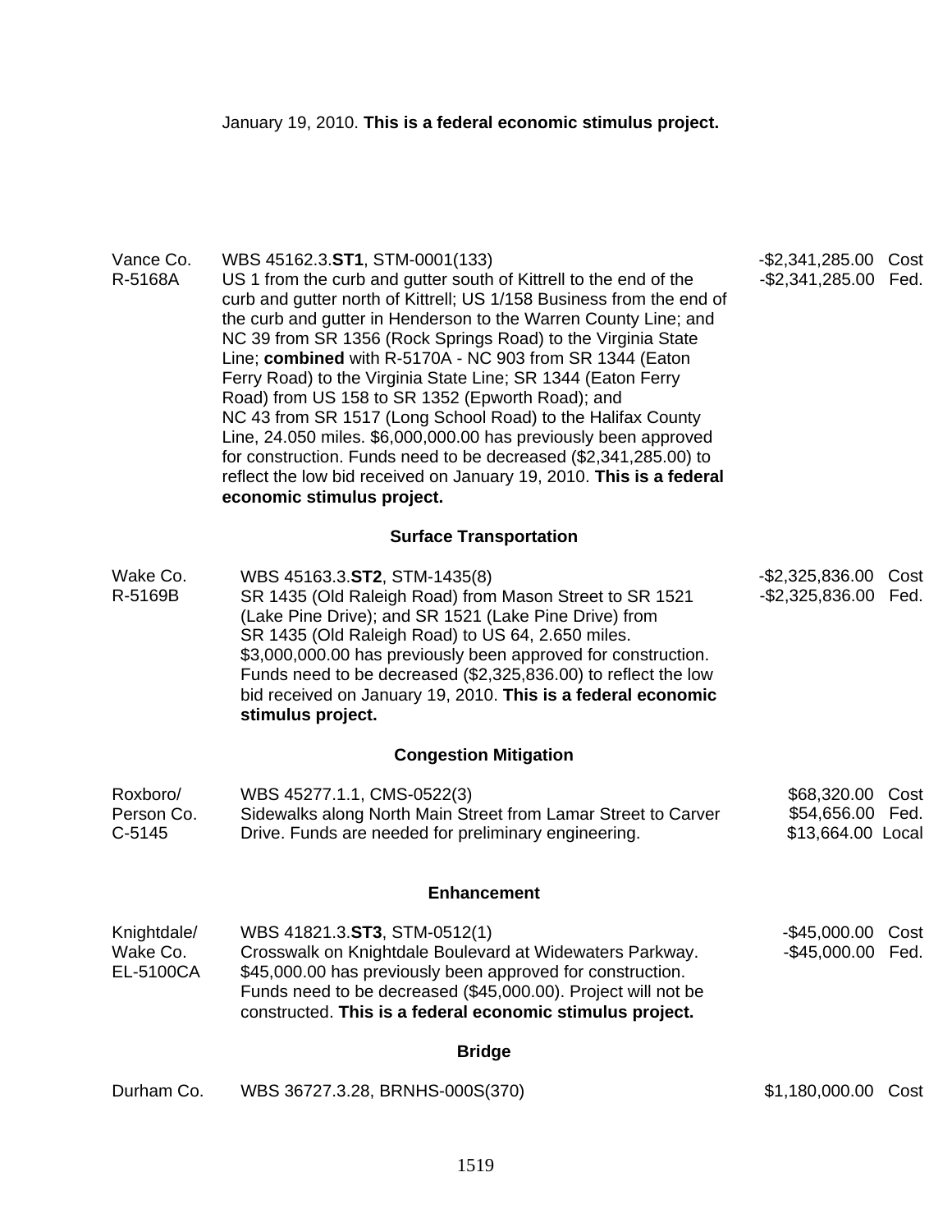January 19, 2010. **This is a federal economic stimulus project.**

| | | |
|---|---|---|
| Vance Co.<br>R-5168A | WBS 45162.3.**ST1**, STM-0001(133)<br>US 1 from the curb and gutter south of Kittrell to the end of the curb and gutter north of Kittrell; US 1/158 Business from the end of the curb and gutter in Henderson to the Warren County Line; and NC 39 from SR 1356 (Rock Springs Road) to the Virginia State Line; **combined** with R-5170A - NC 903 from SR 1344 (Eaton Ferry Road) to the Virginia State Line; SR 1344 (Eaton Ferry Road) from US 158 to SR 1352 (Epworth Road); and NC 43 from SR 1517 (Long School Road) to the Halifax County Line, 24.050 miles. $6,000,000.00 has previously been approved for construction. Funds need to be decreased ($2,341,285.00) to reflect the low bid received on January 19, 2010. **This is a federal economic stimulus project.** | -$2,341,285.00 Cost<br>-$2,341,285.00 Fed. |

**Surface Transportation**

| | | |
|---|---|---|
| Wake Co.<br>R-5169B | WBS 45163.3.**ST2**, STM-1435(8)<br>SR 1435 (Old Raleigh Road) from Mason Street to SR 1521 (Lake Pine Drive); and SR 1521 (Lake Pine Drive) from SR 1435 (Old Raleigh Road) to US 64, 2.650 miles. $3,000,000.00 has previously been approved for construction. Funds need to be decreased ($2,325,836.00) to reflect the low bid received on January 19, 2010. **This is a federal economic stimulus project.** | -$2,325,836.00 Cost<br>-$2,325,836.00 Fed. |

**Congestion Mitigation**

| | | |
|---|---|---|
| Roxboro/<br>Person Co.<br>C-5145 | WBS 45277.1.1, CMS-0522(3)<br>Sidewalks along North Main Street from Lamar Street to Carver Drive. Funds are needed for preliminary engineering. | $68,320.00 Cost<br>$54,656.00 Fed.<br>$13,664.00 Local |

**Enhancement**

| | | |
|---|---|---|
| Knightdale/<br>Wake Co.<br>EL-5100CA | WBS 41821.3.**ST3**, STM-0512(1)<br>Crosswalk on Knightdale Boulevard at Widewaters Parkway. $45,000.00 has previously been approved for construction. Funds need to be decreased ($45,000.00). Project will not be constructed. **This is a federal economic stimulus project.** | -$45,000.00 Cost<br>-$45,000.00 Fed. |

**Bridge**

| | | |
|---|---|---|
| Durham Co. | WBS 36727.3.28, BRNHS-000S(370) | $1,180,000.00 Cost |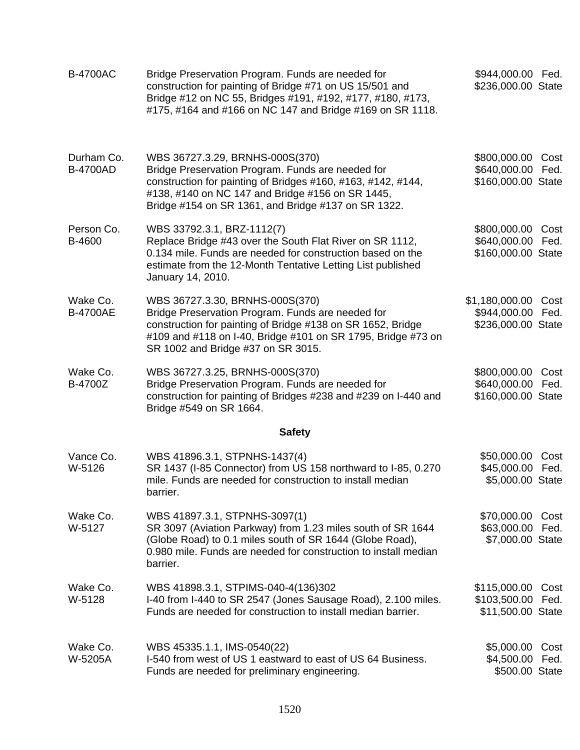| | | |
|---|---|---|
| B-4700AC | Bridge Preservation Program. Funds are needed for construction for painting of Bridge #71 on US 15/501 and Bridge #12 on NC 55, Bridges #191, #192, #177, #180, #173, #175, #164 and #166 on NC 147 and Bridge #169 on SR 1118. | $944,000.00 Fed.<br>$236,000.00 State |
| Durham Co.<br>B-4700AD | WBS 36727.3.29, BRNHS-000S(370)<br>Bridge Preservation Program. Funds are needed for construction for painting of Bridges #160, #163, #142, #144, #138, #140 on NC 147 and Bridge #156 on SR 1445, Bridge #154 on SR 1361, and Bridge #137 on SR 1322. | $800,000.00 Cost<br>$640,000.00 Fed.<br>$160,000.00 State |
| Person Co.<br>B-4600 | WBS 33792.3.1, BRZ-1112(7)<br>Replace Bridge #43 over the South Flat River on SR 1112, 0.134 mile. Funds are needed for construction based on the estimate from the 12-Month Tentative Letting List published January 14, 2010. | $800,000.00 Cost<br>$640,000.00 Fed.<br>$160,000.00 State |
| Wake Co.<br>B-4700AE | WBS 36727.3.30, BRNHS-000S(370)<br>Bridge Preservation Program. Funds are needed for construction for painting of Bridge #138 on SR 1652, Bridge #109 and #118 on I-40, Bridge #101 on SR 1795, Bridge #73 on SR 1002 and Bridge #37 on SR 3015. | $1,180,000.00 Cost<br>$944,000.00 Fed.<br>$236,000.00 State |
| Wake Co.<br>B-4700Z | WBS 36727.3.25, BRNHS-000S(370)<br>Bridge Preservation Program. Funds are needed for construction for painting of Bridges #238 and #239 on I-440 and Bridge #549 on SR 1664. | $800,000.00 Cost<br>$640,000.00 Fed.<br>$160,000.00 State |

## Safety

| | | |
|---|---|---|
| Vance Co.<br>W-5126 | WBS 41896.3.1, STPNHS-1437(4)<br>SR 1437 (I-85 Connector) from US 158 northward to I-85, 0.270 mile. Funds are needed for construction to install median barrier. | $50,000.00 Cost<br>$45,000.00 Fed.<br>$5,000.00 State |
| Wake Co.<br>W-5127 | WBS 41897.3.1, STPNHS-3097(1)<br>SR 3097 (Aviation Parkway) from 1.23 miles south of SR 1644 (Globe Road) to 0.1 miles south of SR 1644 (Globe Road), 0.980 mile. Funds are needed for construction to install median barrier. | $70,000.00 Cost<br>$63,000.00 Fed.<br>$7,000.00 State |
| Wake Co.<br>W-5128 | WBS 41898.3.1, STPIMS-040-4(136)302<br>I-40 from I-440 to SR 2547 (Jones Sausage Road), 2.100 miles. Funds are needed for construction to install median barrier. | $115,000.00 Cost<br>$103,500.00 Fed.<br>$11,500.00 State |
| Wake Co.<br>W-5205A | WBS 45335.1.1, IMS-0540(22)<br>I-540 from west of US 1 eastward to east of US 64 Business. Funds are needed for preliminary engineering. | $5,000.00 Cost<br>$4,500.00 Fed.<br>$500.00 State |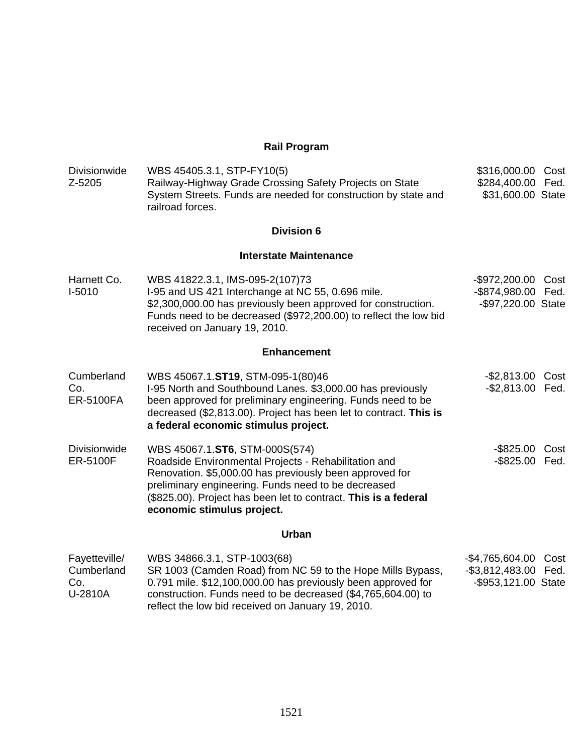## Rail Program

| | | | |
|---|---|---|---|
| Divisionwide<br>Z-5205 | WBS 45405.3.1, STP-FY10(5)<br>Railway-Highway Grade Crossing Safety Projects on State System Streets. Funds are needed for construction by state and railroad forces. | \$316,000.00<br>\$284,400.00<br>\$31,600.00 | Cost<br>Fed.<br>State |

## Division 6

### Interstate Maintenance

| | | | |
|---|---|---|---|
| Harnett Co.<br>I-5010 | WBS 41822.3.1, IMS-095-2(107)73<br>I-95 and US 421 Interchange at NC 55, 0.696 mile. \$2,300,000.00 has previously been approved for construction. Funds need to be decreased (\$972,200.00) to reflect the low bid received on January 19, 2010. | -\$972,200.00<br>-\$874,980.00<br>-\$97,220.00 | Cost<br>Fed.<br>State |

### Enhancement

| | | | |
|---|---|---|---|
| Cumberland Co.<br>ER-5100FA | WBS 45067.1.**ST19**, STM-095-1(80)46<br>I-95 North and Southbound Lanes. \$3,000.00 has previously been approved for preliminary engineering. Funds need to be decreased (\$2,813.00). Project has been let to contract. **This is a federal economic stimulus project.** | -\$2,813.00<br>-\$2,813.00 | Cost<br>Fed. |
| Divisionwide<br>ER-5100F | WBS 45067.1.**ST6**, STM-000S(574)<br>Roadside Environmental Projects - Rehabilitation and Renovation. \$5,000.00 has previously been approved for preliminary engineering. Funds need to be decreased (\$825.00). Project has been let to contract. **This is a federal economic stimulus project.** | -\$825.00<br>-\$825.00 | Cost<br>Fed. |

### Urban

| | | | |
|---|---|---|---|
| Fayetteville/<br>Cumberland Co.<br>U-2810A | WBS 34866.3.1, STP-1003(68)<br>SR 1003 (Camden Road) from NC 59 to the Hope Mills Bypass, 0.791 mile. \$12,100,000.00 has previously been approved for construction. Funds need to be decreased (\$4,765,604.00) to reflect the low bid received on January 19, 2010. | -\$4,765,604.00<br>-\$3,812,483.00<br>-\$953,121.00 | Cost<br>Fed.<br>State |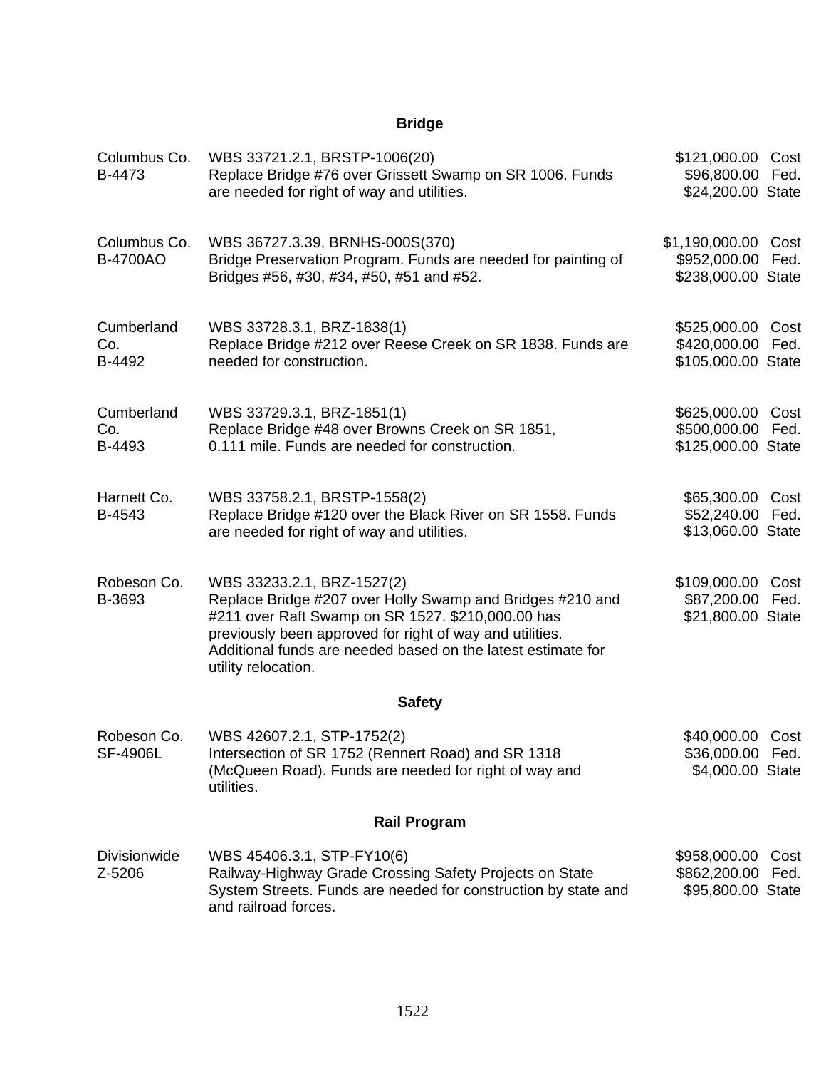## Bridge

| | | |
|---|---|---|
| Columbus Co.<br>B-4473 | WBS 33721.2.1, BRSTP-1006(20)<br>Replace Bridge #76 over Grissett Swamp on SR 1006. Funds are needed for right of way and utilities. | $121,000.00 Cost<br>$96,800.00 Fed.<br>$24,200.00 State |
| Columbus Co.<br>B-4700AO | WBS 36727.3.39, BRNHS-000S(370)<br>Bridge Preservation Program. Funds are needed for painting of Bridges #56, #30, #34, #50, #51 and #52. | $1,190,000.00 Cost<br>$952,000.00 Fed.<br>$238,000.00 State |
| Cumberland Co.<br>B-4492 | WBS 33728.3.1, BRZ-1838(1)<br>Replace Bridge #212 over Reese Creek on SR 1838. Funds are needed for construction. | $525,000.00 Cost<br>$420,000.00 Fed.<br>$105,000.00 State |
| Cumberland Co.<br>B-4493 | WBS 33729.3.1, BRZ-1851(1)<br>Replace Bridge #48 over Browns Creek on SR 1851, 0.111 mile. Funds are needed for construction. | $625,000.00 Cost<br>$500,000.00 Fed.<br>$125,000.00 State |
| Harnett Co.<br>B-4543 | WBS 33758.2.1, BRSTP-1558(2)<br>Replace Bridge #120 over the Black River on SR 1558. Funds are needed for right of way and utilities. | $65,300.00 Cost<br>$52,240.00 Fed.<br>$13,060.00 State |
| Robeson Co.<br>B-3693 | WBS 33233.2.1, BRZ-1527(2)<br>Replace Bridge #207 over Holly Swamp and Bridges #210 and #211 over Raft Swamp on SR 1527. $210,000.00 has previously been approved for right of way and utilities. Additional funds are needed based on the latest estimate for utility relocation. | $109,000.00 Cost<br>$87,200.00 Fed.<br>$21,800.00 State |

## Safety

| | | |
|---|---|---|
| Robeson Co.<br>SF-4906L | WBS 42607.2.1, STP-1752(2)<br>Intersection of SR 1752 (Rennert Road) and SR 1318 (McQueen Road). Funds are needed for right of way and utilities. | $40,000.00 Cost<br>$36,000.00 Fed.<br>$4,000.00 State |

## Rail Program

| | | |
|---|---|---|
| Divisionwide<br>Z-5206 | WBS 45406.3.1, STP-FY10(6)<br>Railway-Highway Grade Crossing Safety Projects on State System Streets. Funds are needed for construction by state and and railroad forces. | $958,000.00 Cost<br>$862,200.00 Fed.<br>$95,800.00 State |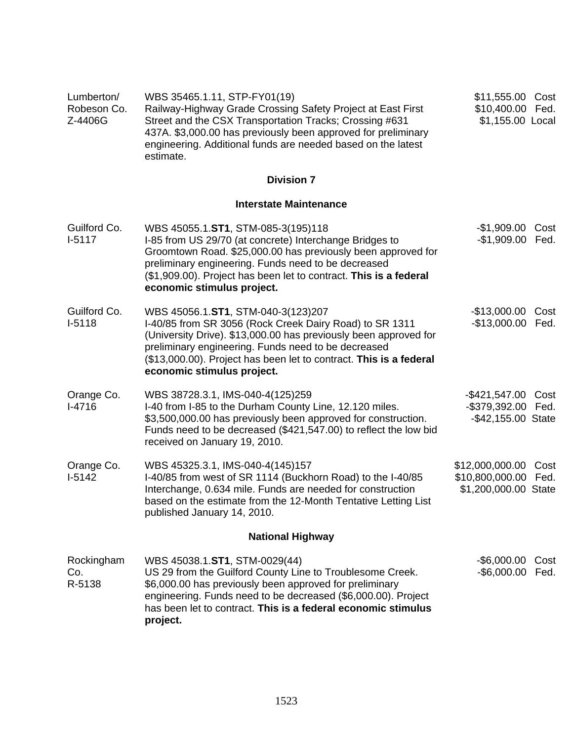| | | |
|---|---|---|
| Lumberton/ Robeson Co. Z-4406G | WBS 35465.1.11, STP-FY01(19) Railway-Highway Grade Crossing Safety Project at East First Street and the CSX Transportation Tracks; Crossing #631 437A. $3,000.00 has previously been approved for preliminary engineering. Additional funds are needed based on the latest estimate. | $11,555.00 Cost<br>$10,400.00 Fed.<br>$1,155.00 Local |

## Division 7

### Interstate Maintenance

| | | |
|---|---|---|
| Guilford Co. I-5117 | WBS 45055.1.**ST1**, STM-085-3(195)118 I-85 from US 29/70 (at concrete) Interchange Bridges to Groomtown Road. $25,000.00 has previously been approved for preliminary engineering. Funds need to be decreased ($1,909.00). Project has been let to contract. **This is a federal economic stimulus project.** | -$1,909.00 Cost<br>-$1,909.00 Fed. |
| Guilford Co. I-5118 | WBS 45056.1.**ST1**, STM-040-3(123)207 I-40/85 from SR 3056 (Rock Creek Dairy Road) to SR 1311 (University Drive). $13,000.00 has previously been approved for preliminary engineering. Funds need to be decreased ($13,000.00). Project has been let to contract. **This is a federal economic stimulus project.** | -$13,000.00 Cost<br>-$13,000.00 Fed. |
| Orange Co. I-4716 | WBS 38728.3.1, IMS-040-4(125)259 I-40 from I-85 to the Durham County Line, 12.120 miles. $3,500,000.00 has previously been approved for construction. Funds need to be decreased ($421,547.00) to reflect the low bid received on January 19, 2010. | -$421,547.00 Cost<br>-$379,392.00 Fed.<br>-$42,155.00 State |
| Orange Co. I-5142 | WBS 45325.3.1, IMS-040-4(145)157 I-40/85 from west of SR 1114 (Buckhorn Road) to the I-40/85 Interchange, 0.634 mile. Funds are needed for construction based on the estimate from the 12-Month Tentative Letting List published January 14, 2010. | $12,000,000.00 Cost<br>$10,800,000.00 Fed.<br>$1,200,000.00 State |

### National Highway

| | | |
|---|---|---|
| Rockingham Co. R-5138 | WBS 45038.1.**ST1**, STM-0029(44) US 29 from the Guilford County Line to Troublesome Creek. $6,000.00 has previously been approved for preliminary engineering. Funds need to be decreased ($6,000.00). Project has been let to contract. **This is a federal economic stimulus project.** | -$6,000.00 Cost<br>-$6,000.00 Fed. |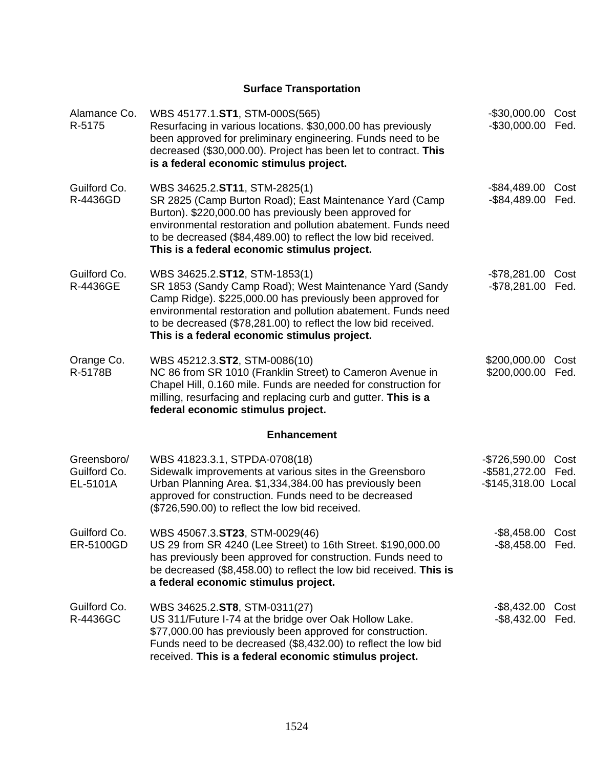## Surface Transportation

| | | | |
|---|---|---|---|
| Alamance Co.<br>R-5175 | WBS 45177.1.**ST1**, STM-000S(565)<br>Resurfacing in various locations. $30,000.00 has previously been approved for preliminary engineering. Funds need to be decreased ($30,000.00). Project has been let to contract. **This is a federal economic stimulus project.** | -$30,000.00<br>-$30,000.00 | Cost<br>Fed. |
| Guilford Co.<br>R-4436GD | WBS 34625.2.**ST11**, STM-2825(1)<br>SR 2825 (Camp Burton Road); East Maintenance Yard (Camp Burton). $220,000.00 has previously been approved for environmental restoration and pollution abatement. Funds need to be decreased ($84,489.00) to reflect the low bid received. **This is a federal economic stimulus project.** | -$84,489.00<br>-$84,489.00 | Cost<br>Fed. |
| Guilford Co.<br>R-4436GE | WBS 34625.2.**ST12**, STM-1853(1)<br>SR 1853 (Sandy Camp Road); West Maintenance Yard (Sandy Camp Ridge). $225,000.00 has previously been approved for environmental restoration and pollution abatement. Funds need to be decreased ($78,281.00) to reflect the low bid received. **This is a federal economic stimulus project.** | -$78,281.00<br>-$78,281.00 | Cost<br>Fed. |
| Orange Co.<br>R-5178B | WBS 45212.3.**ST2**, STM-0086(10)<br>NC 86 from SR 1010 (Franklin Street) to Cameron Avenue in Chapel Hill, 0.160 mile. Funds are needed for construction for milling, resurfacing and replacing curb and gutter. **This is a federal economic stimulus project.** | $200,000.00<br>$200,000.00 | Cost<br>Fed. |

## Enhancement

| | | | |
|---|---|---|---|
| Greensboro/<br>Guilford Co.<br>EL-5101A | WBS 41823.3.1, STPDA-0708(18)<br>Sidewalk improvements at various sites in the Greensboro Urban Planning Area. $1,334,384.00 has previously been approved for construction. Funds need to be decreased ($726,590.00) to reflect the low bid received. | -$726,590.00<br>-$581,272.00<br>-$145,318.00 | Cost<br>Fed.<br>Local |
| Guilford Co.<br>ER-5100GD | WBS 45067.3.**ST23**, STM-0029(46)<br>US 29 from SR 4240 (Lee Street) to 16th Street. $190,000.00 has previously been approved for construction. Funds need to be decreased ($8,458.00) to reflect the low bid received. **This is a federal economic stimulus project.** | -$8,458.00<br>-$8,458.00 | Cost<br>Fed. |
| Guilford Co.<br>R-4436GC | WBS 34625.2.**ST8**, STM-0311(27)<br>US 311/Future I-74 at the bridge over Oak Hollow Lake. $77,000.00 has previously been approved for construction. Funds need to be decreased ($8,432.00) to reflect the low bid received. **This is a federal economic stimulus project.** | -$8,432.00<br>-$8,432.00 | Cost<br>Fed. |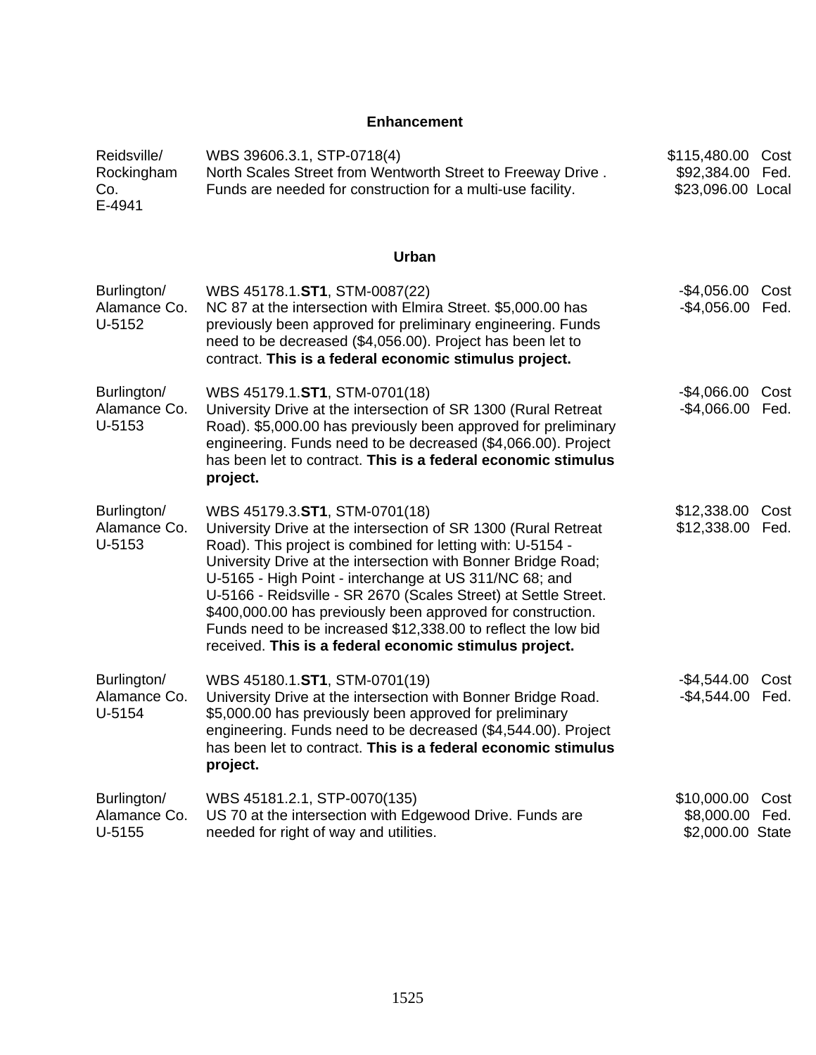## Enhancement

| | | | |
|---|---|---|---|
| Reidsville/ Rockingham Co. E-4941 | WBS 39606.3.1, STP-0718(4) North Scales Street from Wentworth Street to Freeway Drive . Funds are needed for construction for a multi-use facility. | $115,480.00<br>$92,384.00<br>$23,096.00 | Cost<br>Fed.<br>Local |

## Urban

| | | | |
|---|---|---|---|
| Burlington/ Alamance Co. U-5152 | WBS 45178.1.**ST1**, STM-0087(22) NC 87 at the intersection with Elmira Street. $5,000.00 has previously been approved for preliminary engineering. Funds need to be decreased ($4,056.00). Project has been let to contract. **This is a federal economic stimulus project.** | -$4,056.00<br>-$4,056.00 | Cost<br>Fed. |
| Burlington/ Alamance Co. U-5153 | WBS 45179.1.**ST1**, STM-0701(18) University Drive at the intersection of SR 1300 (Rural Retreat Road). $5,000.00 has previously been approved for preliminary engineering. Funds need to be decreased ($4,066.00). Project has been let to contract. **This is a federal economic stimulus project.** | -$4,066.00<br>-$4,066.00 | Cost<br>Fed. |
| Burlington/ Alamance Co. U-5153 | WBS 45179.3.**ST1**, STM-0701(18) University Drive at the intersection of SR 1300 (Rural Retreat Road). This project is combined for letting with: U-5154 - University Drive at the intersection with Bonner Bridge Road; U-5165 - High Point - interchange at US 311/NC 68; and U-5166 - Reidsville - SR 2670 (Scales Street) at Settle Street. $400,000.00 has previously been approved for construction. Funds need to be increased $12,338.00 to reflect the low bid received. **This is a federal economic stimulus project.** | $12,338.00<br>$12,338.00 | Cost<br>Fed. |
| Burlington/ Alamance Co. U-5154 | WBS 45180.1.**ST1**, STM-0701(19) University Drive at the intersection with Bonner Bridge Road. $5,000.00 has previously been approved for preliminary engineering. Funds need to be decreased ($4,544.00). Project has been let to contract. **This is a federal economic stimulus project.** | -$4,544.00<br>-$4,544.00 | Cost<br>Fed. |
| Burlington/ Alamance Co. U-5155 | WBS 45181.2.1, STP-0070(135) US 70 at the intersection with Edgewood Drive. Funds are needed for right of way and utilities. | $10,000.00<br>$8,000.00<br>$2,000.00 | Cost<br>Fed.<br>State |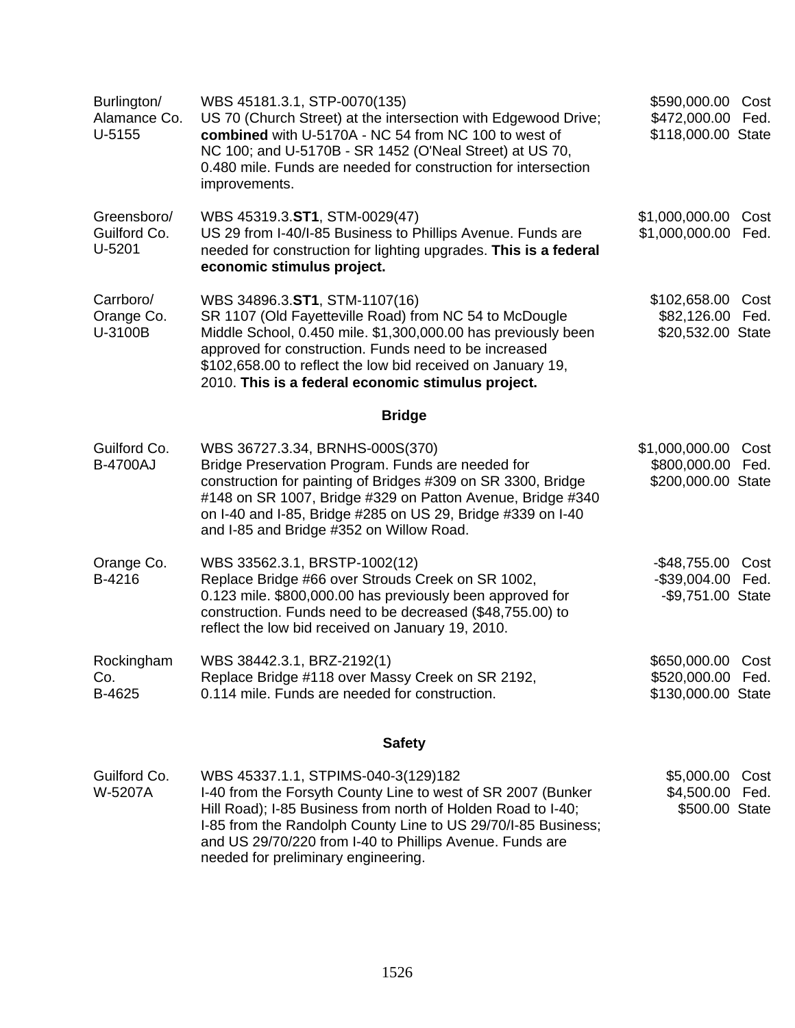| | | |
|---|---|---|
| Burlington/ Alamance Co. U-5155 | WBS 45181.3.1, STP-0070(135) US 70 (Church Street) at the intersection with Edgewood Drive; **combined** with U-5170A - NC 54 from NC 100 to west of NC 100; and U-5170B - SR 1452 (O'Neal Street) at US 70, 0.480 mile. Funds are needed for construction for intersection improvements. | \$590,000.00 Cost<br>\$472,000.00 Fed.<br>\$118,000.00 State |
| Greensboro/ Guilford Co. U-5201 | WBS 45319.3.**ST1**, STM-0029(47) US 29 from I-40/I-85 Business to Phillips Avenue. Funds are needed for construction for lighting upgrades. **This is a federal economic stimulus project.** | \$1,000,000.00 Cost<br>\$1,000,000.00 Fed. |
| Carrboro/ Orange Co. U-3100B | WBS 34896.3.**ST1**, STM-1107(16) SR 1107 (Old Fayetteville Road) from NC 54 to McDougle Middle School, 0.450 mile. \$1,300,000.00 has previously been approved for construction. Funds need to be increased \$102,658.00 to reflect the low bid received on January 19, 2010. **This is a federal economic stimulus project.** | \$102,658.00 Cost<br>\$82,126.00 Fed.<br>\$20,532.00 State |

### Bridge

| | | |
|---|---|---|
| Guilford Co. B-4700AJ | WBS 36727.3.34, BRNHS-000S(370) Bridge Preservation Program. Funds are needed for construction for painting of Bridges #309 on SR 3300, Bridge #148 on SR 1007, Bridge #329 on Patton Avenue, Bridge #340 on I-40 and I-85, Bridge #285 on US 29, Bridge #339 on I-40 and I-85 and Bridge #352 on Willow Road. | \$1,000,000.00 Cost<br>\$800,000.00 Fed.<br>\$200,000.00 State |
| Orange Co. B-4216 | WBS 33562.3.1, BRSTP-1002(12) Replace Bridge #66 over Strouds Creek on SR 1002, 0.123 mile. \$800,000.00 has previously been approved for construction. Funds need to be decreased (\$48,755.00) to reflect the low bid received on January 19, 2010. | -\$48,755.00 Cost<br>-\$39,004.00 Fed.<br>-\$9,751.00 State |
| Rockingham Co. B-4625 | WBS 38442.3.1, BRZ-2192(1) Replace Bridge #118 over Massy Creek on SR 2192, 0.114 mile. Funds are needed for construction. | \$650,000.00 Cost<br>\$520,000.00 Fed.<br>\$130,000.00 State |

### Safety

| | | |
|---|---|---|
| Guilford Co. W-5207A | WBS 45337.1.1, STPIMS-040-3(129)182 I-40 from the Forsyth County Line to west of SR 2007 (Bunker Hill Road); I-85 Business from north of Holden Road to I-40; I-85 from the Randolph County Line to US 29/70/I-85 Business; and US 29/70/220 from I-40 to Phillips Avenue. Funds are needed for preliminary engineering. | \$5,000.00 Cost<br>\$4,500.00 Fed.<br>\$500.00 State |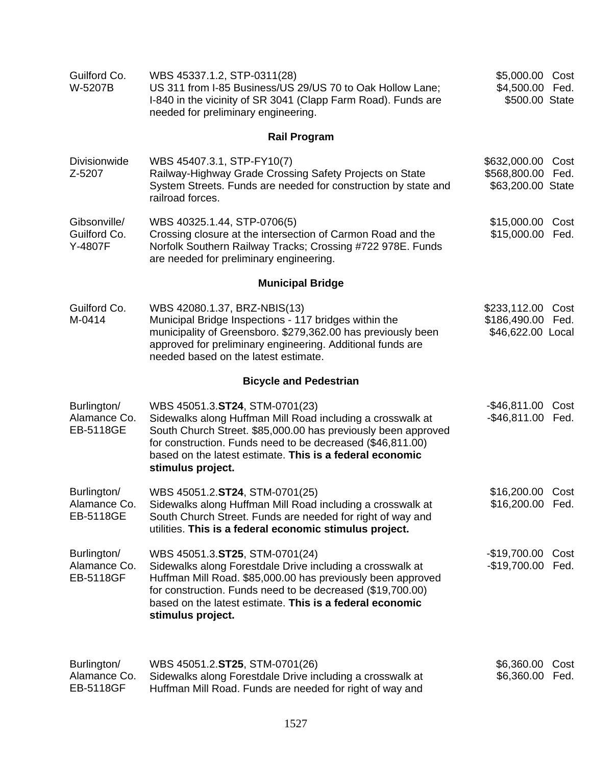| | | |
|---|---|---|
| Guilford Co.<br>W-5207B | WBS 45337.1.2, STP-0311(28)<br>US 311 from I-85 Business/US 29/US 70 to Oak Hollow Lane; I-840 in the vicinity of SR 3041 (Clapp Farm Road). Funds are needed for preliminary engineering. | $5,000.00 Cost<br>$4,500.00 Fed.<br>$500.00 State |

### Rail Program

| | | |
|---|---|---|
| Divisionwide<br>Z-5207 | WBS 45407.3.1, STP-FY10(7)<br>Railway-Highway Grade Crossing Safety Projects on State System Streets. Funds are needed for construction by state and railroad forces. | $632,000.00 Cost<br>$568,800.00 Fed.<br>$63,200.00 State |
| Gibsonville/<br>Guilford Co.<br>Y-4807F | WBS 40325.1.44, STP-0706(5)<br>Crossing closure at the intersection of Carmon Road and the Norfolk Southern Railway Tracks; Crossing #722 978E. Funds are needed for preliminary engineering. | $15,000.00 Cost<br>$15,000.00 Fed. |

### Municipal Bridge

| | | |
|---|---|---|
| Guilford Co.<br>M-0414 | WBS 42080.1.37, BRZ-NBIS(13)<br>Municipal Bridge Inspections - 117 bridges within the municipality of Greensboro. $279,362.00 has previously been approved for preliminary engineering. Additional funds are needed based on the latest estimate. | $233,112.00 Cost<br>$186,490.00 Fed.<br>$46,622.00 Local |

### Bicycle and Pedestrian

| | | |
|---|---|---|
| Burlington/<br>Alamance Co.<br>EB-5118GE | WBS 45051.3.**ST24**, STM-0701(23)<br>Sidewalks along Huffman Mill Road including a crosswalk at South Church Street. $85,000.00 has previously been approved for construction. Funds need to be decreased ($46,811.00) based on the latest estimate. **This is a federal economic stimulus project.** | -$46,811.00 Cost<br>-$46,811.00 Fed. |
| Burlington/<br>Alamance Co.<br>EB-5118GE | WBS 45051.2.**ST24**, STM-0701(25)<br>Sidewalks along Huffman Mill Road including a crosswalk at South Church Street. Funds are needed for right of way and utilities. **This is a federal economic stimulus project.** | $16,200.00 Cost<br>$16,200.00 Fed. |
| Burlington/<br>Alamance Co.<br>EB-5118GF | WBS 45051.3.**ST25**, STM-0701(24)<br>Sidewalks along Forestdale Drive including a crosswalk at Huffman Mill Road. $85,000.00 has previously been approved for construction. Funds need to be decreased ($19,700.00) based on the latest estimate. **This is a federal economic stimulus project.** | -$19,700.00 Cost<br>-$19,700.00 Fed. |
| Burlington/<br>Alamance Co.<br>EB-5118GF | WBS 45051.2.**ST25**, STM-0701(26)<br>Sidewalks along Forestdale Drive including a crosswalk at Huffman Mill Road. Funds are needed for right of way and | $6,360.00 Cost<br>$6,360.00 Fed. |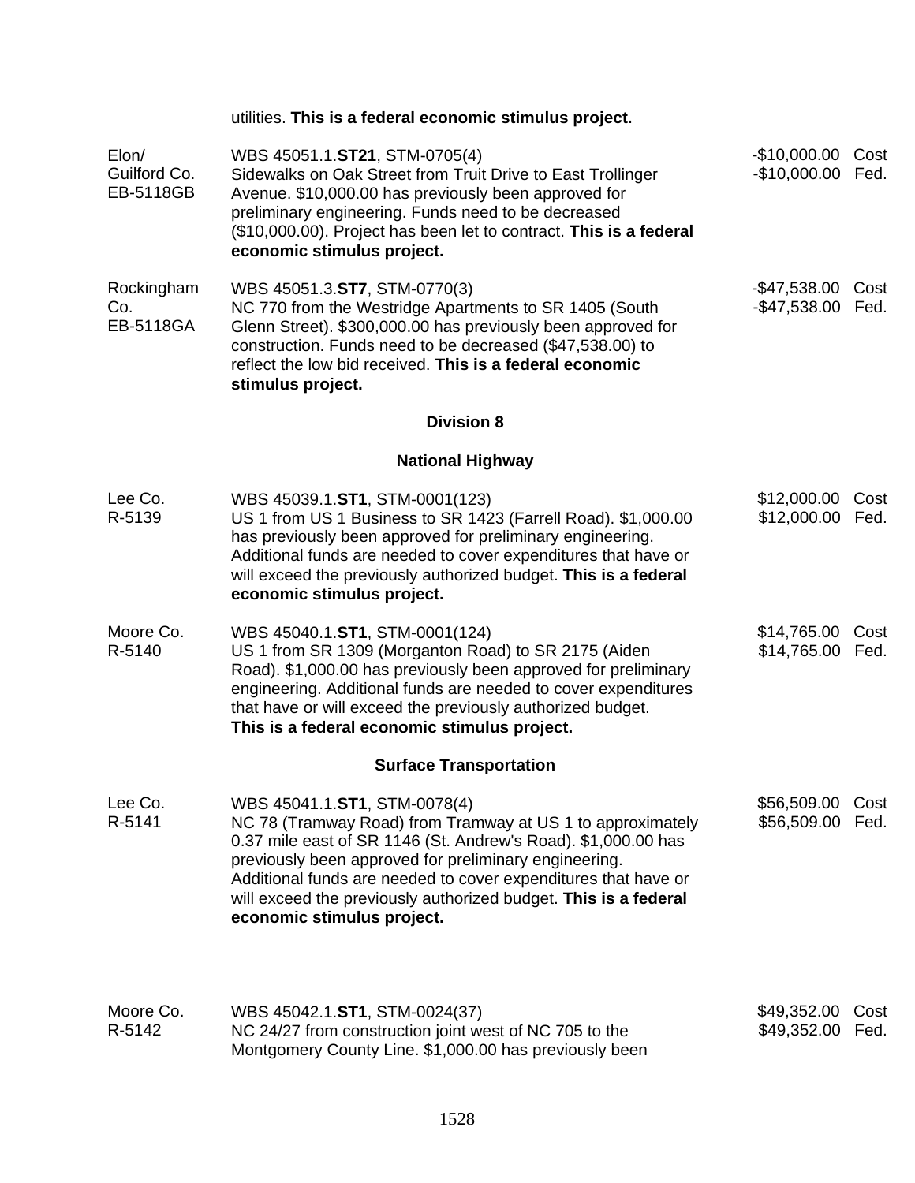| | | | |
|---|---|---|---|
| | utilities. **This is a federal economic stimulus project.** | | |
| Elon/ Guilford Co. EB-5118GB | WBS 45051.1.**ST21**, STM-0705(4) Sidewalks on Oak Street from Truit Drive to East Trollinger Avenue. $10,000.00 has previously been approved for preliminary engineering. Funds need to be decreased ($10,000.00). Project has been let to contract. **This is a federal economic stimulus project.** | -$10,000.00 -$10,000.00 | Cost Fed. |
| Rockingham Co. EB-5118GA | WBS 45051.3.**ST7**, STM-0770(3) NC 770 from the Westridge Apartments to SR 1405 (South Glenn Street). $300,000.00 has previously been approved for construction. Funds need to be decreased ($47,538.00) to reflect the low bid received. **This is a federal economic stimulus project.** | -$47,538.00 -$47,538.00 | Cost Fed. |

### Division 8

### National Highway

| | | | |
|---|---|---|---|
| Lee Co. R-5139 | WBS 45039.1.**ST1**, STM-0001(123) US 1 from US 1 Business to SR 1423 (Farrell Road). $1,000.00 has previously been approved for preliminary engineering. Additional funds are needed to cover expenditures that have or will exceed the previously authorized budget. **This is a federal economic stimulus project.** | $12,000.00 $12,000.00 | Cost Fed. |
| Moore Co. R-5140 | WBS 45040.1.**ST1**, STM-0001(124) US 1 from SR 1309 (Morganton Road) to SR 2175 (Aiden Road). $1,000.00 has previously been approved for preliminary engineering. Additional funds are needed to cover expenditures that have or will exceed the previously authorized budget. **This is a federal economic stimulus project.** | $14,765.00 $14,765.00 | Cost Fed. |

### Surface Transportation

| | | | |
|---|---|---|---|
| Lee Co. R-5141 | WBS 45041.1.**ST1**, STM-0078(4) NC 78 (Tramway Road) from Tramway at US 1 to approximately 0.37 mile east of SR 1146 (St. Andrew's Road). $1,000.00 has previously been approved for preliminary engineering. Additional funds are needed to cover expenditures that have or will exceed the previously authorized budget. **This is a federal economic stimulus project.** | $56,509.00 $56,509.00 | Cost Fed. |
| Moore Co. R-5142 | WBS 45042.1.**ST1**, STM-0024(37) NC 24/27 from construction joint west of NC 705 to the Montgomery County Line. $1,000.00 has previously been | $49,352.00 $49,352.00 | Cost Fed. |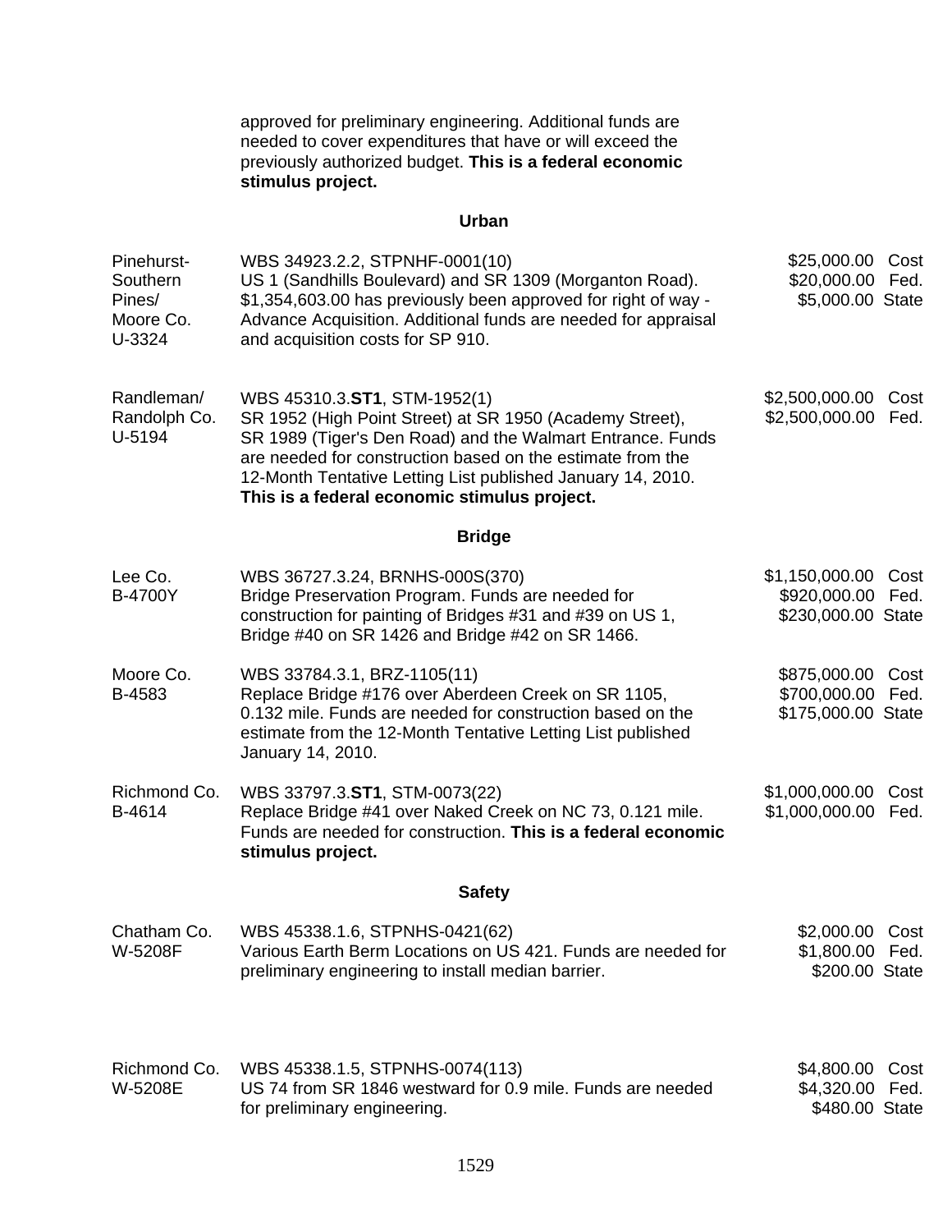approved for preliminary engineering. Additional funds are needed to cover expenditures that have or will exceed the previously authorized budget. **This is a federal economic stimulus project.**

**Urban**

| | | |
|---|---|---|
| Pinehurst-Southern Pines/ Moore Co. U-3324 | WBS 34923.2.2, STPNHF-0001(10) US 1 (Sandhills Boulevard) and SR 1309 (Morganton Road). $1,354,603.00 has previously been approved for right of way - Advance Acquisition. Additional funds are needed for appraisal and acquisition costs for SP 910. | $25,000.00 Cost $20,000.00 Fed. $5,000.00 State |
| Randleman/ Randolph Co. U-5194 | WBS 45310.3.**ST1**, STM-1952(1) SR 1952 (High Point Street) at SR 1950 (Academy Street), SR 1989 (Tiger's Den Road) and the Walmart Entrance. Funds are needed for construction based on the estimate from the 12-Month Tentative Letting List published January 14, 2010. **This is a federal economic stimulus project.** | $2,500,000.00 Cost $2,500,000.00 Fed. |

**Bridge**

| | | |
|---|---|---|
| Lee Co. B-4700Y | WBS 36727.3.24, BRNHS-000S(370) Bridge Preservation Program. Funds are needed for construction for painting of Bridges #31 and #39 on US 1, Bridge #40 on SR 1426 and Bridge #42 on SR 1466. | $1,150,000.00 Cost $920,000.00 Fed. $230,000.00 State |
| Moore Co. B-4583 | WBS 33784.3.1, BRZ-1105(11) Replace Bridge #176 over Aberdeen Creek on SR 1105, 0.132 mile. Funds are needed for construction based on the estimate from the 12-Month Tentative Letting List published January 14, 2010. | $875,000.00 Cost $700,000.00 Fed. $175,000.00 State |
| Richmond Co. B-4614 | WBS 33797.3.**ST1**, STM-0073(22) Replace Bridge #41 over Naked Creek on NC 73, 0.121 mile. Funds are needed for construction. **This is a federal economic stimulus project.** | $1,000,000.00 Cost $1,000,000.00 Fed. |

**Safety**

| | | |
|---|---|---|
| Chatham Co. W-5208F | WBS 45338.1.6, STPNHS-0421(62) Various Earth Berm Locations on US 421. Funds are needed for preliminary engineering to install median barrier. | $2,000.00 Cost $1,800.00 Fed. $200.00 State |
| Richmond Co. W-5208E | WBS 45338.1.5, STPNHS-0074(113) US 74 from SR 1846 westward for 0.9 mile. Funds are needed for preliminary engineering. | $4,800.00 Cost $4,320.00 Fed. $480.00 State |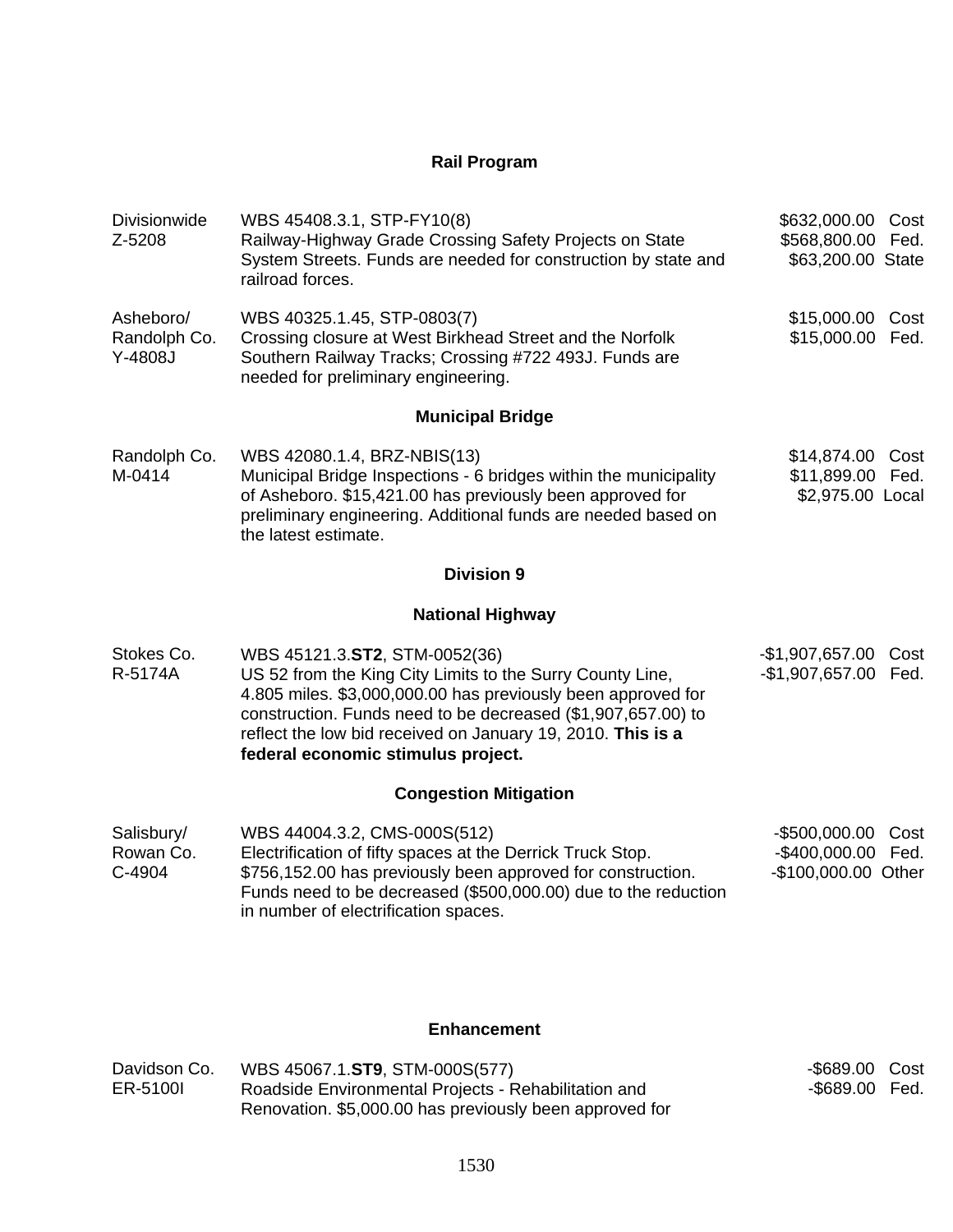## Rail Program

| | | |
|---|---|---|
| Divisionwide<br>Z-5208 | WBS 45408.3.1, STP-FY10(8)<br>Railway-Highway Grade Crossing Safety Projects on State System Streets. Funds are needed for construction by state and railroad forces. | $632,000.00 Cost<br>$568,800.00 Fed.<br>$63,200.00 State |
| Asheboro/<br>Randolph Co.<br>Y-4808J | WBS 40325.1.45, STP-0803(7)<br>Crossing closure at West Birkhead Street and the Norfolk Southern Railway Tracks; Crossing #722 493J. Funds are needed for preliminary engineering. | $15,000.00 Cost<br>$15,000.00 Fed. |

## Municipal Bridge

| | | |
|---|---|---|
| Randolph Co.<br>M-0414 | WBS 42080.1.4, BRZ-NBIS(13)<br>Municipal Bridge Inspections - 6 bridges within the municipality of Asheboro. $15,421.00 has previously been approved for preliminary engineering. Additional funds are needed based on the latest estimate. | $14,874.00 Cost<br>$11,899.00 Fed.<br>$2,975.00 Local |

## Division 9

## National Highway

| | | |
|---|---|---|
| Stokes Co.<br>R-5174A | WBS 45121.3.**ST2**, STM-0052(36)<br>US 52 from the King City Limits to the Surry County Line, 4.805 miles. $3,000,000.00 has previously been approved for construction. Funds need to be decreased ($1,907,657.00) to reflect the low bid received on January 19, 2010. **This is a federal economic stimulus project.** | -$1,907,657.00 Cost<br>-$1,907,657.00 Fed. |

## Congestion Mitigation

| | | |
|---|---|---|
| Salisbury/<br>Rowan Co.<br>C-4904 | WBS 44004.3.2, CMS-000S(512)<br>Electrification of fifty spaces at the Derrick Truck Stop. $756,152.00 has previously been approved for construction. Funds need to be decreased ($500,000.00) due to the reduction in number of electrification spaces. | -$500,000.00 Cost<br>-$400,000.00 Fed.<br>-$100,000.00 Other |

## Enhancement

| | | |
|---|---|---|
| Davidson Co.<br>ER-5100I | WBS 45067.1.**ST9**, STM-000S(577)<br>Roadside Environmental Projects - Rehabilitation and Renovation. $5,000.00 has previously been approved for | -$689.00 Cost<br>-$689.00 Fed. |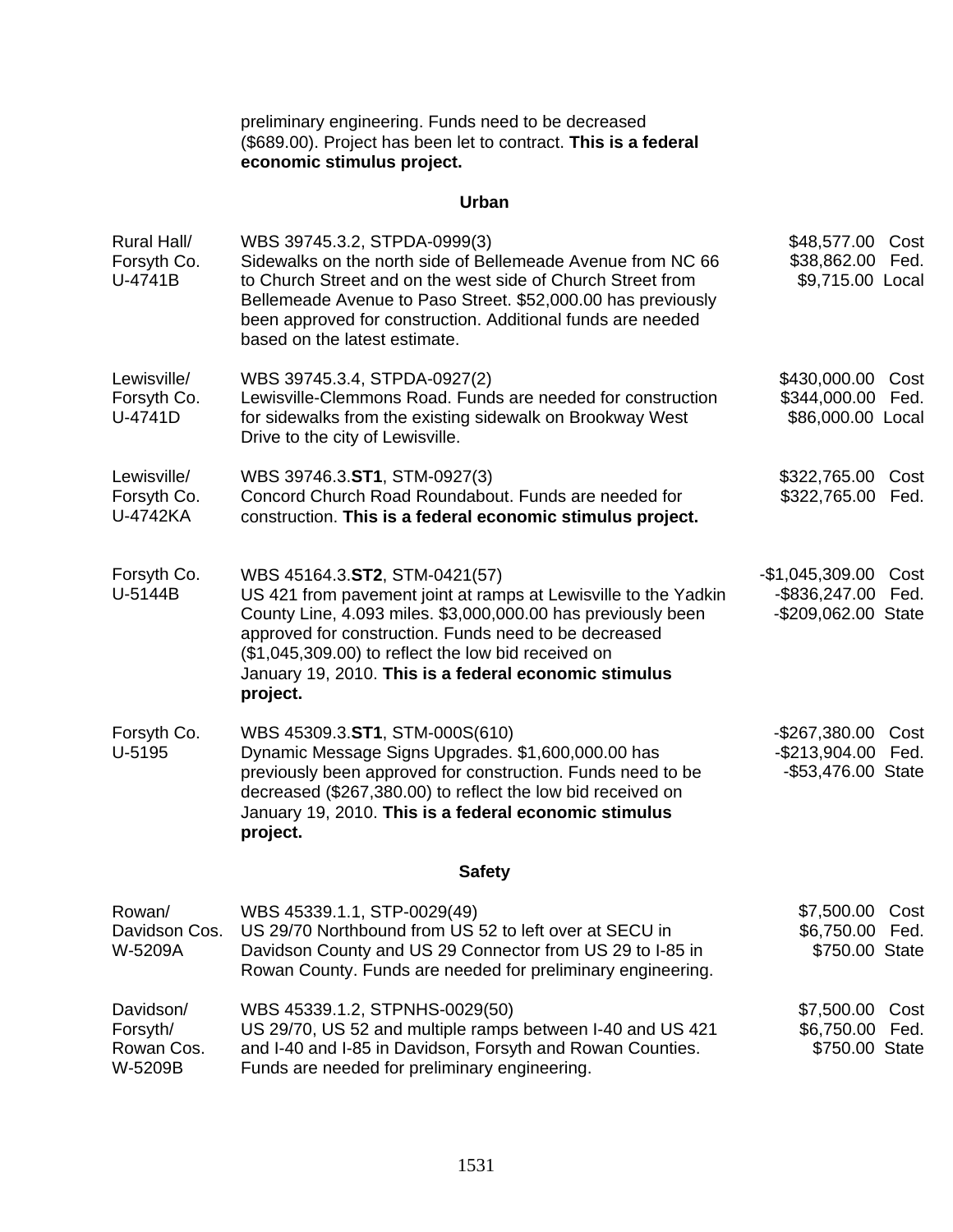preliminary engineering. Funds need to be decreased ($689.00). Project has been let to contract. **This is a federal economic stimulus project.**

## Urban

| | | | |
|---|---|---|---|
| Rural Hall/<br>Forsyth Co.<br>U-4741B | WBS 39745.3.2, STPDA-0999(3)<br>Sidewalks on the north side of Bellemeade Avenue from NC 66 to Church Street and on the west side of Church Street from Bellemeade Avenue to Paso Street. $52,000.00 has previously been approved for construction. Additional funds are needed based on the latest estimate. | $48,577.00<br>$38,862.00<br>$9,715.00 | Cost<br>Fed.<br>Local |
| Lewisville/<br>Forsyth Co.<br>U-4741D | WBS 39745.3.4, STPDA-0927(2)<br>Lewisville-Clemmons Road. Funds are needed for construction for sidewalks from the existing sidewalk on Brookway West Drive to the city of Lewisville. | $430,000.00<br>$344,000.00<br>$86,000.00 | Cost<br>Fed.<br>Local |
| Lewisville/<br>Forsyth Co.<br>U-4742KA | WBS 39746.3.**ST1**, STM-0927(3)<br>Concord Church Road Roundabout. Funds are needed for construction. **This is a federal economic stimulus project.** | $322,765.00<br>$322,765.00 | Cost<br>Fed. |
| Forsyth Co.<br>U-5144B | WBS 45164.3.**ST2**, STM-0421(57)<br>US 421 from pavement joint at ramps at Lewisville to the Yadkin County Line, 4.093 miles. $3,000,000.00 has previously been approved for construction. Funds need to be decreased ($1,045,309.00) to reflect the low bid received on January 19, 2010. **This is a federal economic stimulus project.** | -$1,045,309.00<br>-$836,247.00<br>-$209,062.00 | Cost<br>Fed.<br>State |
| Forsyth Co.<br>U-5195 | WBS 45309.3.**ST1**, STM-000S(610)<br>Dynamic Message Signs Upgrades. $1,600,000.00 has previously been approved for construction. Funds need to be decreased ($267,380.00) to reflect the low bid received on January 19, 2010. **This is a federal economic stimulus project.** | -$267,380.00<br>-$213,904.00<br>-$53,476.00 | Cost<br>Fed.<br>State |

## Safety

| | | | |
|---|---|---|---|
| Rowan/<br>Davidson Cos.<br>W-5209A | WBS 45339.1.1, STP-0029(49)<br>US 29/70 Northbound from US 52 to left over at SECU in Davidson County and US 29 Connector from US 29 to I-85 in Rowan County. Funds are needed for preliminary engineering. | $7,500.00<br>$6,750.00<br>$750.00 | Cost<br>Fed.<br>State |
| Davidson/<br>Forsyth/<br>Rowan Cos.<br>W-5209B | WBS 45339.1.2, STPNHS-0029(50)<br>US 29/70, US 52 and multiple ramps between I-40 and US 421 and I-40 and I-85 in Davidson, Forsyth and Rowan Counties. Funds are needed for preliminary engineering. | $7,500.00<br>$6,750.00<br>$750.00 | Cost<br>Fed.<br>State |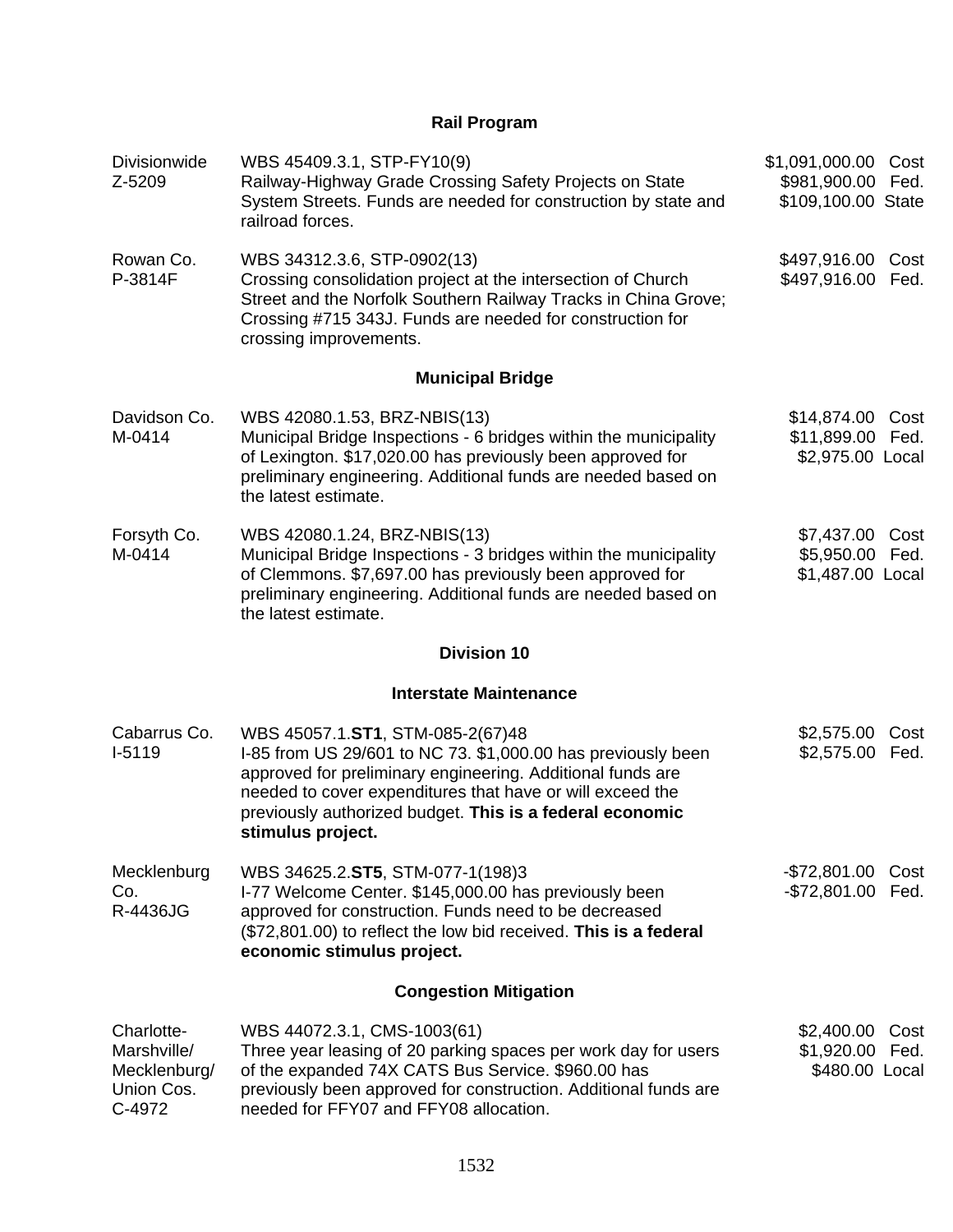## Rail Program

| | | |
|---|---|---|
| Divisionwide<br>Z-5209 | WBS 45409.3.1, STP-FY10(9)<br>Railway-Highway Grade Crossing Safety Projects on State System Streets. Funds are needed for construction by state and railroad forces. | $1,091,000.00 Cost<br>$981,900.00 Fed.<br>$109,100.00 State |
| Rowan Co.<br>P-3814F | WBS 34312.3.6, STP-0902(13)<br>Crossing consolidation project at the intersection of Church Street and the Norfolk Southern Railway Tracks in China Grove; Crossing #715 343J. Funds are needed for construction for crossing improvements. | $497,916.00 Cost<br>$497,916.00 Fed. |

## Municipal Bridge

| | | |
|---|---|---|
| Davidson Co.<br>M-0414 | WBS 42080.1.53, BRZ-NBIS(13)<br>Municipal Bridge Inspections - 6 bridges within the municipality of Lexington. $17,020.00 has previously been approved for preliminary engineering. Additional funds are needed based on the latest estimate. | $14,874.00 Cost<br>$11,899.00 Fed.<br>$2,975.00 Local |
| Forsyth Co.<br>M-0414 | WBS 42080.1.24, BRZ-NBIS(13)<br>Municipal Bridge Inspections - 3 bridges within the municipality of Clemmons. $7,697.00 has previously been approved for preliminary engineering. Additional funds are needed based on the latest estimate. | $7,437.00 Cost<br>$5,950.00 Fed.<br>$1,487.00 Local |

## Division 10

## Interstate Maintenance

| | | |
|---|---|---|
| Cabarrus Co.<br>I-5119 | WBS 45057.1.**ST1**, STM-085-2(67)48<br>I-85 from US 29/601 to NC 73. $1,000.00 has previously been approved for preliminary engineering. Additional funds are needed to cover expenditures that have or will exceed the previously authorized budget. **This is a federal economic stimulus project.** | $2,575.00 Cost<br>$2,575.00 Fed. |
| Mecklenburg Co.<br>R-4436JG | WBS 34625.2.**ST5**, STM-077-1(198)3<br>I-77 Welcome Center. $145,000.00 has previously been approved for construction. Funds need to be decreased ($72,801.00) to reflect the low bid received. **This is a federal economic stimulus project.** | -$72,801.00 Cost<br>-$72,801.00 Fed. |

## Congestion Mitigation

| | | |
|---|---|---|
| Charlotte-Marshville/Mecklenburg/Union Cos.<br>C-4972 | WBS 44072.3.1, CMS-1003(61)<br>Three year leasing of 20 parking spaces per work day for users of the expanded 74X CATS Bus Service. $960.00 has previously been approved for construction. Additional funds are needed for FFY07 and FFY08 allocation. | $2,400.00 Cost<br>$1,920.00 Fed.<br>$480.00 Local |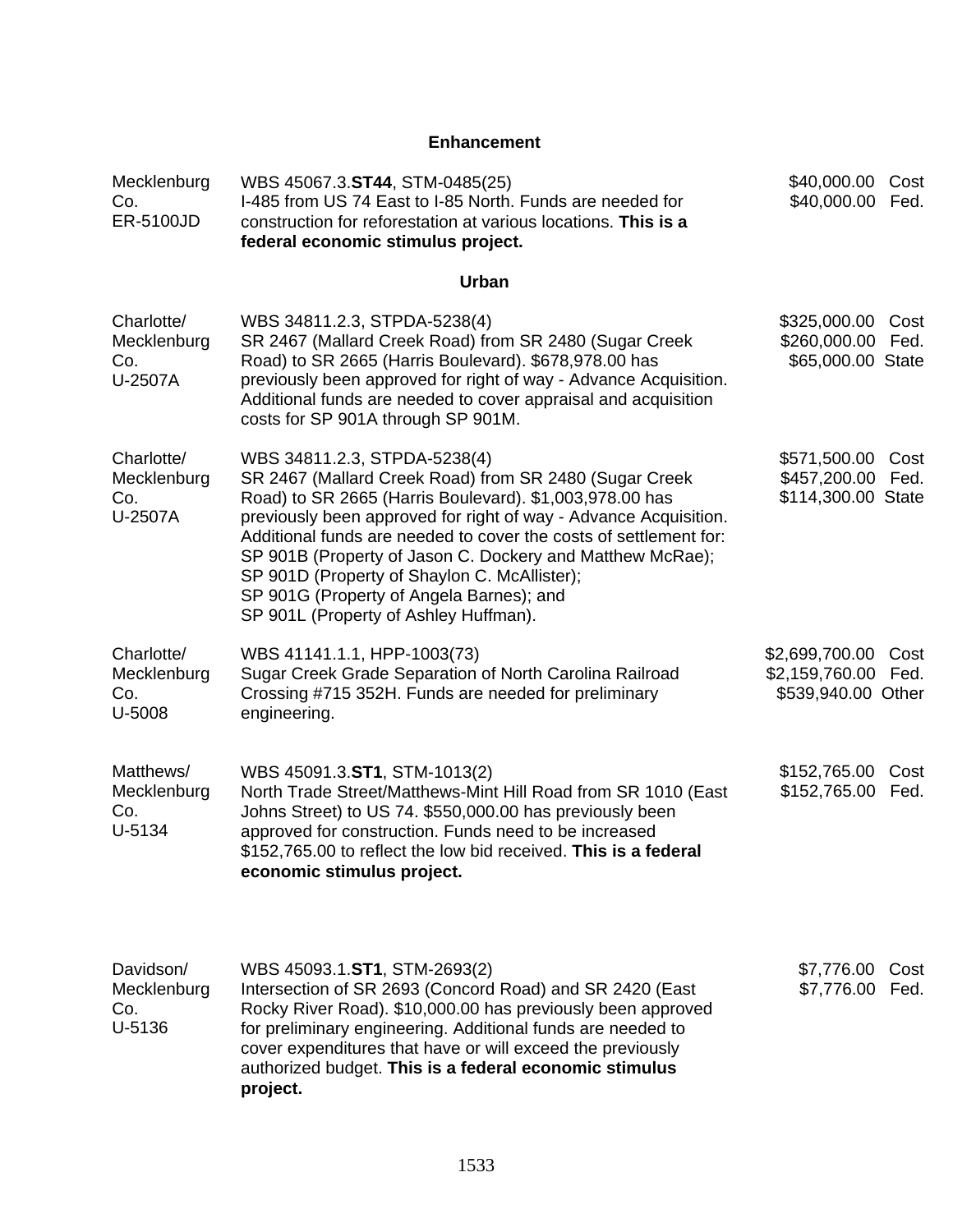## Enhancement

| | | |
|---|---|---|
| Mecklenburg Co.<br>ER-5100JD | WBS 45067.3.**ST44**, STM-0485(25)<br>I-485 from US 74 East to I-85 North. Funds are needed for construction for reforestation at various locations. **This is a federal economic stimulus project.** | $40,000.00 Cost<br>$40,000.00 Fed. |

## Urban

| | | |
|---|---|---|
| Charlotte/ Mecklenburg Co.<br>U-2507A | WBS 34811.2.3, STPDA-5238(4)<br>SR 2467 (Mallard Creek Road) from SR 2480 (Sugar Creek Road) to SR 2665 (Harris Boulevard). $678,978.00 has previously been approved for right of way - Advance Acquisition. Additional funds are needed to cover appraisal and acquisition costs for SP 901A through SP 901M. | $325,000.00 Cost<br>$260,000.00 Fed.<br>$65,000.00 State |
| Charlotte/ Mecklenburg Co.<br>U-2507A | WBS 34811.2.3, STPDA-5238(4)<br>SR 2467 (Mallard Creek Road) from SR 2480 (Sugar Creek Road) to SR 2665 (Harris Boulevard). $1,003,978.00 has previously been approved for right of way - Advance Acquisition. Additional funds are needed to cover the costs of settlement for:<br>SP 901B (Property of Jason C. Dockery and Matthew McRae);<br>SP 901D (Property of Shaylon C. McAllister);<br>SP 901G (Property of Angela Barnes); and<br>SP 901L (Property of Ashley Huffman). | $571,500.00 Cost<br>$457,200.00 Fed.<br>$114,300.00 State |
| Charlotte/ Mecklenburg Co.<br>U-5008 | WBS 41141.1.1, HPP-1003(73)<br>Sugar Creek Grade Separation of North Carolina Railroad Crossing #715 352H. Funds are needed for preliminary engineering. | $2,699,700.00 Cost<br>$2,159,760.00 Fed.<br>$539,940.00 Other |
| Matthews/ Mecklenburg Co.<br>U-5134 | WBS 45091.3.**ST1**, STM-1013(2)<br>North Trade Street/Matthews-Mint Hill Road from SR 1010 (East Johns Street) to US 74. $550,000.00 has previously been approved for construction. Funds need to be increased $152,765.00 to reflect the low bid received. **This is a federal economic stimulus project.** | $152,765.00 Cost<br>$152,765.00 Fed. |
| Davidson/ Mecklenburg Co.<br>U-5136 | WBS 45093.1.**ST1**, STM-2693(2)<br>Intersection of SR 2693 (Concord Road) and SR 2420 (East Rocky River Road). $10,000.00 has previously been approved for preliminary engineering. Additional funds are needed to cover expenditures that have or will exceed the previously authorized budget. **This is a federal economic stimulus project.** | $7,776.00 Cost<br>$7,776.00 Fed. |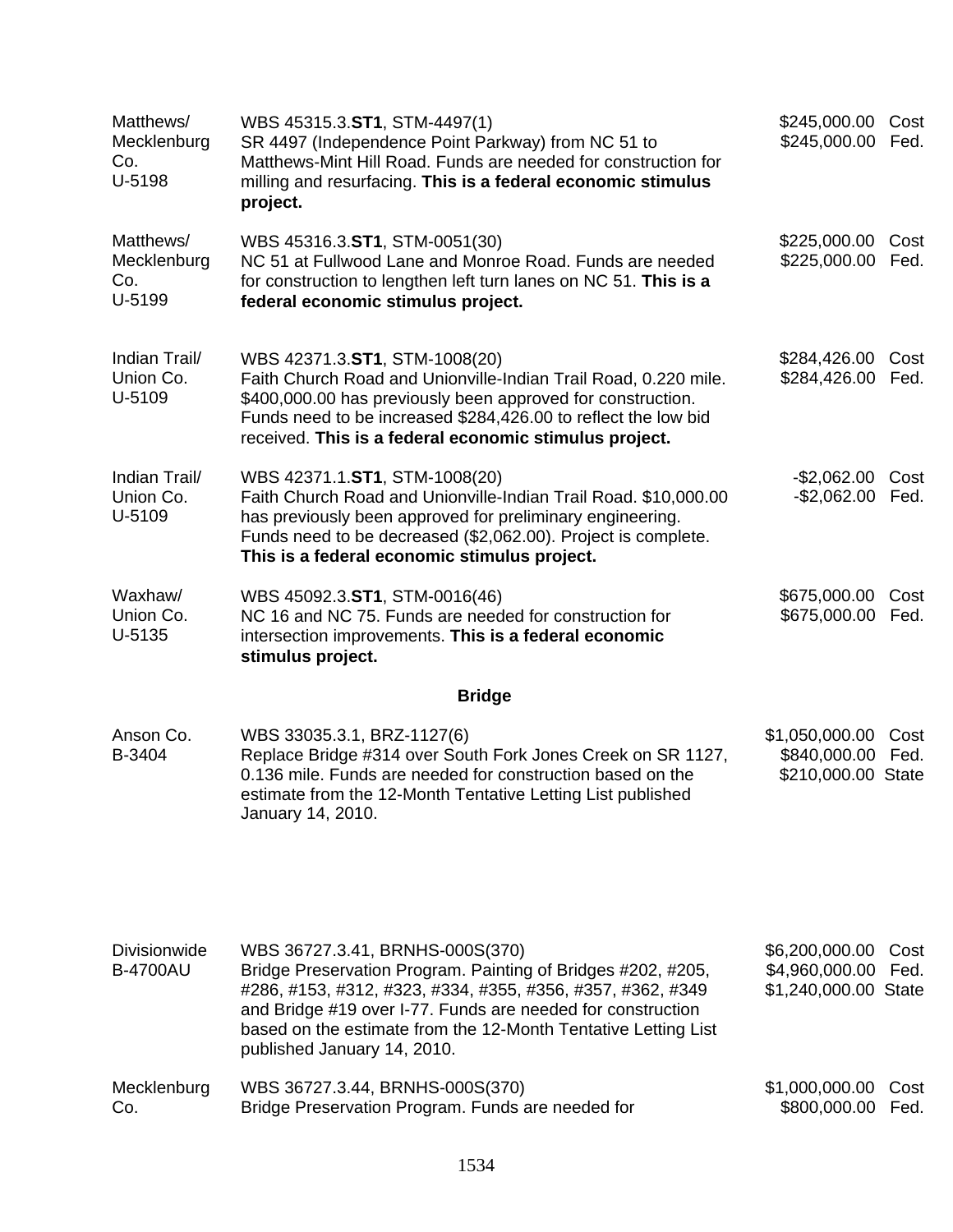| | | |
|---|---|---|
| Matthews/ Mecklenburg Co. U-5198 | WBS 45315.3.**ST1**, STM-4497(1) SR 4497 (Independence Point Parkway) from NC 51 to Matthews-Mint Hill Road. Funds are needed for construction for milling and resurfacing. **This is a federal economic stimulus project.** | $245,000.00 Cost<br>$245,000.00 Fed. |
| Matthews/ Mecklenburg Co. U-5199 | WBS 45316.3.**ST1**, STM-0051(30) NC 51 at Fullwood Lane and Monroe Road. Funds are needed for construction to lengthen left turn lanes on NC 51. **This is a federal economic stimulus project.** | $225,000.00 Cost<br>$225,000.00 Fed. |
| Indian Trail/ Union Co. U-5109 | WBS 42371.3.**ST1**, STM-1008(20) Faith Church Road and Unionville-Indian Trail Road, 0.220 mile. $400,000.00 has previously been approved for construction. Funds need to be increased $284,426.00 to reflect the low bid received. **This is a federal economic stimulus project.** | $284,426.00 Cost<br>$284,426.00 Fed. |
| Indian Trail/ Union Co. U-5109 | WBS 42371.1.**ST1**, STM-1008(20) Faith Church Road and Unionville-Indian Trail Road. $10,000.00 has previously been approved for preliminary engineering. Funds need to be decreased ($2,062.00). Project is complete. **This is a federal economic stimulus project.** | -$2,062.00 Cost<br>-$2,062.00 Fed. |
| Waxhaw/ Union Co. U-5135 | WBS 45092.3.**ST1**, STM-0016(46) NC 16 and NC 75. Funds are needed for construction for intersection improvements. **This is a federal economic stimulus project.** | $675,000.00 Cost<br>$675,000.00 Fed. |

**Bridge**

| | | |
|---|---|---|
| Anson Co. B-3404 | WBS 33035.3.1, BRZ-1127(6) Replace Bridge #314 over South Fork Jones Creek on SR 1127, 0.136 mile. Funds are needed for construction based on the estimate from the 12-Month Tentative Letting List published January 14, 2010. | $1,050,000.00 Cost<br>$840,000.00 Fed.<br>$210,000.00 State |
| Divisionwide B-4700AU | WBS 36727.3.41, BRNHS-000S(370) Bridge Preservation Program. Painting of Bridges #202, #205, #286, #153, #312, #323, #334, #355, #356, #357, #362, #349 and Bridge #19 over I-77. Funds are needed for construction based on the estimate from the 12-Month Tentative Letting List published January 14, 2010. | $6,200,000.00 Cost<br>$4,960,000.00 Fed.<br>$1,240,000.00 State |
| Mecklenburg Co. | WBS 36727.3.44, BRNHS-000S(370) Bridge Preservation Program. Funds are needed for | $1,000,000.00 Cost<br>$800,000.00 Fed. |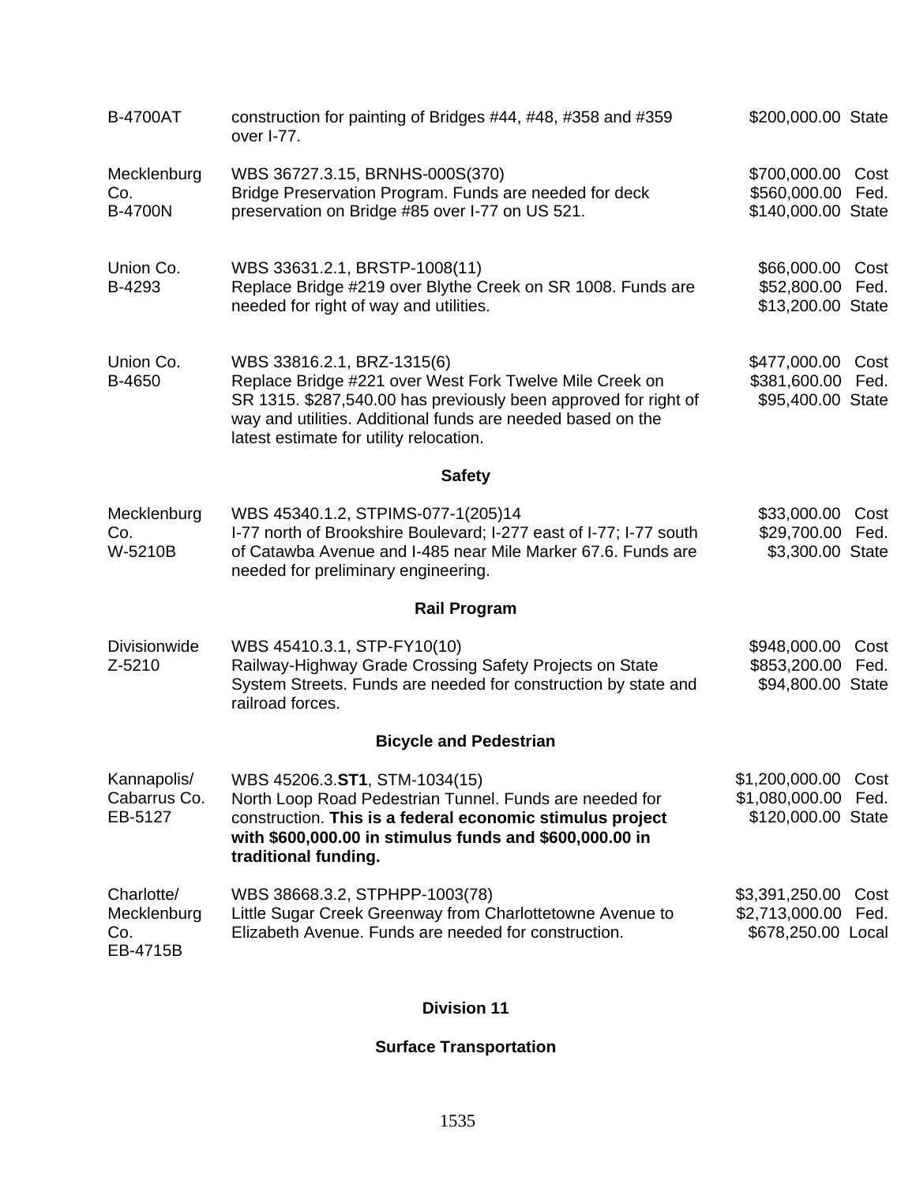| | | |
|---|---|---|
| B-4700AT | construction for painting of Bridges #44, #48, #358 and #359 over I-77. | \$200,000.00 State |
| Mecklenburg Co.<br>B-4700N | WBS 36727.3.15, BRNHS-000S(370)<br>Bridge Preservation Program. Funds are needed for deck preservation on Bridge #85 over I-77 on US 521. | \$700,000.00 Cost<br>\$560,000.00 Fed.<br>\$140,000.00 State |
| Union Co.<br>B-4293 | WBS 33631.2.1, BRSTP-1008(11)<br>Replace Bridge #219 over Blythe Creek on SR 1008. Funds are needed for right of way and utilities. | \$66,000.00 Cost<br>\$52,800.00 Fed.<br>\$13,200.00 State |
| Union Co.<br>B-4650 | WBS 33816.2.1, BRZ-1315(6)<br>Replace Bridge #221 over West Fork Twelve Mile Creek on SR 1315. \$287,540.00 has previously been approved for right of way and utilities. Additional funds are needed based on the latest estimate for utility relocation. | \$477,000.00 Cost<br>\$381,600.00 Fed.<br>\$95,400.00 State |

### Safety

| | | |
|---|---|---|
| Mecklenburg Co.<br>W-5210B | WBS 45340.1.2, STPIMS-077-1(205)14<br>I-77 north of Brookshire Boulevard; I-277 east of I-77; I-77 south of Catawba Avenue and I-485 near Mile Marker 67.6. Funds are needed for preliminary engineering. | \$33,000.00 Cost<br>\$29,700.00 Fed.<br>\$3,300.00 State |

### Rail Program

| | | |
|---|---|---|
| Divisionwide<br>Z-5210 | WBS 45410.3.1, STP-FY10(10)<br>Railway-Highway Grade Crossing Safety Projects on State System Streets. Funds are needed for construction by state and railroad forces. | \$948,000.00 Cost<br>\$853,200.00 Fed.<br>\$94,800.00 State |

### Bicycle and Pedestrian

| | | |
|---|---|---|
| Kannapolis/ Cabarrus Co.<br>EB-5127 | WBS 45206.3.**ST1**, STM-1034(15)<br>North Loop Road Pedestrian Tunnel. Funds are needed for construction. **This is a federal economic stimulus project with \$600,000.00 in stimulus funds and \$600,000.00 in traditional funding.** | \$1,200,000.00 Cost<br>\$1,080,000.00 Fed.<br>\$120,000.00 State |
| Charlotte/ Mecklenburg Co.<br>EB-4715B | WBS 38668.3.2, STPHPP-1003(78)<br>Little Sugar Creek Greenway from Charlottetowne Avenue to Elizabeth Avenue. Funds are needed for construction. | \$3,391,250.00 Cost<br>\$2,713,000.00 Fed.<br>\$678,250.00 Local |

## Division 11

### Surface Transportation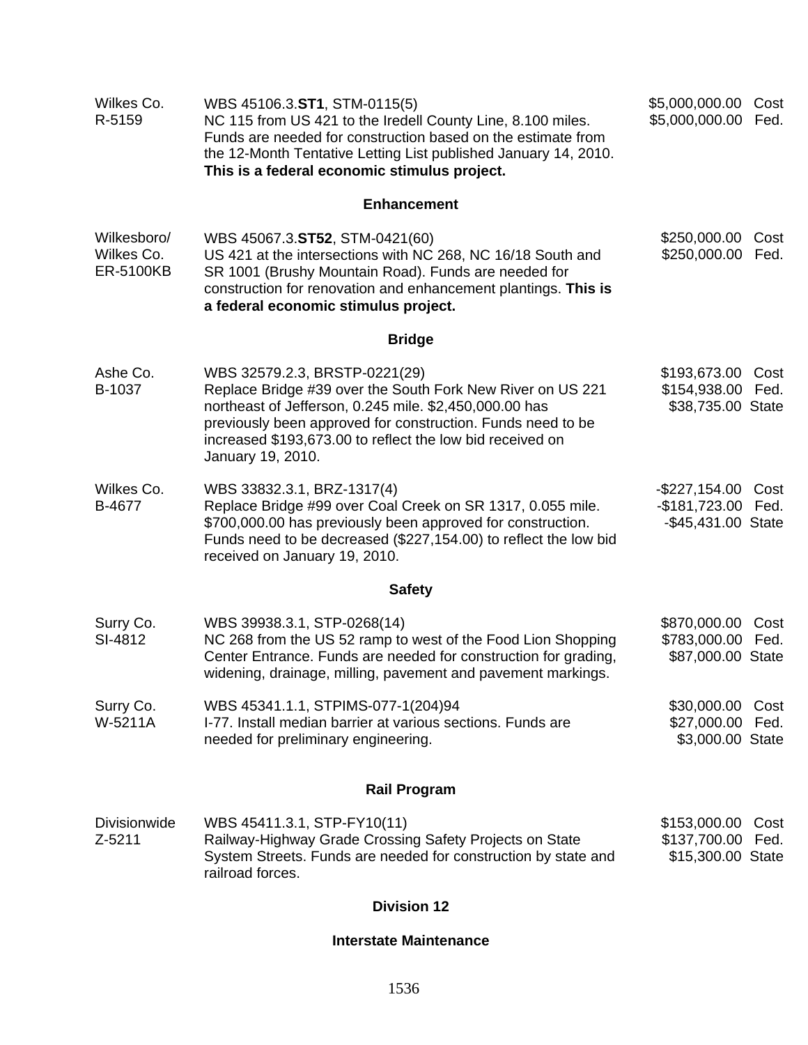| | | |
|---|---|---|
| Wilkes Co.<br>R-5159 | WBS 45106.3.**ST1**, STM-0115(5)<br>NC 115 from US 421 to the Iredell County Line, 8.100 miles. Funds are needed for construction based on the estimate from the 12-Month Tentative Letting List published January 14, 2010. **This is a federal economic stimulus project.** | $5,000,000.00 Cost<br>$5,000,000.00 Fed. |

### Enhancement

| | | |
|---|---|---|
| Wilkesboro/<br>Wilkes Co.<br>ER-5100KB | WBS 45067.3.**ST52**, STM-0421(60)<br>US 421 at the intersections with NC 268, NC 16/18 South and SR 1001 (Brushy Mountain Road). Funds are needed for construction for renovation and enhancement plantings. **This is a federal economic stimulus project.** | $250,000.00 Cost<br>$250,000.00 Fed. |

### Bridge

| | | |
|---|---|---|
| Ashe Co.<br>B-1037 | WBS 32579.2.3, BRSTP-0221(29)<br>Replace Bridge #39 over the South Fork New River on US 221 northeast of Jefferson, 0.245 mile. $2,450,000.00 has previously been approved for construction. Funds need to be increased $193,673.00 to reflect the low bid received on January 19, 2010. | $193,673.00 Cost<br>$154,938.00 Fed.<br>$38,735.00 State |
| Wilkes Co.<br>B-4677 | WBS 33832.3.1, BRZ-1317(4)<br>Replace Bridge #99 over Coal Creek on SR 1317, 0.055 mile. $700,000.00 has previously been approved for construction. Funds need to be decreased ($227,154.00) to reflect the low bid received on January 19, 2010. | -$227,154.00 Cost<br>-$181,723.00 Fed.<br>-$45,431.00 State |

### Safety

| | | |
|---|---|---|
| Surry Co.<br>SI-4812 | WBS 39938.3.1, STP-0268(14)<br>NC 268 from the US 52 ramp to west of the Food Lion Shopping Center Entrance. Funds are needed for construction for grading, widening, drainage, milling, pavement and pavement markings. | $870,000.00 Cost<br>$783,000.00 Fed.<br>$87,000.00 State |
| Surry Co.<br>W-5211A | WBS 45341.1.1, STPIMS-077-1(204)94<br>I-77. Install median barrier at various sections. Funds are needed for preliminary engineering. | $30,000.00 Cost<br>$27,000.00 Fed.<br>$3,000.00 State |

### Rail Program

| | | |
|---|---|---|
| Divisionwide<br>Z-5211 | WBS 45411.3.1, STP-FY10(11)<br>Railway-Highway Grade Crossing Safety Projects on State System Streets. Funds are needed for construction by state and railroad forces. | $153,000.00 Cost<br>$137,700.00 Fed.<br>$15,300.00 State |

## Division 12

### Interstate Maintenance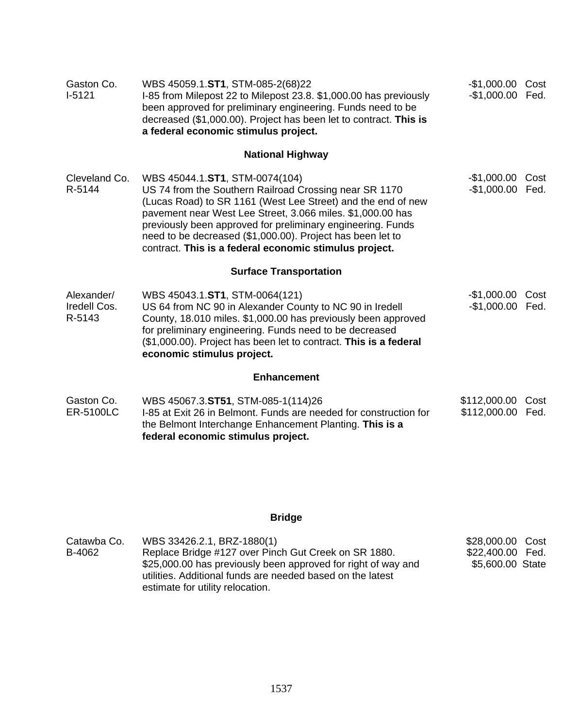| | | |
|---|---|---|
| Gaston Co.<br>I-5121 | WBS 45059.1.**ST1**, STM-085-2(68)22<br>I-85 from Milepost 22 to Milepost 23.8. $1,000.00 has previously been approved for preliminary engineering. Funds need to be decreased ($1,000.00). Project has been let to contract. **This is a federal economic stimulus project.** | -$1,000.00 Cost<br>-$1,000.00 Fed. |

**National Highway**

| | | |
|---|---|---|
| Cleveland Co.<br>R-5144 | WBS 45044.1.**ST1**, STM-0074(104)<br>US 74 from the Southern Railroad Crossing near SR 1170 (Lucas Road) to SR 1161 (West Lee Street) and the end of new pavement near West Lee Street, 3.066 miles. $1,000.00 has previously been approved for preliminary engineering. Funds need to be decreased ($1,000.00). Project has been let to contract. **This is a federal economic stimulus project.** | -$1,000.00 Cost<br>-$1,000.00 Fed. |

**Surface Transportation**

| | | |
|---|---|---|
| Alexander/<br>Iredell Cos.<br>R-5143 | WBS 45043.1.**ST1**, STM-0064(121)<br>US 64 from NC 90 in Alexander County to NC 90 in Iredell County, 18.010 miles. $1,000.00 has previously been approved for preliminary engineering. Funds need to be decreased ($1,000.00). Project has been let to contract. **This is a federal economic stimulus project.** | -$1,000.00 Cost<br>-$1,000.00 Fed. |

**Enhancement**

| | | |
|---|---|---|
| Gaston Co.<br>ER-5100LC | WBS 45067.3.**ST51**, STM-085-1(114)26<br>I-85 at Exit 26 in Belmont. Funds are needed for construction for the Belmont Interchange Enhancement Planting. **This is a federal economic stimulus project.** | $112,000.00 Cost<br>$112,000.00 Fed. |

**Bridge**

| | | |
|---|---|---|
| Catawba Co.<br>B-4062 | WBS 33426.2.1, BRZ-1880(1)<br>Replace Bridge #127 over Pinch Gut Creek on SR 1880. $25,000.00 has previously been approved for right of way and utilities. Additional funds are needed based on the latest estimate for utility relocation. | $28,000.00 Cost<br>$22,400.00 Fed.<br>$5,600.00 State |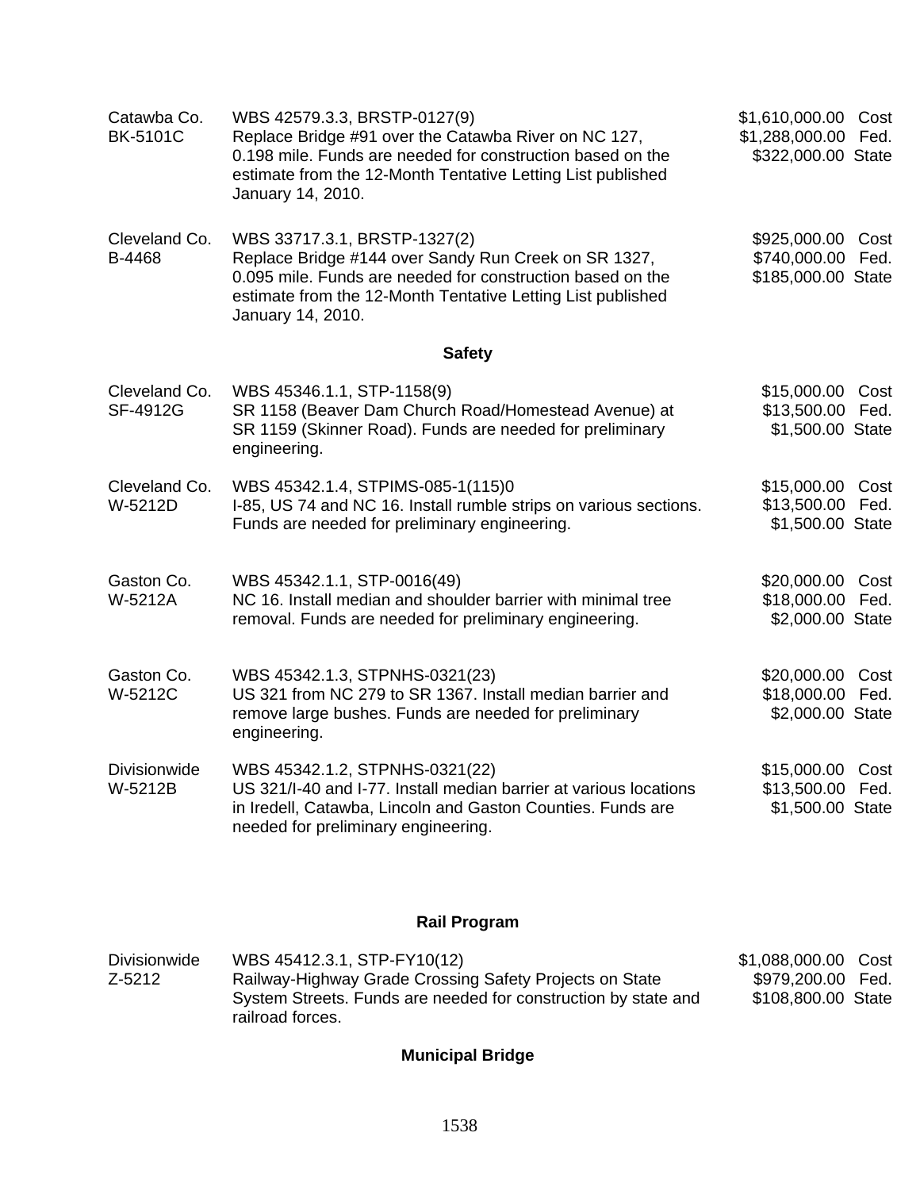| | | |
|---|---|---|
| Catawba Co.<br>BK-5101C | WBS 42579.3.3, BRSTP-0127(9)<br>Replace Bridge #91 over the Catawba River on NC 127, 0.198 mile. Funds are needed for construction based on the estimate from the 12-Month Tentative Letting List published January 14, 2010. | $1,610,000.00 Cost<br>$1,288,000.00 Fed.<br>$322,000.00 State |
| Cleveland Co.<br>B-4468 | WBS 33717.3.1, BRSTP-1327(2)<br>Replace Bridge #144 over Sandy Run Creek on SR 1327, 0.095 mile. Funds are needed for construction based on the estimate from the 12-Month Tentative Letting List published January 14, 2010. | $925,000.00 Cost<br>$740,000.00 Fed.<br>$185,000.00 State |

## Safety

| | | |
|---|---|---|
| Cleveland Co.<br>SF-4912G | WBS 45346.1.1, STP-1158(9)<br>SR 1158 (Beaver Dam Church Road/Homestead Avenue) at SR 1159 (Skinner Road). Funds are needed for preliminary engineering. | $15,000.00 Cost<br>$13,500.00 Fed.<br>$1,500.00 State |
| Cleveland Co.<br>W-5212D | WBS 45342.1.4, STPIMS-085-1(115)0<br>I-85, US 74 and NC 16. Install rumble strips on various sections. Funds are needed for preliminary engineering. | $15,000.00 Cost<br>$13,500.00 Fed.<br>$1,500.00 State |
| Gaston Co.<br>W-5212A | WBS 45342.1.1, STP-0016(49)<br>NC 16. Install median and shoulder barrier with minimal tree removal. Funds are needed for preliminary engineering. | $20,000.00 Cost<br>$18,000.00 Fed.<br>$2,000.00 State |
| Gaston Co.<br>W-5212C | WBS 45342.1.3, STPNHS-0321(23)<br>US 321 from NC 279 to SR 1367. Install median barrier and remove large bushes. Funds are needed for preliminary engineering. | $20,000.00 Cost<br>$18,000.00 Fed.<br>$2,000.00 State |
| Divisionwide<br>W-5212B | WBS 45342.1.2, STPNHS-0321(22)<br>US 321/I-40 and I-77. Install median barrier at various locations in Iredell, Catawba, Lincoln and Gaston Counties. Funds are needed for preliminary engineering. | $15,000.00 Cost<br>$13,500.00 Fed.<br>$1,500.00 State |

## Rail Program

| | | |
|---|---|---|
| Divisionwide<br>Z-5212 | WBS 45412.3.1, STP-FY10(12)<br>Railway-Highway Grade Crossing Safety Projects on State System Streets. Funds are needed for construction by state and railroad forces. | $1,088,000.00 Cost<br>$979,200.00 Fed.<br>$108,800.00 State |

## Municipal Bridge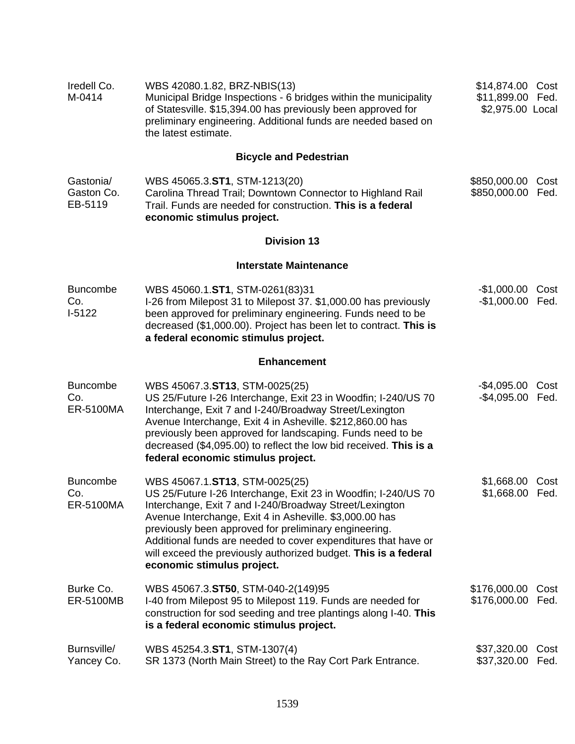| | | |
|---|---|---|
| Iredell Co.<br>M-0414 | WBS 42080.1.82, BRZ-NBIS(13)<br>Municipal Bridge Inspections - 6 bridges within the municipality of Statesville. $15,394.00 has previously been approved for preliminary engineering. Additional funds are needed based on the latest estimate. | $14,874.00 Cost<br>$11,899.00 Fed.<br>$2,975.00 Local |

### Bicycle and Pedestrian

| | | |
|---|---|---|
| Gastonia/<br>Gaston Co.<br>EB-5119 | WBS 45065.3.**ST1**, STM-1213(20)<br>Carolina Thread Trail; Downtown Connector to Highland Rail Trail. Funds are needed for construction. **This is a federal economic stimulus project.** | $850,000.00 Cost<br>$850,000.00 Fed. |

## Division 13

### Interstate Maintenance

| | | |
|---|---|---|
| Buncombe Co.<br>I-5122 | WBS 45060.1.**ST1**, STM-0261(83)31<br>I-26 from Milepost 31 to Milepost 37. $1,000.00 has previously been approved for preliminary engineering. Funds need to be decreased ($1,000.00). Project has been let to contract. **This is a federal economic stimulus project.** | -$1,000.00 Cost<br>-$1,000.00 Fed. |

### Enhancement

| | | |
|---|---|---|
| Buncombe Co.<br>ER-5100MA | WBS 45067.3.**ST13**, STM-0025(25)<br>US 25/Future I-26 Interchange, Exit 23 in Woodfin; I-240/US 70 Interchange, Exit 7 and I-240/Broadway Street/Lexington Avenue Interchange, Exit 4 in Asheville. $212,860.00 has previously been approved for landscaping. Funds need to be decreased ($4,095.00) to reflect the low bid received. **This is a federal economic stimulus project.** | -$4,095.00 Cost<br>-$4,095.00 Fed. |
| Buncombe Co.<br>ER-5100MA | WBS 45067.1.**ST13**, STM-0025(25)<br>US 25/Future I-26 Interchange, Exit 23 in Woodfin; I-240/US 70 Interchange, Exit 7 and I-240/Broadway Street/Lexington Avenue Interchange, Exit 4 in Asheville. $3,000.00 has previously been approved for preliminary engineering. Additional funds are needed to cover expenditures that have or will exceed the previously authorized budget. **This is a federal economic stimulus project.** | $1,668.00 Cost<br>$1,668.00 Fed. |
| Burke Co.<br>ER-5100MB | WBS 45067.3.**ST50**, STM-040-2(149)95<br>I-40 from Milepost 95 to Milepost 119. Funds are needed for construction for sod seeding and tree plantings along I-40. **This is a federal economic stimulus project.** | $176,000.00 Cost<br>$176,000.00 Fed. |
| Burnsville/<br>Yancey Co. | WBS 45254.3.**ST1**, STM-1307(4)<br>SR 1373 (North Main Street) to the Ray Cort Park Entrance. | $37,320.00 Cost<br>$37,320.00 Fed. |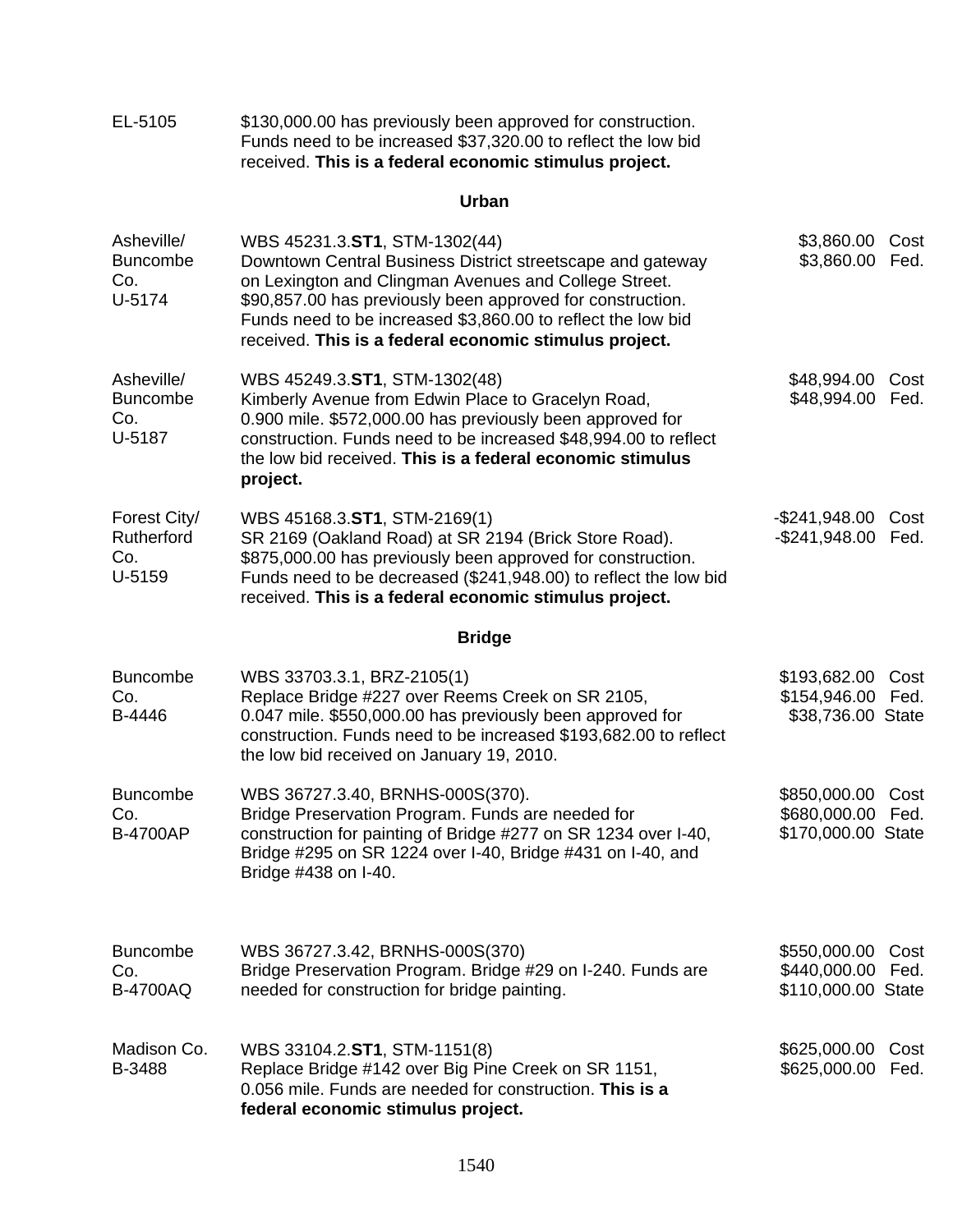| | | |
|---|---|---|
| EL-5105 | $130,000.00 has previously been approved for construction. Funds need to be increased $37,320.00 to reflect the low bid received. **This is a federal economic stimulus project.** | |

**Urban**

| | | |
|---|---|---|
| Asheville/ Buncombe Co. U-5174 | WBS 45231.3.**ST1**, STM-1302(44) Downtown Central Business District streetscape and gateway on Lexington and Clingman Avenues and College Street. $90,857.00 has previously been approved for construction. Funds need to be increased $3,860.00 to reflect the low bid received. **This is a federal economic stimulus project.** | $3,860.00 Cost<br>$3,860.00 Fed. |
| Asheville/ Buncombe Co. U-5187 | WBS 45249.3.**ST1**, STM-1302(48) Kimberly Avenue from Edwin Place to Gracelyn Road, 0.900 mile. $572,000.00 has previously been approved for construction. Funds need to be increased $48,994.00 to reflect the low bid received. **This is a federal economic stimulus project.** | $48,994.00 Cost<br>$48,994.00 Fed. |
| Forest City/ Rutherford Co. U-5159 | WBS 45168.3.**ST1**, STM-2169(1) SR 2169 (Oakland Road) at SR 2194 (Brick Store Road). $875,000.00 has previously been approved for construction. Funds need to be decreased ($241,948.00) to reflect the low bid received. **This is a federal economic stimulus project.** | -$241,948.00 Cost<br>-$241,948.00 Fed. |

**Bridge**

| | | |
|---|---|---|
| Buncombe Co. B-4446 | WBS 33703.3.1, BRZ-2105(1) Replace Bridge #227 over Reems Creek on SR 2105, 0.047 mile. $550,000.00 has previously been approved for construction. Funds need to be increased $193,682.00 to reflect the low bid received on January 19, 2010. | $193,682.00 Cost<br>$154,946.00 Fed.<br>$38,736.00 State |
| Buncombe Co. B-4700AP | WBS 36727.3.40, BRNHS-000S(370). Bridge Preservation Program. Funds are needed for construction for painting of Bridge #277 on SR 1234 over I-40, Bridge #295 on SR 1224 over I-40, Bridge #431 on I-40, and Bridge #438 on I-40. | $850,000.00 Cost<br>$680,000.00 Fed.<br>$170,000.00 State |
| Buncombe Co. B-4700AQ | WBS 36727.3.42, BRNHS-000S(370) Bridge Preservation Program. Bridge #29 on I-240. Funds are needed for construction for bridge painting. | $550,000.00 Cost<br>$440,000.00 Fed.<br>$110,000.00 State |
| Madison Co. B-3488 | WBS 33104.2.**ST1**, STM-1151(8) Replace Bridge #142 over Big Pine Creek on SR 1151, 0.056 mile. Funds are needed for construction. **This is a federal economic stimulus project.** | $625,000.00 Cost<br>$625,000.00 Fed. |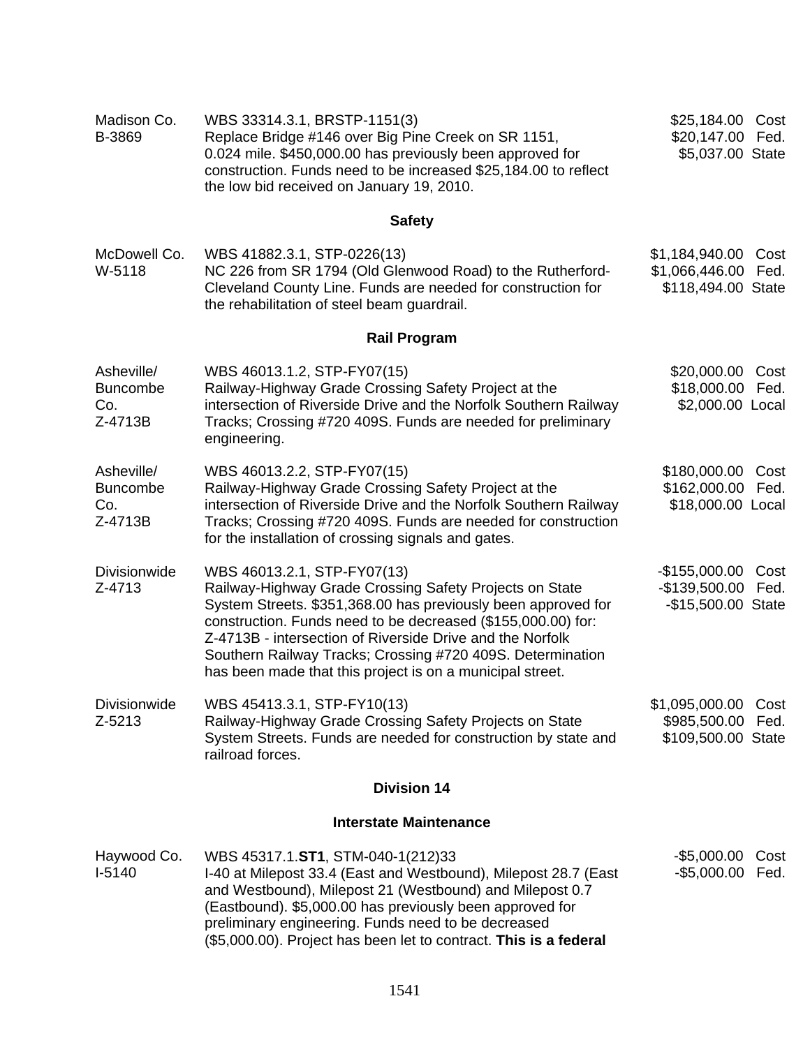| | | |
|---|---|---|
| Madison Co.<br>B-3869 | WBS 33314.3.1, BRSTP-1151(3)<br>Replace Bridge #146 over Big Pine Creek on SR 1151, 0.024 mile. $450,000.00 has previously been approved for construction. Funds need to be increased $25,184.00 to reflect the low bid received on January 19, 2010. | $25,184.00 Cost<br>$20,147.00 Fed.<br>$5,037.00 State |

### Safety

| | | |
|---|---|---|
| McDowell Co.<br>W-5118 | WBS 41882.3.1, STP-0226(13)<br>NC 226 from SR 1794 (Old Glenwood Road) to the Rutherford-Cleveland County Line. Funds are needed for construction for the rehabilitation of steel beam guardrail. | $1,184,940.00 Cost<br>$1,066,446.00 Fed.<br>$118,494.00 State |

### Rail Program

| | | |
|---|---|---|
| Asheville/<br>Buncombe<br>Co.<br>Z-4713B | WBS 46013.1.2, STP-FY07(15)<br>Railway-Highway Grade Crossing Safety Project at the intersection of Riverside Drive and the Norfolk Southern Railway Tracks; Crossing #720 409S. Funds are needed for preliminary engineering. | $20,000.00 Cost<br>$18,000.00 Fed.<br>$2,000.00 Local |
| Asheville/<br>Buncombe<br>Co.<br>Z-4713B | WBS 46013.2.2, STP-FY07(15)<br>Railway-Highway Grade Crossing Safety Project at the intersection of Riverside Drive and the Norfolk Southern Railway Tracks; Crossing #720 409S. Funds are needed for construction for the installation of crossing signals and gates. | $180,000.00 Cost<br>$162,000.00 Fed.<br>$18,000.00 Local |
| Divisionwide<br>Z-4713 | WBS 46013.2.1, STP-FY07(13)<br>Railway-Highway Grade Crossing Safety Projects on State System Streets. $351,368.00 has previously been approved for construction. Funds need to be decreased ($155,000.00) for: Z-4713B - intersection of Riverside Drive and the Norfolk Southern Railway Tracks; Crossing #720 409S. Determination has been made that this project is on a municipal street. | -$155,000.00 Cost<br>-$139,500.00 Fed.<br>-$15,500.00 State |
| Divisionwide<br>Z-5213 | WBS 45413.3.1, STP-FY10(13)<br>Railway-Highway Grade Crossing Safety Projects on State System Streets. Funds are needed for construction by state and railroad forces. | $1,095,000.00 Cost<br>$985,500.00 Fed.<br>$109,500.00 State |

## Division 14

### Interstate Maintenance

| | | |
|---|---|---|
| Haywood Co.<br>I-5140 | WBS 45317.1.**ST1**, STM-040-1(212)33<br>I-40 at Milepost 33.4 (East and Westbound), Milepost 28.7 (East and Westbound), Milepost 21 (Westbound) and Milepost 0.7 (Eastbound). $5,000.00 has previously been approved for preliminary engineering. Funds need to be decreased ($5,000.00). Project has been let to contract. **This is a federal** | -$5,000.00 Cost<br>-$5,000.00 Fed. |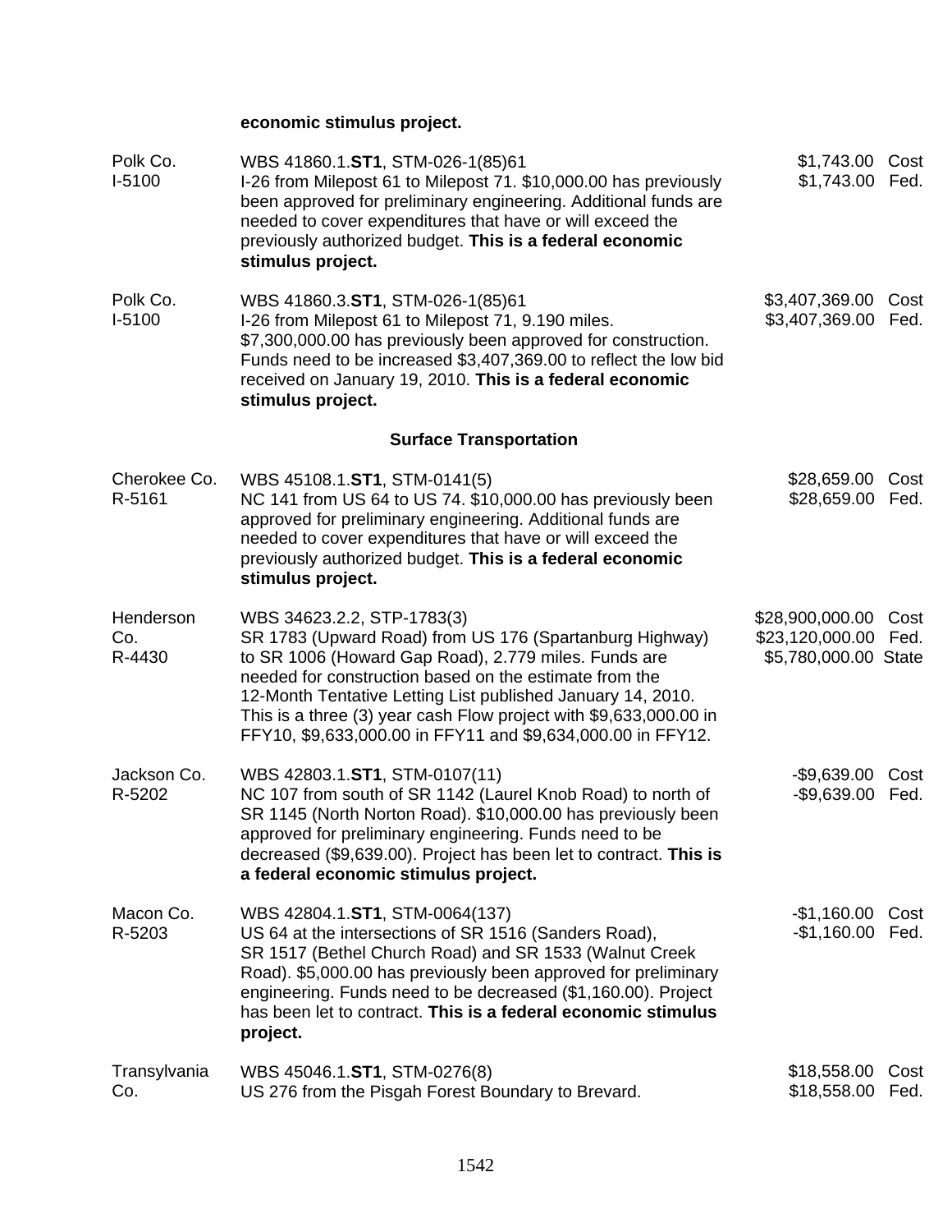**economic stimulus project.**

| | | | |
|---|---|---|---|
| Polk Co.<br>I-5100 | WBS 41860.1.**ST1**, STM-026-1(85)61<br>I-26 from Milepost 61 to Milepost 71. $10,000.00 has previously been approved for preliminary engineering. Additional funds are needed to cover expenditures that have or will exceed the previously authorized budget. **This is a federal economic stimulus project.** | $1,743.00<br>$1,743.00 | Cost<br>Fed. |
| Polk Co.<br>I-5100 | WBS 41860.3.**ST1**, STM-026-1(85)61<br>I-26 from Milepost 61 to Milepost 71, 9.190 miles. $7,300,000.00 has previously been approved for construction. Funds need to be increased $3,407,369.00 to reflect the low bid received on January 19, 2010. **This is a federal economic stimulus project.** | $3,407,369.00<br>$3,407,369.00 | Cost<br>Fed. |

**Surface Transportation**

| | | | |
|---|---|---|---|
| Cherokee Co.<br>R-5161 | WBS 45108.1.**ST1**, STM-0141(5)<br>NC 141 from US 64 to US 74. $10,000.00 has previously been approved for preliminary engineering. Additional funds are needed to cover expenditures that have or will exceed the previously authorized budget. **This is a federal economic stimulus project.** | $28,659.00<br>$28,659.00 | Cost<br>Fed. |
| Henderson Co.<br>R-4430 | WBS 34623.2.2, STP-1783(3)<br>SR 1783 (Upward Road) from US 176 (Spartanburg Highway) to SR 1006 (Howard Gap Road), 2.779 miles. Funds are needed for construction based on the estimate from the 12-Month Tentative Letting List published January 14, 2010. This is a three (3) year cash Flow project with $9,633,000.00 in FFY10, $9,633,000.00 in FFY11 and $9,634,000.00 in FFY12. | $28,900,000.00<br>$23,120,000.00<br>$5,780,000.00 | Cost<br>Fed.<br>State |
| Jackson Co.<br>R-5202 | WBS 42803.1.**ST1**, STM-0107(11)<br>NC 107 from south of SR 1142 (Laurel Knob Road) to north of SR 1145 (North Norton Road). $10,000.00 has previously been approved for preliminary engineering. Funds need to be decreased ($9,639.00). Project has been let to contract. **This is a federal economic stimulus project.** | -$9,639.00<br>-$9,639.00 | Cost<br>Fed. |
| Macon Co.<br>R-5203 | WBS 42804.1.**ST1**, STM-0064(137)<br>US 64 at the intersections of SR 1516 (Sanders Road), SR 1517 (Bethel Church Road) and SR 1533 (Walnut Creek Road). $5,000.00 has previously been approved for preliminary engineering. Funds need to be decreased ($1,160.00). Project has been let to contract. **This is a federal economic stimulus project.** | -$1,160.00<br>-$1,160.00 | Cost<br>Fed. |
| Transylvania Co. | WBS 45046.1.**ST1**, STM-0276(8)<br>US 276 from the Pisgah Forest Boundary to Brevard. | $18,558.00<br>$18,558.00 | Cost<br>Fed. |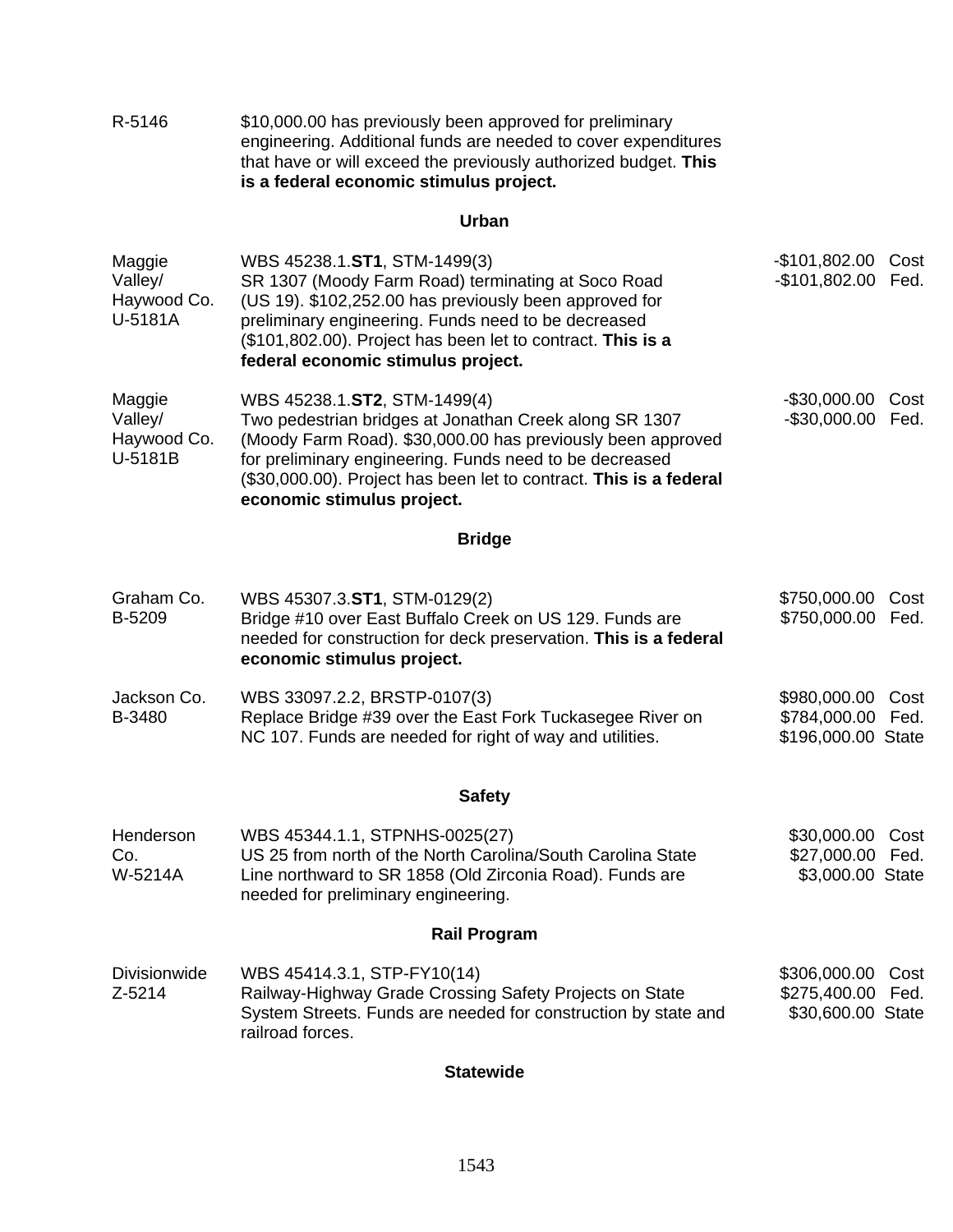R-5146 — $10,000.00 has previously been approved for preliminary engineering. Additional funds are needed to cover expenditures that have or will exceed the previously authorized budget. **This is a federal economic stimulus project.**

## Urban

| Location | Description | Amount | Type |
|---|---|---|---|
| Maggie Valley/ Haywood Co. U-5181A | WBS 45238.1.**ST1**, STM-1499(3) SR 1307 (Moody Farm Road) terminating at Soco Road (US 19). $102,252.00 has previously been approved for preliminary engineering. Funds need to be decreased ($101,802.00). Project has been let to contract. **This is a federal economic stimulus project.** | -$101,802.00<br>-$101,802.00 | Cost<br>Fed. |
| Maggie Valley/ Haywood Co. U-5181B | WBS 45238.1.**ST2**, STM-1499(4) Two pedestrian bridges at Jonathan Creek along SR 1307 (Moody Farm Road). $30,000.00 has previously been approved for preliminary engineering. Funds need to be decreased ($30,000.00). Project has been let to contract. **This is a federal economic stimulus project.** | -$30,000.00<br>-$30,000.00 | Cost<br>Fed. |

## Bridge

| Location | Description | Amount | Type |
|---|---|---|---|
| Graham Co. B-5209 | WBS 45307.3.**ST1**, STM-0129(2) Bridge #10 over East Buffalo Creek on US 129. Funds are needed for construction for deck preservation. **This is a federal economic stimulus project.** | $750,000.00<br>$750,000.00 | Cost<br>Fed. |
| Jackson Co. B-3480 | WBS 33097.2.2, BRSTP-0107(3) Replace Bridge #39 over the East Fork Tuckasegee River on NC 107. Funds are needed for right of way and utilities. | $980,000.00<br>$784,000.00<br>$196,000.00 | Cost<br>Fed.<br>State |

## Safety

| Location | Description | Amount | Type |
|---|---|---|---|
| Henderson Co. W-5214A | WBS 45344.1.1, STPNHS-0025(27) US 25 from north of the North Carolina/South Carolina State Line northward to SR 1858 (Old Zirconia Road). Funds are needed for preliminary engineering. | $30,000.00<br>$27,000.00<br>$3,000.00 | Cost<br>Fed.<br>State |

## Rail Program

| Location | Description | Amount | Type |
|---|---|---|---|
| Divisionwide Z-5214 | WBS 45414.3.1, STP-FY10(14) Railway-Highway Grade Crossing Safety Projects on State System Streets. Funds are needed for construction by state and railroad forces. | $306,000.00<br>$275,400.00<br>$30,600.00 | Cost<br>Fed.<br>State |

## Statewide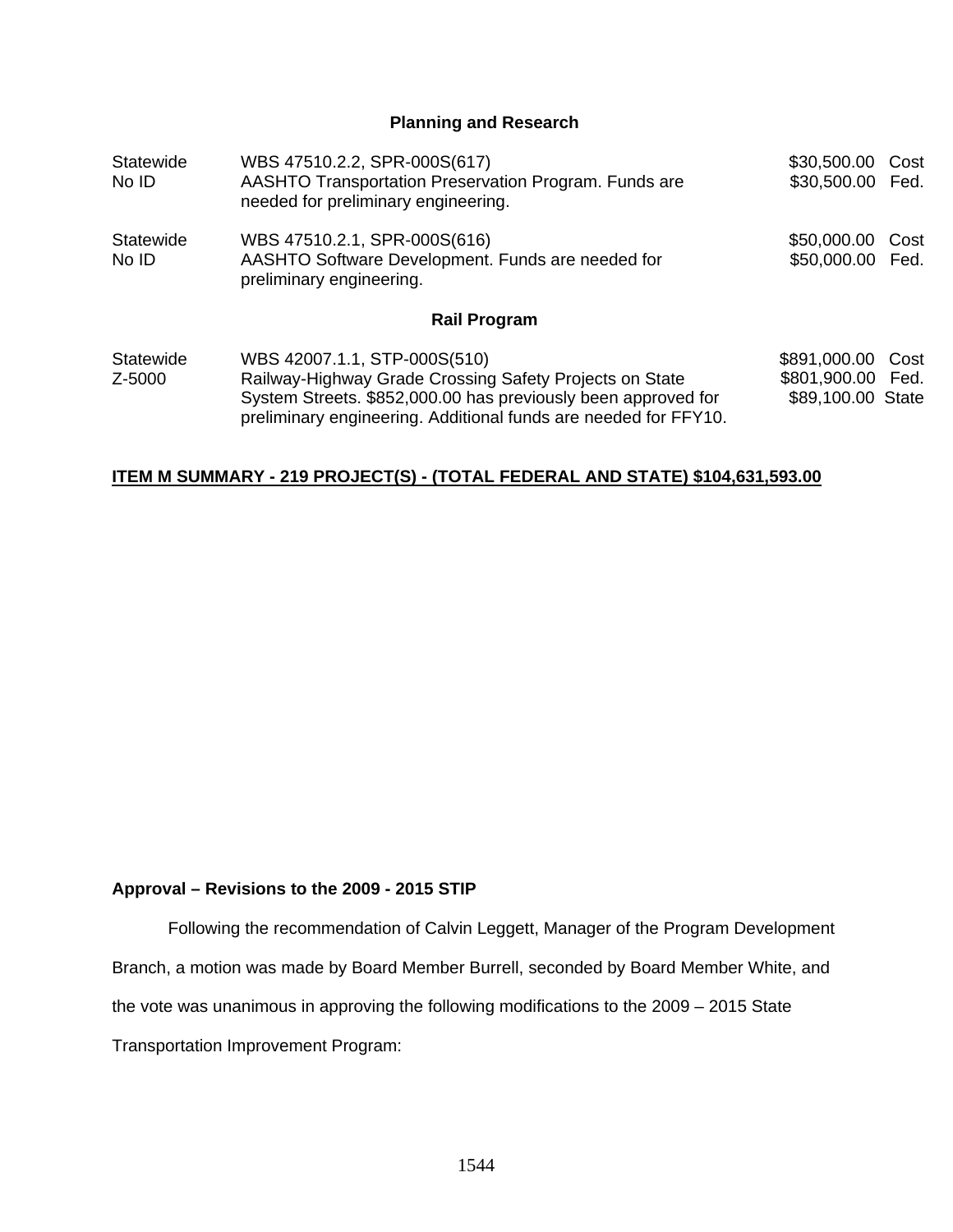### Planning and Research

| | | | |
|---|---|---|---|
| Statewide<br>No ID | WBS 47510.2.2, SPR-000S(617)<br>AASHTO Transportation Preservation Program. Funds are needed for preliminary engineering. | $30,500.00<br>$30,500.00 | Cost<br>Fed. |
| Statewide<br>No ID | WBS 47510.2.1, SPR-000S(616)<br>AASHTO Software Development. Funds are needed for preliminary engineering. | $50,000.00<br>$50,000.00 | Cost<br>Fed. |

### Rail Program

| | | | |
|---|---|---|---|
| Statewide<br>Z-5000 | WBS 42007.1.1, STP-000S(510)<br>Railway-Highway Grade Crossing Safety Projects on State System Streets. $852,000.00 has previously been approved for preliminary engineering. Additional funds are needed for FFY10. | $891,000.00<br>$801,900.00<br>$89,100.00 | Cost<br>Fed.<br>State |

**ITEM M SUMMARY - 219 PROJECT(S) - (TOTAL FEDERAL AND STATE) $104,631,593.00**

**Approval – Revisions to the 2009 - 2015 STIP**

Following the recommendation of Calvin Leggett, Manager of the Program Development Branch, a motion was made by Board Member Burrell, seconded by Board Member White, and the vote was unanimous in approving the following modifications to the 2009 – 2015 State Transportation Improvement Program: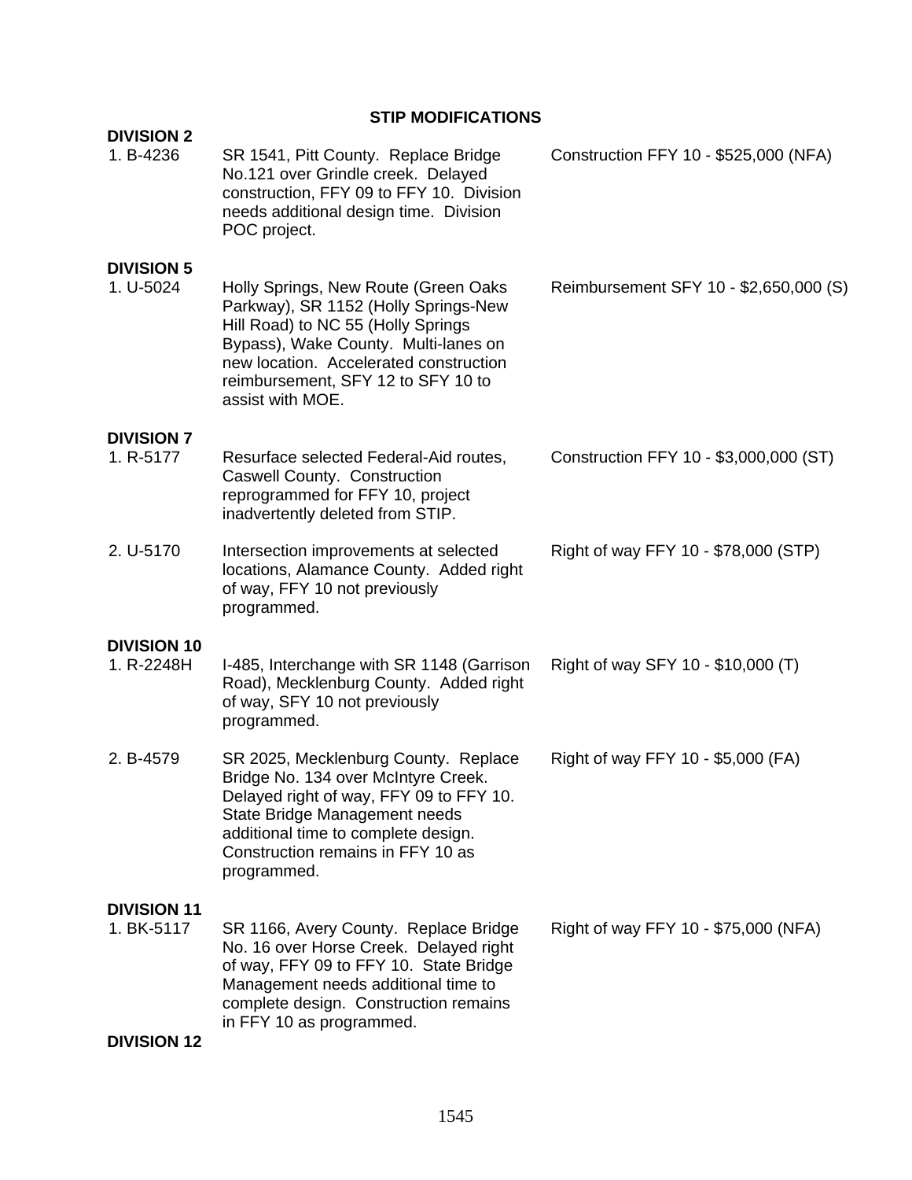## STIP MODIFICATIONS

**DIVISION 2**

| | | |
|---|---|---|
| 1. B-4236 | SR 1541, Pitt County. Replace Bridge No.121 over Grindle creek. Delayed construction, FFY 09 to FFY 10. Division needs additional design time. Division POC project. | Construction FFY 10 - $525,000 (NFA) |

**DIVISION 5**

| | | |
|---|---|---|
| 1. U-5024 | Holly Springs, New Route (Green Oaks Parkway), SR 1152 (Holly Springs-New Hill Road) to NC 55 (Holly Springs Bypass), Wake County. Multi-lanes on new location. Accelerated construction reimbursement, SFY 12 to SFY 10 to assist with MOE. | Reimbursement SFY 10 - $2,650,000 (S) |

**DIVISION 7**

| | | |
|---|---|---|
| 1. R-5177 | Resurface selected Federal-Aid routes, Caswell County. Construction reprogrammed for FFY 10, project inadvertently deleted from STIP. | Construction FFY 10 - $3,000,000 (ST) |
| 2. U-5170 | Intersection improvements at selected locations, Alamance County. Added right of way, FFY 10 not previously programmed. | Right of way FFY 10 - $78,000 (STP) |

**DIVISION 10**

| | | |
|---|---|---|
| 1. R-2248H | I-485, Interchange with SR 1148 (Garrison Road), Mecklenburg County. Added right of way, SFY 10 not previously programmed. | Right of way SFY 10 - $10,000 (T) |
| 2. B-4579 | SR 2025, Mecklenburg County. Replace Bridge No. 134 over McIntyre Creek. Delayed right of way, FFY 09 to FFY 10. State Bridge Management needs additional time to complete design. Construction remains in FFY 10 as programmed. | Right of way FFY 10 - $5,000 (FA) |

**DIVISION 11**

| | | |
|---|---|---|
| 1. BK-5117 | SR 1166, Avery County. Replace Bridge No. 16 over Horse Creek. Delayed right of way, FFY 09 to FFY 10. State Bridge Management needs additional time to complete design. Construction remains in FFY 10 as programmed. | Right of way FFY 10 - $75,000 (NFA) |

**DIVISION 12**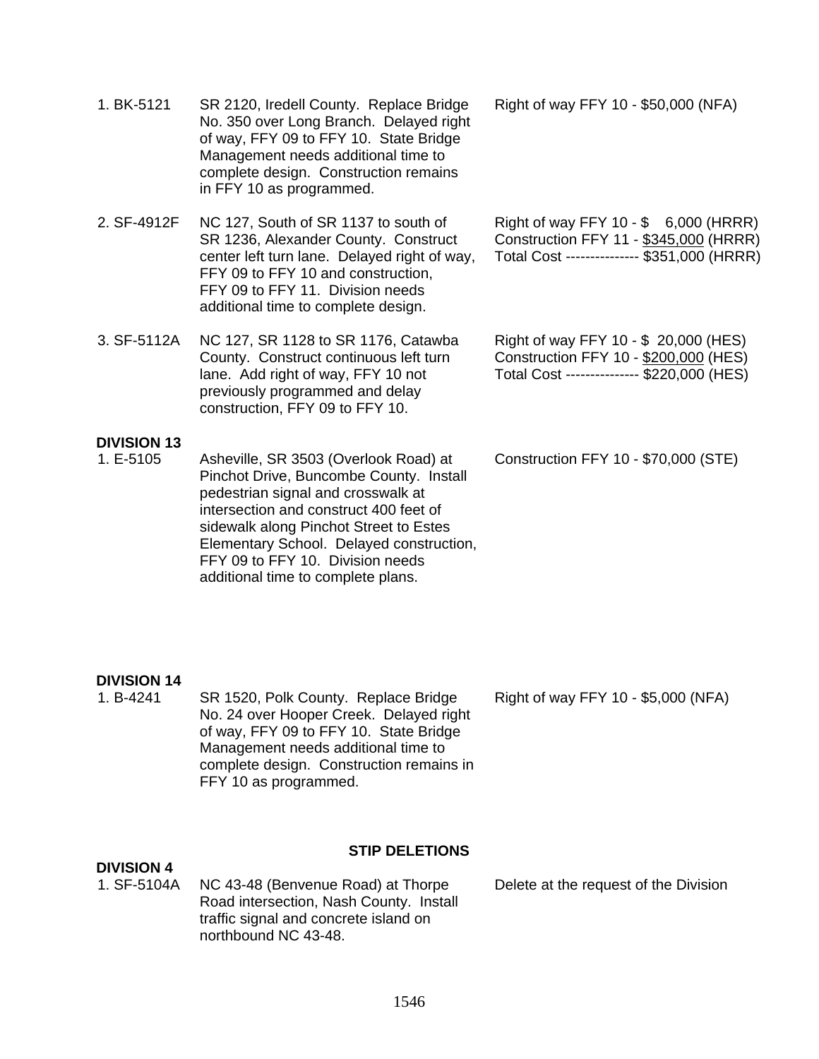| | | |
|---|---|---|
| 1. BK-5121 | SR 2120, Iredell County. Replace Bridge No. 350 over Long Branch. Delayed right of way, FFY 09 to FFY 10. State Bridge Management needs additional time to complete design. Construction remains in FFY 10 as programmed. | Right of way FFY 10 - $50,000 (NFA) |
| 2. SF-4912F | NC 127, South of SR 1137 to south of SR 1236, Alexander County. Construct center left turn lane. Delayed right of way, FFY 09 to FFY 10 and construction, FFY 09 to FFY 11. Division needs additional time to complete design. | Right of way FFY 10 - $ 6,000 (HRRR)<br>Construction FFY 11 - $345,000 (HRRR)<br>Total Cost --------------- $351,000 (HRRR) |
| 3. SF-5112A | NC 127, SR 1128 to SR 1176, Catawba County. Construct continuous left turn lane. Add right of way, FFY 10 not previously programmed and delay construction, FFY 09 to FFY 10. | Right of way FFY 10 - $ 20,000 (HES)<br>Construction FFY 10 - $200,000 (HES)<br>Total Cost --------------- $220,000 (HES) |

**DIVISION 13**

| | | |
|---|---|---|
| 1. E-5105 | Asheville, SR 3503 (Overlook Road) at Pinchot Drive, Buncombe County. Install pedestrian signal and crosswalk at intersection and construct 400 feet of sidewalk along Pinchot Street to Estes Elementary School. Delayed construction, FFY 09 to FFY 10. Division needs additional time to complete plans. | Construction FFY 10 - $70,000 (STE) |

**DIVISION 14**

| | | |
|---|---|---|
| 1. B-4241 | SR 1520, Polk County. Replace Bridge No. 24 over Hooper Creek. Delayed right of way, FFY 09 to FFY 10. State Bridge Management needs additional time to complete design. Construction remains in FFY 10 as programmed. | Right of way FFY 10 - $5,000 (NFA) |

## STIP DELETIONS

**DIVISION 4**

| | | |
|---|---|---|
| 1. SF-5104A | NC 43-48 (Benvenue Road) at Thorpe Road intersection, Nash County. Install traffic signal and concrete island on northbound NC 43-48. | Delete at the request of the Division |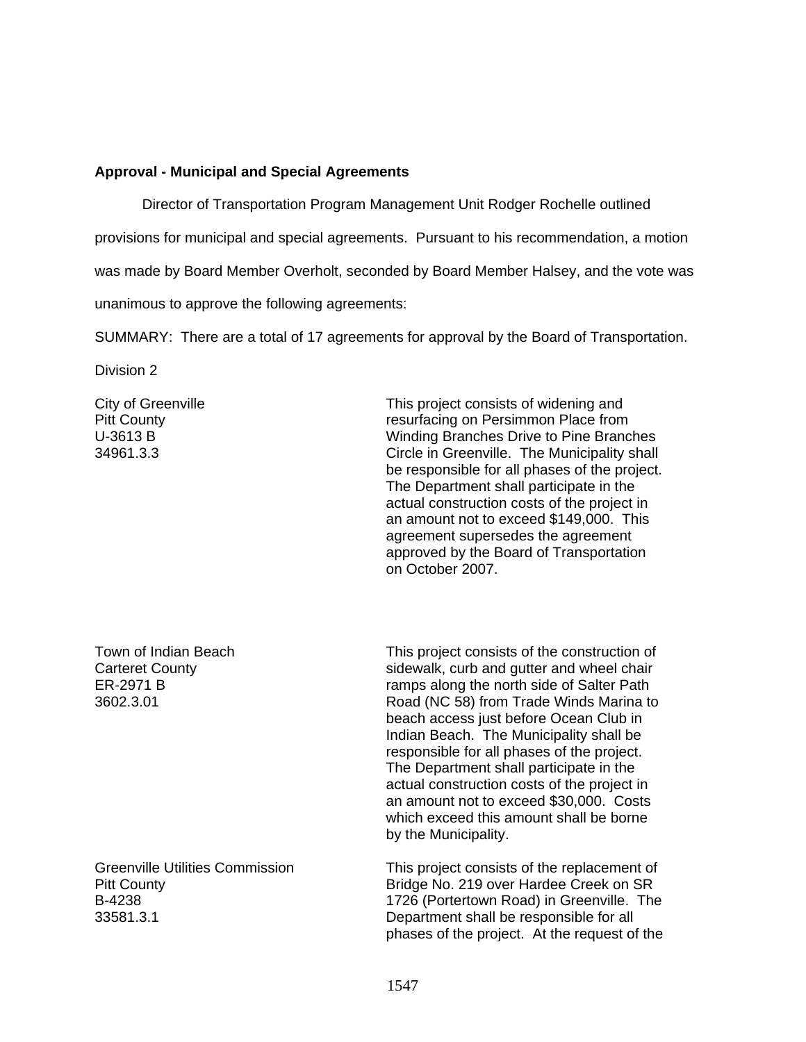**Approval - Municipal and Special Agreements**

Director of Transportation Program Management Unit Rodger Rochelle outlined provisions for municipal and special agreements. Pursuant to his recommendation, a motion was made by Board Member Overholt, seconded by Board Member Halsey, and the vote was unanimous to approve the following agreements:

SUMMARY: There are a total of 17 agreements for approval by the Board of Transportation.

Division 2

| | |
|---|---|
| City of Greenville<br>Pitt County<br>U-3613 B<br>34961.3.3 | This project consists of widening and resurfacing on Persimmon Place from Winding Branches Drive to Pine Branches Circle in Greenville. The Municipality shall be responsible for all phases of the project. The Department shall participate in the actual construction costs of the project in an amount not to exceed \$149,000. This agreement supersedes the agreement approved by the Board of Transportation on October 2007. |
| Town of Indian Beach<br>Carteret County<br>ER-2971 B<br>3602.3.01 | This project consists of the construction of sidewalk, curb and gutter and wheel chair ramps along the north side of Salter Path Road (NC 58) from Trade Winds Marina to beach access just before Ocean Club in Indian Beach. The Municipality shall be responsible for all phases of the project. The Department shall participate in the actual construction costs of the project in an amount not to exceed \$30,000. Costs which exceed this amount shall be borne by the Municipality. |
| Greenville Utilities Commission<br>Pitt County<br>B-4238<br>33581.3.1 | This project consists of the replacement of Bridge No. 219 over Hardee Creek on SR 1726 (Portertown Road) in Greenville. The Department shall be responsible for all phases of the project. At the request of the |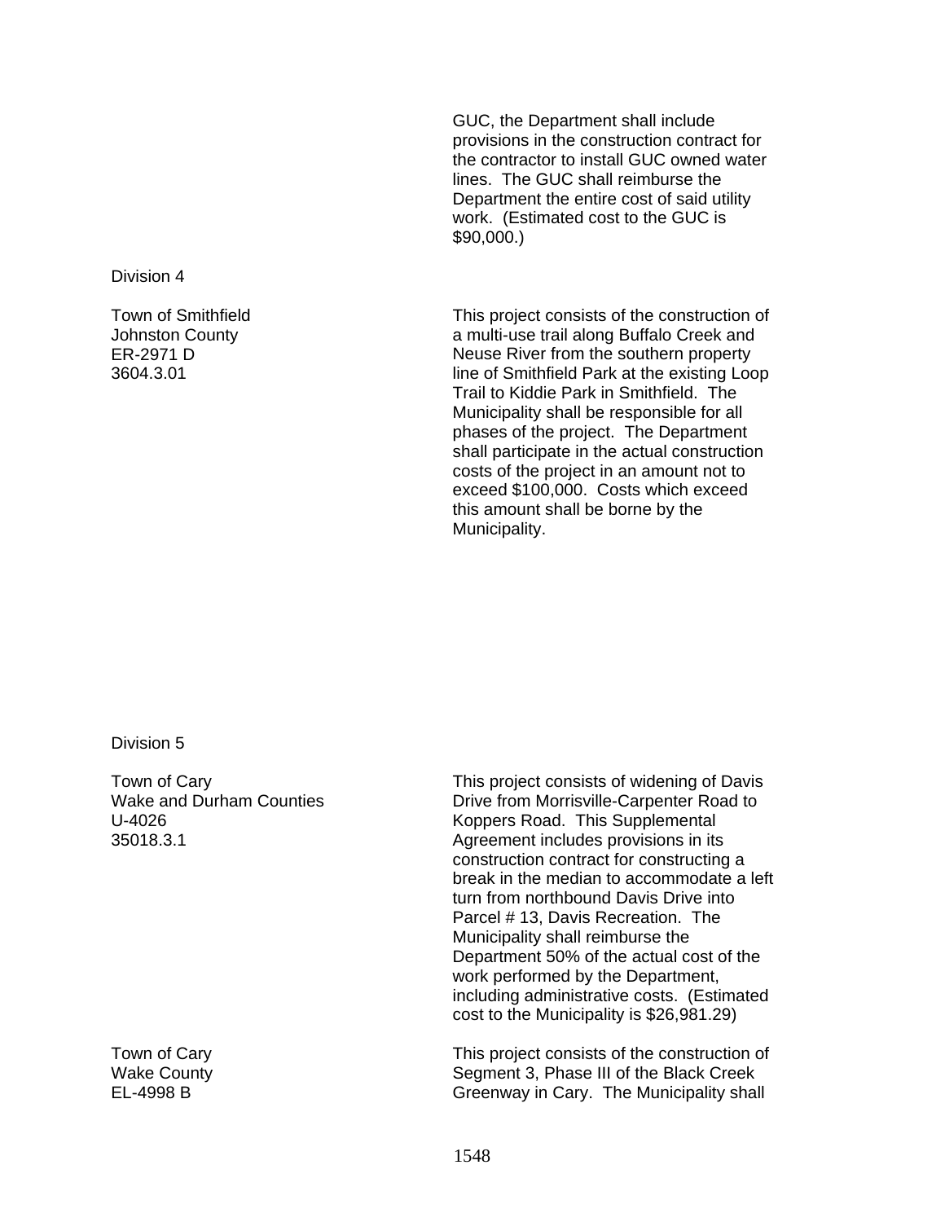GUC, the Department shall include provisions in the construction contract for the contractor to install GUC owned water lines. The GUC shall reimburse the Department the entire cost of said utility work. (Estimated cost to the GUC is $90,000.)

Division 4

| | |
|---|---|
| Town of Smithfield<br>Johnston County<br>ER-2971 D<br>3604.3.01 | This project consists of the construction of a multi-use trail along Buffalo Creek and Neuse River from the southern property line of Smithfield Park at the existing Loop Trail to Kiddie Park in Smithfield. The Municipality shall be responsible for all phases of the project. The Department shall participate in the actual construction costs of the project in an amount not to exceed $100,000. Costs which exceed this amount shall be borne by the Municipality. |

Division 5

| | |
|---|---|
| Town of Cary<br>Wake and Durham Counties<br>U-4026<br>35018.3.1 | This project consists of widening of Davis Drive from Morrisville-Carpenter Road to Koppers Road. This Supplemental Agreement includes provisions in its construction contract for constructing a break in the median to accommodate a left turn from northbound Davis Drive into Parcel # 13, Davis Recreation. The Municipality shall reimburse the Department 50% of the actual cost of the work performed by the Department, including administrative costs. (Estimated cost to the Municipality is $26,981.29) |
| Town of Cary<br>Wake County<br>EL-4998 B | This project consists of the construction of Segment 3, Phase III of the Black Creek Greenway in Cary. The Municipality shall |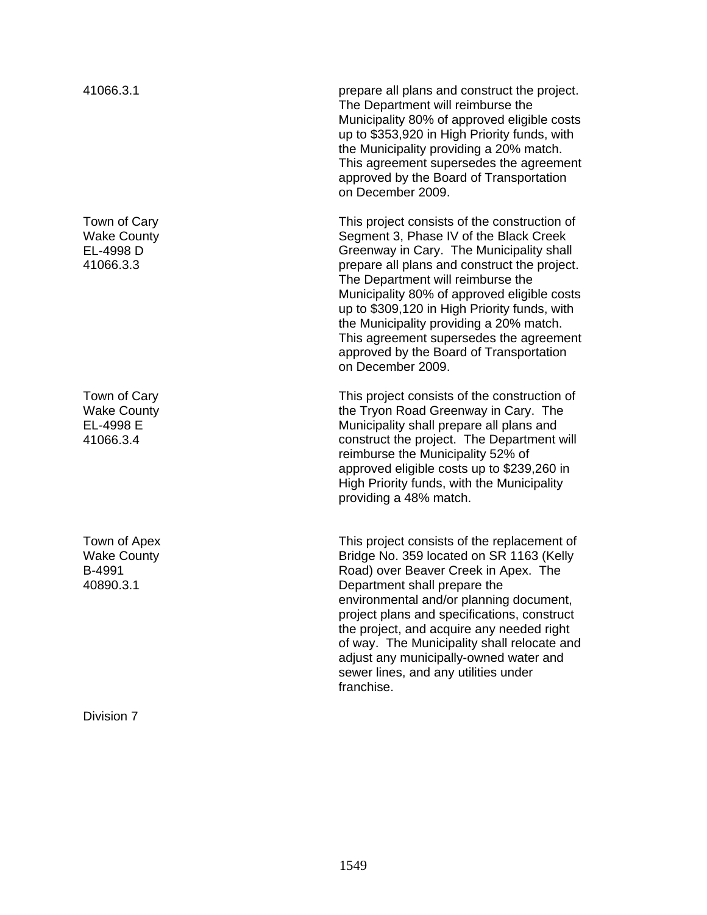| | |
|---|---|
| 41066.3.1 | prepare all plans and construct the project. The Department will reimburse the Municipality 80% of approved eligible costs up to $353,920 in High Priority funds, with the Municipality providing a 20% match. This agreement supersedes the agreement approved by the Board of Transportation on December 2009. |
| Town of Cary<br>Wake County<br>EL-4998 D<br>41066.3.3 | This project consists of the construction of Segment 3, Phase IV of the Black Creek Greenway in Cary. The Municipality shall prepare all plans and construct the project. The Department will reimburse the Municipality 80% of approved eligible costs up to $309,120 in High Priority funds, with the Municipality providing a 20% match. This agreement supersedes the agreement approved by the Board of Transportation on December 2009. |
| Town of Cary<br>Wake County<br>EL-4998 E<br>41066.3.4 | This project consists of the construction of the Tryon Road Greenway in Cary. The Municipality shall prepare all plans and construct the project. The Department will reimburse the Municipality 52% of approved eligible costs up to $239,260 in High Priority funds, with the Municipality providing a 48% match. |
| Town of Apex<br>Wake County<br>B-4991<br>40890.3.1 | This project consists of the replacement of Bridge No. 359 located on SR 1163 (Kelly Road) over Beaver Creek in Apex. The Department shall prepare the environmental and/or planning document, project plans and specifications, construct the project, and acquire any needed right of way. The Municipality shall relocate and adjust any municipally-owned water and sewer lines, and any utilities under franchise. |

Division 7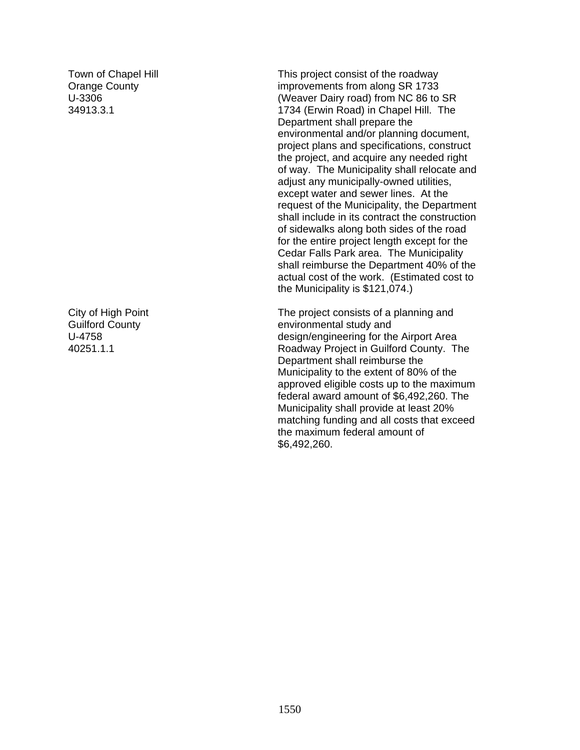| | |
|---|---|
| Town of Chapel Hill<br>Orange County<br>U-3306<br>34913.3.1 | This project consist of the roadway improvements from along SR 1733 (Weaver Dairy road) from NC 86 to SR 1734 (Erwin Road) in Chapel Hill. The Department shall prepare the environmental and/or planning document, project plans and specifications, construct the project, and acquire any needed right of way. The Municipality shall relocate and adjust any municipally-owned utilities, except water and sewer lines. At the request of the Municipality, the Department shall include in its contract the construction of sidewalks along both sides of the road for the entire project length except for the Cedar Falls Park area. The Municipality shall reimburse the Department 40% of the actual cost of the work. (Estimated cost to the Municipality is $121,074.) |
| City of High Point<br>Guilford County<br>U-4758<br>40251.1.1 | The project consists of a planning and environmental study and design/engineering for the Airport Area Roadway Project in Guilford County. The Department shall reimburse the Municipality to the extent of 80% of the approved eligible costs up to the maximum federal award amount of $6,492,260. The Municipality shall provide at least 20% matching funding and all costs that exceed the maximum federal amount of $6,492,260. |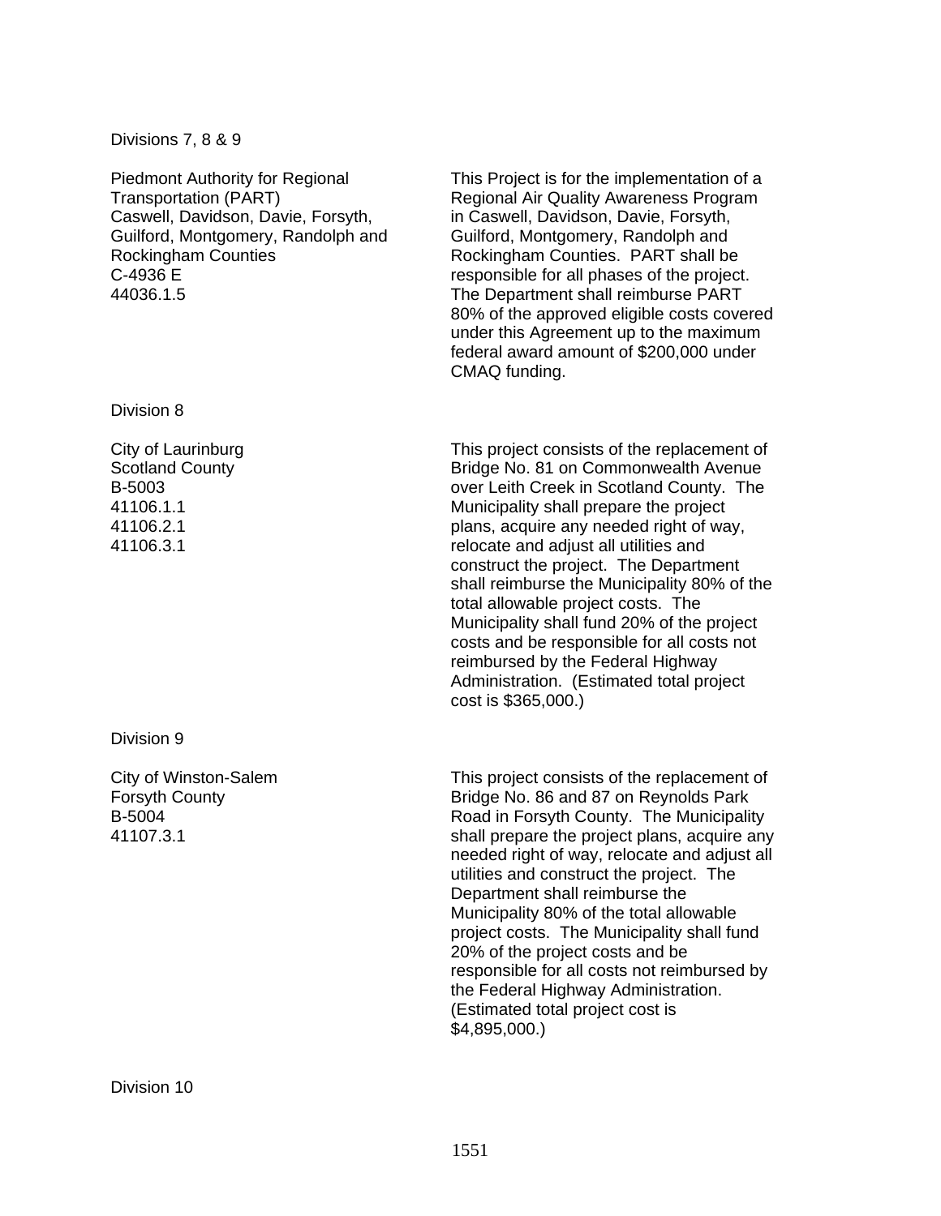Divisions 7, 8 & 9

| | |
|---|---|
| Piedmont Authority for Regional Transportation (PART)<br>Caswell, Davidson, Davie, Forsyth, Guilford, Montgomery, Randolph and Rockingham Counties<br>C-4936 E<br>44036.1.5 | This Project is for the implementation of a Regional Air Quality Awareness Program in Caswell, Davidson, Davie, Forsyth, Guilford, Montgomery, Randolph and Rockingham Counties. PART shall be responsible for all phases of the project. The Department shall reimburse PART 80% of the approved eligible costs covered under this Agreement up to the maximum federal award amount of $200,000 under CMAQ funding. |

Division 8

| | |
|---|---|
| City of Laurinburg<br>Scotland County<br>B-5003<br>41106.1.1<br>41106.2.1<br>41106.3.1 | This project consists of the replacement of Bridge No. 81 on Commonwealth Avenue over Leith Creek in Scotland County. The Municipality shall prepare the project plans, acquire any needed right of way, relocate and adjust all utilities and construct the project. The Department shall reimburse the Municipality 80% of the total allowable project costs. The Municipality shall fund 20% of the project costs and be responsible for all costs not reimbursed by the Federal Highway Administration. (Estimated total project cost is $365,000.) |

Division 9

| | |
|---|---|
| City of Winston-Salem<br>Forsyth County<br>B-5004<br>41107.3.1 | This project consists of the replacement of Bridge No. 86 and 87 on Reynolds Park Road in Forsyth County. The Municipality shall prepare the project plans, acquire any needed right of way, relocate and adjust all utilities and construct the project. The Department shall reimburse the Municipality 80% of the total allowable project costs. The Municipality shall fund 20% of the project costs and be responsible for all costs not reimbursed by the Federal Highway Administration. (Estimated total project cost is $4,895,000.) |

Division 10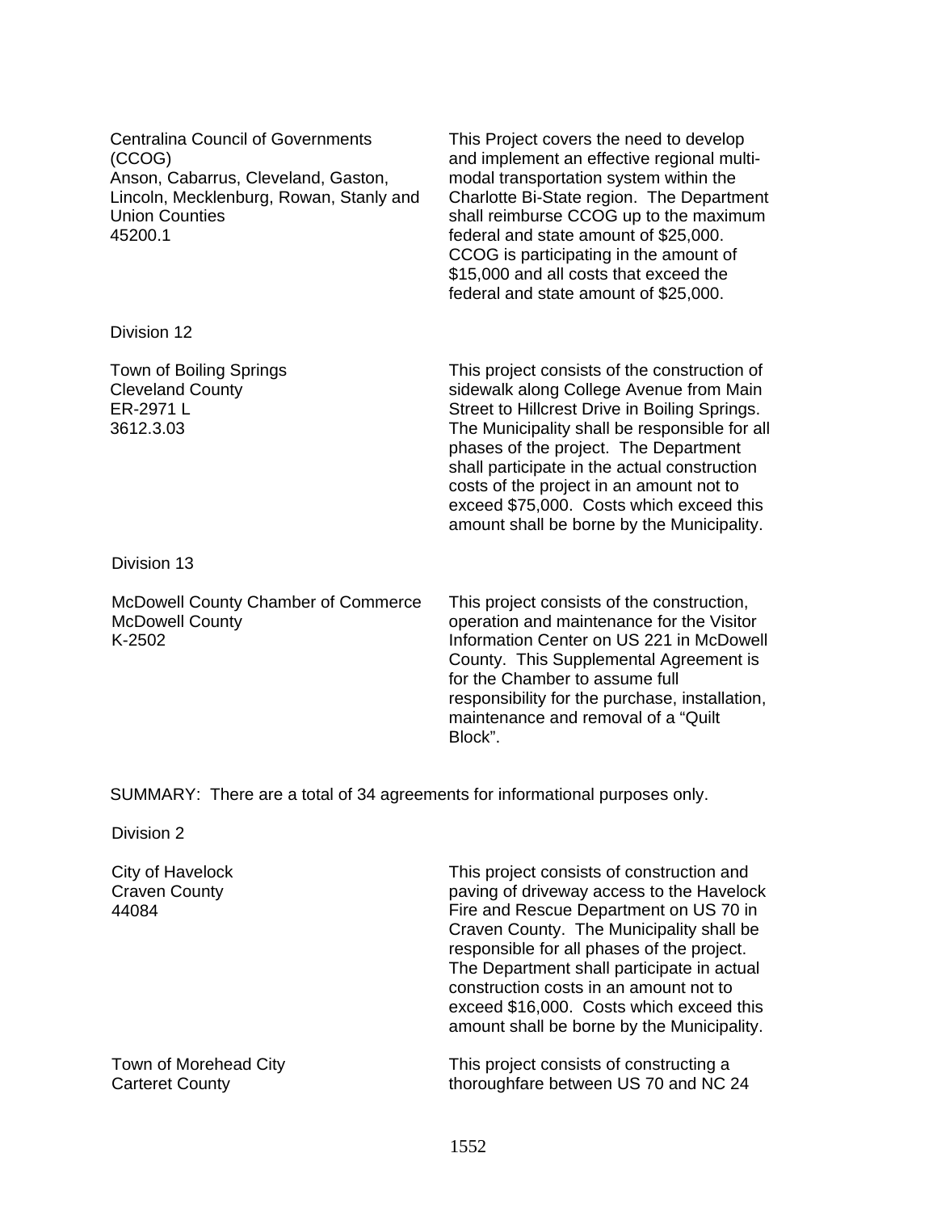| | |
|---|---|
| Centralina Council of Governments (CCOG)<br>Anson, Cabarrus, Cleveland, Gaston, Lincoln, Mecklenburg, Rowan, Stanly and Union Counties<br>45200.1 | This Project covers the need to develop and implement an effective regional multi-modal transportation system within the Charlotte Bi-State region. The Department shall reimburse CCOG up to the maximum federal and state amount of $25,000. CCOG is participating in the amount of $15,000 and all costs that exceed the federal and state amount of $25,000. |

Division 12

| | |
|---|---|
| Town of Boiling Springs<br>Cleveland County<br>ER-2971 L<br>3612.3.03 | This project consists of the construction of sidewalk along College Avenue from Main Street to Hillcrest Drive in Boiling Springs. The Municipality shall be responsible for all phases of the project. The Department shall participate in the actual construction costs of the project in an amount not to exceed $75,000. Costs which exceed this amount shall be borne by the Municipality. |

Division 13

| | |
|---|---|
| McDowell County Chamber of Commerce<br>McDowell County<br>K-2502 | This project consists of the construction, operation and maintenance for the Visitor Information Center on US 221 in McDowell County. This Supplemental Agreement is for the Chamber to assume full responsibility for the purchase, installation, maintenance and removal of a "Quilt Block". |

SUMMARY: There are a total of 34 agreements for informational purposes only.

Division 2

| | |
|---|---|
| City of Havelock<br>Craven County<br>44084 | This project consists of construction and paving of driveway access to the Havelock Fire and Rescue Department on US 70 in Craven County. The Municipality shall be responsible for all phases of the project. The Department shall participate in actual construction costs in an amount not to exceed $16,000. Costs which exceed this amount shall be borne by the Municipality. |
| Town of Morehead City<br>Carteret County | This project consists of constructing a thoroughfare between US 70 and NC 24 |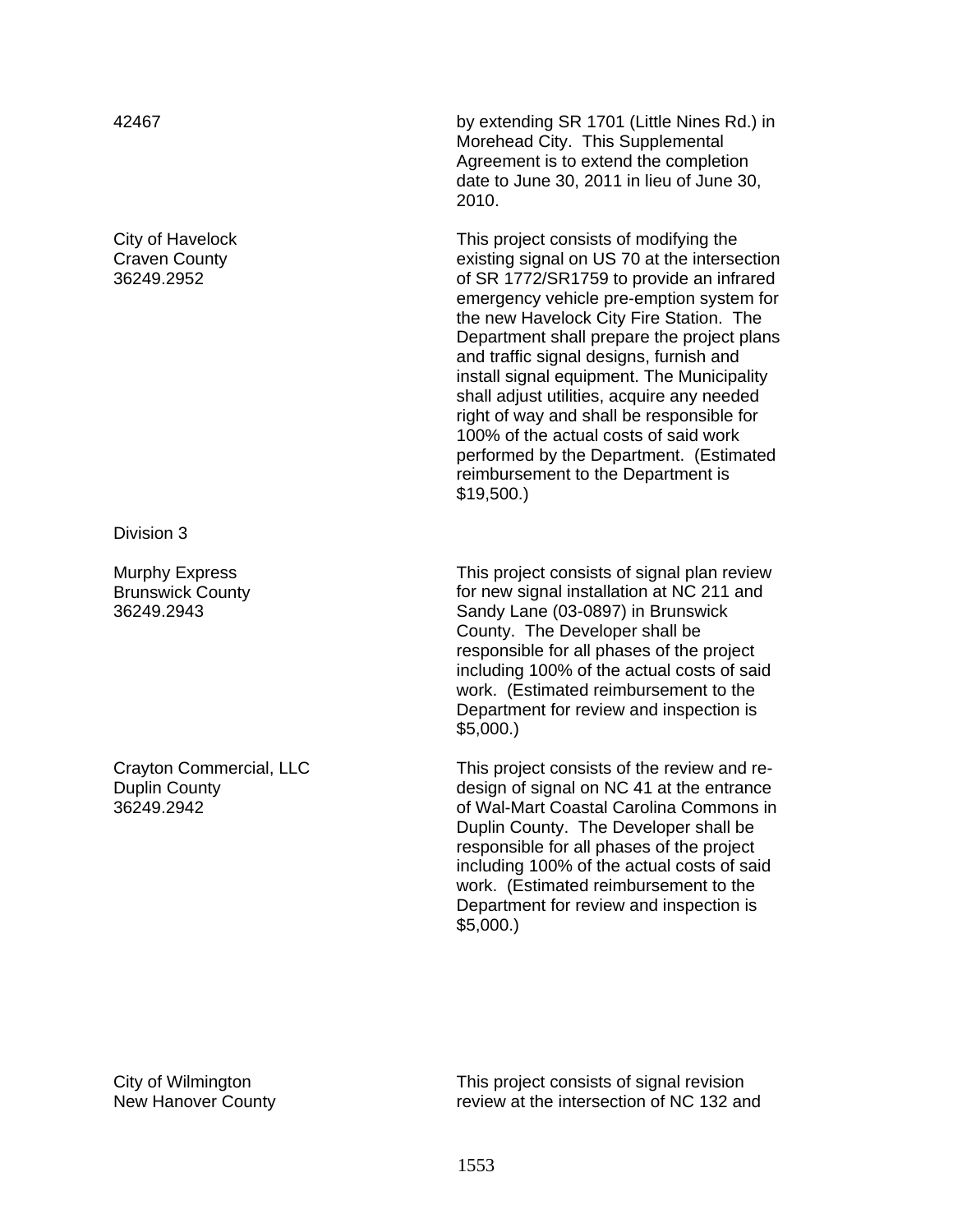42467 | by extending SR 1701 (Little Nines Rd.) in Morehead City. This Supplemental Agreement is to extend the completion date to June 30, 2011 in lieu of June 30, 2010.

City of Havelock
Craven County
36249.2952

This project consists of modifying the existing signal on US 70 at the intersection of SR 1772/SR1759 to provide an infrared emergency vehicle pre-emption system for the new Havelock City Fire Station. The Department shall prepare the project plans and traffic signal designs, furnish and install signal equipment. The Municipality shall adjust utilities, acquire any needed right of way and shall be responsible for 100% of the actual costs of said work performed by the Department. (Estimated reimbursement to the Department is $19,500.)

Division 3

Murphy Express
Brunswick County
36249.2943

This project consists of signal plan review for new signal installation at NC 211 and Sandy Lane (03-0897) in Brunswick County. The Developer shall be responsible for all phases of the project including 100% of the actual costs of said work. (Estimated reimbursement to the Department for review and inspection is $5,000.)

Crayton Commercial, LLC
Duplin County
36249.2942

This project consists of the review and re-design of signal on NC 41 at the entrance of Wal-Mart Coastal Carolina Commons in Duplin County. The Developer shall be responsible for all phases of the project including 100% of the actual costs of said work. (Estimated reimbursement to the Department for review and inspection is $5,000.)

City of Wilmington
New Hanover County

This project consists of signal revision review at the intersection of NC 132 and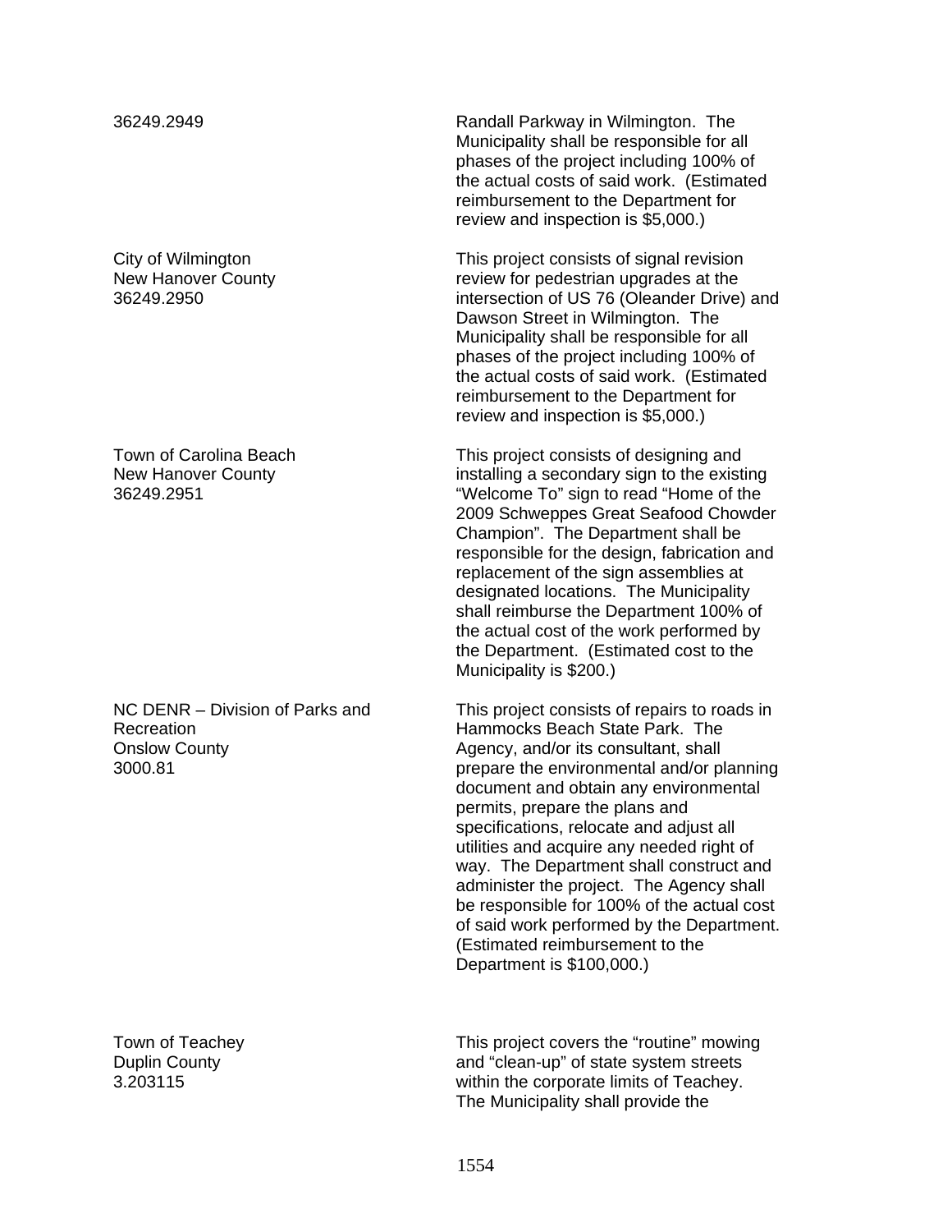36249.2949

Randall Parkway in Wilmington. The Municipality shall be responsible for all phases of the project including 100% of the actual costs of said work. (Estimated reimbursement to the Department for review and inspection is $5,000.)

City of Wilmington
New Hanover County
36249.2950

This project consists of signal revision review for pedestrian upgrades at the intersection of US 76 (Oleander Drive) and Dawson Street in Wilmington. The Municipality shall be responsible for all phases of the project including 100% of the actual costs of said work. (Estimated reimbursement to the Department for review and inspection is $5,000.)

Town of Carolina Beach
New Hanover County
36249.2951

This project consists of designing and installing a secondary sign to the existing "Welcome To" sign to read "Home of the 2009 Schweppes Great Seafood Chowder Champion". The Department shall be responsible for the design, fabrication and replacement of the sign assemblies at designated locations. The Municipality shall reimburse the Department 100% of the actual cost of the work performed by the Department. (Estimated cost to the Municipality is $200.)

NC DENR – Division of Parks and Recreation
Onslow County
3000.81

This project consists of repairs to roads in Hammocks Beach State Park. The Agency, and/or its consultant, shall prepare the environmental and/or planning document and obtain any environmental permits, prepare the plans and specifications, relocate and adjust all utilities and acquire any needed right of way. The Department shall construct and administer the project. The Agency shall be responsible for 100% of the actual cost of said work performed by the Department. (Estimated reimbursement to the Department is $100,000.)

Town of Teachey
Duplin County
3.203115

This project covers the "routine" mowing and "clean-up" of state system streets within the corporate limits of Teachey. The Municipality shall provide the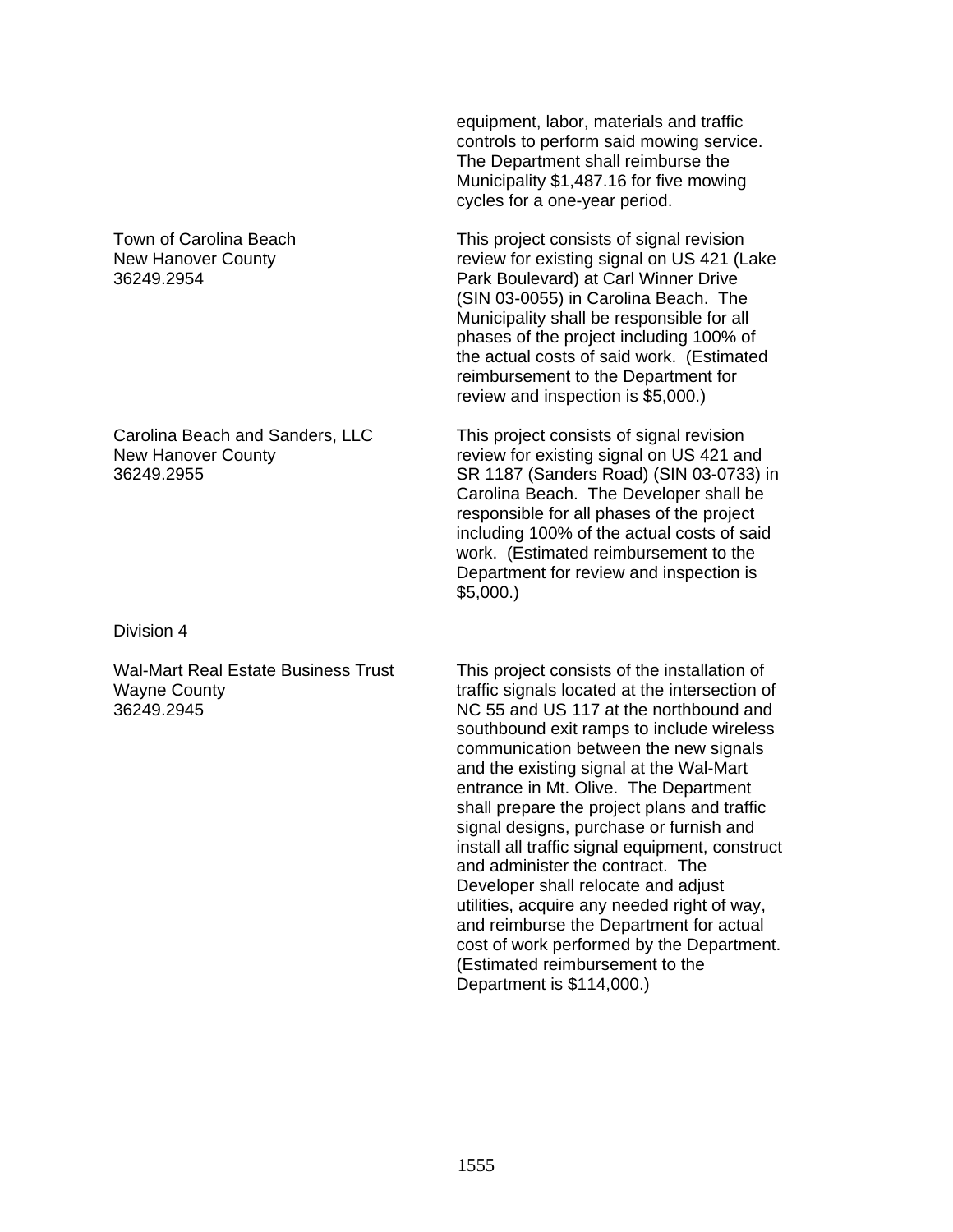equipment, labor, materials and traffic controls to perform said mowing service. The Department shall reimburse the Municipality $1,487.16 for five mowing cycles for a one-year period.

Town of Carolina Beach
New Hanover County
36249.2954

This project consists of signal revision review for existing signal on US 421 (Lake Park Boulevard) at Carl Winner Drive (SIN 03-0055) in Carolina Beach. The Municipality shall be responsible for all phases of the project including 100% of the actual costs of said work. (Estimated reimbursement to the Department for review and inspection is $5,000.)

Carolina Beach and Sanders, LLC
New Hanover County
36249.2955

This project consists of signal revision review for existing signal on US 421 and SR 1187 (Sanders Road) (SIN 03-0733) in Carolina Beach. The Developer shall be responsible for all phases of the project including 100% of the actual costs of said work. (Estimated reimbursement to the Department for review and inspection is $5,000.)

Division 4

Wal-Mart Real Estate Business Trust
Wayne County
36249.2945

This project consists of the installation of traffic signals located at the intersection of NC 55 and US 117 at the northbound and southbound exit ramps to include wireless communication between the new signals and the existing signal at the Wal-Mart entrance in Mt. Olive. The Department shall prepare the project plans and traffic signal designs, purchase or furnish and install all traffic signal equipment, construct and administer the contract. The Developer shall relocate and adjust utilities, acquire any needed right of way, and reimburse the Department for actual cost of work performed by the Department. (Estimated reimbursement to the Department is $114,000.)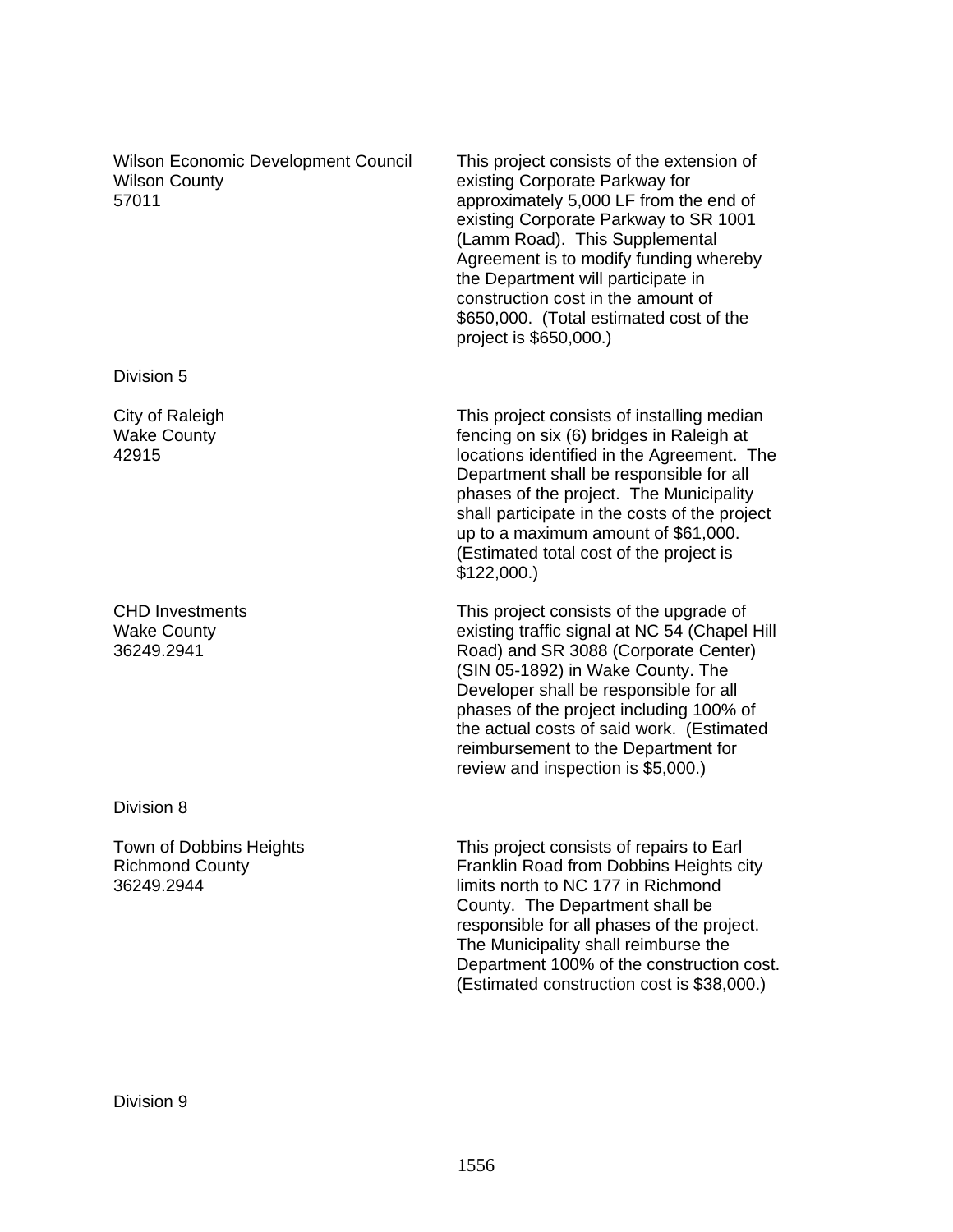| | |
|---|---|
| Wilson Economic Development Council<br>Wilson County<br>57011 | This project consists of the extension of existing Corporate Parkway for approximately 5,000 LF from the end of existing Corporate Parkway to SR 1001 (Lamm Road). This Supplemental Agreement is to modify funding whereby the Department will participate in construction cost in the amount of $650,000. (Total estimated cost of the project is $650,000.) |

Division 5

| | |
|---|---|
| City of Raleigh<br>Wake County<br>42915 | This project consists of installing median fencing on six (6) bridges in Raleigh at locations identified in the Agreement. The Department shall be responsible for all phases of the project. The Municipality shall participate in the costs of the project up to a maximum amount of $61,000. (Estimated total cost of the project is $122,000.) |
| CHD Investments<br>Wake County<br>36249.2941 | This project consists of the upgrade of existing traffic signal at NC 54 (Chapel Hill Road) and SR 3088 (Corporate Center) (SIN 05-1892) in Wake County. The Developer shall be responsible for all phases of the project including 100% of the actual costs of said work. (Estimated reimbursement to the Department for review and inspection is $5,000.) |

Division 8

| | |
|---|---|
| Town of Dobbins Heights<br>Richmond County<br>36249.2944 | This project consists of repairs to Earl Franklin Road from Dobbins Heights city limits north to NC 177 in Richmond County. The Department shall be responsible for all phases of the project. The Municipality shall reimburse the Department 100% of the construction cost. (Estimated construction cost is $38,000.) |

Division 9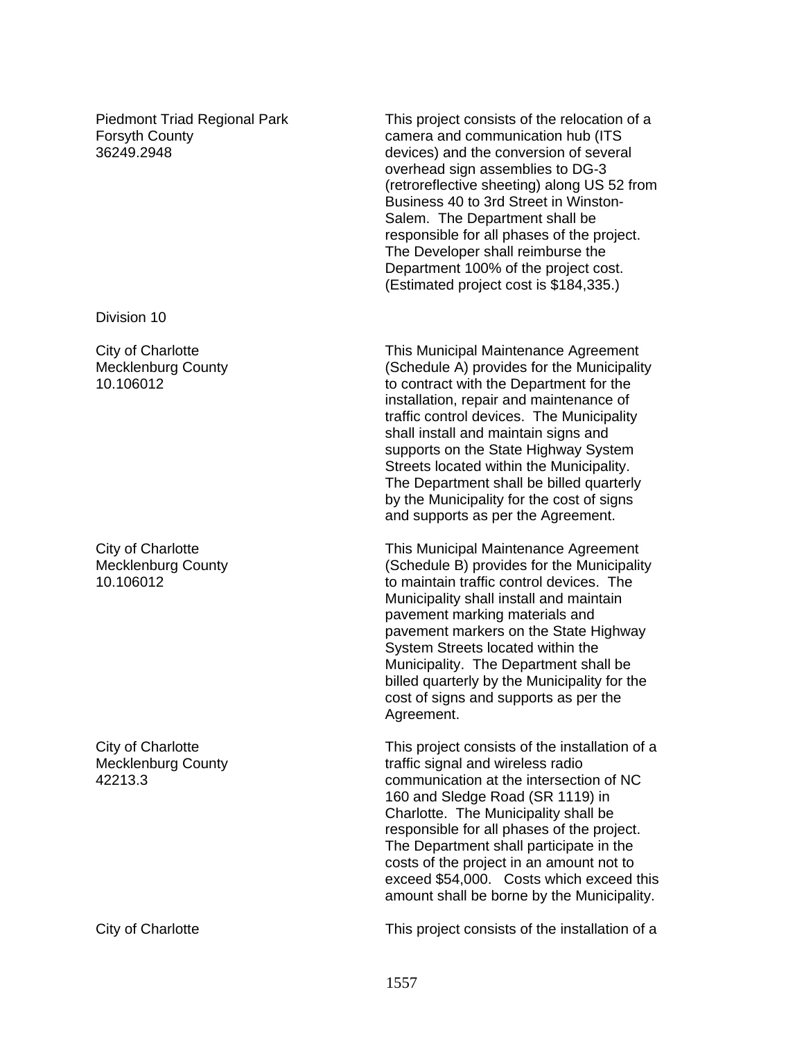Piedmont Triad Regional Park
Forsyth County
36249.2948

This project consists of the relocation of a camera and communication hub (ITS devices) and the conversion of several overhead sign assemblies to DG-3 (retroreflective sheeting) along US 52 from Business 40 to 3rd Street in Winston-Salem. The Department shall be responsible for all phases of the project. The Developer shall reimburse the Department 100% of the project cost. (Estimated project cost is $184,335.)

Division 10

City of Charlotte
Mecklenburg County
10.106012

This Municipal Maintenance Agreement (Schedule A) provides for the Municipality to contract with the Department for the installation, repair and maintenance of traffic control devices. The Municipality shall install and maintain signs and supports on the State Highway System Streets located within the Municipality. The Department shall be billed quarterly by the Municipality for the cost of signs and supports as per the Agreement.

City of Charlotte
Mecklenburg County
10.106012

This Municipal Maintenance Agreement (Schedule B) provides for the Municipality to maintain traffic control devices. The Municipality shall install and maintain pavement marking materials and pavement markers on the State Highway System Streets located within the Municipality. The Department shall be billed quarterly by the Municipality for the cost of signs and supports as per the Agreement.

City of Charlotte
Mecklenburg County
42213.3

This project consists of the installation of a traffic signal and wireless radio communication at the intersection of NC 160 and Sledge Road (SR 1119) in Charlotte. The Municipality shall be responsible for all phases of the project. The Department shall participate in the costs of the project in an amount not to exceed $54,000. Costs which exceed this amount shall be borne by the Municipality.

City of Charlotte

This project consists of the installation of a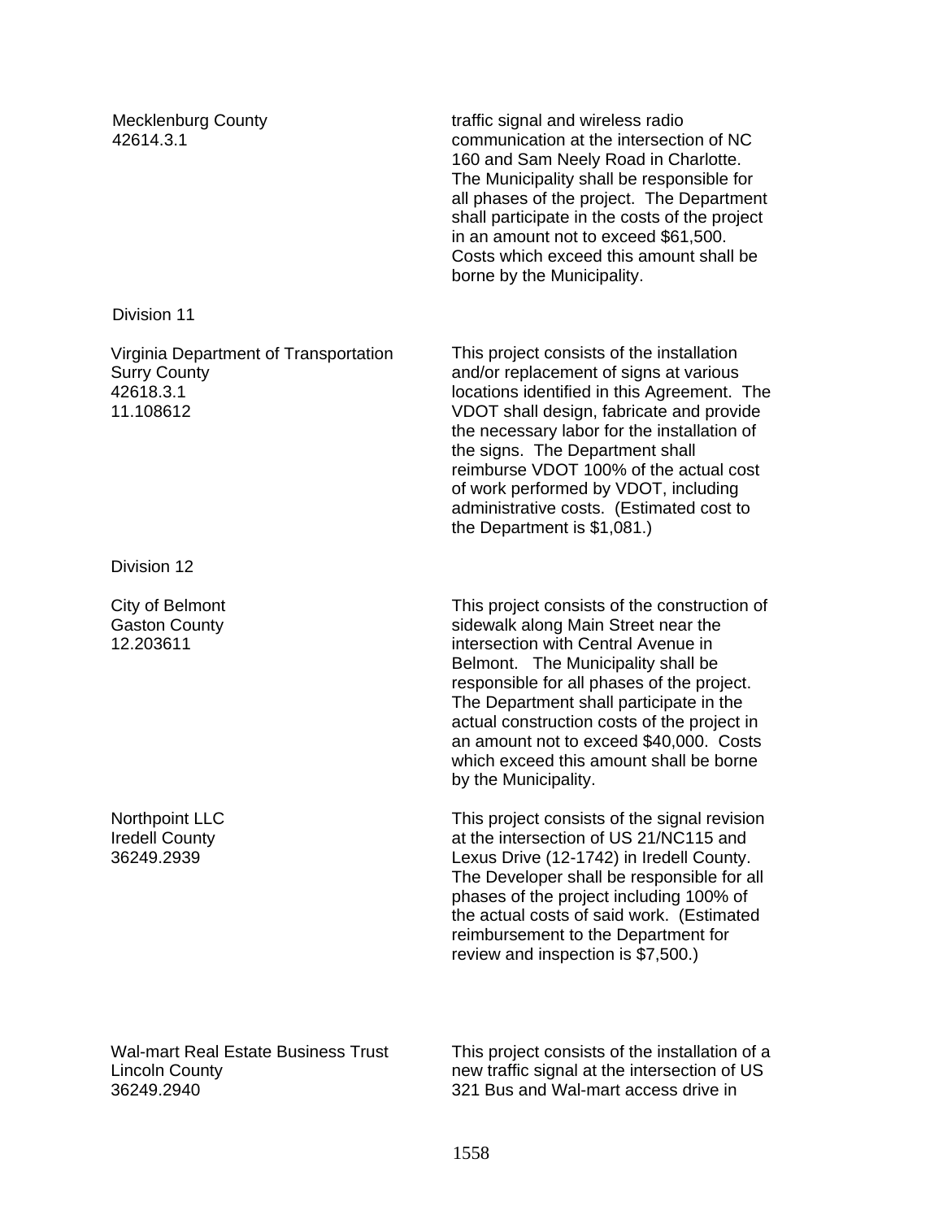Mecklenburg County
42614.3.1

traffic signal and wireless radio communication at the intersection of NC 160 and Sam Neely Road in Charlotte. The Municipality shall be responsible for all phases of the project. The Department shall participate in the costs of the project in an amount not to exceed $61,500. Costs which exceed this amount shall be borne by the Municipality.

Division 11

Virginia Department of Transportation
Surry County
42618.3.1
11.108612

This project consists of the installation and/or replacement of signs at various locations identified in this Agreement. The VDOT shall design, fabricate and provide the necessary labor for the installation of the signs. The Department shall reimburse VDOT 100% of the actual cost of work performed by VDOT, including administrative costs. (Estimated cost to the Department is $1,081.)

Division 12

City of Belmont
Gaston County
12.203611

This project consists of the construction of sidewalk along Main Street near the intersection with Central Avenue in Belmont. The Municipality shall be responsible for all phases of the project. The Department shall participate in the actual construction costs of the project in an amount not to exceed $40,000. Costs which exceed this amount shall be borne by the Municipality.

Northpoint LLC
Iredell County
36249.2939

This project consists of the signal revision at the intersection of US 21/NC115 and Lexus Drive (12-1742) in Iredell County. The Developer shall be responsible for all phases of the project including 100% of the actual costs of said work. (Estimated reimbursement to the Department for review and inspection is $7,500.)

Wal-mart Real Estate Business Trust
Lincoln County
36249.2940

This project consists of the installation of a new traffic signal at the intersection of US 321 Bus and Wal-mart access drive in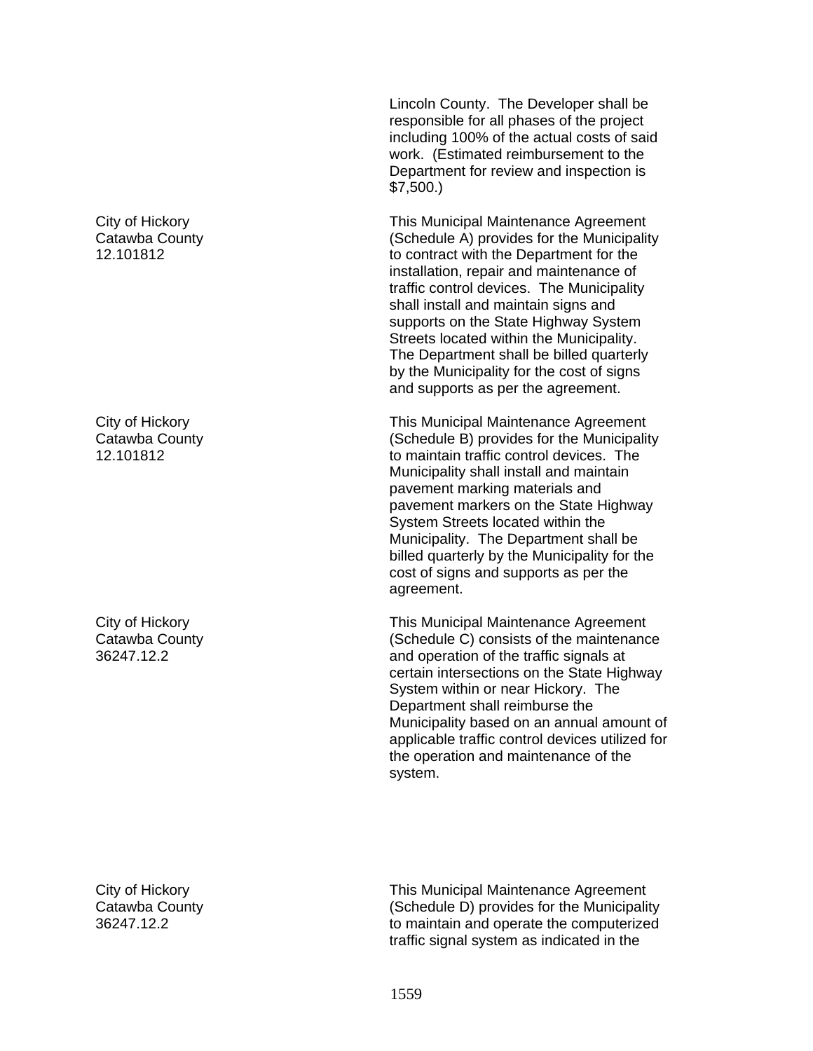Lincoln County. The Developer shall be responsible for all phases of the project including 100% of the actual costs of said work. (Estimated reimbursement to the Department for review and inspection is $7,500.)

City of Hickory
Catawba County
12.101812

This Municipal Maintenance Agreement (Schedule A) provides for the Municipality to contract with the Department for the installation, repair and maintenance of traffic control devices. The Municipality shall install and maintain signs and supports on the State Highway System Streets located within the Municipality. The Department shall be billed quarterly by the Municipality for the cost of signs and supports as per the agreement.

City of Hickory
Catawba County
12.101812

This Municipal Maintenance Agreement (Schedule B) provides for the Municipality to maintain traffic control devices. The Municipality shall install and maintain pavement marking materials and pavement markers on the State Highway System Streets located within the Municipality. The Department shall be billed quarterly by the Municipality for the cost of signs and supports as per the agreement.

City of Hickory
Catawba County
36247.12.2

This Municipal Maintenance Agreement (Schedule C) consists of the maintenance and operation of the traffic signals at certain intersections on the State Highway System within or near Hickory. The Department shall reimburse the Municipality based on an annual amount of applicable traffic control devices utilized for the operation and maintenance of the system.

City of Hickory
Catawba County
36247.12.2

This Municipal Maintenance Agreement (Schedule D) provides for the Municipality to maintain and operate the computerized traffic signal system as indicated in the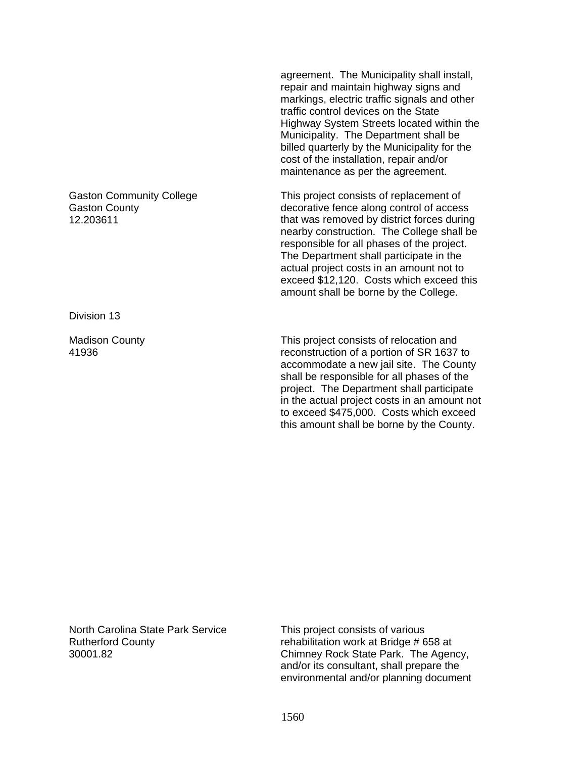| | |
|---|---|
| | agreement. The Municipality shall install, repair and maintain highway signs and markings, electric traffic signals and other traffic control devices on the State Highway System Streets located within the Municipality. The Department shall be billed quarterly by the Municipality for the cost of the installation, repair and/or maintenance as per the agreement. |
| Gaston Community College<br>Gaston County<br>12.203611 | This project consists of replacement of decorative fence along control of access that was removed by district forces during nearby construction. The College shall be responsible for all phases of the project. The Department shall participate in the actual project costs in an amount not to exceed $12,120. Costs which exceed this amount shall be borne by the College. |

Division 13

| | |
|---|---|
| Madison County<br>41936 | This project consists of relocation and reconstruction of a portion of SR 1637 to accommodate a new jail site. The County shall be responsible for all phases of the project. The Department shall participate in the actual project costs in an amount not to exceed $475,000. Costs which exceed this amount shall be borne by the County. |
| North Carolina State Park Service<br>Rutherford County<br>30001.82 | This project consists of various rehabilitation work at Bridge # 658 at Chimney Rock State Park. The Agency, and/or its consultant, shall prepare the environmental and/or planning document |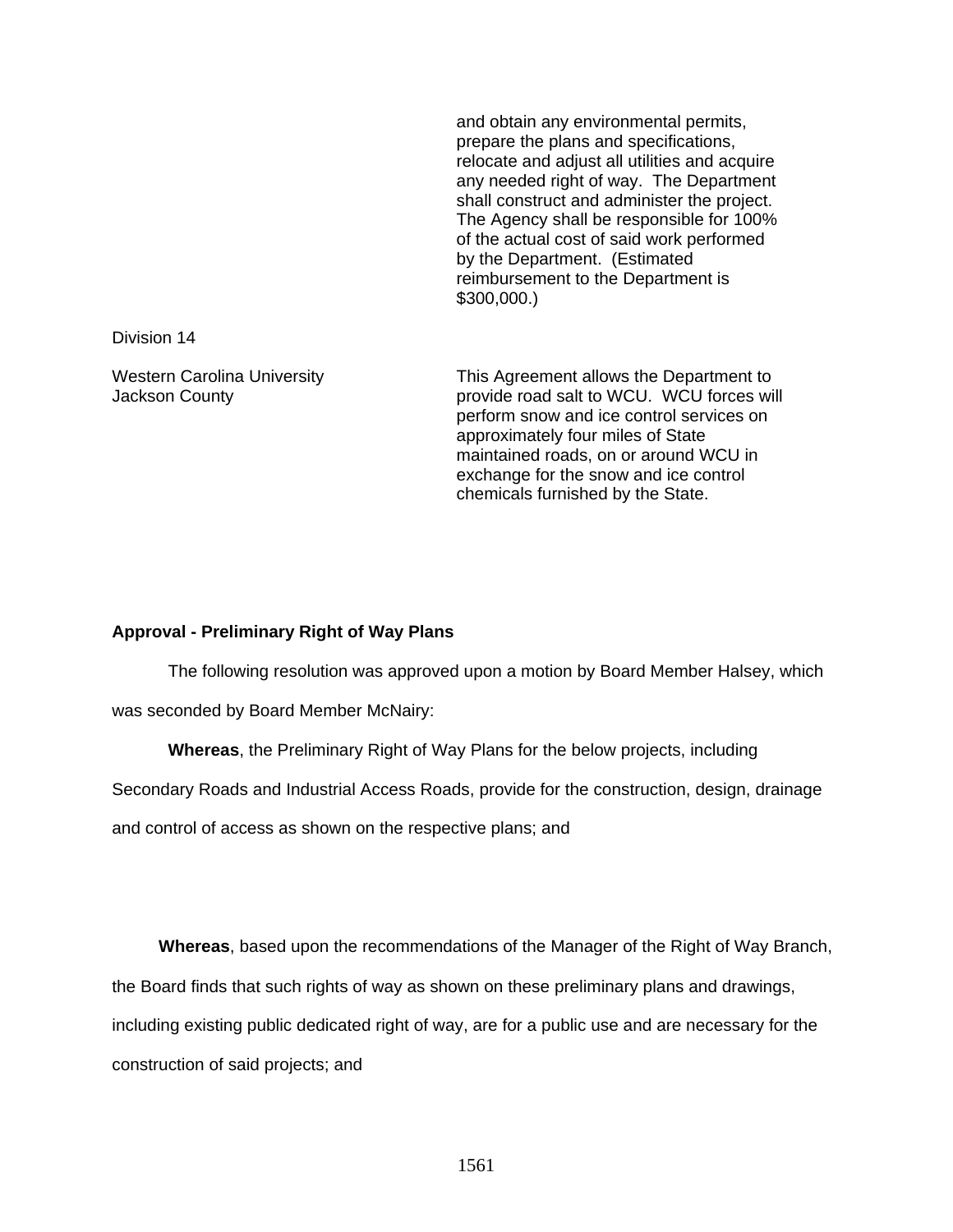and obtain any environmental permits, prepare the plans and specifications, relocate and adjust all utilities and acquire any needed right of way. The Department shall construct and administer the project. The Agency shall be responsible for 100% of the actual cost of said work performed by the Department. (Estimated reimbursement to the Department is $300,000.)

Division 14

| | |
|---|---|
| Western Carolina University<br>Jackson County | This Agreement allows the Department to provide road salt to WCU. WCU forces will perform snow and ice control services on approximately four miles of State maintained roads, on or around WCU in exchange for the snow and ice control chemicals furnished by the State. |

**Approval - Preliminary Right of Way Plans**

The following resolution was approved upon a motion by Board Member Halsey, which was seconded by Board Member McNairy:

**Whereas**, the Preliminary Right of Way Plans for the below projects, including Secondary Roads and Industrial Access Roads, provide for the construction, design, drainage and control of access as shown on the respective plans; and

**Whereas**, based upon the recommendations of the Manager of the Right of Way Branch, the Board finds that such rights of way as shown on these preliminary plans and drawings, including existing public dedicated right of way, are for a public use and are necessary for the construction of said projects; and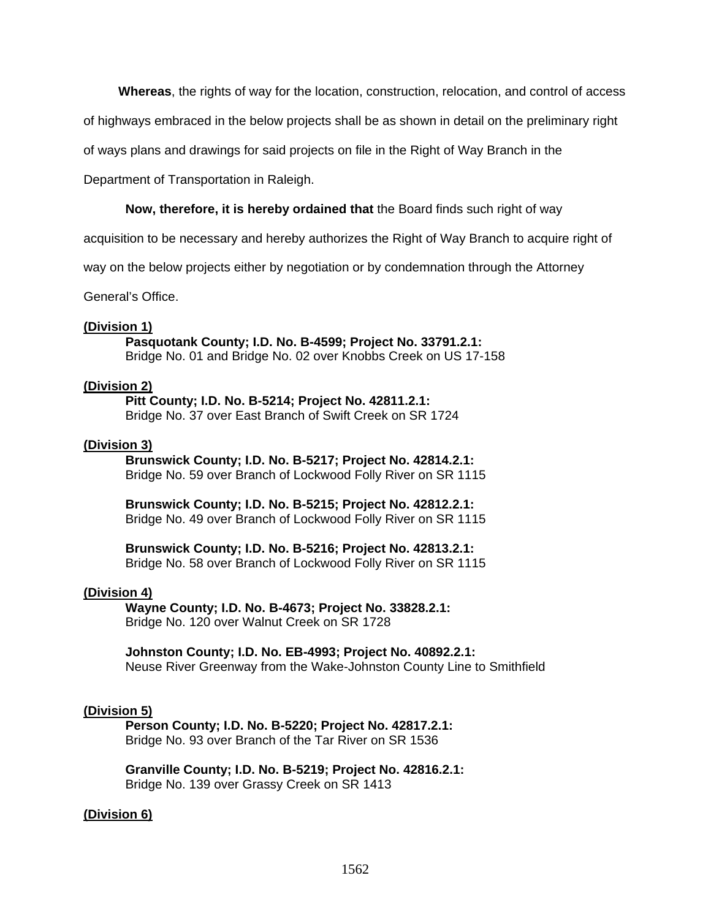**Whereas**, the rights of way for the location, construction, relocation, and control of access of highways embraced in the below projects shall be as shown in detail on the preliminary right of ways plans and drawings for said projects on file in the Right of Way Branch in the Department of Transportation in Raleigh.

**Now, therefore, it is hereby ordained that** the Board finds such right of way acquisition to be necessary and hereby authorizes the Right of Way Branch to acquire right of way on the below projects either by negotiation or by condemnation through the Attorney General's Office.

**(Division 1)**

**Pasquotank County; I.D. No. B-4599; Project No. 33791.2.1:**
Bridge No. 01 and Bridge No. 02 over Knobbs Creek on US 17-158

**(Division 2)**

**Pitt County; I.D. No. B-5214; Project No. 42811.2.1:**
Bridge No. 37 over East Branch of Swift Creek on SR 1724

**(Division 3)**

**Brunswick County; I.D. No. B-5217; Project No. 42814.2.1:**
Bridge No. 59 over Branch of Lockwood Folly River on SR 1115

**Brunswick County; I.D. No. B-5215; Project No. 42812.2.1:**
Bridge No. 49 over Branch of Lockwood Folly River on SR 1115

**Brunswick County; I.D. No. B-5216; Project No. 42813.2.1:**
Bridge No. 58 over Branch of Lockwood Folly River on SR 1115

**(Division 4)**

**Wayne County; I.D. No. B-4673; Project No. 33828.2.1:**
Bridge No. 120 over Walnut Creek on SR 1728

**Johnston County; I.D. No. EB-4993; Project No. 40892.2.1:**
Neuse River Greenway from the Wake-Johnston County Line to Smithfield

**(Division 5)**

**Person County; I.D. No. B-5220; Project No. 42817.2.1:**
Bridge No. 93 over Branch of the Tar River on SR 1536

**Granville County; I.D. No. B-5219; Project No. 42816.2.1:**
Bridge No. 139 over Grassy Creek on SR 1413

**(Division 6)**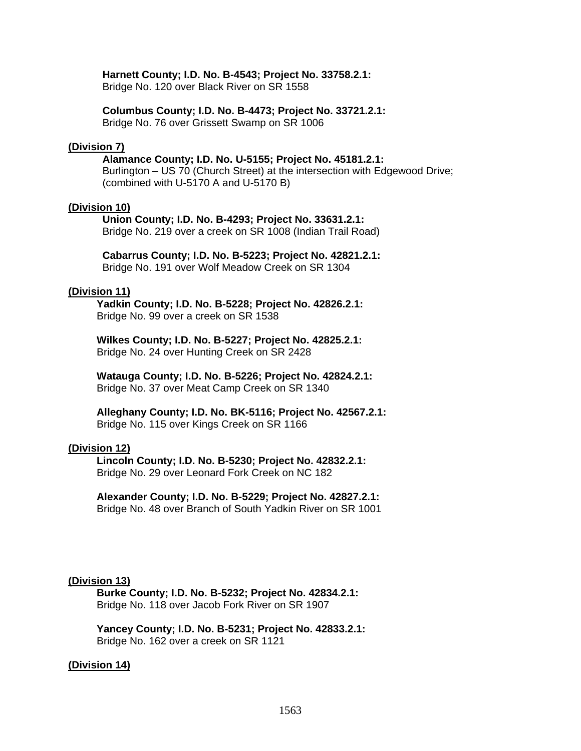**Harnett County; I.D. No. B-4543; Project No. 33758.2.1:**
Bridge No. 120 over Black River on SR 1558

**Columbus County; I.D. No. B-4473; Project No. 33721.2.1:**
Bridge No. 76 over Grissett Swamp on SR 1006

**(Division 7)**

**Alamance County; I.D. No. U-5155; Project No. 45181.2.1:**
Burlington – US 70 (Church Street) at the intersection with Edgewood Drive; (combined with U-5170 A and U-5170 B)

**(Division 10)**

**Union County; I.D. No. B-4293; Project No. 33631.2.1:**
Bridge No. 219 over a creek on SR 1008 (Indian Trail Road)

**Cabarrus County; I.D. No. B-5223; Project No. 42821.2.1:**
Bridge No. 191 over Wolf Meadow Creek on SR 1304

**(Division 11)**

**Yadkin County; I.D. No. B-5228; Project No. 42826.2.1:**
Bridge No. 99 over a creek on SR 1538

**Wilkes County; I.D. No. B-5227; Project No. 42825.2.1:**
Bridge No. 24 over Hunting Creek on SR 2428

**Watauga County; I.D. No. B-5226; Project No. 42824.2.1:**
Bridge No. 37 over Meat Camp Creek on SR 1340

**Alleghany County; I.D. No. BK-5116; Project No. 42567.2.1:**
Bridge No. 115 over Kings Creek on SR 1166

**(Division 12)**

**Lincoln County; I.D. No. B-5230; Project No. 42832.2.1:**
Bridge No. 29 over Leonard Fork Creek on NC 182

**Alexander County; I.D. No. B-5229; Project No. 42827.2.1:**
Bridge No. 48 over Branch of South Yadkin River on SR 1001

**(Division 13)**

**Burke County; I.D. No. B-5232; Project No. 42834.2.1:**
Bridge No. 118 over Jacob Fork River on SR 1907

**Yancey County; I.D. No. B-5231; Project No. 42833.2.1:**
Bridge No. 162 over a creek on SR 1121

**(Division 14)**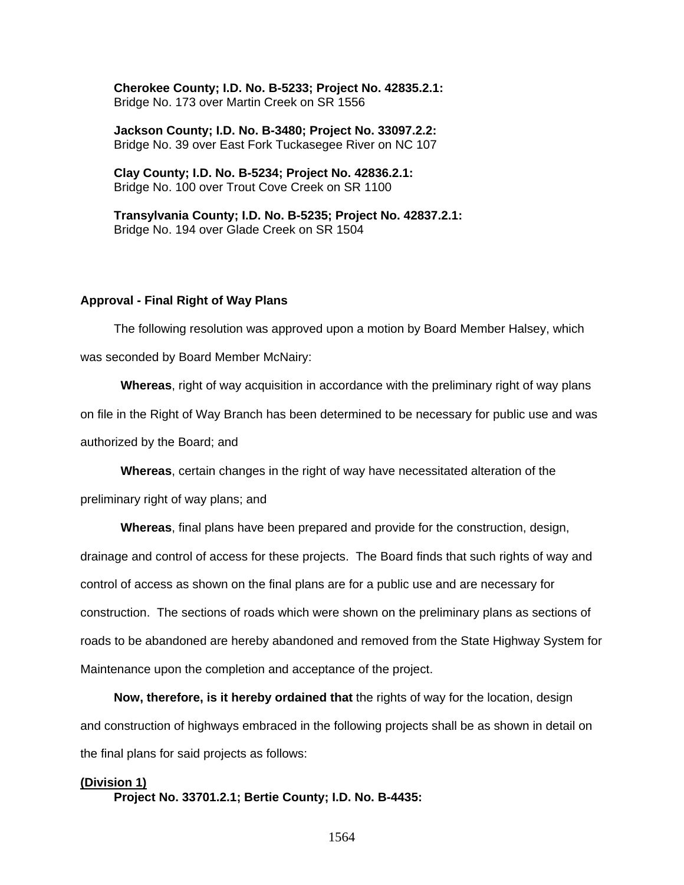**Cherokee County; I.D. No. B-5233; Project No. 42835.2.1:**
Bridge No. 173 over Martin Creek on SR 1556

**Jackson County; I.D. No. B-3480; Project No. 33097.2.2:**
Bridge No. 39 over East Fork Tuckasegee River on NC 107

**Clay County; I.D. No. B-5234; Project No. 42836.2.1:**
Bridge No. 100 over Trout Cove Creek on SR 1100

**Transylvania County; I.D. No. B-5235; Project No. 42837.2.1:**
Bridge No. 194 over Glade Creek on SR 1504

**Approval - Final Right of Way Plans**

The following resolution was approved upon a motion by Board Member Halsey, which was seconded by Board Member McNairy:

**Whereas**, right of way acquisition in accordance with the preliminary right of way plans on file in the Right of Way Branch has been determined to be necessary for public use and was authorized by the Board; and

**Whereas**, certain changes in the right of way have necessitated alteration of the preliminary right of way plans; and

**Whereas**, final plans have been prepared and provide for the construction, design, drainage and control of access for these projects. The Board finds that such rights of way and control of access as shown on the final plans are for a public use and are necessary for construction. The sections of roads which were shown on the preliminary plans as sections of roads to be abandoned are hereby abandoned and removed from the State Highway System for Maintenance upon the completion and acceptance of the project.

**Now, therefore, is it hereby ordained that** the rights of way for the location, design and construction of highways embraced in the following projects shall be as shown in detail on the final plans for said projects as follows:

**(Division 1)**

**Project No. 33701.2.1; Bertie County; I.D. No. B-4435:**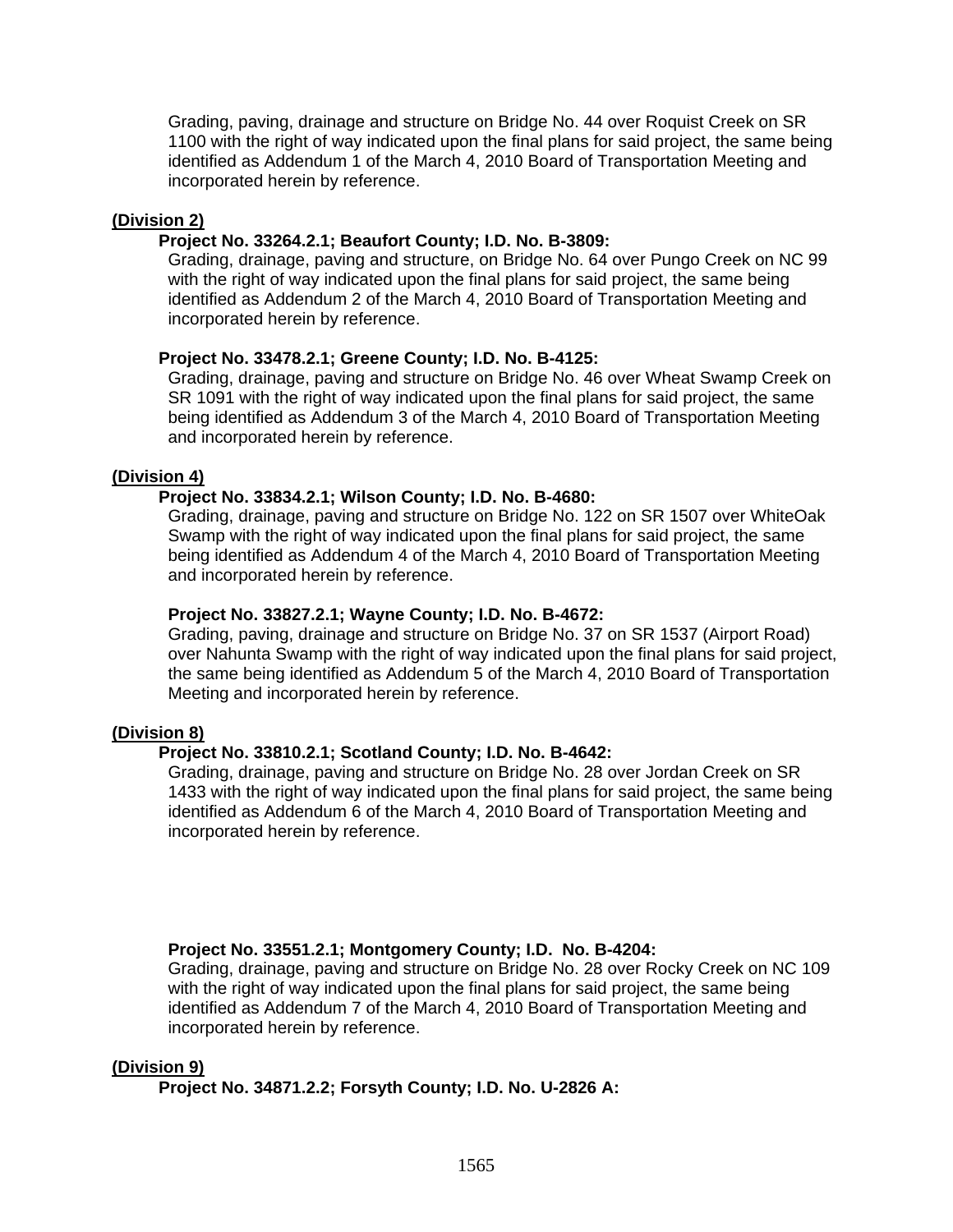Grading, paving, drainage and structure on Bridge No. 44 over Roquist Creek on SR 1100 with the right of way indicated upon the final plans for said project, the same being identified as Addendum 1 of the March 4, 2010 Board of Transportation Meeting and incorporated herein by reference.

**(Division 2)**

**Project No. 33264.2.1; Beaufort County; I.D. No. B-3809:**
Grading, drainage, paving and structure, on Bridge No. 64 over Pungo Creek on NC 99 with the right of way indicated upon the final plans for said project, the same being identified as Addendum 2 of the March 4, 2010 Board of Transportation Meeting and incorporated herein by reference.

**Project No. 33478.2.1; Greene County; I.D. No. B-4125:**
Grading, drainage, paving and structure on Bridge No. 46 over Wheat Swamp Creek on SR 1091 with the right of way indicated upon the final plans for said project, the same being identified as Addendum 3 of the March 4, 2010 Board of Transportation Meeting and incorporated herein by reference.

**(Division 4)**

**Project No. 33834.2.1; Wilson County; I.D. No. B-4680:**
Grading, drainage, paving and structure on Bridge No. 122 on SR 1507 over WhiteOak Swamp with the right of way indicated upon the final plans for said project, the same being identified as Addendum 4 of the March 4, 2010 Board of Transportation Meeting and incorporated herein by reference.

**Project No. 33827.2.1; Wayne County; I.D. No. B-4672:**
Grading, paving, drainage and structure on Bridge No. 37 on SR 1537 (Airport Road) over Nahunta Swamp with the right of way indicated upon the final plans for said project, the same being identified as Addendum 5 of the March 4, 2010 Board of Transportation Meeting and incorporated herein by reference.

**(Division 8)**

**Project No. 33810.2.1; Scotland County; I.D. No. B-4642:**
Grading, drainage, paving and structure on Bridge No. 28 over Jordan Creek on SR 1433 with the right of way indicated upon the final plans for said project, the same being identified as Addendum 6 of the March 4, 2010 Board of Transportation Meeting and incorporated herein by reference.

**Project No. 33551.2.1; Montgomery County; I.D. No. B-4204:**
Grading, drainage, paving and structure on Bridge No. 28 over Rocky Creek on NC 109 with the right of way indicated upon the final plans for said project, the same being identified as Addendum 7 of the March 4, 2010 Board of Transportation Meeting and incorporated herein by reference.

**(Division 9)**

**Project No. 34871.2.2; Forsyth County; I.D. No. U-2826 A:**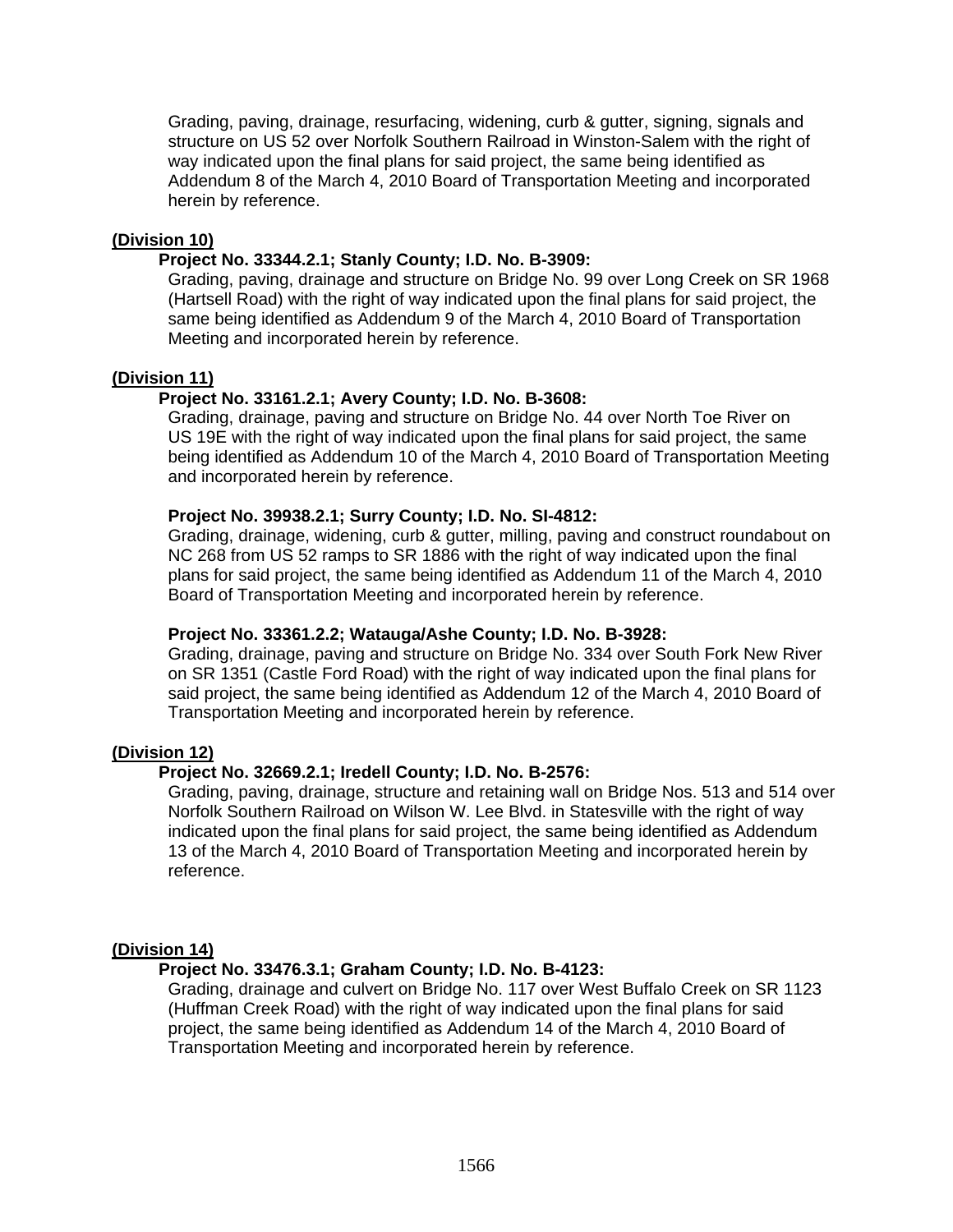Grading, paving, drainage, resurfacing, widening, curb & gutter, signing, signals and structure on US 52 over Norfolk Southern Railroad in Winston-Salem with the right of way indicated upon the final plans for said project, the same being identified as Addendum 8 of the March 4, 2010 Board of Transportation Meeting and incorporated herein by reference.

**(Division 10)**

**Project No. 33344.2.1; Stanly County; I.D. No. B-3909:**
Grading, paving, drainage and structure on Bridge No. 99 over Long Creek on SR 1968 (Hartsell Road) with the right of way indicated upon the final plans for said project, the same being identified as Addendum 9 of the March 4, 2010 Board of Transportation Meeting and incorporated herein by reference.

**(Division 11)**

**Project No. 33161.2.1; Avery County; I.D. No. B-3608:**
Grading, drainage, paving and structure on Bridge No. 44 over North Toe River on US 19E with the right of way indicated upon the final plans for said project, the same being identified as Addendum 10 of the March 4, 2010 Board of Transportation Meeting and incorporated herein by reference.

**Project No. 39938.2.1; Surry County; I.D. No. SI-4812:**
Grading, drainage, widening, curb & gutter, milling, paving and construct roundabout on NC 268 from US 52 ramps to SR 1886 with the right of way indicated upon the final plans for said project, the same being identified as Addendum 11 of the March 4, 2010 Board of Transportation Meeting and incorporated herein by reference.

**Project No. 33361.2.2; Watauga/Ashe County; I.D. No. B-3928:**
Grading, drainage, paving and structure on Bridge No. 334 over South Fork New River on SR 1351 (Castle Ford Road) with the right of way indicated upon the final plans for said project, the same being identified as Addendum 12 of the March 4, 2010 Board of Transportation Meeting and incorporated herein by reference.

**(Division 12)**

**Project No. 32669.2.1; Iredell County; I.D. No. B-2576:**
Grading, paving, drainage, structure and retaining wall on Bridge Nos. 513 and 514 over Norfolk Southern Railroad on Wilson W. Lee Blvd. in Statesville with the right of way indicated upon the final plans for said project, the same being identified as Addendum 13 of the March 4, 2010 Board of Transportation Meeting and incorporated herein by reference.

**(Division 14)**

**Project No. 33476.3.1; Graham County; I.D. No. B-4123:**
Grading, drainage and culvert on Bridge No. 117 over West Buffalo Creek on SR 1123 (Huffman Creek Road) with the right of way indicated upon the final plans for said project, the same being identified as Addendum 14 of the March 4, 2010 Board of Transportation Meeting and incorporated herein by reference.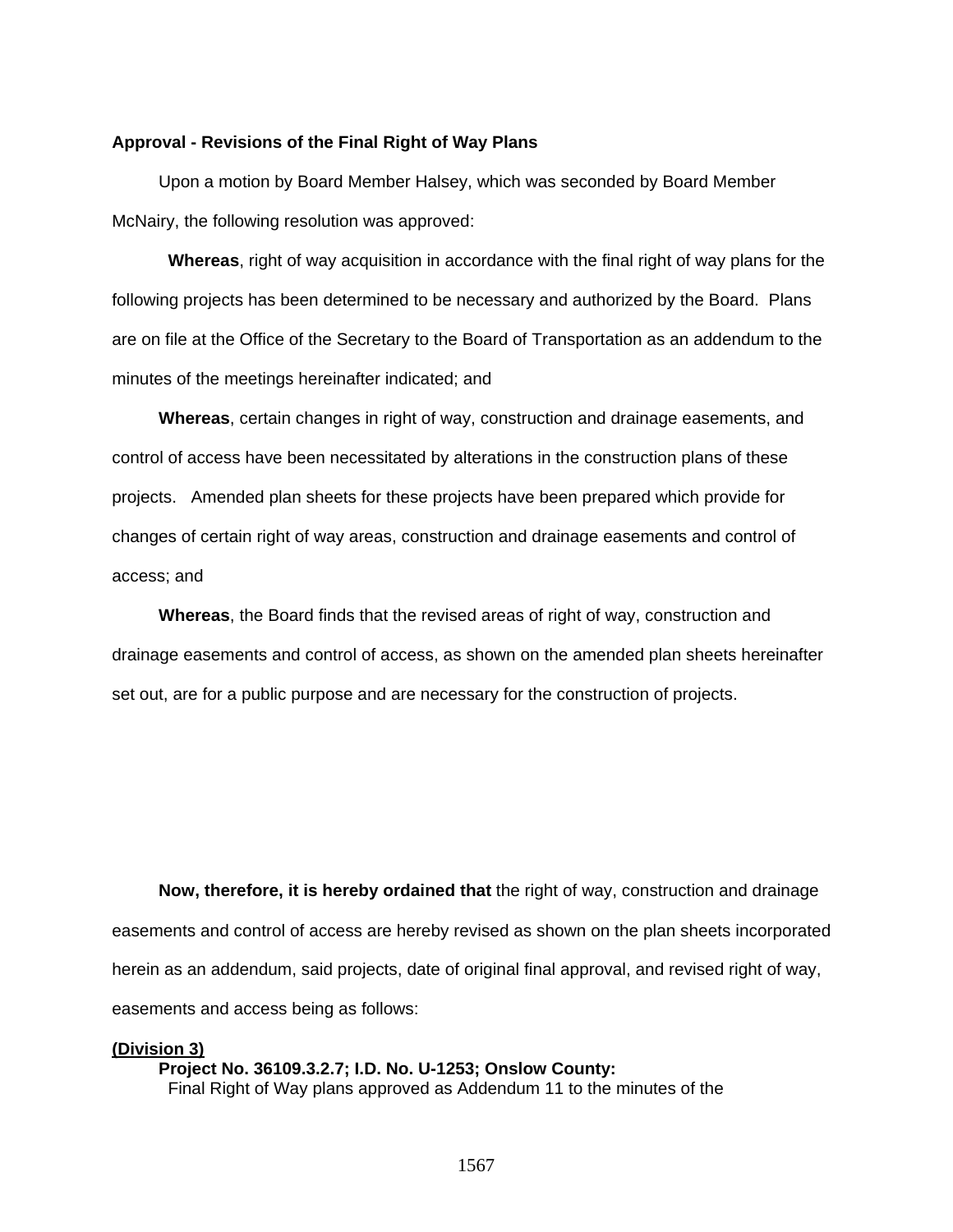**Approval - Revisions of the Final Right of Way Plans**

Upon a motion by Board Member Halsey, which was seconded by Board Member McNairy, the following resolution was approved:

**Whereas**, right of way acquisition in accordance with the final right of way plans for the following projects has been determined to be necessary and authorized by the Board. Plans are on file at the Office of the Secretary to the Board of Transportation as an addendum to the minutes of the meetings hereinafter indicated; and

**Whereas**, certain changes in right of way, construction and drainage easements, and control of access have been necessitated by alterations in the construction plans of these projects. Amended plan sheets for these projects have been prepared which provide for changes of certain right of way areas, construction and drainage easements and control of access; and

**Whereas**, the Board finds that the revised areas of right of way, construction and drainage easements and control of access, as shown on the amended plan sheets hereinafter set out, are for a public purpose and are necessary for the construction of projects.

**Now, therefore, it is hereby ordained that** the right of way, construction and drainage easements and control of access are hereby revised as shown on the plan sheets incorporated herein as an addendum, said projects, date of original final approval, and revised right of way, easements and access being as follows:

**(Division 3)**

**Project No. 36109.3.2.7; I.D. No. U-1253; Onslow County:**

Final Right of Way plans approved as Addendum 11 to the minutes of the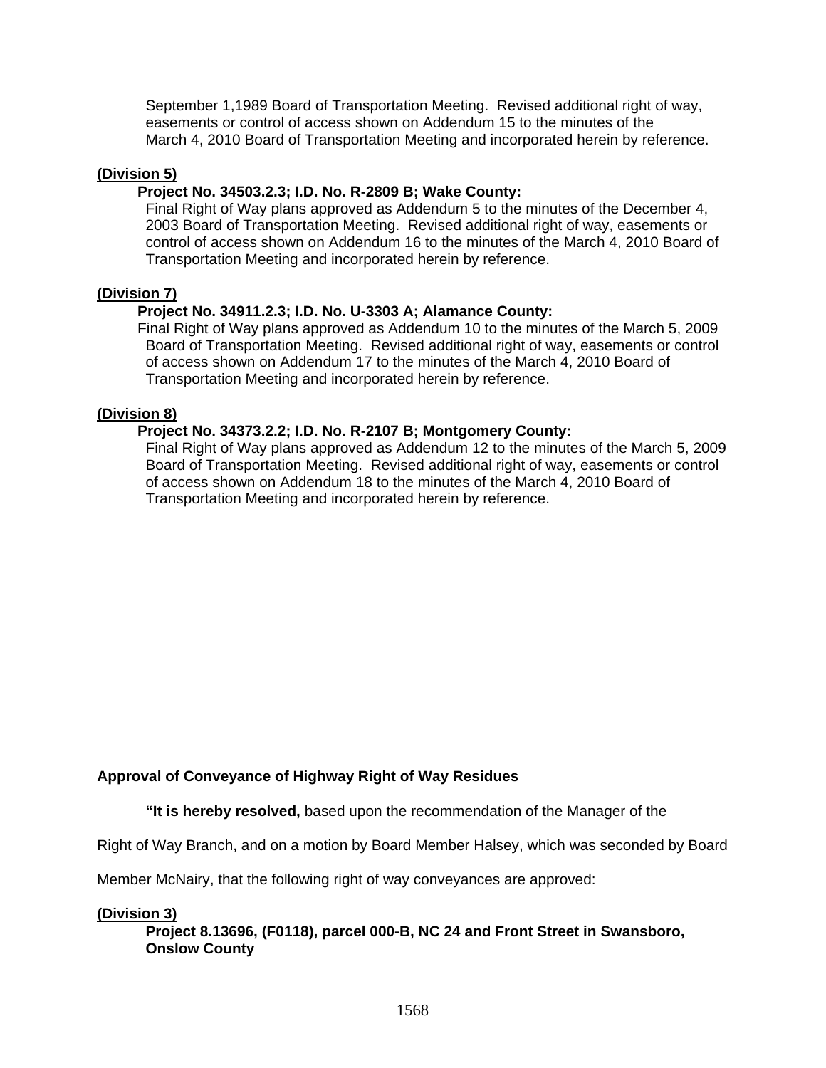September 1,1989 Board of Transportation Meeting. Revised additional right of way, easements or control of access shown on Addendum 15 to the minutes of the March 4, 2010 Board of Transportation Meeting and incorporated herein by reference.

**(Division 5)**

**Project No. 34503.2.3; I.D. No. R-2809 B; Wake County:**

Final Right of Way plans approved as Addendum 5 to the minutes of the December 4, 2003 Board of Transportation Meeting. Revised additional right of way, easements or control of access shown on Addendum 16 to the minutes of the March 4, 2010 Board of Transportation Meeting and incorporated herein by reference.

**(Division 7)**

**Project No. 34911.2.3; I.D. No. U-3303 A; Alamance County:**

Final Right of Way plans approved as Addendum 10 to the minutes of the March 5, 2009 Board of Transportation Meeting. Revised additional right of way, easements or control of access shown on Addendum 17 to the minutes of the March 4, 2010 Board of Transportation Meeting and incorporated herein by reference.

**(Division 8)**

**Project No. 34373.2.2; I.D. No. R-2107 B; Montgomery County:**

Final Right of Way plans approved as Addendum 12 to the minutes of the March 5, 2009 Board of Transportation Meeting. Revised additional right of way, easements or control of access shown on Addendum 18 to the minutes of the March 4, 2010 Board of Transportation Meeting and incorporated herein by reference.

**Approval of Conveyance of Highway Right of Way Residues**

**"It is hereby resolved,** based upon the recommendation of the Manager of the Right of Way Branch, and on a motion by Board Member Halsey, which was seconded by Board Member McNairy, that the following right of way conveyances are approved:

**(Division 3)**

**Project 8.13696, (F0118), parcel 000-B, NC 24 and Front Street in Swansboro, Onslow County**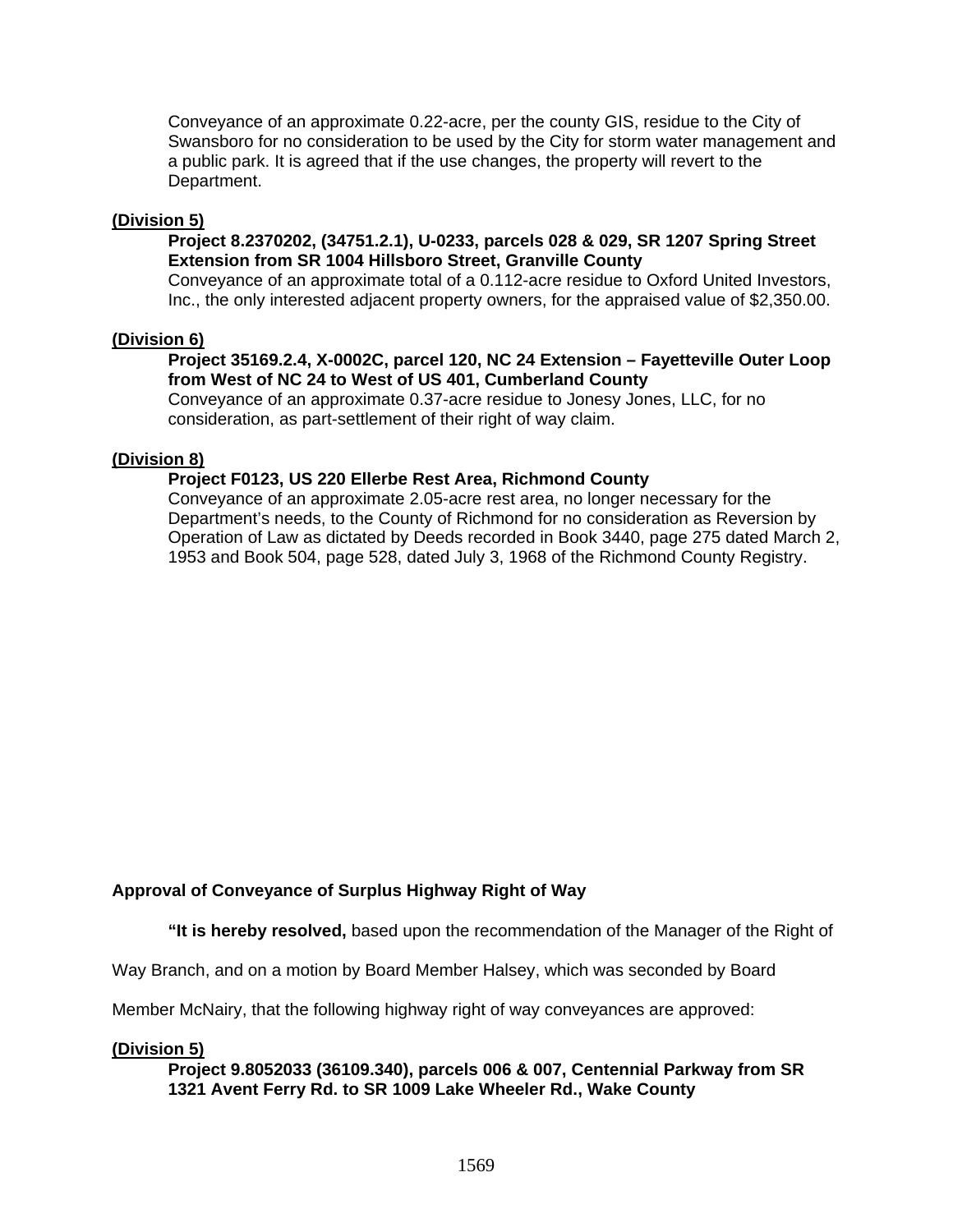Conveyance of an approximate 0.22-acre, per the county GIS, residue to the City of Swansboro for no consideration to be used by the City for storm water management and a public park. It is agreed that if the use changes, the property will revert to the Department.

**(Division 5)**

**Project 8.2370202, (34751.2.1), U-0233, parcels 028 & 029, SR 1207 Spring Street Extension from SR 1004 Hillsboro Street, Granville County**
Conveyance of an approximate total of a 0.112-acre residue to Oxford United Investors, Inc., the only interested adjacent property owners, for the appraised value of $2,350.00.

**(Division 6)**

**Project 35169.2.4, X-0002C, parcel 120, NC 24 Extension – Fayetteville Outer Loop from West of NC 24 to West of US 401, Cumberland County**
Conveyance of an approximate 0.37-acre residue to Jonesy Jones, LLC, for no consideration, as part-settlement of their right of way claim.

**(Division 8)**

**Project F0123, US 220 Ellerbe Rest Area, Richmond County**
Conveyance of an approximate 2.05-acre rest area, no longer necessary for the Department's needs, to the County of Richmond for no consideration as Reversion by Operation of Law as dictated by Deeds recorded in Book 3440, page 275 dated March 2, 1953 and Book 504, page 528, dated July 3, 1968 of the Richmond County Registry.

**Approval of Conveyance of Surplus Highway Right of Way**

**"It is hereby resolved,** based upon the recommendation of the Manager of the Right of Way Branch, and on a motion by Board Member Halsey, which was seconded by Board Member McNairy, that the following highway right of way conveyances are approved:

**(Division 5)**

**Project 9.8052033 (36109.340), parcels 006 & 007, Centennial Parkway from SR 1321 Avent Ferry Rd. to SR 1009 Lake Wheeler Rd., Wake County**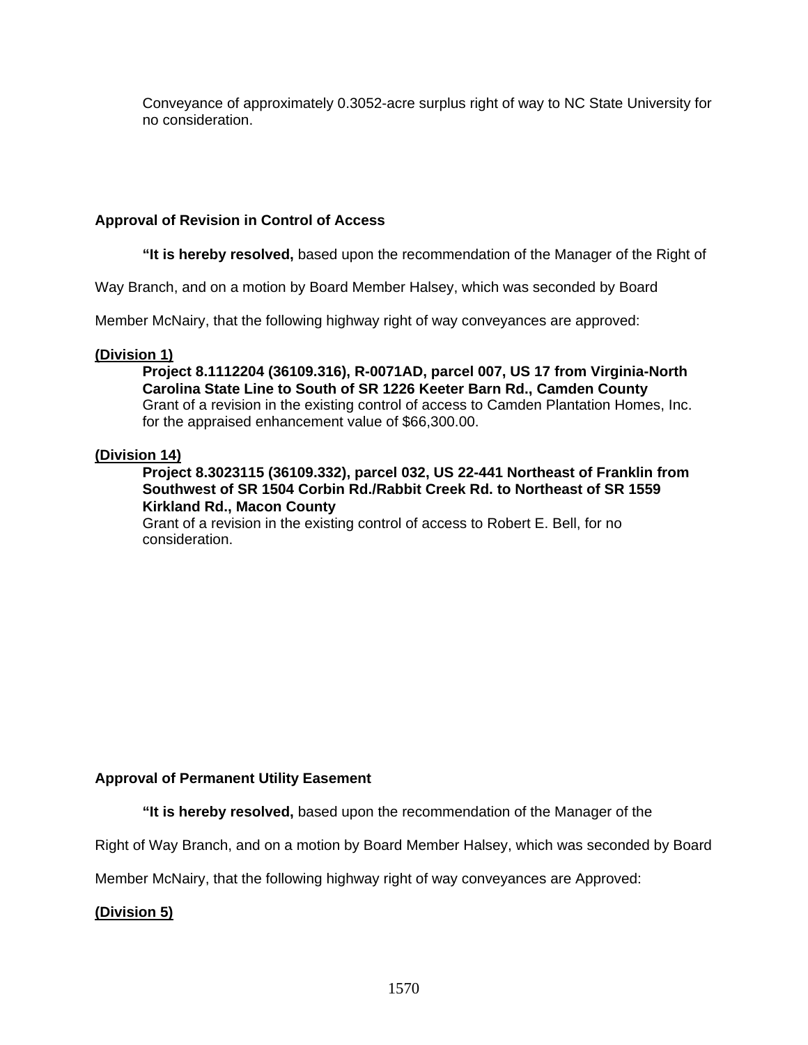Conveyance of approximately 0.3052-acre surplus right of way to NC State University for no consideration.

**Approval of Revision in Control of Access**

**"It is hereby resolved,** based upon the recommendation of the Manager of the Right of Way Branch, and on a motion by Board Member Halsey, which was seconded by Board Member McNairy, that the following highway right of way conveyances are approved:

**(Division 1)**

**Project 8.1112204 (36109.316), R-0071AD, parcel 007, US 17 from Virginia-North Carolina State Line to South of SR 1226 Keeter Barn Rd., Camden County**
Grant of a revision in the existing control of access to Camden Plantation Homes, Inc. for the appraised enhancement value of $66,300.00.

**(Division 14)**

**Project 8.3023115 (36109.332), parcel 032, US 22-441 Northeast of Franklin from Southwest of SR 1504 Corbin Rd./Rabbit Creek Rd. to Northeast of SR 1559 Kirkland Rd., Macon County**
Grant of a revision in the existing control of access to Robert E. Bell, for no consideration.

**Approval of Permanent Utility Easement**

**"It is hereby resolved,** based upon the recommendation of the Manager of the Right of Way Branch, and on a motion by Board Member Halsey, which was seconded by Board Member McNairy, that the following highway right of way conveyances are Approved:

**(Division 5)**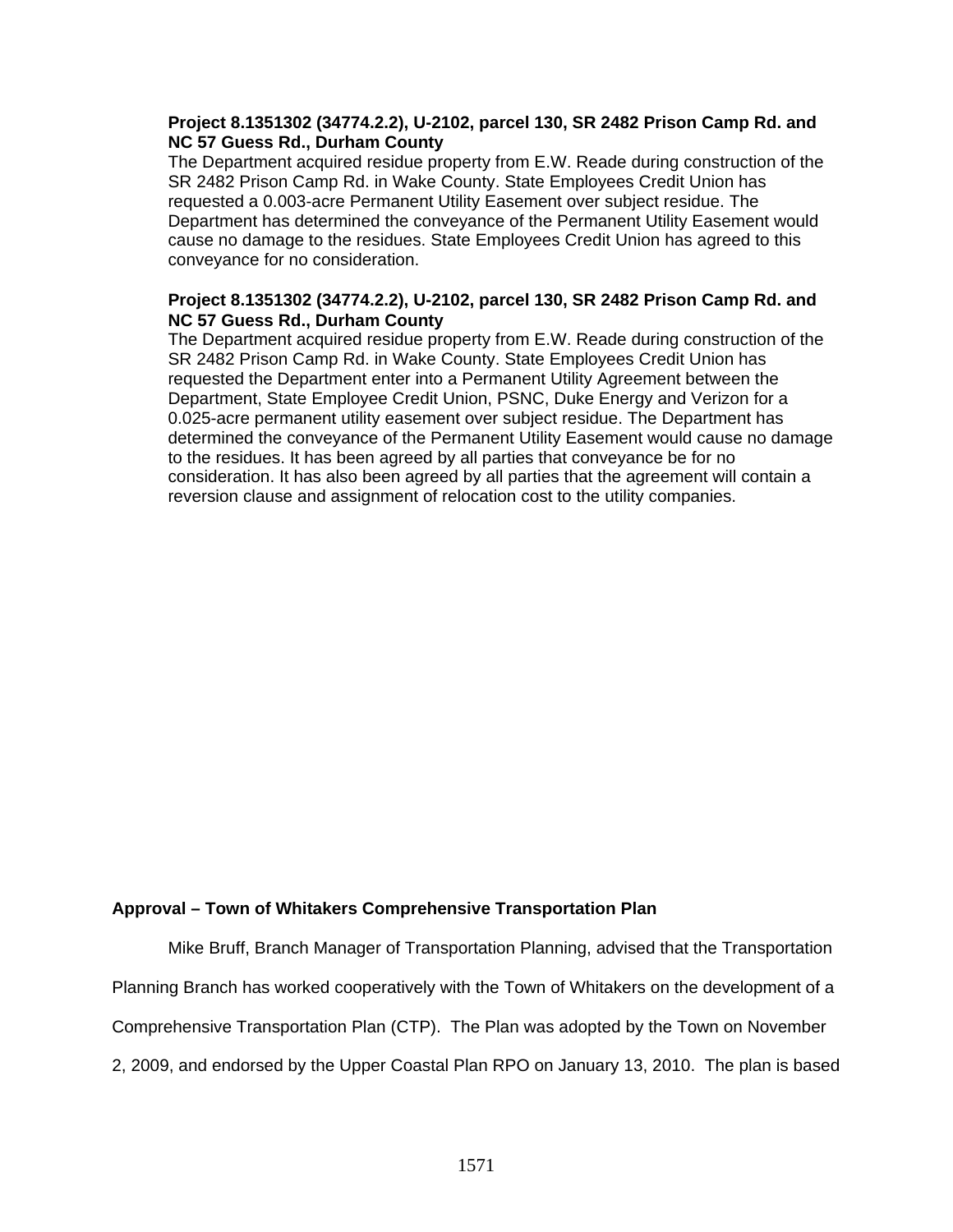**Project 8.1351302 (34774.2.2), U-2102, parcel 130, SR 2482 Prison Camp Rd. and NC 57 Guess Rd., Durham County**

The Department acquired residue property from E.W. Reade during construction of the SR 2482 Prison Camp Rd. in Wake County. State Employees Credit Union has requested a 0.003-acre Permanent Utility Easement over subject residue. The Department has determined the conveyance of the Permanent Utility Easement would cause no damage to the residues. State Employees Credit Union has agreed to this conveyance for no consideration.

**Project 8.1351302 (34774.2.2), U-2102, parcel 130, SR 2482 Prison Camp Rd. and NC 57 Guess Rd., Durham County**

The Department acquired residue property from E.W. Reade during construction of the SR 2482 Prison Camp Rd. in Wake County. State Employees Credit Union has requested the Department enter into a Permanent Utility Agreement between the Department, State Employee Credit Union, PSNC, Duke Energy and Verizon for a 0.025-acre permanent utility easement over subject residue. The Department has determined the conveyance of the Permanent Utility Easement would cause no damage to the residues. It has been agreed by all parties that conveyance be for no consideration. It has also been agreed by all parties that the agreement will contain a reversion clause and assignment of relocation cost to the utility companies.

**Approval – Town of Whitakers Comprehensive Transportation Plan**

Mike Bruff, Branch Manager of Transportation Planning, advised that the Transportation Planning Branch has worked cooperatively with the Town of Whitakers on the development of a Comprehensive Transportation Plan (CTP). The Plan was adopted by the Town on November 2, 2009, and endorsed by the Upper Coastal Plan RPO on January 13, 2010. The plan is based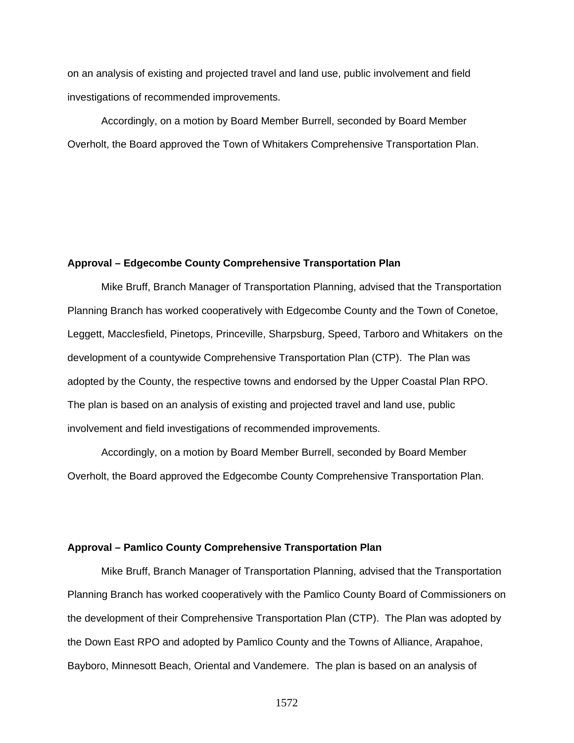on an analysis of existing and projected travel and land use, public involvement and field investigations of recommended improvements.

Accordingly, on a motion by Board Member Burrell, seconded by Board Member Overholt, the Board approved the Town of Whitakers Comprehensive Transportation Plan.

**Approval – Edgecombe County Comprehensive Transportation Plan**

Mike Bruff, Branch Manager of Transportation Planning, advised that the Transportation Planning Branch has worked cooperatively with Edgecombe County and the Town of Conetoe, Leggett, Macclesfield, Pinetops, Princeville, Sharpsburg, Speed, Tarboro and Whitakers on the development of a countywide Comprehensive Transportation Plan (CTP). The Plan was adopted by the County, the respective towns and endorsed by the Upper Coastal Plan RPO. The plan is based on an analysis of existing and projected travel and land use, public involvement and field investigations of recommended improvements.

Accordingly, on a motion by Board Member Burrell, seconded by Board Member Overholt, the Board approved the Edgecombe County Comprehensive Transportation Plan.

**Approval – Pamlico County Comprehensive Transportation Plan**

Mike Bruff, Branch Manager of Transportation Planning, advised that the Transportation Planning Branch has worked cooperatively with the Pamlico County Board of Commissioners on the development of their Comprehensive Transportation Plan (CTP). The Plan was adopted by the Down East RPO and adopted by Pamlico County and the Towns of Alliance, Arapahoe, Bayboro, Minnesott Beach, Oriental and Vandemere. The plan is based on an analysis of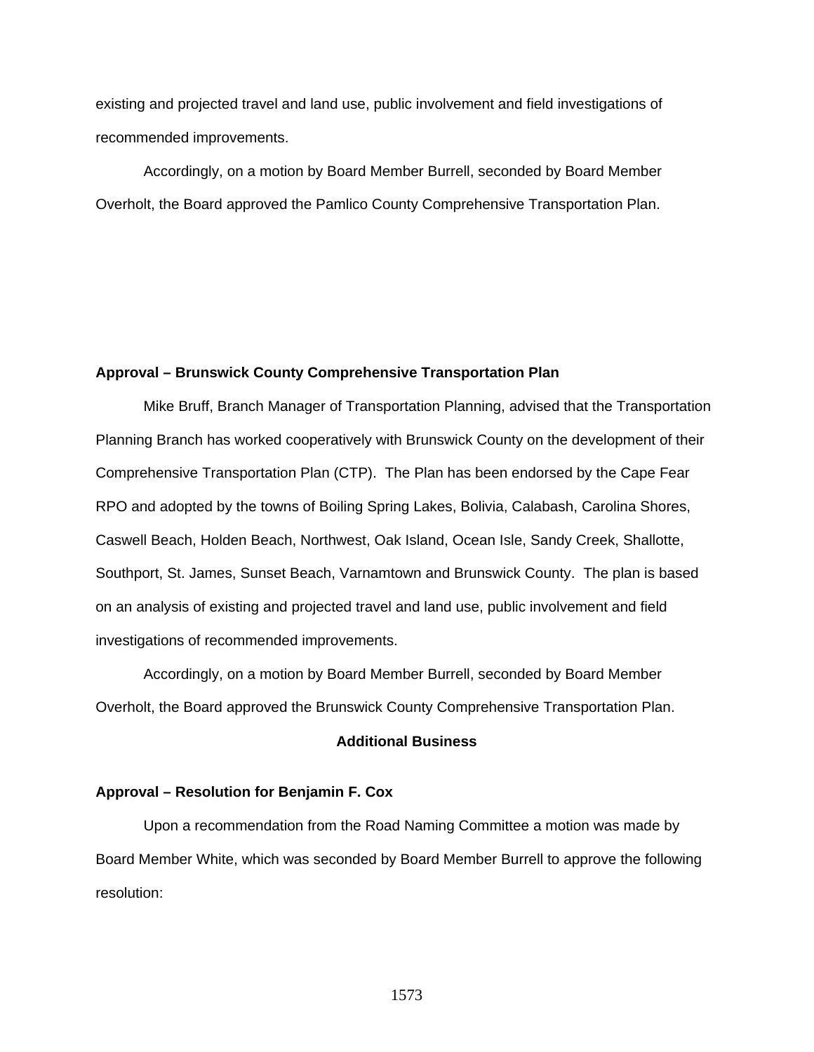existing and projected travel and land use, public involvement and field investigations of recommended improvements.

Accordingly, on a motion by Board Member Burrell, seconded by Board Member Overholt, the Board approved the Pamlico County Comprehensive Transportation Plan.

**Approval – Brunswick County Comprehensive Transportation Plan**

Mike Bruff, Branch Manager of Transportation Planning, advised that the Transportation Planning Branch has worked cooperatively with Brunswick County on the development of their Comprehensive Transportation Plan (CTP). The Plan has been endorsed by the Cape Fear RPO and adopted by the towns of Boiling Spring Lakes, Bolivia, Calabash, Carolina Shores, Caswell Beach, Holden Beach, Northwest, Oak Island, Ocean Isle, Sandy Creek, Shallotte, Southport, St. James, Sunset Beach, Varnamtown and Brunswick County. The plan is based on an analysis of existing and projected travel and land use, public involvement and field investigations of recommended improvements.

Accordingly, on a motion by Board Member Burrell, seconded by Board Member Overholt, the Board approved the Brunswick County Comprehensive Transportation Plan.

## Additional Business

**Approval – Resolution for Benjamin F. Cox**

Upon a recommendation from the Road Naming Committee a motion was made by Board Member White, which was seconded by Board Member Burrell to approve the following resolution: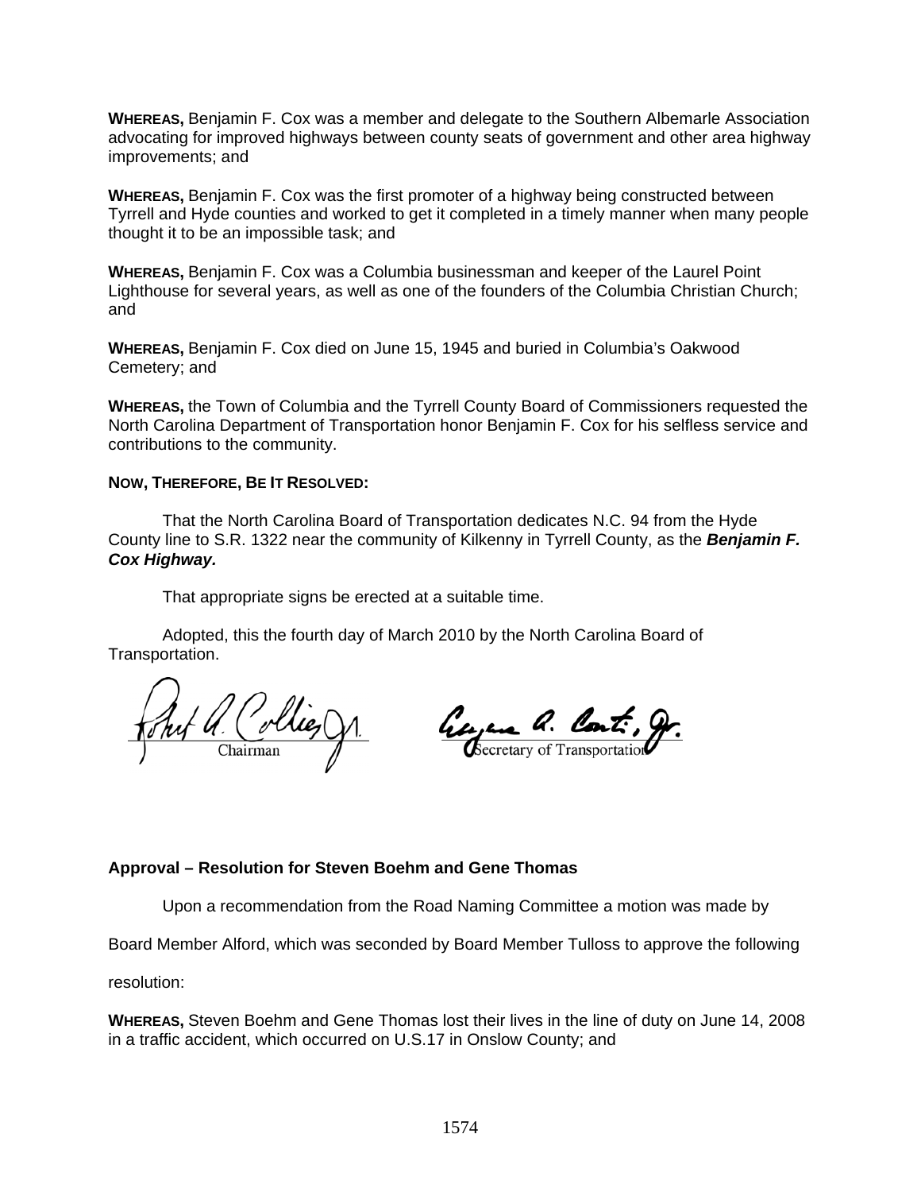**WHEREAS,** Benjamin F. Cox was a member and delegate to the Southern Albemarle Association advocating for improved highways between county seats of government and other area highway improvements; and

**WHEREAS,** Benjamin F. Cox was the first promoter of a highway being constructed between Tyrrell and Hyde counties and worked to get it completed in a timely manner when many people thought it to be an impossible task; and

**WHEREAS,** Benjamin F. Cox was a Columbia businessman and keeper of the Laurel Point Lighthouse for several years, as well as one of the founders of the Columbia Christian Church; and

**WHEREAS,** Benjamin F. Cox died on June 15, 1945 and buried in Columbia's Oakwood Cemetery; and

**WHEREAS,** the Town of Columbia and the Tyrrell County Board of Commissioners requested the North Carolina Department of Transportation honor Benjamin F. Cox for his selfless service and contributions to the community.

**NOW, THEREFORE, BE IT RESOLVED:**

That the North Carolina Board of Transportation dedicates N.C. 94 from the Hyde County line to S.R. 1322 near the community of Kilkenny in Tyrrell County, as the ***Benjamin F. Cox Highway.***

That appropriate signs be erected at a suitable time.

Adopted, this the fourth day of March 2010 by the North Carolina Board of Transportation.

Chairman

Secretary of Transportation

**Approval – Resolution for Steven Boehm and Gene Thomas**

Upon a recommendation from the Road Naming Committee a motion was made by Board Member Alford, which was seconded by Board Member Tulloss to approve the following resolution:

**WHEREAS,** Steven Boehm and Gene Thomas lost their lives in the line of duty on June 14, 2008 in a traffic accident, which occurred on U.S.17 in Onslow County; and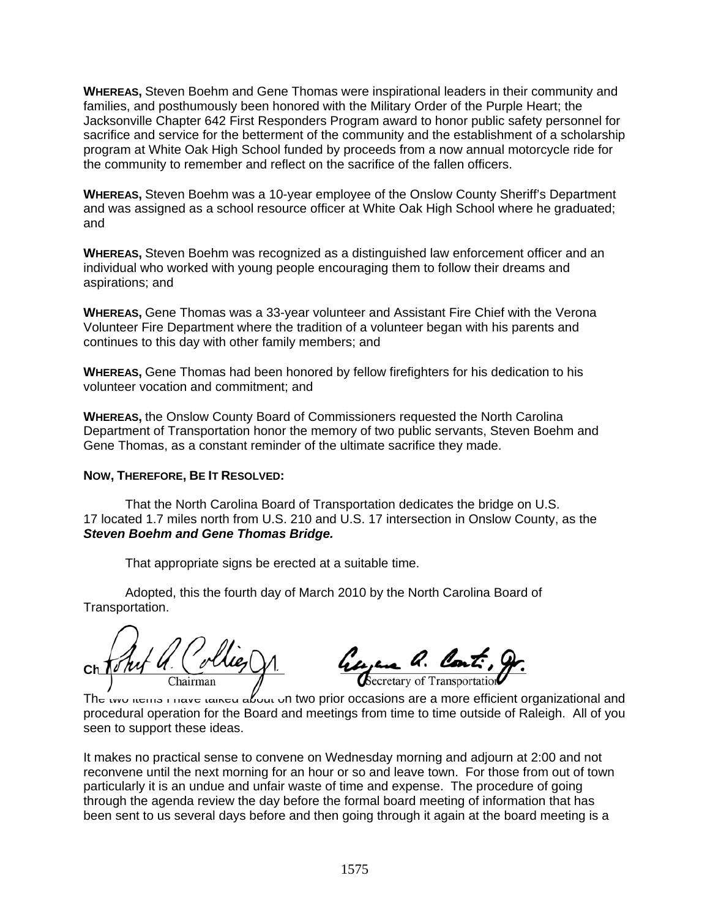**WHEREAS,** Steven Boehm and Gene Thomas were inspirational leaders in their community and families, and posthumously been honored with the Military Order of the Purple Heart; the Jacksonville Chapter 642 First Responders Program award to honor public safety personnel for sacrifice and service for the betterment of the community and the establishment of a scholarship program at White Oak High School funded by proceeds from a now annual motorcycle ride for the community to remember and reflect on the sacrifice of the fallen officers.

**WHEREAS,** Steven Boehm was a 10-year employee of the Onslow County Sheriff's Department and was assigned as a school resource officer at White Oak High School where he graduated; and

**WHEREAS,** Steven Boehm was recognized as a distinguished law enforcement officer and an individual who worked with young people encouraging them to follow their dreams and aspirations; and

**WHEREAS,** Gene Thomas was a 33-year volunteer and Assistant Fire Chief with the Verona Volunteer Fire Department where the tradition of a volunteer began with his parents and continues to this day with other family members; and

**WHEREAS,** Gene Thomas had been honored by fellow firefighters for his dedication to his volunteer vocation and commitment; and

**WHEREAS,** the Onslow County Board of Commissioners requested the North Carolina Department of Transportation honor the memory of two public servants, Steven Boehm and Gene Thomas, as a constant reminder of the ultimate sacrifice they made.

**NOW, THEREFORE, BE IT RESOLVED:**

That the North Carolina Board of Transportation dedicates the bridge on U.S. 17 located 1.7 miles north from U.S. 210 and U.S. 17 intersection in Onslow County, as the ***Steven Boehm and Gene Thomas Bridge.***

That appropriate signs be erected at a suitable time.

Adopted, this the fourth day of March 2010 by the North Carolina Board of Transportation.

Chairman

Secretary of Transportation

The two items I have talked about on two prior occasions are a more efficient organizational and procedural operation for the Board and meetings from time to time outside of Raleigh. All of you seen to support these ideas.

It makes no practical sense to convene on Wednesday morning and adjourn at 2:00 and not reconvene until the next morning for an hour or so and leave town. For those from out of town particularly it is an undue and unfair waste of time and expense. The procedure of going through the agenda review the day before the formal board meeting of information that has been sent to us several days before and then going through it again at the board meeting is a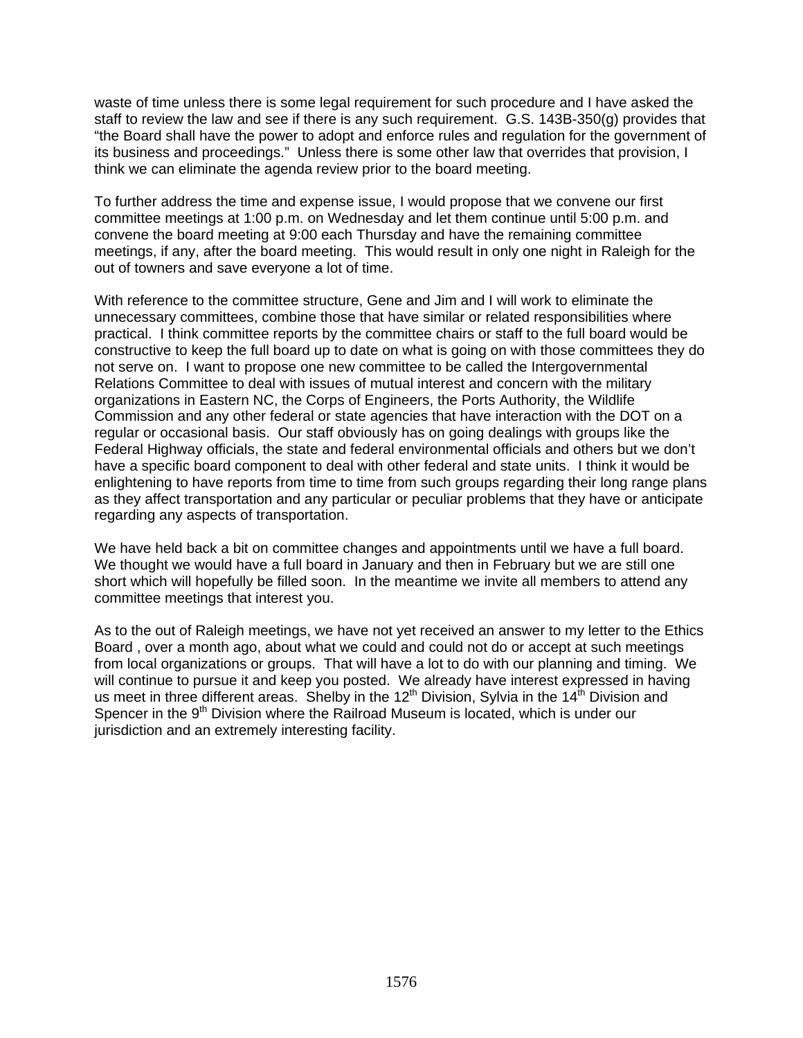waste of time unless there is some legal requirement for such procedure and I have asked the staff to review the law and see if there is any such requirement. G.S. 143B-350(g) provides that "the Board shall have the power to adopt and enforce rules and regulation for the government of its business and proceedings." Unless there is some other law that overrides that provision, I think we can eliminate the agenda review prior to the board meeting.

To further address the time and expense issue, I would propose that we convene our first committee meetings at 1:00 p.m. on Wednesday and let them continue until 5:00 p.m. and convene the board meeting at 9:00 each Thursday and have the remaining committee meetings, if any, after the board meeting. This would result in only one night in Raleigh for the out of towners and save everyone a lot of time.

With reference to the committee structure, Gene and Jim and I will work to eliminate the unnecessary committees, combine those that have similar or related responsibilities where practical. I think committee reports by the committee chairs or staff to the full board would be constructive to keep the full board up to date on what is going on with those committees they do not serve on. I want to propose one new committee to be called the Intergovernmental Relations Committee to deal with issues of mutual interest and concern with the military organizations in Eastern NC, the Corps of Engineers, the Ports Authority, the Wildlife Commission and any other federal or state agencies that have interaction with the DOT on a regular or occasional basis. Our staff obviously has on going dealings with groups like the Federal Highway officials, the state and federal environmental officials and others but we don't have a specific board component to deal with other federal and state units. I think it would be enlightening to have reports from time to time from such groups regarding their long range plans as they affect transportation and any particular or peculiar problems that they have or anticipate regarding any aspects of transportation.

We have held back a bit on committee changes and appointments until we have a full board. We thought we would have a full board in January and then in February but we are still one short which will hopefully be filled soon. In the meantime we invite all members to attend any committee meetings that interest you.

As to the out of Raleigh meetings, we have not yet received an answer to my letter to the Ethics Board , over a month ago, about what we could and could not do or accept at such meetings from local organizations or groups. That will have a lot to do with our planning and timing. We will continue to pursue it and keep you posted. We already have interest expressed in having us meet in three different areas. Shelby in the 12th Division, Sylvia in the 14th Division and Spencer in the 9th Division where the Railroad Museum is located, which is under our jurisdiction and an extremely interesting facility.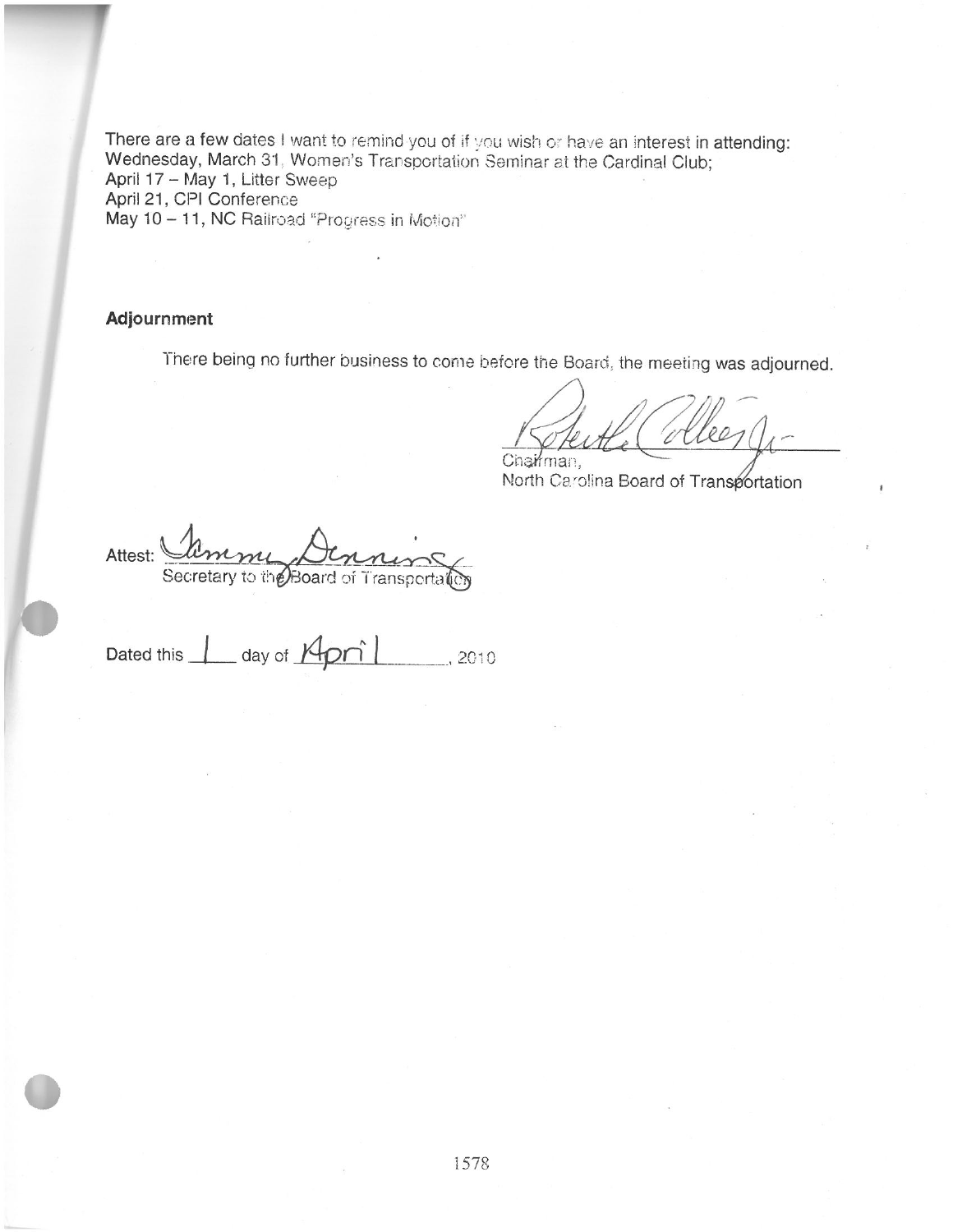There are a few dates I want to remind you of if you wish or have an interest in attending:
Wednesday, March 31, Women's Transportation Seminar at the Cardinal Club;
April 17 – May 1, Litter Sweep
April 21, CPI Conference
May 10 – 11, NC Railroad "Progress in Motion"

**Adjournment**

There being no further business to come before the Board, the meeting was adjourned.

Chairman,
North Carolina Board of Transportation

Attest: Tammy Denning
Secretary to the Board of Transportation

Dated this 1 day of April, 2010